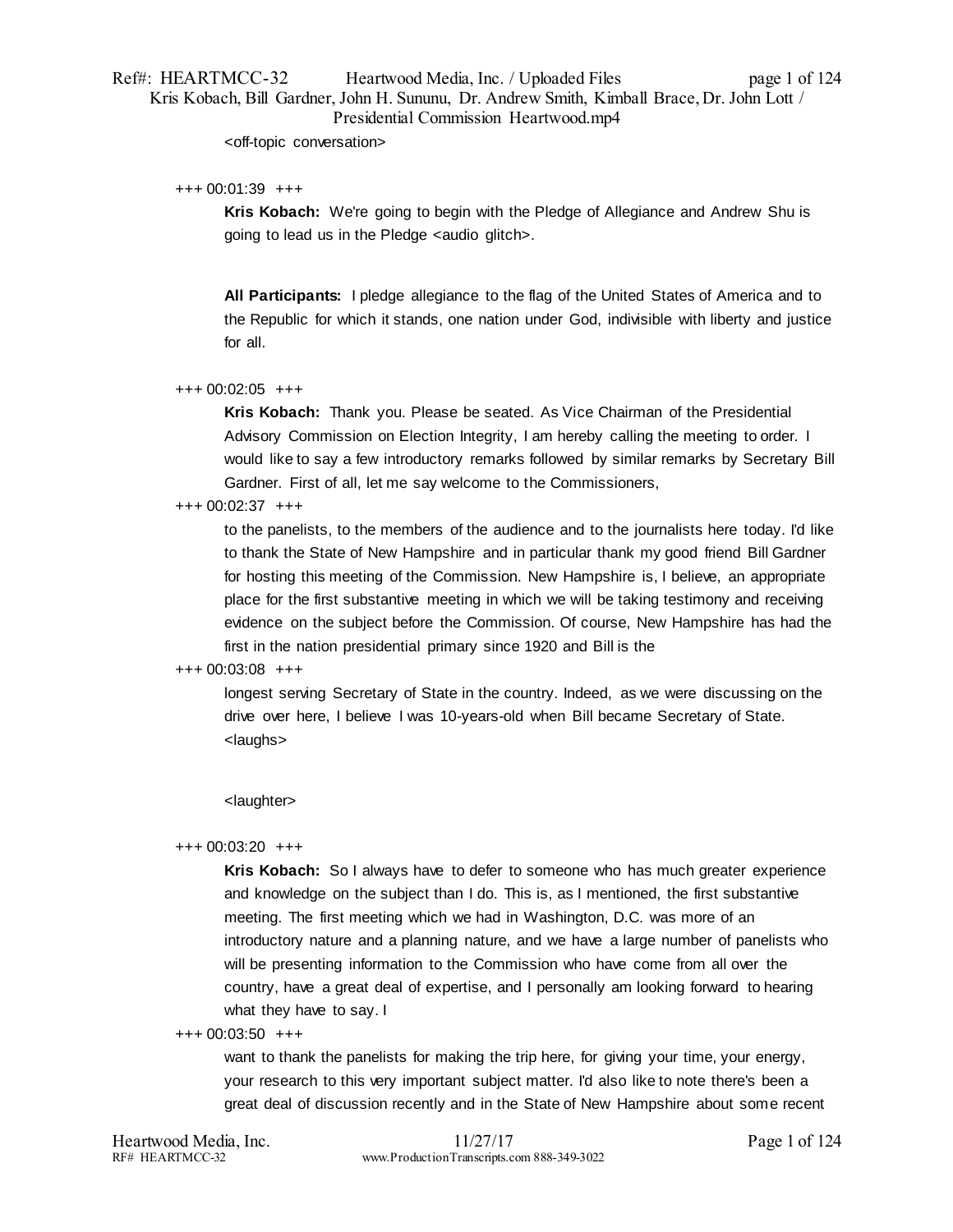<off-topic conversation>

+++ 00:01:39 +++

**Kris Kobach:** We're going to begin with the Pledge of Allegiance and Andrew Shu is going to lead us in the Pledge <audio glitch>.

**All Participants:** I pledge allegiance to the flag of the United States of America and to the Republic for which it stands, one nation under God, indivisible with liberty and justice for all.

+++ 00:02:05 +++

**Kris Kobach:** Thank you. Please be seated. As Vice Chairman of the Presidential Advisory Commission on Election Integrity, I am hereby calling the meeting to order. I would like to say a few introductory remarks followed by similar remarks by Secretary Bill Gardner. First of all, let me say welcome to the Commissioners,

+++ 00:02:37 +++

to the panelists, to the members of the audience and to the journalists here today. I'd like to thank the State of New Hampshire and in particular thank my good friend Bill Gardner for hosting this meeting of the Commission. New Hampshire is, I believe, an appropriate place for the first substantive meeting in which we will be taking testimony and receiving evidence on the subject before the Commission. Of course, New Hampshire has had the first in the nation presidential primary since 1920 and Bill is the

+++ 00:03:08 +++

longest serving Secretary of State in the country. Indeed, as we were discussing on the drive over here, I believe I was 10-years-old when Bill became Secretary of State. <laughs>

<laughter>

+++ 00:03:20 +++

**Kris Kobach:** So I always have to defer to someone who has much greater experience and knowledge on the subject than I do. This is, as I mentioned, the first substantive meeting. The first meeting which we had in Washington, D.C. was more of an introductory nature and a planning nature, and we have a large number of panelists who will be presenting information to the Commission who have come from all over the country, have a great deal of expertise, and I personally am looking forward to hearing what they have to say. I

+++ 00:03:50 +++

want to thank the panelists for making the trip here, for giving your time, your energy, your research to this very important subject matter. I'd also like to note there's been a great deal of discussion recently and in the State of New Hampshire about some recent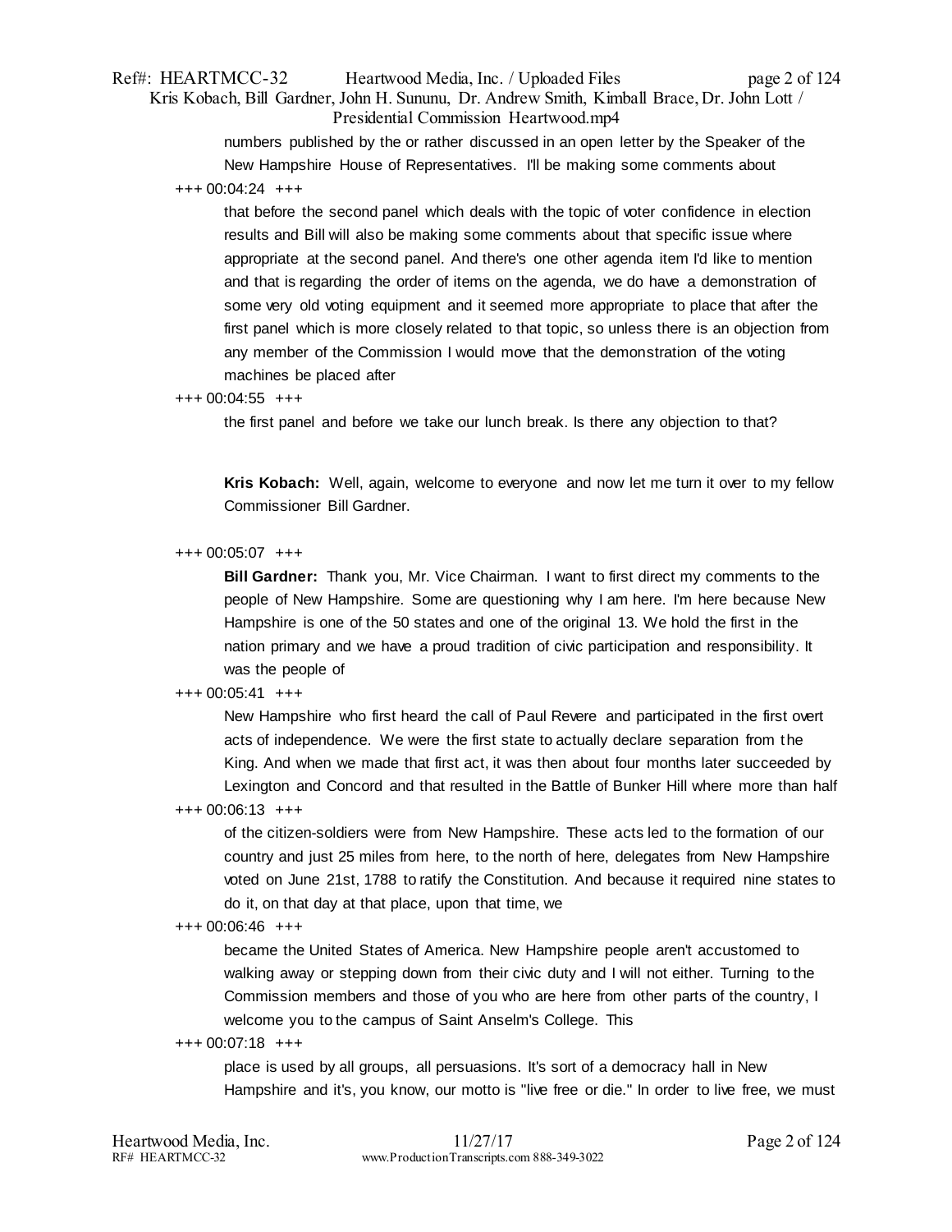numbers published by the or rather discussed in an open letter by the Speaker of the New Hampshire House of Representatives. I'll be making some comments about

+++ 00:04:24 +++

that before the second panel which deals with the topic of voter confidence in election results and Bill will also be making some comments about that specific issue where appropriate at the second panel. And there's one other agenda item I'd like to mention and that is regarding the order of items on the agenda, we do have a demonstration of some very old voting equipment and it seemed more appropriate to place that after the first panel which is more closely related to that topic, so unless there is an objection from any member of the Commission I would move that the demonstration of the voting machines be placed after

+++ 00:04:55 +++

the first panel and before we take our lunch break. Is there any objection to that?

**Kris Kobach:** Well, again, welcome to everyone and now let me turn it over to my fellow Commissioner Bill Gardner.

+++ 00:05:07 +++

**Bill Gardner:** Thank you, Mr. Vice Chairman. I want to first direct my comments to the people of New Hampshire. Some are questioning why I am here. I'm here because New Hampshire is one of the 50 states and one of the original 13. We hold the first in the nation primary and we have a proud tradition of civic participation and responsibility. It was the people of

+++ 00:05:41 +++

New Hampshire who first heard the call of Paul Revere and participated in the first overt acts of independence. We were the first state to actually declare separation from the King. And when we made that first act, it was then about four months later succeeded by Lexington and Concord and that resulted in the Battle of Bunker Hill where more than half

+++ 00:06:13 +++

of the citizen-soldiers were from New Hampshire. These acts led to the formation of our country and just 25 miles from here, to the north of here, delegates from New Hampshire voted on June 21st, 1788 to ratify the Constitution. And because it required nine states to do it, on that day at that place, upon that time, we

+++ 00:06:46 +++

became the United States of America. New Hampshire people aren't accustomed to walking away or stepping down from their civic duty and I will not either. Turning to the Commission members and those of you who are here from other parts of the country, I welcome you to the campus of Saint Anselm's College. This

+++ 00:07:18 +++

place is used by all groups, all persuasions. It's sort of a democracy hall in New Hampshire and it's, you know, our motto is "live free or die." In order to live free, we must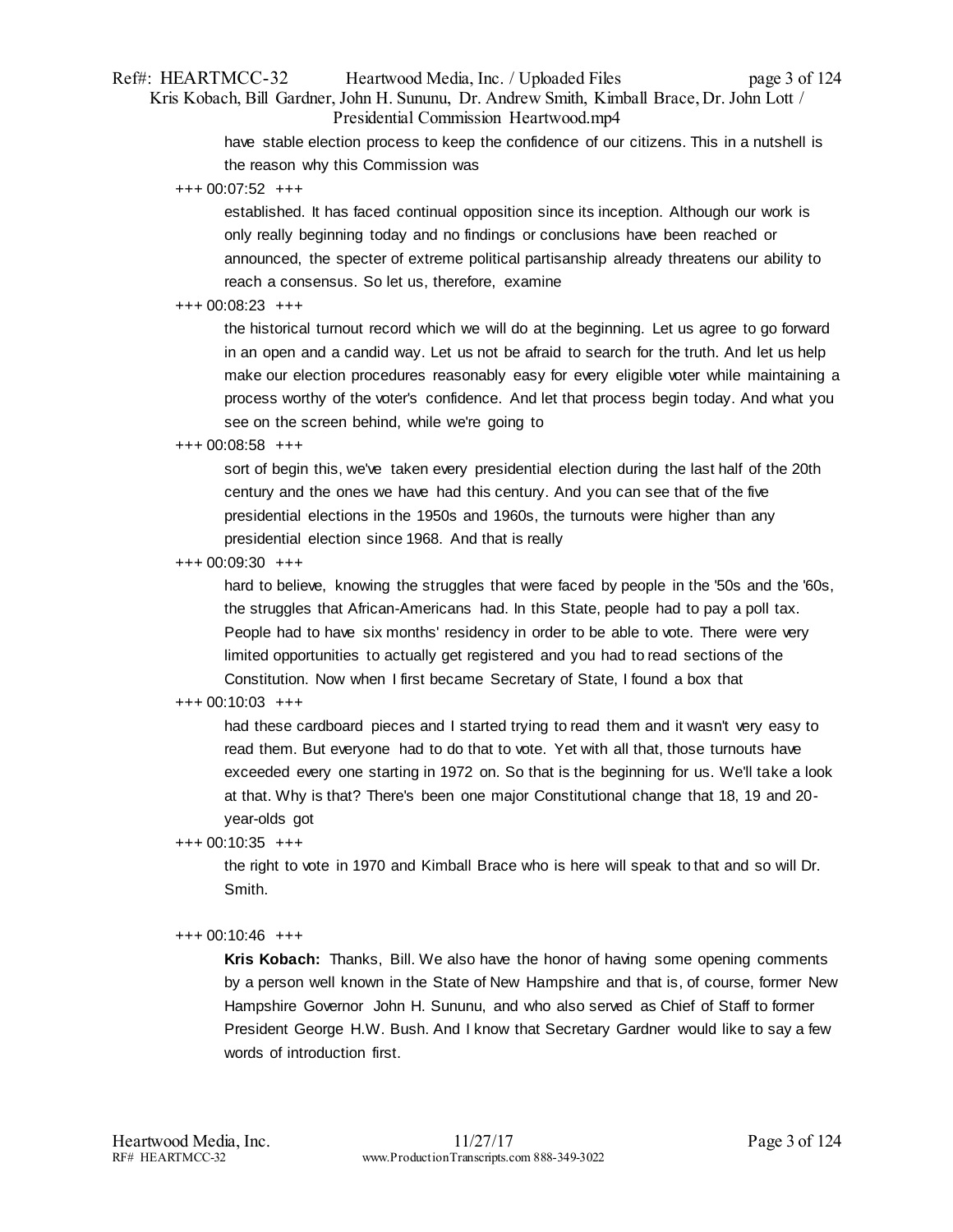have stable election process to keep the confidence of our citizens. This in a nutshell is the reason why this Commission was

+++ 00:07:52 +++

established. It has faced continual opposition since its inception. Although our work is only really beginning today and no findings or conclusions have been reached or announced, the specter of extreme political partisanship already threatens our ability to reach a consensus. So let us, therefore, examine

+++ 00:08:23 +++

the historical turnout record which we will do at the beginning. Let us agree to go forward in an open and a candid way. Let us not be afraid to search for the truth. And let us help make our election procedures reasonably easy for every eligible voter while maintaining a process worthy of the voter's confidence. And let that process begin today. And what you see on the screen behind, while we're going to

+++ 00:08:58 +++

sort of begin this, we've taken every presidential election during the last half of the 20th century and the ones we have had this century. And you can see that of the five presidential elections in the 1950s and 1960s, the turnouts were higher than any presidential election since 1968. And that is really

+++ 00:09:30 +++

hard to believe, knowing the struggles that were faced by people in the '50s and the '60s, the struggles that African-Americans had. In this State, people had to pay a poll tax. People had to have six months' residency in order to be able to vote. There were very limited opportunities to actually get registered and you had to read sections of the Constitution. Now when I first became Secretary of State, I found a box that

+++ 00:10:03 +++

had these cardboard pieces and I started trying to read them and it wasn't very easy to read them. But everyone had to do that to vote. Yet with all that, those turnouts have exceeded every one starting in 1972 on. So that is the beginning for us. We'll take a look at that. Why is that? There's been one major Constitutional change that 18, 19 and 20-year-olds got

+++ 00:10:35 +++

the right to vote in 1970 and Kimball Brace who is here will speak to that and so will Dr. Smith.

+++ 00:10:46 +++

**Kris Kobach:** Thanks, Bill. We also have the honor of having some opening comments by a person well known in the State of New Hampshire and that is, of course, former New Hampshire Governor John H. Sununu, and who also served as Chief of Staff to former President George H.W. Bush. And I know that Secretary Gardner would like to say a few words of introduction first.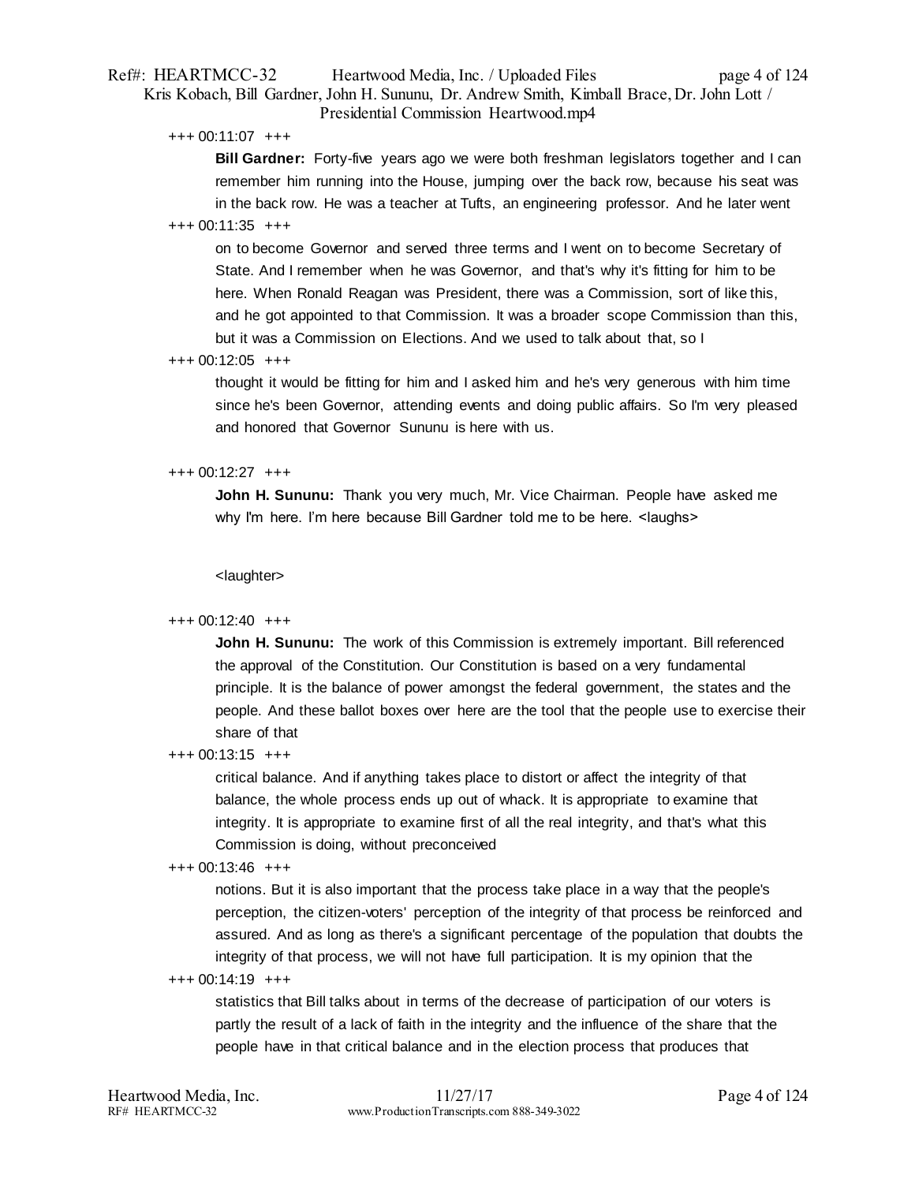+++ 00:11:07 +++

**Bill Gardner:** Forty-five years ago we were both freshman legislators together and I can remember him running into the House, jumping over the back row, because his seat was in the back row. He was a teacher at Tufts, an engineering professor. And he later went

+++ 00:11:35 +++

on to become Governor and served three terms and I went on to become Secretary of State. And I remember when he was Governor, and that's why it's fitting for him to be here. When Ronald Reagan was President, there was a Commission, sort of like this, and he got appointed to that Commission. It was a broader scope Commission than this, but it was a Commission on Elections. And we used to talk about that, so I

+++ 00:12:05 +++

thought it would be fitting for him and I asked him and he's very generous with him time since he's been Governor, attending events and doing public affairs. So I'm very pleased and honored that Governor Sununu is here with us.

+++ 00:12:27 +++

**John H. Sununu:** Thank you very much, Mr. Vice Chairman. People have asked me why I'm here. I'm here because Bill Gardner told me to be here. <laughs>

<laughter>

+++ 00:12:40 +++

**John H. Sununu:** The work of this Commission is extremely important. Bill referenced the approval of the Constitution. Our Constitution is based on a very fundamental principle. It is the balance of power amongst the federal government, the states and the people. And these ballot boxes over here are the tool that the people use to exercise their share of that

+++ 00:13:15 +++

critical balance. And if anything takes place to distort or affect the integrity of that balance, the whole process ends up out of whack. It is appropriate to examine that integrity. It is appropriate to examine first of all the real integrity, and that's what this Commission is doing, without preconceived

+++ 00:13:46 +++

notions. But it is also important that the process take place in a way that the people's perception, the citizen-voters' perception of the integrity of that process be reinforced and assured. And as long as there's a significant percentage of the population that doubts the integrity of that process, we will not have full participation. It is my opinion that the

+++ 00:14:19 +++

statistics that Bill talks about in terms of the decrease of participation of our voters is partly the result of a lack of faith in the integrity and the influence of the share that the people have in that critical balance and in the election process that produces that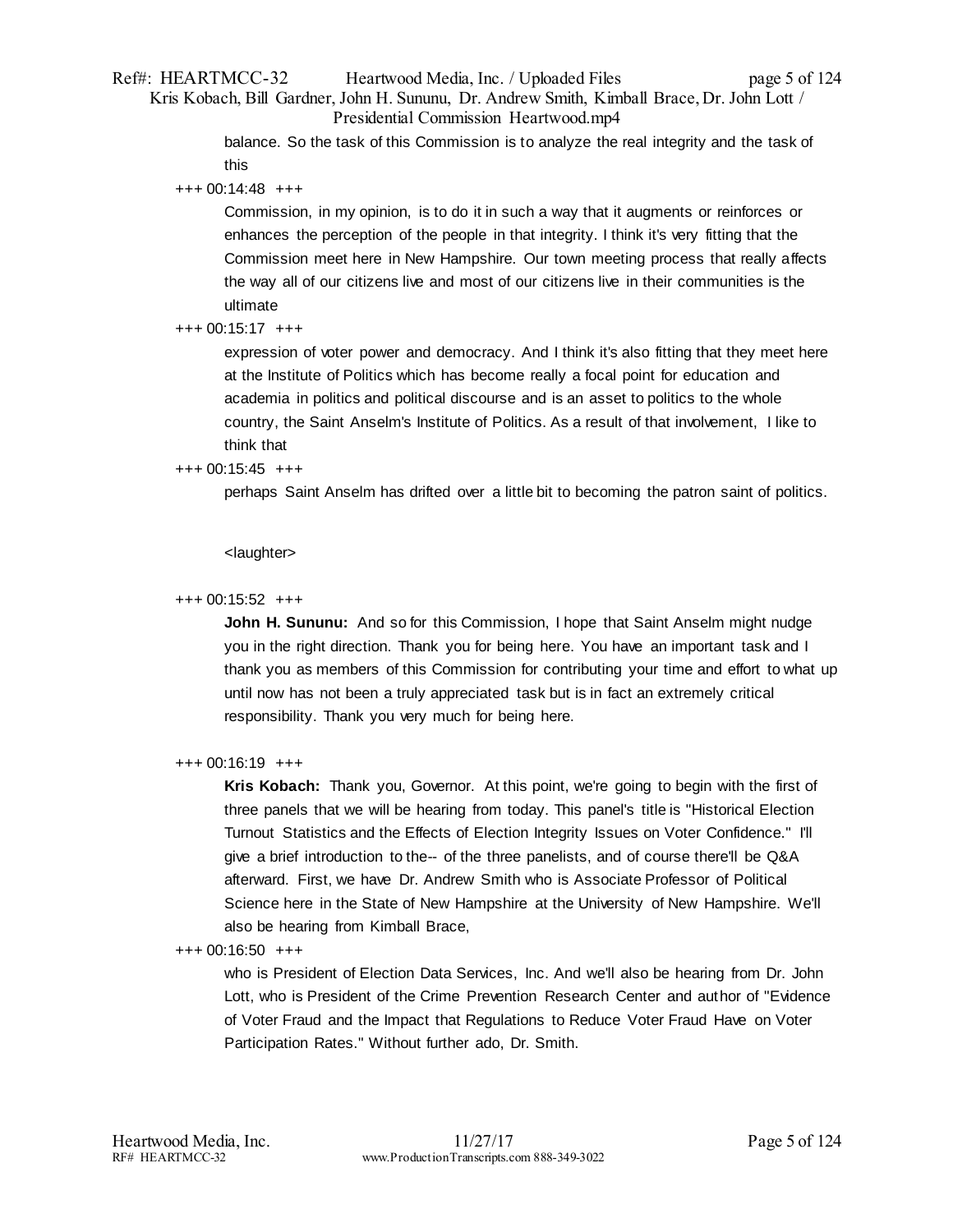balance. So the task of this Commission is to analyze the real integrity and the task of this

+++ 00:14:48 +++

Commission, in my opinion, is to do it in such a way that it augments or reinforces or enhances the perception of the people in that integrity. I think it's very fitting that the Commission meet here in New Hampshire. Our town meeting process that really affects the way all of our citizens live and most of our citizens live in their communities is the ultimate

+++ 00:15:17 +++

expression of voter power and democracy. And I think it's also fitting that they meet here at the Institute of Politics which has become really a focal point for education and academia in politics and political discourse and is an asset to politics to the whole country, the Saint Anselm's Institute of Politics. As a result of that involvement, I like to think that

+++ 00:15:45 +++

perhaps Saint Anselm has drifted over a little bit to becoming the patron saint of politics.

<laughter>

+++ 00:15:52 +++

**John H. Sununu:** And so for this Commission, I hope that Saint Anselm might nudge you in the right direction. Thank you for being here. You have an important task and I thank you as members of this Commission for contributing your time and effort to what up until now has not been a truly appreciated task but is in fact an extremely critical responsibility. Thank you very much for being here.

+++ 00:16:19 +++

**Kris Kobach:** Thank you, Governor. At this point, we're going to begin with the first of three panels that we will be hearing from today. This panel's title is "Historical Election Turnout Statistics and the Effects of Election Integrity Issues on Voter Confidence." I'll give a brief introduction to the-- of the three panelists, and of course there'll be Q&A afterward. First, we have Dr. Andrew Smith who is Associate Professor of Political Science here in the State of New Hampshire at the University of New Hampshire. We'll also be hearing from Kimball Brace,

+++ 00:16:50 +++

who is President of Election Data Services, Inc. And we'll also be hearing from Dr. John Lott, who is President of the Crime Prevention Research Center and author of "Evidence of Voter Fraud and the Impact that Regulations to Reduce Voter Fraud Have on Voter Participation Rates." Without further ado, Dr. Smith.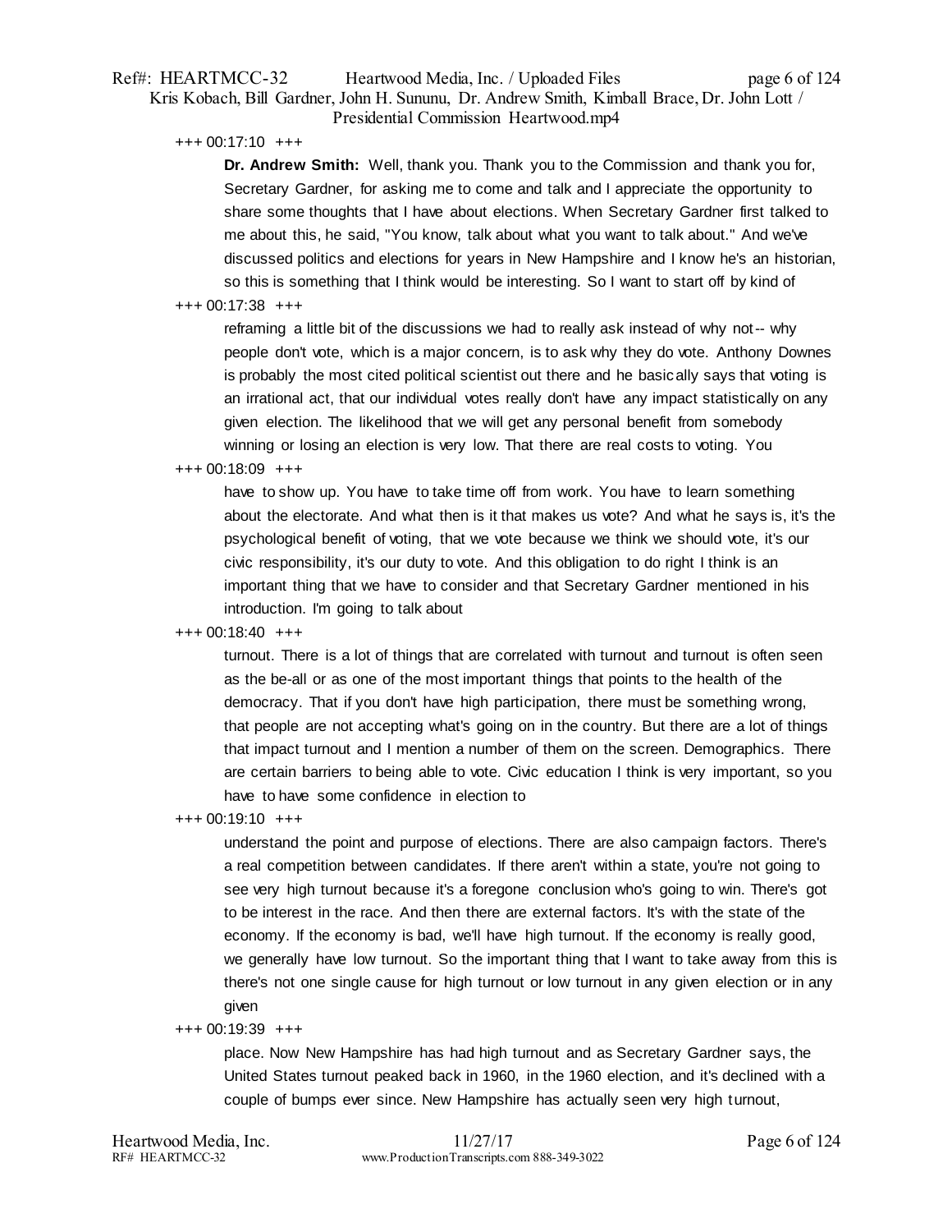+++ 00:17:10 +++

**Dr. Andrew Smith:** Well, thank you. Thank you to the Commission and thank you for, Secretary Gardner, for asking me to come and talk and I appreciate the opportunity to share some thoughts that I have about elections. When Secretary Gardner first talked to me about this, he said, "You know, talk about what you want to talk about." And we've discussed politics and elections for years in New Hampshire and I know he's an historian, so this is something that I think would be interesting. So I want to start off by kind of

+++ 00:17:38 +++

reframing a little bit of the discussions we had to really ask instead of why not-- why people don't vote, which is a major concern, is to ask why they do vote. Anthony Downes is probably the most cited political scientist out there and he basically says that voting is an irrational act, that our individual votes really don't have any impact statistically on any given election. The likelihood that we will get any personal benefit from somebody winning or losing an election is very low. That there are real costs to voting. You

+++ 00:18:09 +++

have to show up. You have to take time off from work. You have to learn something about the electorate. And what then is it that makes us vote? And what he says is, it's the psychological benefit of voting, that we vote because we think we should vote, it's our civic responsibility, it's our duty to vote. And this obligation to do right I think is an important thing that we have to consider and that Secretary Gardner mentioned in his introduction. I'm going to talk about

+++ 00:18:40 +++

turnout. There is a lot of things that are correlated with turnout and turnout is often seen as the be-all or as one of the most important things that points to the health of the democracy. That if you don't have high participation, there must be something wrong, that people are not accepting what's going on in the country. But there are a lot of things that impact turnout and I mention a number of them on the screen. Demographics. There are certain barriers to being able to vote. Civic education I think is very important, so you have to have some confidence in election to

+++ 00:19:10 +++

understand the point and purpose of elections. There are also campaign factors. There's a real competition between candidates. If there aren't within a state, you're not going to see very high turnout because it's a foregone conclusion who's going to win. There's got to be interest in the race. And then there are external factors. It's with the state of the economy. If the economy is bad, we'll have high turnout. If the economy is really good, we generally have low turnout. So the important thing that I want to take away from this is there's not one single cause for high turnout or low turnout in any given election or in any given

+++ 00:19:39 +++

place. Now New Hampshire has had high turnout and as Secretary Gardner says, the United States turnout peaked back in 1960, in the 1960 election, and it's declined with a couple of bumps ever since. New Hampshire has actually seen very high turnout,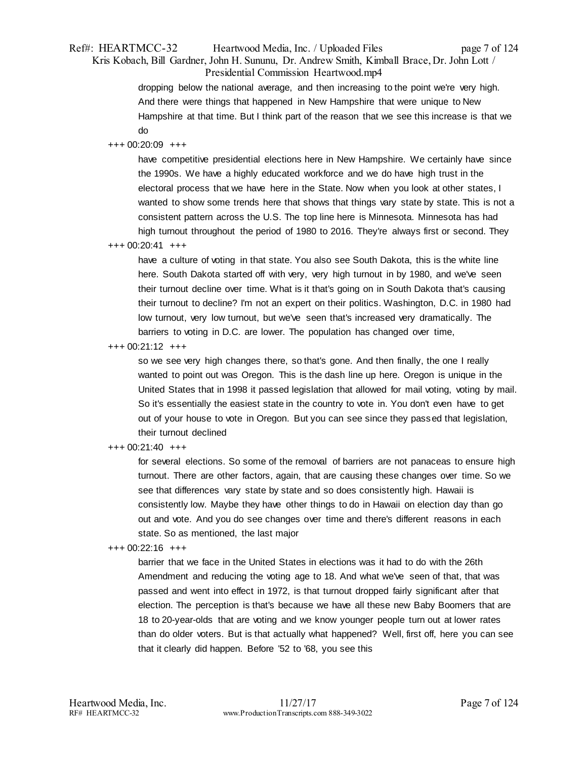dropping below the national average, and then increasing to the point we're very high. And there were things that happened in New Hampshire that were unique to New Hampshire at that time. But I think part of the reason that we see this increase is that we do

+++ 00:20:09 +++

have competitive presidential elections here in New Hampshire. We certainly have since the 1990s. We have a highly educated workforce and we do have high trust in the electoral process that we have here in the State. Now when you look at other states, I wanted to show some trends here that shows that things vary state by state. This is not a consistent pattern across the U.S. The top line here is Minnesota. Minnesota has had high turnout throughout the period of 1980 to 2016. They're always first or second. They

+++ 00:20:41 +++

have a culture of voting in that state. You also see South Dakota, this is the white line here. South Dakota started off with very, very high turnout in by 1980, and we've seen their turnout decline over time. What is it that's going on in South Dakota that's causing their turnout to decline? I'm not an expert on their politics. Washington, D.C. in 1980 had low turnout, very low turnout, but we've seen that's increased very dramatically. The barriers to voting in D.C. are lower. The population has changed over time,

+++ 00:21:12 +++

so we see very high changes there, so that's gone. And then finally, the one I really wanted to point out was Oregon. This is the dash line up here. Oregon is unique in the United States that in 1998 it passed legislation that allowed for mail voting, voting by mail. So it's essentially the easiest state in the country to vote in. You don't even have to get out of your house to vote in Oregon. But you can see since they passed that legislation, their turnout declined

+++ 00:21:40 +++

for several elections. So some of the removal of barriers are not panaceas to ensure high turnout. There are other factors, again, that are causing these changes over time. So we see that differences vary state by state and so does consistently high. Hawaii is consistently low. Maybe they have other things to do in Hawaii on election day than go out and vote. And you do see changes over time and there's different reasons in each state. So as mentioned, the last major

+++ 00:22:16 +++

barrier that we face in the United States in elections was it had to do with the 26th Amendment and reducing the voting age to 18. And what we've seen of that, that was passed and went into effect in 1972, is that turnout dropped fairly significant after that election. The perception is that's because we have all these new Baby Boomers that are 18 to 20-year-olds that are voting and we know younger people turn out at lower rates than do older voters. But is that actually what happened? Well, first off, here you can see that it clearly did happen. Before '52 to '68, you see this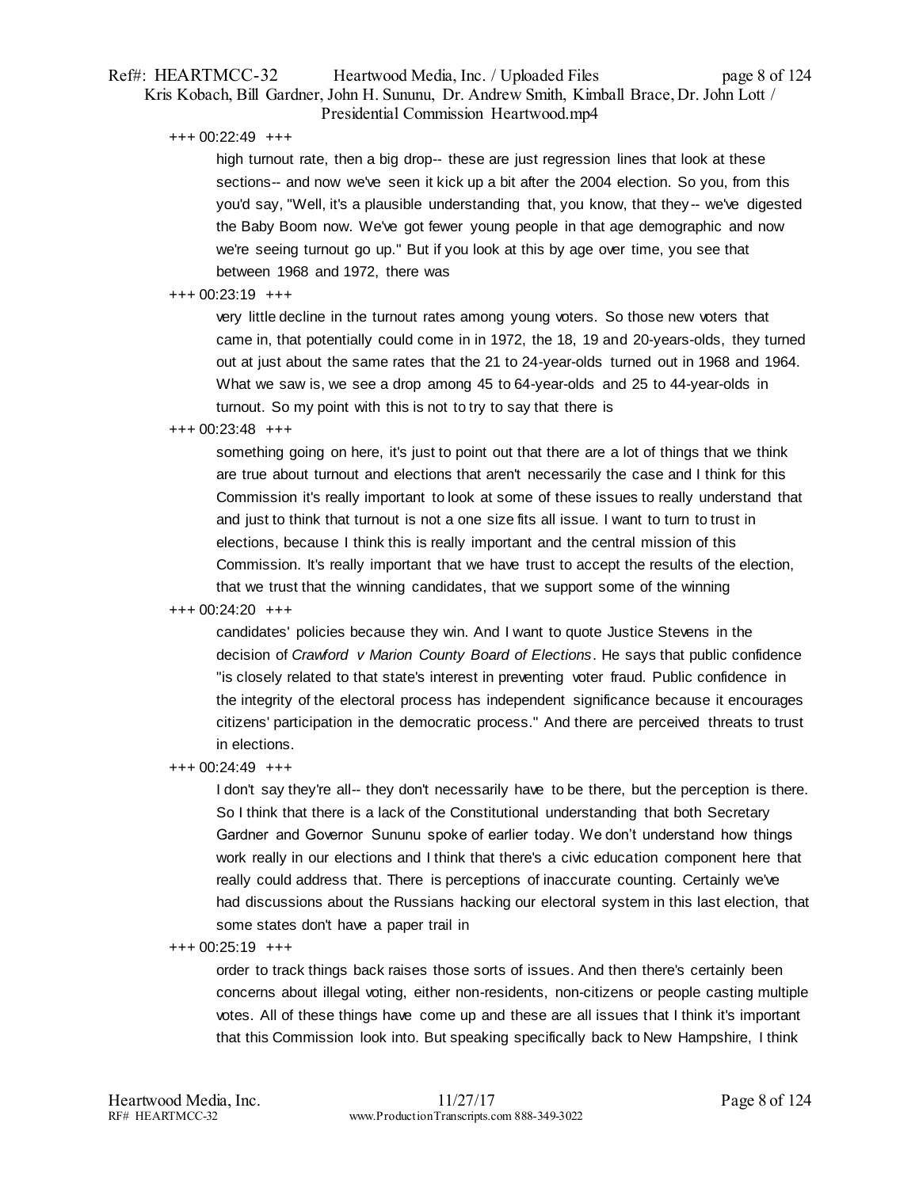+++ 00:22:49 +++

high turnout rate, then a big drop-- these are just regression lines that look at these sections-- and now we've seen it kick up a bit after the 2004 election. So you, from this you'd say, "Well, it's a plausible understanding that, you know, that they-- we've digested the Baby Boom now. We've got fewer young people in that age demographic and now we're seeing turnout go up." But if you look at this by age over time, you see that between 1968 and 1972, there was

+++ 00:23:19 +++

very little decline in the turnout rates among young voters. So those new voters that came in, that potentially could come in in 1972, the 18, 19 and 20-years-olds, they turned out at just about the same rates that the 21 to 24-year-olds turned out in 1968 and 1964. What we saw is, we see a drop among 45 to 64-year-olds and 25 to 44-year-olds in turnout. So my point with this is not to try to say that there is

+++ 00:23:48 +++

something going on here, it's just to point out that there are a lot of things that we think are true about turnout and elections that aren't necessarily the case and I think for this Commission it's really important to look at some of these issues to really understand that and just to think that turnout is not a one size fits all issue. I want to turn to trust in elections, because I think this is really important and the central mission of this Commission. It's really important that we have trust to accept the results of the election, that we trust that the winning candidates, that we support some of the winning

+++ 00:24:20 +++

candidates' policies because they win. And I want to quote Justice Stevens in the decision of *Crawford v Marion County Board of Elections*. He says that public confidence "is closely related to that state's interest in preventing voter fraud. Public confidence in the integrity of the electoral process has independent significance because it encourages citizens' participation in the democratic process." And there are perceived threats to trust in elections.

+++ 00:24:49 +++

I don't say they're all-- they don't necessarily have to be there, but the perception is there. So I think that there is a lack of the Constitutional understanding that both Secretary Gardner and Governor Sununu spoke of earlier today. We don't understand how things work really in our elections and I think that there's a civic education component here that really could address that. There is perceptions of inaccurate counting. Certainly we've had discussions about the Russians hacking our electoral system in this last election, that some states don't have a paper trail in

+++ 00:25:19 +++

order to track things back raises those sorts of issues. And then there's certainly been concerns about illegal voting, either non-residents, non-citizens or people casting multiple votes. All of these things have come up and these are all issues that I think it's important that this Commission look into. But speaking specifically back to New Hampshire, I think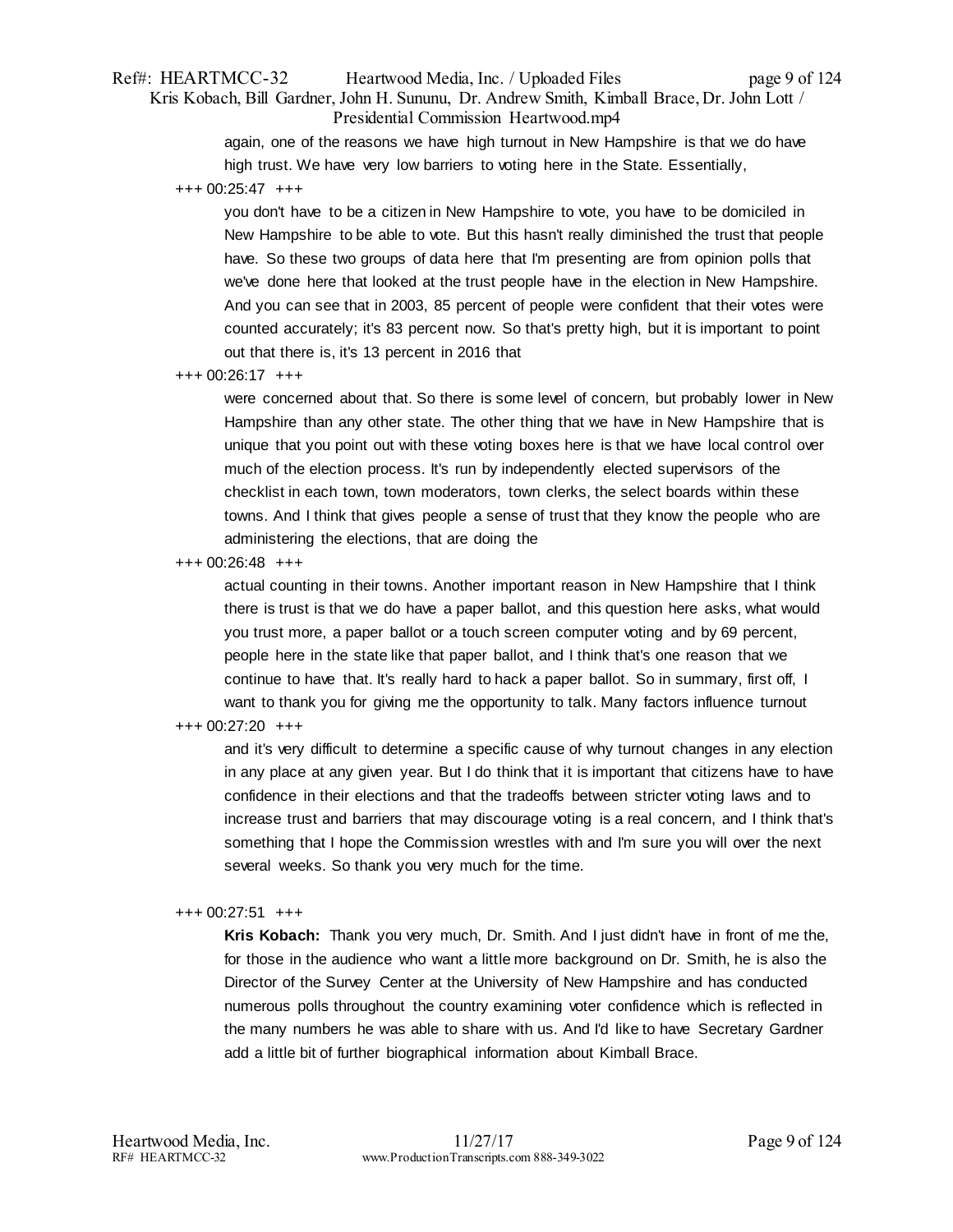again, one of the reasons we have high turnout in New Hampshire is that we do have high trust. We have very low barriers to voting here in the State. Essentially,

+++ 00:25:47 +++

you don't have to be a citizen in New Hampshire to vote, you have to be domiciled in New Hampshire to be able to vote. But this hasn't really diminished the trust that people have. So these two groups of data here that I'm presenting are from opinion polls that we've done here that looked at the trust people have in the election in New Hampshire. And you can see that in 2003, 85 percent of people were confident that their votes were counted accurately; it's 83 percent now. So that's pretty high, but it is important to point out that there is, it's 13 percent in 2016 that

+++ 00:26:17 +++

were concerned about that. So there is some level of concern, but probably lower in New Hampshire than any other state. The other thing that we have in New Hampshire that is unique that you point out with these voting boxes here is that we have local control over much of the election process. It's run by independently elected supervisors of the checklist in each town, town moderators, town clerks, the select boards within these towns. And I think that gives people a sense of trust that they know the people who are administering the elections, that are doing the

+++ 00:26:48 +++

actual counting in their towns. Another important reason in New Hampshire that I think there is trust is that we do have a paper ballot, and this question here asks, what would you trust more, a paper ballot or a touch screen computer voting and by 69 percent, people here in the state like that paper ballot, and I think that's one reason that we continue to have that. It's really hard to hack a paper ballot. So in summary, first off, I want to thank you for giving me the opportunity to talk. Many factors influence turnout

+++ 00:27:20 +++

and it's very difficult to determine a specific cause of why turnout changes in any election in any place at any given year. But I do think that it is important that citizens have to have confidence in their elections and that the tradeoffs between stricter voting laws and to increase trust and barriers that may discourage voting is a real concern, and I think that's something that I hope the Commission wrestles with and I'm sure you will over the next several weeks. So thank you very much for the time.

+++ 00:27:51 +++

**Kris Kobach:** Thank you very much, Dr. Smith. And I just didn't have in front of me the, for those in the audience who want a little more background on Dr. Smith, he is also the Director of the Survey Center at the University of New Hampshire and has conducted numerous polls throughout the country examining voter confidence which is reflected in the many numbers he was able to share with us. And I'd like to have Secretary Gardner add a little bit of further biographical information about Kimball Brace.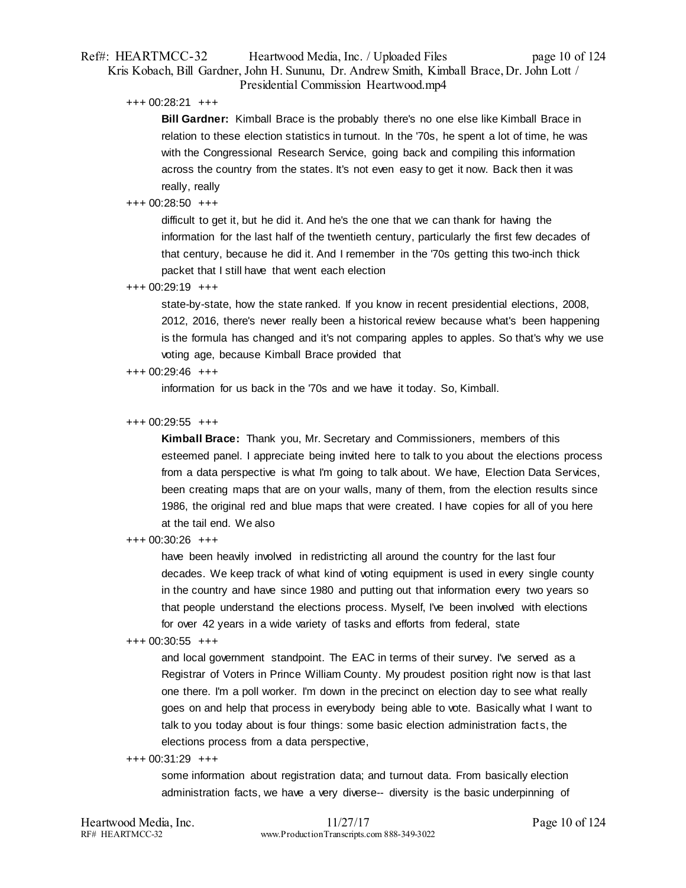+++ 00:28:21 +++

**Bill Gardner:** Kimball Brace is the probably there's no one else like Kimball Brace in relation to these election statistics in turnout. In the '70s, he spent a lot of time, he was with the Congressional Research Service, going back and compiling this information across the country from the states. It's not even easy to get it now. Back then it was really, really

+++ 00:28:50 +++

difficult to get it, but he did it. And he's the one that we can thank for having the information for the last half of the twentieth century, particularly the first few decades of that century, because he did it. And I remember in the '70s getting this two-inch thick packet that I still have that went each election

+++ 00:29:19 +++

state-by-state, how the state ranked. If you know in recent presidential elections, 2008, 2012, 2016, there's never really been a historical review because what's been happening is the formula has changed and it's not comparing apples to apples. So that's why we use voting age, because Kimball Brace provided that

+++ 00:29:46 +++

information for us back in the '70s and we have it today. So, Kimball.

+++ 00:29:55 +++

**Kimball Brace:** Thank you, Mr. Secretary and Commissioners, members of this esteemed panel. I appreciate being invited here to talk to you about the elections process from a data perspective is what I'm going to talk about. We have, Election Data Services, been creating maps that are on your walls, many of them, from the election results since 1986, the original red and blue maps that were created. I have copies for all of you here at the tail end. We also

+++ 00:30:26 +++

have been heavily involved in redistricting all around the country for the last four decades. We keep track of what kind of voting equipment is used in every single county in the country and have since 1980 and putting out that information every two years so that people understand the elections process. Myself, I've been involved with elections for over 42 years in a wide variety of tasks and efforts from federal, state

+++ 00:30:55 +++

and local government standpoint. The EAC in terms of their survey. I've served as a Registrar of Voters in Prince William County. My proudest position right now is that last one there. I'm a poll worker. I'm down in the precinct on election day to see what really goes on and help that process in everybody being able to vote. Basically what I want to talk to you today about is four things: some basic election administration facts, the elections process from a data perspective,

+++ 00:31:29 +++

some information about registration data; and turnout data. From basically election administration facts, we have a very diverse-- diversity is the basic underpinning of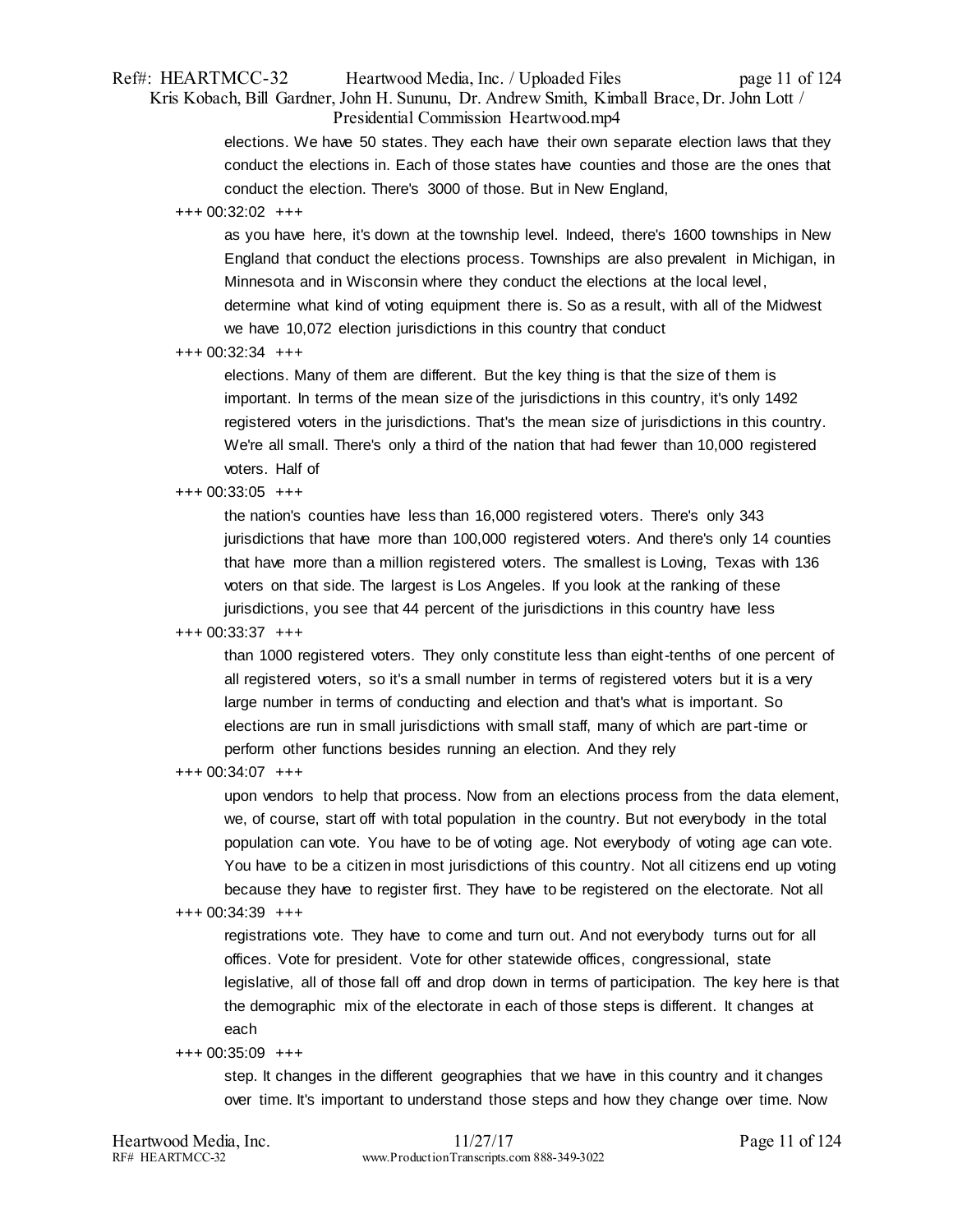elections. We have 50 states. They each have their own separate election laws that they conduct the elections in. Each of those states have counties and those are the ones that conduct the election. There's 3000 of those. But in New England,

+++ 00:32:02 +++

as you have here, it's down at the township level. Indeed, there's 1600 townships in New England that conduct the elections process. Townships are also prevalent in Michigan, in Minnesota and in Wisconsin where they conduct the elections at the local level, determine what kind of voting equipment there is. So as a result, with all of the Midwest we have 10,072 election jurisdictions in this country that conduct

+++ 00:32:34 +++

elections. Many of them are different. But the key thing is that the size of them is important. In terms of the mean size of the jurisdictions in this country, it's only 1492 registered voters in the jurisdictions. That's the mean size of jurisdictions in this country. We're all small. There's only a third of the nation that had fewer than 10,000 registered voters. Half of

+++ 00:33:05 +++

the nation's counties have less than 16,000 registered voters. There's only 343 jurisdictions that have more than 100,000 registered voters. And there's only 14 counties that have more than a million registered voters. The smallest is Loving, Texas with 136 voters on that side. The largest is Los Angeles. If you look at the ranking of these jurisdictions, you see that 44 percent of the jurisdictions in this country have less

+++ 00:33:37 +++

than 1000 registered voters. They only constitute less than eight-tenths of one percent of all registered voters, so it's a small number in terms of registered voters but it is a very large number in terms of conducting and election and that's what is important. So elections are run in small jurisdictions with small staff, many of which are part-time or perform other functions besides running an election. And they rely

+++ 00:34:07 +++

upon vendors to help that process. Now from an elections process from the data element, we, of course, start off with total population in the country. But not everybody in the total population can vote. You have to be of voting age. Not everybody of voting age can vote. You have to be a citizen in most jurisdictions of this country. Not all citizens end up voting because they have to register first. They have to be registered on the electorate. Not all

+++ 00:34:39 +++

registrations vote. They have to come and turn out. And not everybody turns out for all offices. Vote for president. Vote for other statewide offices, congressional, state legislative, all of those fall off and drop down in terms of participation. The key here is that the demographic mix of the electorate in each of those steps is different. It changes at each

+++ 00:35:09 +++

step. It changes in the different geographies that we have in this country and it changes over time. It's important to understand those steps and how they change over time. Now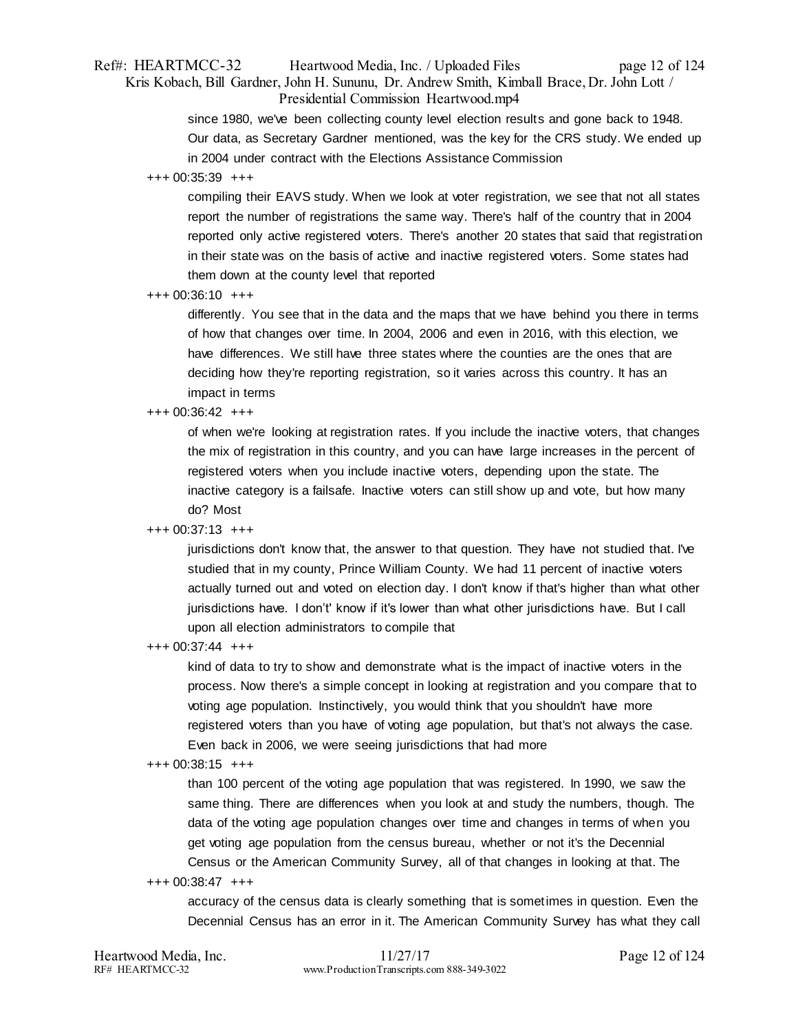since 1980, we've been collecting county level election results and gone back to 1948. Our data, as Secretary Gardner mentioned, was the key for the CRS study. We ended up in 2004 under contract with the Elections Assistance Commission

+++ 00:35:39 +++

compiling their EAVS study. When we look at voter registration, we see that not all states report the number of registrations the same way. There's half of the country that in 2004 reported only active registered voters. There's another 20 states that said that registration in their state was on the basis of active and inactive registered voters. Some states had them down at the county level that reported

+++ 00:36:10 +++

differently. You see that in the data and the maps that we have behind you there in terms of how that changes over time. In 2004, 2006 and even in 2016, with this election, we have differences. We still have three states where the counties are the ones that are deciding how they're reporting registration, so it varies across this country. It has an impact in terms

+++ 00:36:42 +++

of when we're looking at registration rates. If you include the inactive voters, that changes the mix of registration in this country, and you can have large increases in the percent of registered voters when you include inactive voters, depending upon the state. The inactive category is a failsafe. Inactive voters can still show up and vote, but how many do? Most

+++ 00:37:13 +++

jurisdictions don't know that, the answer to that question. They have not studied that. I've studied that in my county, Prince William County. We had 11 percent of inactive voters actually turned out and voted on election day. I don't know if that's higher than what other jurisdictions have. I don't' know if it's lower than what other jurisdictions have. But I call upon all election administrators to compile that

+++ 00:37:44 +++

kind of data to try to show and demonstrate what is the impact of inactive voters in the process. Now there's a simple concept in looking at registration and you compare that to voting age population. Instinctively, you would think that you shouldn't have more registered voters than you have of voting age population, but that's not always the case. Even back in 2006, we were seeing jurisdictions that had more

+++ 00:38:15 +++

than 100 percent of the voting age population that was registered. In 1990, we saw the same thing. There are differences when you look at and study the numbers, though. The data of the voting age population changes over time and changes in terms of when you get voting age population from the census bureau, whether or not it's the Decennial Census or the American Community Survey, all of that changes in looking at that. The

+++ 00:38:47 +++

accuracy of the census data is clearly something that is sometimes in question. Even the Decennial Census has an error in it. The American Community Survey has what they call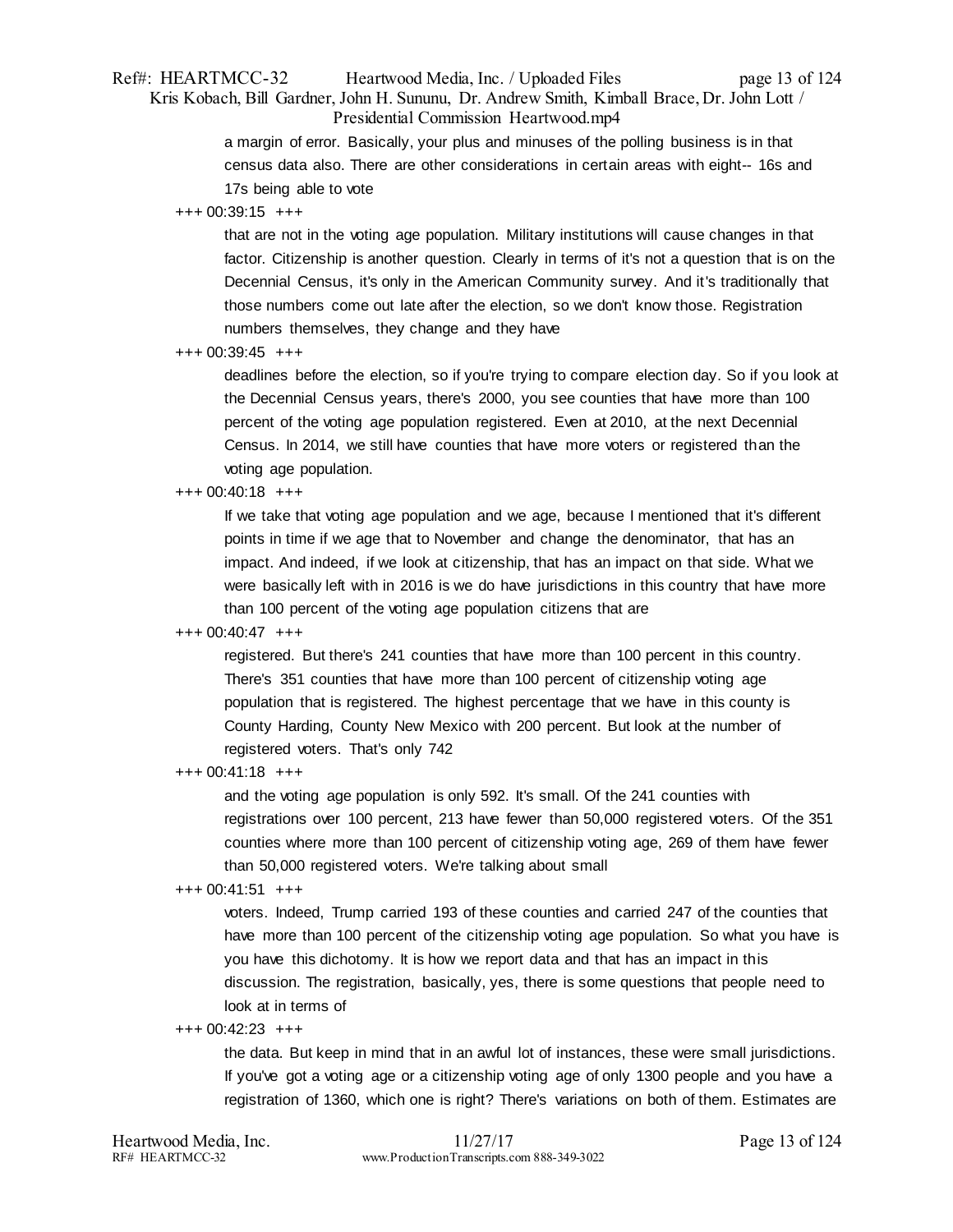a margin of error. Basically, your plus and minuses of the polling business is in that census data also. There are other considerations in certain areas with eight-- 16s and 17s being able to vote

+++ 00:39:15 +++

that are not in the voting age population. Military institutions will cause changes in that factor. Citizenship is another question. Clearly in terms of it's not a question that is on the Decennial Census, it's only in the American Community survey. And it's traditionally that those numbers come out late after the election, so we don't know those. Registration numbers themselves, they change and they have

+++ 00:39:45 +++

deadlines before the election, so if you're trying to compare election day. So if you look at the Decennial Census years, there's 2000, you see counties that have more than 100 percent of the voting age population registered. Even at 2010, at the next Decennial Census. In 2014, we still have counties that have more voters or registered than the voting age population.

+++ 00:40:18 +++

If we take that voting age population and we age, because I mentioned that it's different points in time if we age that to November and change the denominator, that has an impact. And indeed, if we look at citizenship, that has an impact on that side. What we were basically left with in 2016 is we do have jurisdictions in this country that have more than 100 percent of the voting age population citizens that are

+++ 00:40:47 +++

registered. But there's 241 counties that have more than 100 percent in this country. There's 351 counties that have more than 100 percent of citizenship voting age population that is registered. The highest percentage that we have in this county is County Harding, County New Mexico with 200 percent. But look at the number of registered voters. That's only 742

+++ 00:41:18 +++

and the voting age population is only 592. It's small. Of the 241 counties with registrations over 100 percent, 213 have fewer than 50,000 registered voters. Of the 351 counties where more than 100 percent of citizenship voting age, 269 of them have fewer than 50,000 registered voters. We're talking about small

+++ 00:41:51 +++

voters. Indeed, Trump carried 193 of these counties and carried 247 of the counties that have more than 100 percent of the citizenship voting age population. So what you have is you have this dichotomy. It is how we report data and that has an impact in this discussion. The registration, basically, yes, there is some questions that people need to look at in terms of

+++ 00:42:23 +++

the data. But keep in mind that in an awful lot of instances, these were small jurisdictions. If you've got a voting age or a citizenship voting age of only 1300 people and you have a registration of 1360, which one is right? There's variations on both of them. Estimates are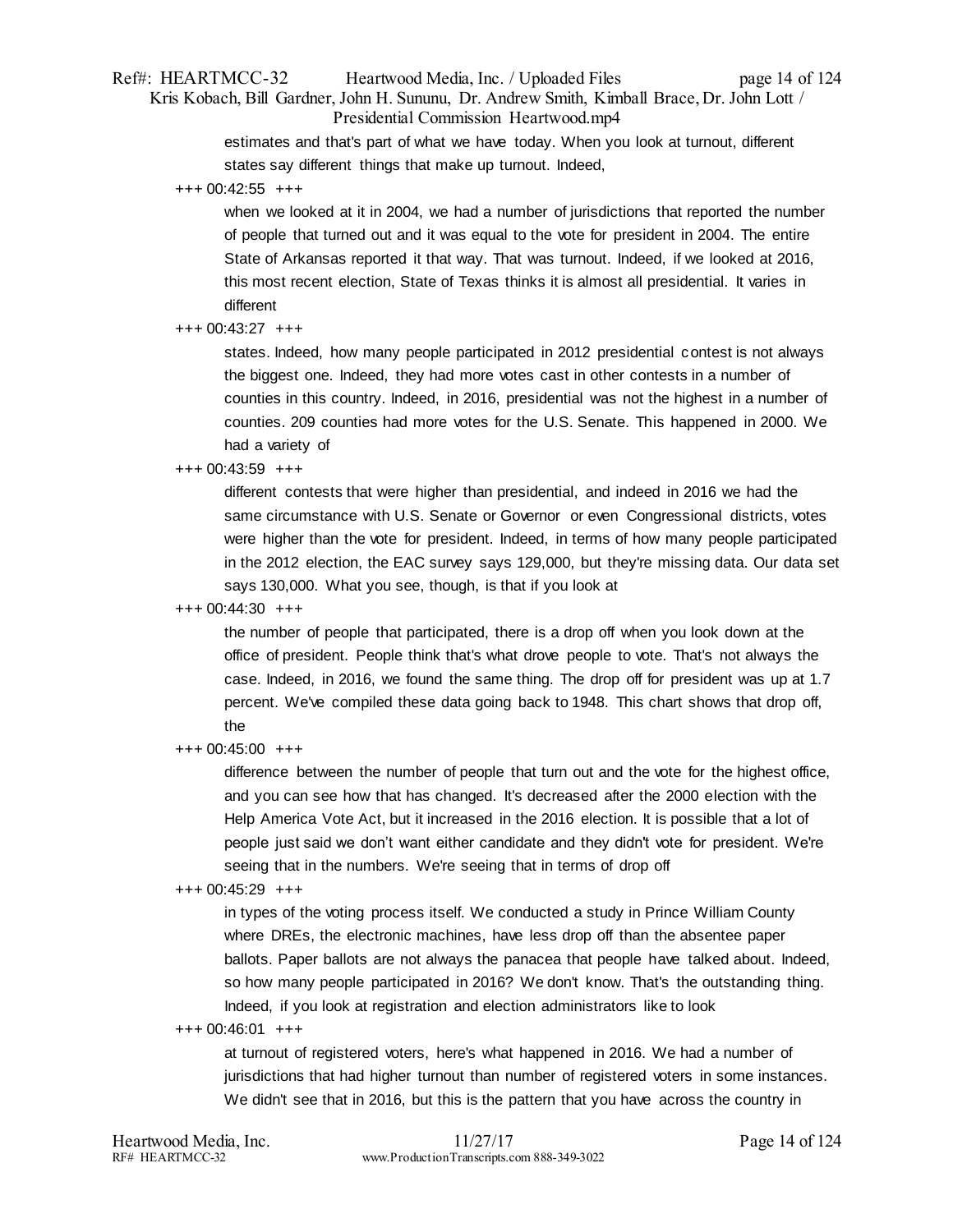estimates and that's part of what we have today. When you look at turnout, different states say different things that make up turnout. Indeed,

+++ 00:42:55 +++

when we looked at it in 2004, we had a number of jurisdictions that reported the number of people that turned out and it was equal to the vote for president in 2004. The entire State of Arkansas reported it that way. That was turnout. Indeed, if we looked at 2016, this most recent election, State of Texas thinks it is almost all presidential. It varies in different

+++ 00:43:27 +++

states. Indeed, how many people participated in 2012 presidential contest is not always the biggest one. Indeed, they had more votes cast in other contests in a number of counties in this country. Indeed, in 2016, presidential was not the highest in a number of counties. 209 counties had more votes for the U.S. Senate. This happened in 2000. We had a variety of

+++ 00:43:59 +++

different contests that were higher than presidential, and indeed in 2016 we had the same circumstance with U.S. Senate or Governor or even Congressional districts, votes were higher than the vote for president. Indeed, in terms of how many people participated in the 2012 election, the EAC survey says 129,000, but they're missing data. Our data set says 130,000. What you see, though, is that if you look at

+++ 00:44:30 +++

the number of people that participated, there is a drop off when you look down at the office of president. People think that's what drove people to vote. That's not always the case. Indeed, in 2016, we found the same thing. The drop off for president was up at 1.7 percent. We've compiled these data going back to 1948. This chart shows that drop off, the

+++ 00:45:00 +++

difference between the number of people that turn out and the vote for the highest office, and you can see how that has changed. It's decreased after the 2000 election with the Help America Vote Act, but it increased in the 2016 election. It is possible that a lot of people just said we don't want either candidate and they didn't vote for president. We're seeing that in the numbers. We're seeing that in terms of drop off

+++ 00:45:29 +++

in types of the voting process itself. We conducted a study in Prince William County where DREs, the electronic machines, have less drop off than the absentee paper ballots. Paper ballots are not always the panacea that people have talked about. Indeed, so how many people participated in 2016? We don't know. That's the outstanding thing. Indeed, if you look at registration and election administrators like to look

+++ 00:46:01 +++

at turnout of registered voters, here's what happened in 2016. We had a number of jurisdictions that had higher turnout than number of registered voters in some instances. We didn't see that in 2016, but this is the pattern that you have across the country in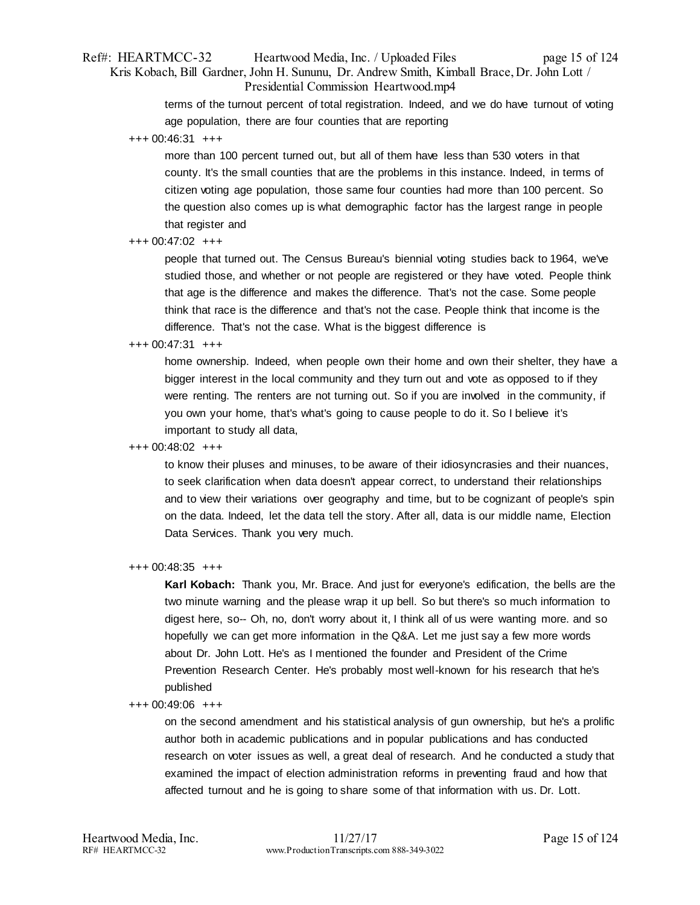terms of the turnout percent of total registration. Indeed, and we do have turnout of voting age population, there are four counties that are reporting

+++ 00:46:31 +++

more than 100 percent turned out, but all of them have less than 530 voters in that county. It's the small counties that are the problems in this instance. Indeed, in terms of citizen voting age population, those same four counties had more than 100 percent. So the question also comes up is what demographic factor has the largest range in people that register and

+++ 00:47:02 +++

people that turned out. The Census Bureau's biennial voting studies back to 1964, we've studied those, and whether or not people are registered or they have voted. People think that age is the difference and makes the difference. That's not the case. Some people think that race is the difference and that's not the case. People think that income is the difference. That's not the case. What is the biggest difference is

+++ 00:47:31 +++

home ownership. Indeed, when people own their home and own their shelter, they have a bigger interest in the local community and they turn out and vote as opposed to if they were renting. The renters are not turning out. So if you are involved in the community, if you own your home, that's what's going to cause people to do it. So I believe it's important to study all data,

+++ 00:48:02 +++

to know their pluses and minuses, to be aware of their idiosyncrasies and their nuances, to seek clarification when data doesn't appear correct, to understand their relationships and to view their variations over geography and time, but to be cognizant of people's spin on the data. Indeed, let the data tell the story. After all, data is our middle name, Election Data Services. Thank you very much.

+++ 00:48:35 +++

**Karl Kobach:** Thank you, Mr. Brace. And just for everyone's edification, the bells are the two minute warning and the please wrap it up bell. So but there's so much information to digest here, so-- Oh, no, don't worry about it, I think all of us were wanting more. and so hopefully we can get more information in the Q&A. Let me just say a few more words about Dr. John Lott. He's as I mentioned the founder and President of the Crime Prevention Research Center. He's probably most well-known for his research that he's published

+++ 00:49:06 +++

on the second amendment and his statistical analysis of gun ownership, but he's a prolific author both in academic publications and in popular publications and has conducted research on voter issues as well, a great deal of research. And he conducted a study that examined the impact of election administration reforms in preventing fraud and how that affected turnout and he is going to share some of that information with us. Dr. Lott.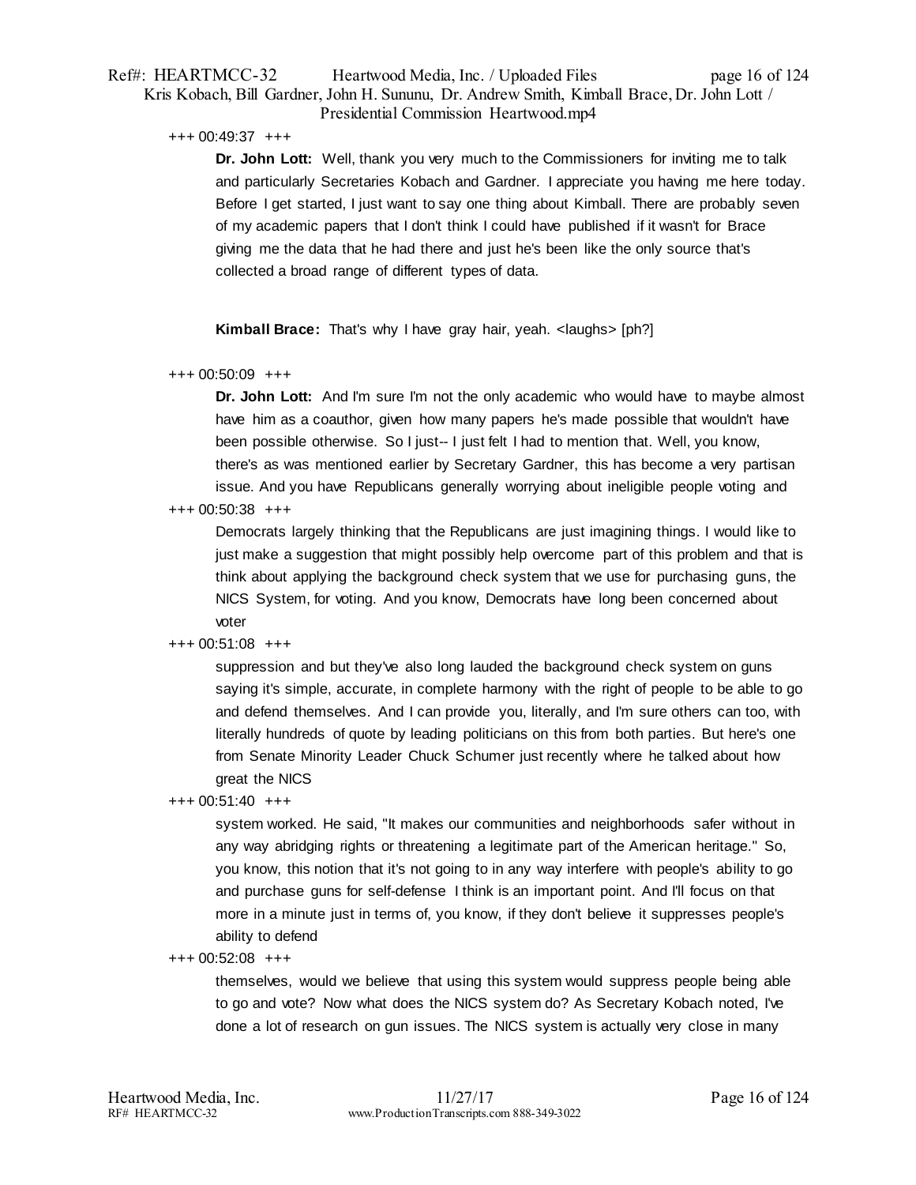+++ 00:49:37 +++

**Dr. John Lott:** Well, thank you very much to the Commissioners for inviting me to talk and particularly Secretaries Kobach and Gardner. I appreciate you having me here today. Before I get started, I just want to say one thing about Kimball. There are probably seven of my academic papers that I don't think I could have published if it wasn't for Brace giving me the data that he had there and just he's been like the only source that's collected a broad range of different types of data.

**Kimball Brace:** That's why I have gray hair, yeah. <laughs> [ph?]

+++ 00:50:09 +++

**Dr. John Lott:** And I'm sure I'm not the only academic who would have to maybe almost have him as a coauthor, given how many papers he's made possible that wouldn't have been possible otherwise. So I just-- I just felt I had to mention that. Well, you know, there's as was mentioned earlier by Secretary Gardner, this has become a very partisan issue. And you have Republicans generally worrying about ineligible people voting and

+++ 00:50:38 +++

Democrats largely thinking that the Republicans are just imagining things. I would like to just make a suggestion that might possibly help overcome part of this problem and that is think about applying the background check system that we use for purchasing guns, the NICS System, for voting. And you know, Democrats have long been concerned about voter

+++ 00:51:08 +++

suppression and but they've also long lauded the background check system on guns saying it's simple, accurate, in complete harmony with the right of people to be able to go and defend themselves. And I can provide you, literally, and I'm sure others can too, with literally hundreds of quote by leading politicians on this from both parties. But here's one from Senate Minority Leader Chuck Schumer just recently where he talked about how great the NICS

+++ 00:51:40 +++

system worked. He said, "It makes our communities and neighborhoods safer without in any way abridging rights or threatening a legitimate part of the American heritage." So, you know, this notion that it's not going to in any way interfere with people's ability to go and purchase guns for self-defense I think is an important point. And I'll focus on that more in a minute just in terms of, you know, if they don't believe it suppresses people's ability to defend

+++ 00:52:08 +++

themselves, would we believe that using this system would suppress people being able to go and vote? Now what does the NICS system do? As Secretary Kobach noted, I've done a lot of research on gun issues. The NICS system is actually very close in many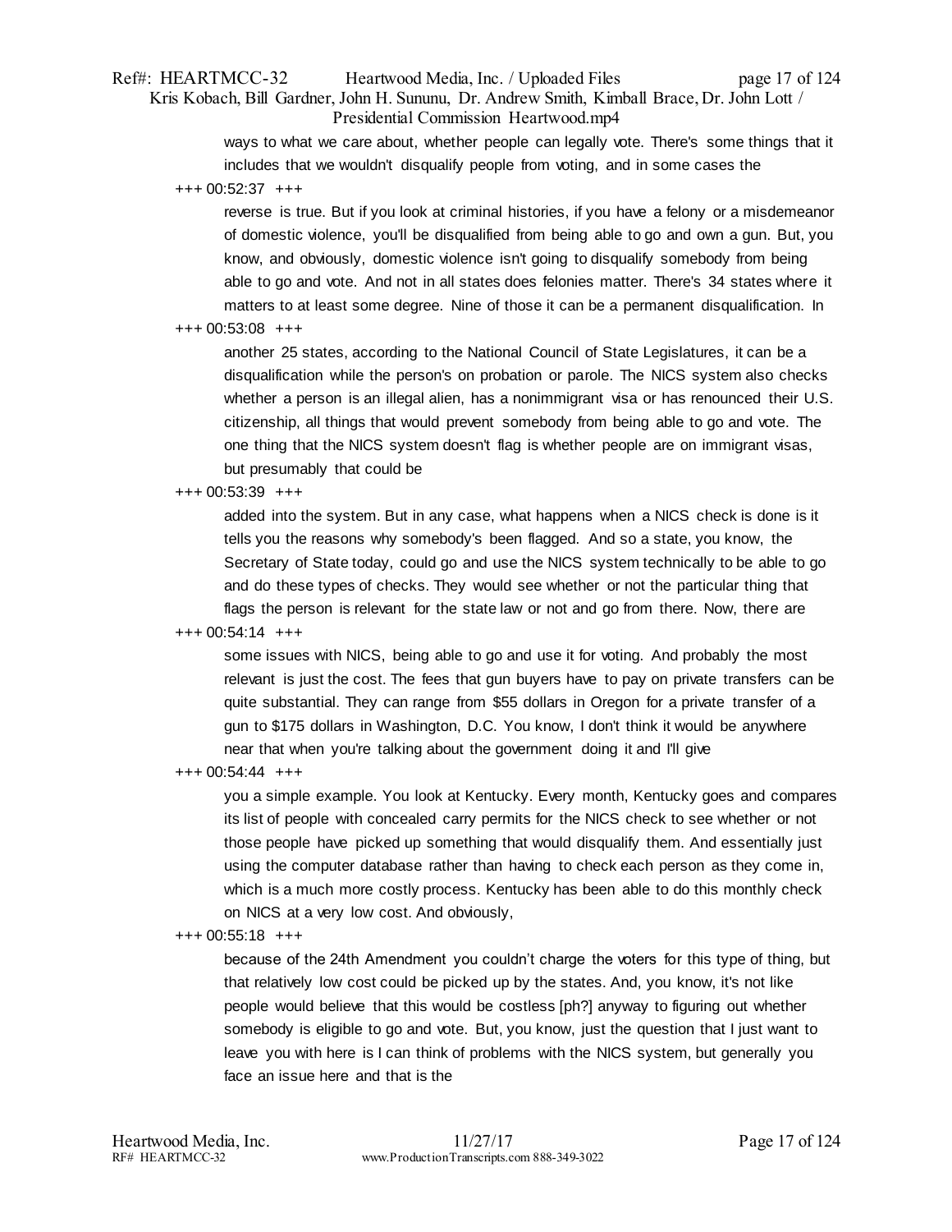ways to what we care about, whether people can legally vote. There's some things that it includes that we wouldn't disqualify people from voting, and in some cases the

+++ 00:52:37 +++

reverse is true. But if you look at criminal histories, if you have a felony or a misdemeanor of domestic violence, you'll be disqualified from being able to go and own a gun. But, you know, and obviously, domestic violence isn't going to disqualify somebody from being able to go and vote. And not in all states does felonies matter. There's 34 states where it matters to at least some degree. Nine of those it can be a permanent disqualification. In

+++ 00:53:08 +++

another 25 states, according to the National Council of State Legislatures, it can be a disqualification while the person's on probation or parole. The NICS system also checks whether a person is an illegal alien, has a nonimmigrant visa or has renounced their U.S. citizenship, all things that would prevent somebody from being able to go and vote. The one thing that the NICS system doesn't flag is whether people are on immigrant visas, but presumably that could be

+++ 00:53:39 +++

added into the system. But in any case, what happens when a NICS check is done is it tells you the reasons why somebody's been flagged. And so a state, you know, the Secretary of State today, could go and use the NICS system technically to be able to go and do these types of checks. They would see whether or not the particular thing that flags the person is relevant for the state law or not and go from there. Now, there are

+++ 00:54:14 +++

some issues with NICS, being able to go and use it for voting. And probably the most relevant is just the cost. The fees that gun buyers have to pay on private transfers can be quite substantial. They can range from $55 dollars in Oregon for a private transfer of a gun to $175 dollars in Washington, D.C. You know, I don't think it would be anywhere near that when you're talking about the government doing it and I'll give

+++ 00:54:44 +++

you a simple example. You look at Kentucky. Every month, Kentucky goes and compares its list of people with concealed carry permits for the NICS check to see whether or not those people have picked up something that would disqualify them. And essentially just using the computer database rather than having to check each person as they come in, which is a much more costly process. Kentucky has been able to do this monthly check on NICS at a very low cost. And obviously,

+++ 00:55:18 +++

because of the 24th Amendment you couldn't charge the voters for this type of thing, but that relatively low cost could be picked up by the states. And, you know, it's not like people would believe that this would be costless [ph?] anyway to figuring out whether somebody is eligible to go and vote. But, you know, just the question that I just want to leave you with here is I can think of problems with the NICS system, but generally you face an issue here and that is the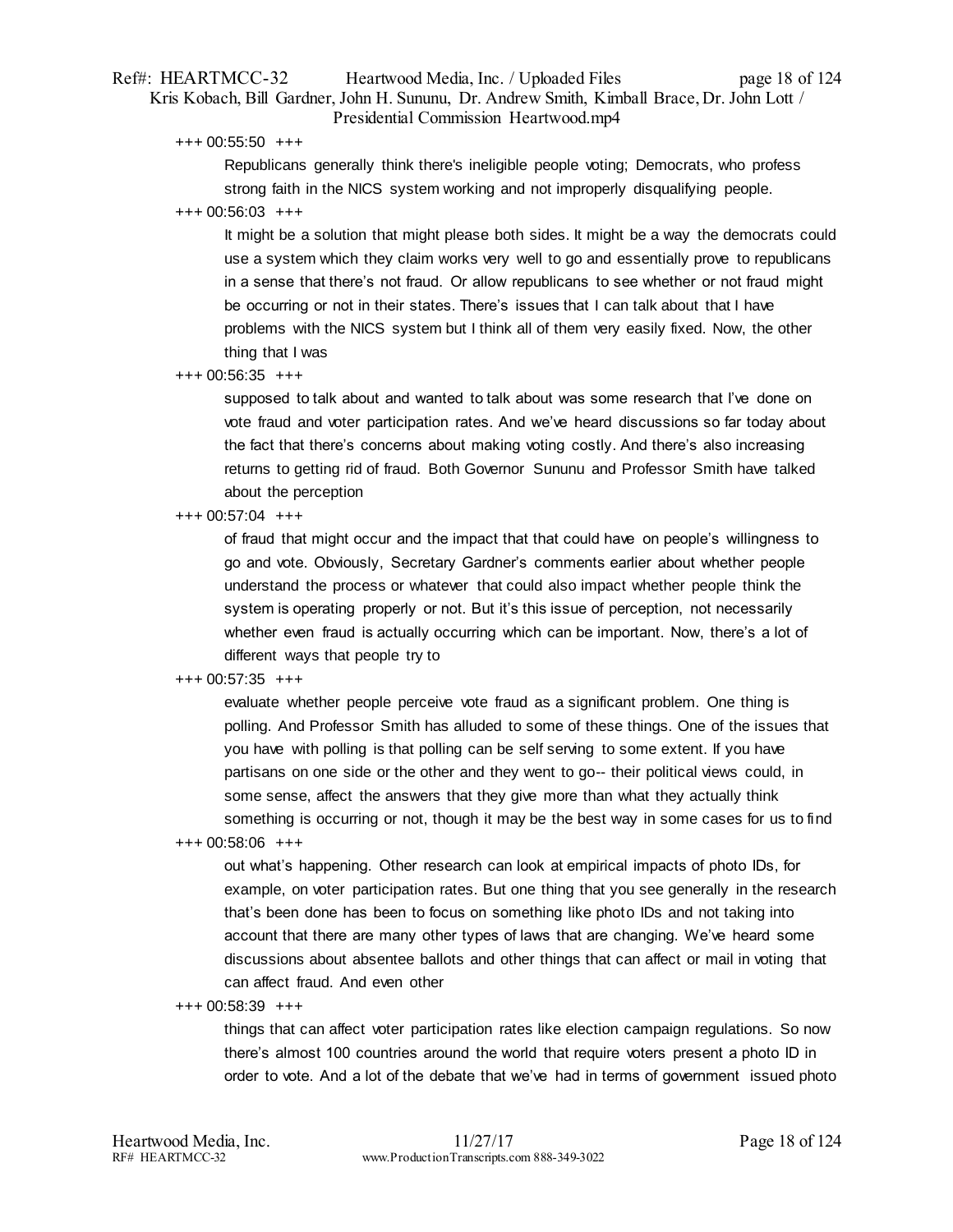+++ 00:55:50 +++

Republicans generally think there's ineligible people voting; Democrats, who profess strong faith in the NICS system working and not improperly disqualifying people.

+++ 00:56:03 +++

It might be a solution that might please both sides. It might be a way the democrats could use a system which they claim works very well to go and essentially prove to republicans in a sense that there's not fraud. Or allow republicans to see whether or not fraud might be occurring or not in their states. There's issues that I can talk about that I have problems with the NICS system but I think all of them very easily fixed. Now, the other thing that I was

+++ 00:56:35 +++

supposed to talk about and wanted to talk about was some research that I've done on vote fraud and voter participation rates. And we've heard discussions so far today about the fact that there's concerns about making voting costly. And there's also increasing returns to getting rid of fraud. Both Governor Sununu and Professor Smith have talked about the perception

+++ 00:57:04 +++

of fraud that might occur and the impact that that could have on people's willingness to go and vote. Obviously, Secretary Gardner's comments earlier about whether people understand the process or whatever that could also impact whether people think the system is operating properly or not. But it's this issue of perception, not necessarily whether even fraud is actually occurring which can be important. Now, there's a lot of different ways that people try to

+++ 00:57:35 +++

evaluate whether people perceive vote fraud as a significant problem. One thing is polling. And Professor Smith has alluded to some of these things. One of the issues that you have with polling is that polling can be self serving to some extent. If you have partisans on one side or the other and they went to go-- their political views could, in some sense, affect the answers that they give more than what they actually think something is occurring or not, though it may be the best way in some cases for us to find

+++ 00:58:06 +++

out what's happening. Other research can look at empirical impacts of photo IDs, for example, on voter participation rates. But one thing that you see generally in the research that's been done has been to focus on something like photo IDs and not taking into account that there are many other types of laws that are changing. We've heard some discussions about absentee ballots and other things that can affect or mail in voting that can affect fraud. And even other

+++ 00:58:39 +++

things that can affect voter participation rates like election campaign regulations. So now there's almost 100 countries around the world that require voters present a photo ID in order to vote. And a lot of the debate that we've had in terms of government issued photo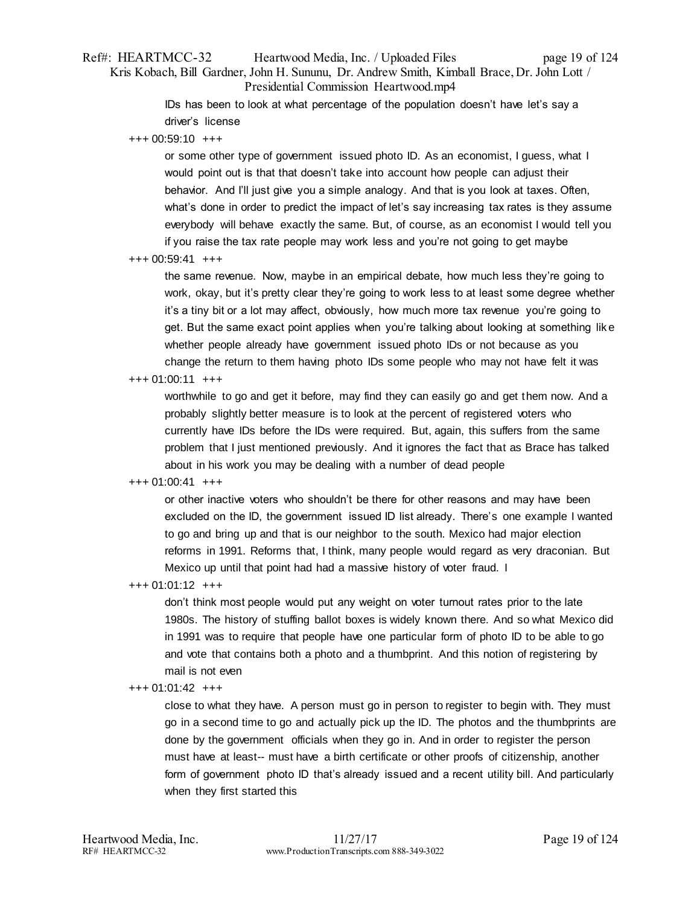IDs has been to look at what percentage of the population doesn't have let's say a driver's license

+++ 00:59:10 +++

or some other type of government issued photo ID. As an economist, I guess, what I would point out is that that doesn't take into account how people can adjust their behavior. And I'll just give you a simple analogy. And that is you look at taxes. Often, what's done in order to predict the impact of let's say increasing tax rates is they assume everybody will behave exactly the same. But, of course, as an economist I would tell you if you raise the tax rate people may work less and you're not going to get maybe

+++ 00:59:41 +++

the same revenue. Now, maybe in an empirical debate, how much less they're going to work, okay, but it's pretty clear they're going to work less to at least some degree whether it's a tiny bit or a lot may affect, obviously, how much more tax revenue you're going to get. But the same exact point applies when you're talking about looking at something like whether people already have government issued photo IDs or not because as you change the return to them having photo IDs some people who may not have felt it was

+++ 01:00:11 +++

worthwhile to go and get it before, may find they can easily go and get them now. And a probably slightly better measure is to look at the percent of registered voters who currently have IDs before the IDs were required. But, again, this suffers from the same problem that I just mentioned previously. And it ignores the fact that as Brace has talked about in his work you may be dealing with a number of dead people

+++ 01:00:41 +++

or other inactive voters who shouldn't be there for other reasons and may have been excluded on the ID, the government issued ID list already. There's one example I wanted to go and bring up and that is our neighbor to the south. Mexico had major election reforms in 1991. Reforms that, I think, many people would regard as very draconian. But Mexico up until that point had had a massive history of voter fraud. I

+++ 01:01:12 +++

don't think most people would put any weight on voter turnout rates prior to the late 1980s. The history of stuffing ballot boxes is widely known there. And so what Mexico did in 1991 was to require that people have one particular form of photo ID to be able to go and vote that contains both a photo and a thumbprint. And this notion of registering by mail is not even

+++ 01:01:42 +++

close to what they have. A person must go in person to register to begin with. They must go in a second time to go and actually pick up the ID. The photos and the thumbprints are done by the government officials when they go in. And in order to register the person must have at least-- must have a birth certificate or other proofs of citizenship, another form of government photo ID that's already issued and a recent utility bill. And particularly when they first started this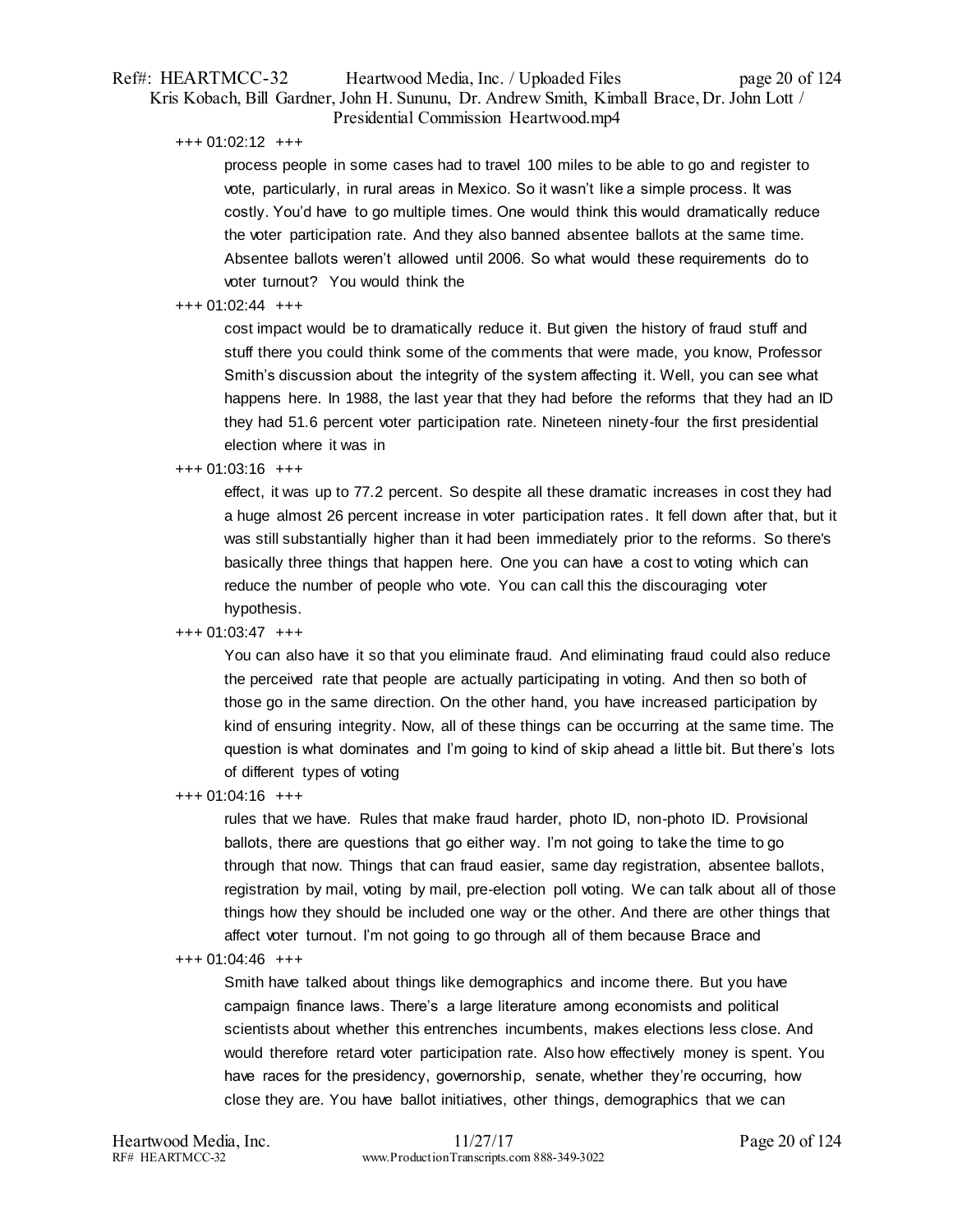+++ 01:02:12 +++

process people in some cases had to travel 100 miles to be able to go and register to vote, particularly, in rural areas in Mexico. So it wasn't like a simple process. It was costly. You'd have to go multiple times. One would think this would dramatically reduce the voter participation rate. And they also banned absentee ballots at the same time. Absentee ballots weren't allowed until 2006. So what would these requirements do to voter turnout? You would think the

+++ 01:02:44 +++

cost impact would be to dramatically reduce it. But given the history of fraud stuff and stuff there you could think some of the comments that were made, you know, Professor Smith's discussion about the integrity of the system affecting it. Well, you can see what happens here. In 1988, the last year that they had before the reforms that they had an ID they had 51.6 percent voter participation rate. Nineteen ninety-four the first presidential election where it was in

+++ 01:03:16 +++

effect, it was up to 77.2 percent. So despite all these dramatic increases in cost they had a huge almost 26 percent increase in voter participation rates. It fell down after that, but it was still substantially higher than it had been immediately prior to the reforms. So there's basically three things that happen here. One you can have a cost to voting which can reduce the number of people who vote. You can call this the discouraging voter hypothesis.

+++ 01:03:47 +++

You can also have it so that you eliminate fraud. And eliminating fraud could also reduce the perceived rate that people are actually participating in voting. And then so both of those go in the same direction. On the other hand, you have increased participation by kind of ensuring integrity. Now, all of these things can be occurring at the same time. The question is what dominates and I'm going to kind of skip ahead a little bit. But there's lots of different types of voting

+++ 01:04:16 +++

rules that we have. Rules that make fraud harder, photo ID, non-photo ID. Provisional ballots, there are questions that go either way. I'm not going to take the time to go through that now. Things that can fraud easier, same day registration, absentee ballots, registration by mail, voting by mail, pre-election poll voting. We can talk about all of those things how they should be included one way or the other. And there are other things that affect voter turnout. I'm not going to go through all of them because Brace and

+++ 01:04:46 +++

Smith have talked about things like demographics and income there. But you have campaign finance laws. There's a large literature among economists and political scientists about whether this entrenches incumbents, makes elections less close. And would therefore retard voter participation rate. Also how effectively money is spent. You have races for the presidency, governorship, senate, whether they're occurring, how close they are. You have ballot initiatives, other things, demographics that we can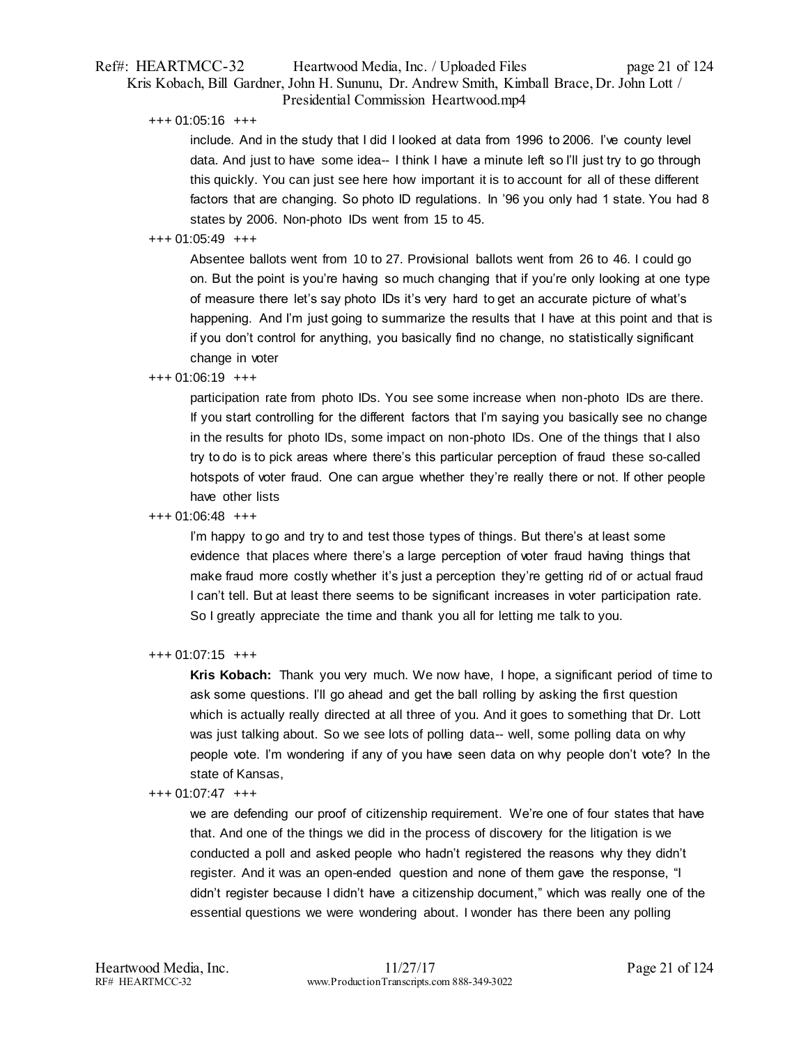+++ 01:05:16 +++

include. And in the study that I did I looked at data from 1996 to 2006. I've county level data. And just to have some idea-- I think I have a minute left so I'll just try to go through this quickly. You can just see here how important it is to account for all of these different factors that are changing. So photo ID regulations. In '96 you only had 1 state. You had 8 states by 2006. Non-photo IDs went from 15 to 45.

+++ 01:05:49 +++

Absentee ballots went from 10 to 27. Provisional ballots went from 26 to 46. I could go on. But the point is you're having so much changing that if you're only looking at one type of measure there let's say photo IDs it's very hard to get an accurate picture of what's happening. And I'm just going to summarize the results that I have at this point and that is if you don't control for anything, you basically find no change, no statistically significant change in voter

+++ 01:06:19 +++

participation rate from photo IDs. You see some increase when non-photo IDs are there. If you start controlling for the different factors that I'm saying you basically see no change in the results for photo IDs, some impact on non-photo IDs. One of the things that I also try to do is to pick areas where there's this particular perception of fraud these so-called hotspots of voter fraud. One can argue whether they're really there or not. If other people have other lists

+++ 01:06:48 +++

I'm happy to go and try to and test those types of things. But there's at least some evidence that places where there's a large perception of voter fraud having things that make fraud more costly whether it's just a perception they're getting rid of or actual fraud I can't tell. But at least there seems to be significant increases in voter participation rate. So I greatly appreciate the time and thank you all for letting me talk to you.

+++ 01:07:15 +++

**Kris Kobach:** Thank you very much. We now have, I hope, a significant period of time to ask some questions. I'll go ahead and get the ball rolling by asking the first question which is actually really directed at all three of you. And it goes to something that Dr. Lott was just talking about. So we see lots of polling data-- well, some polling data on why people vote. I'm wondering if any of you have seen data on why people don't vote? In the state of Kansas,

+++ 01:07:47 +++

we are defending our proof of citizenship requirement. We're one of four states that have that. And one of the things we did in the process of discovery for the litigation is we conducted a poll and asked people who hadn't registered the reasons why they didn't register. And it was an open-ended question and none of them gave the response, "I didn't register because I didn't have a citizenship document," which was really one of the essential questions we were wondering about. I wonder has there been any polling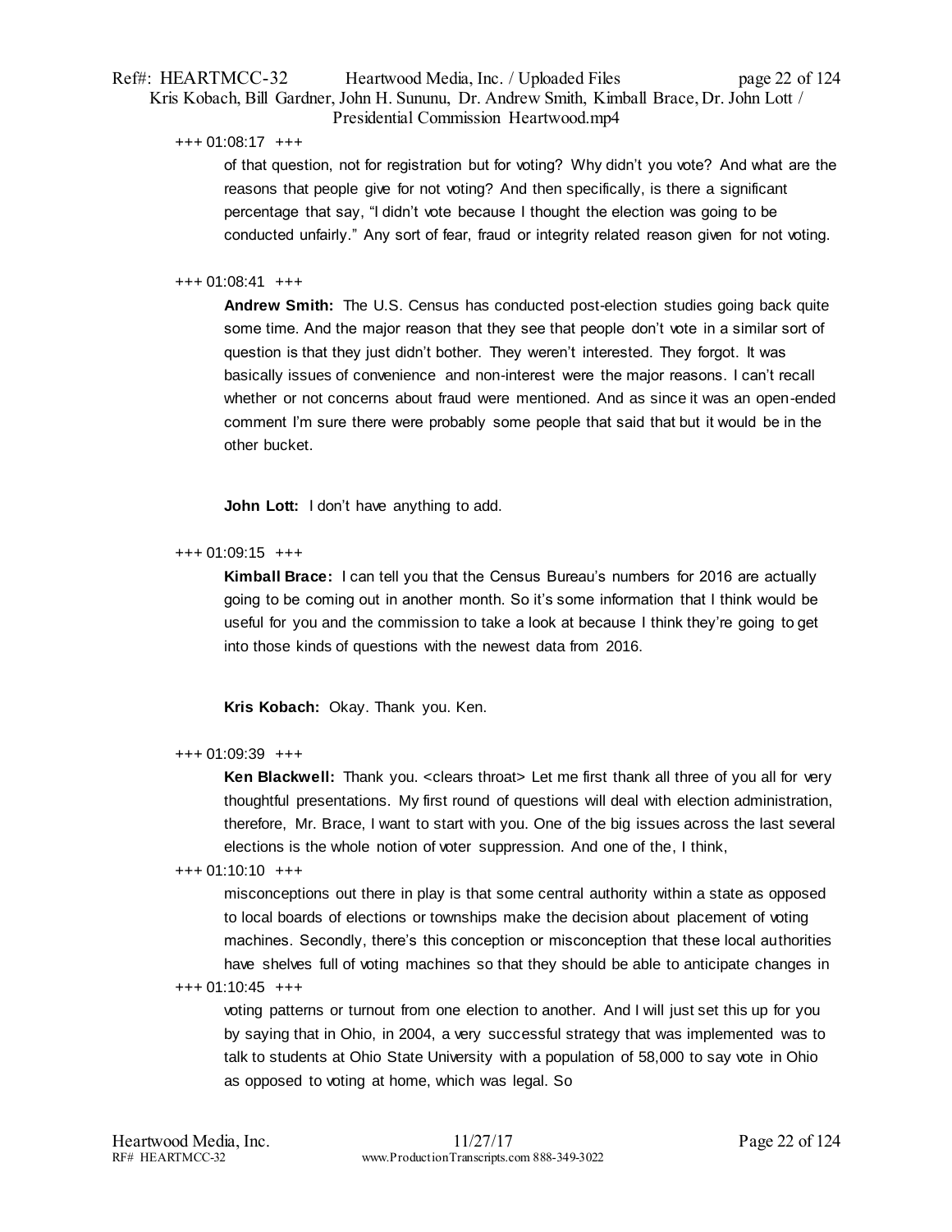+++ 01:08:17 +++

of that question, not for registration but for voting? Why didn't you vote? And what are the reasons that people give for not voting? And then specifically, is there a significant percentage that say, "I didn't vote because I thought the election was going to be conducted unfairly." Any sort of fear, fraud or integrity related reason given for not voting.

+++ 01:08:41 +++

**Andrew Smith:** The U.S. Census has conducted post-election studies going back quite some time. And the major reason that they see that people don't vote in a similar sort of question is that they just didn't bother. They weren't interested. They forgot. It was basically issues of convenience and non-interest were the major reasons. I can't recall whether or not concerns about fraud were mentioned. And as since it was an open-ended comment I'm sure there were probably some people that said that but it would be in the other bucket.

**John Lott:** I don't have anything to add.

+++ 01:09:15 +++

**Kimball Brace:** I can tell you that the Census Bureau's numbers for 2016 are actually going to be coming out in another month. So it's some information that I think would be useful for you and the commission to take a look at because I think they're going to get into those kinds of questions with the newest data from 2016.

**Kris Kobach:** Okay. Thank you. Ken.

+++ 01:09:39 +++

**Ken Blackwell:** Thank you. <clears throat> Let me first thank all three of you all for very thoughtful presentations. My first round of questions will deal with election administration, therefore, Mr. Brace, I want to start with you. One of the big issues across the last several elections is the whole notion of voter suppression. And one of the, I think,

+++ 01:10:10 +++

misconceptions out there in play is that some central authority within a state as opposed to local boards of elections or townships make the decision about placement of voting machines. Secondly, there's this conception or misconception that these local authorities have shelves full of voting machines so that they should be able to anticipate changes in

+++ 01:10:45 +++

voting patterns or turnout from one election to another. And I will just set this up for you by saying that in Ohio, in 2004, a very successful strategy that was implemented was to talk to students at Ohio State University with a population of 58,000 to say vote in Ohio as opposed to voting at home, which was legal. So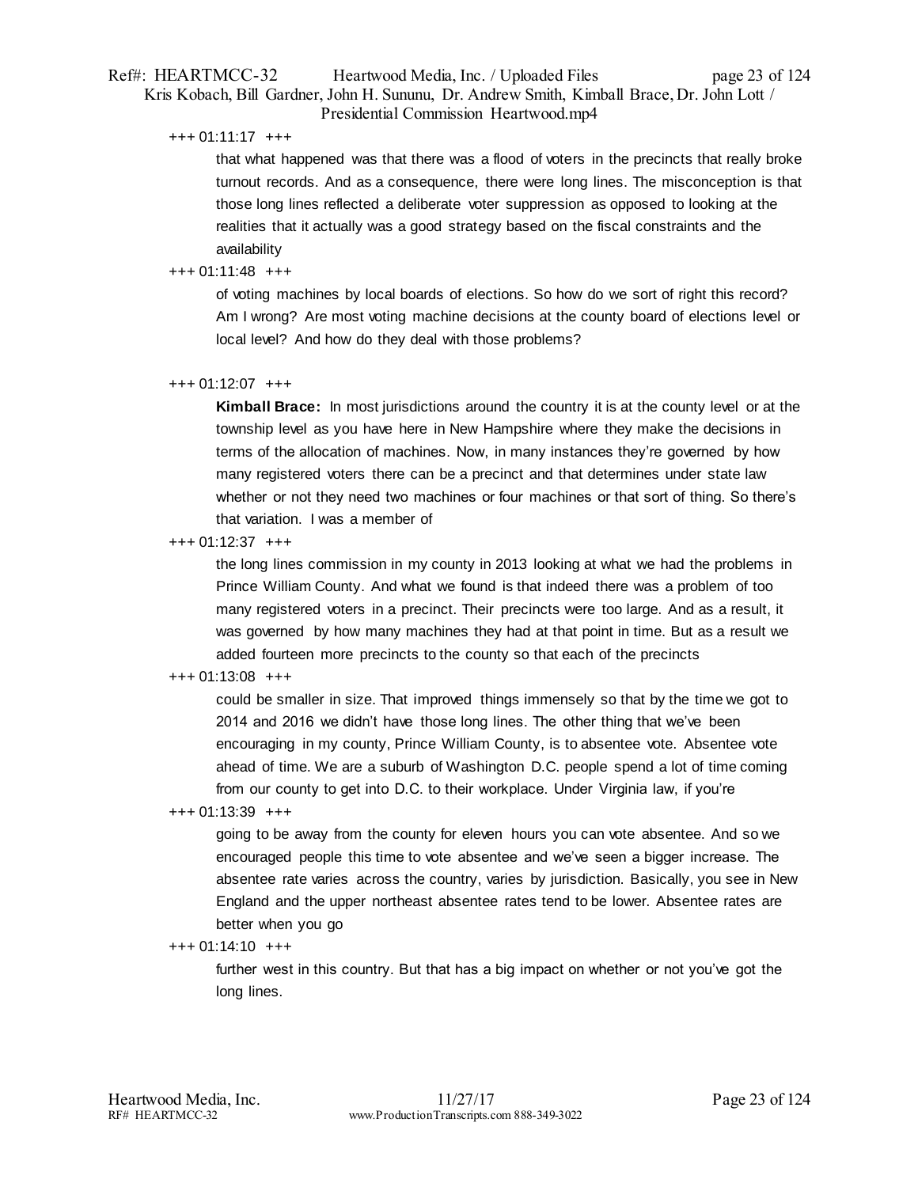+++ 01:11:17 +++

that what happened was that there was a flood of voters in the precincts that really broke turnout records. And as a consequence, there were long lines. The misconception is that those long lines reflected a deliberate voter suppression as opposed to looking at the realities that it actually was a good strategy based on the fiscal constraints and the availability

+++ 01:11:48 +++

of voting machines by local boards of elections. So how do we sort of right this record? Am I wrong? Are most voting machine decisions at the county board of elections level or local level? And how do they deal with those problems?

+++ 01:12:07 +++

**Kimball Brace:** In most jurisdictions around the country it is at the county level or at the township level as you have here in New Hampshire where they make the decisions in terms of the allocation of machines. Now, in many instances they're governed by how many registered voters there can be a precinct and that determines under state law whether or not they need two machines or four machines or that sort of thing. So there's that variation. I was a member of

+++ 01:12:37 +++

the long lines commission in my county in 2013 looking at what we had the problems in Prince William County. And what we found is that indeed there was a problem of too many registered voters in a precinct. Their precincts were too large. And as a result, it was governed by how many machines they had at that point in time. But as a result we added fourteen more precincts to the county so that each of the precincts

+++ 01:13:08 +++

could be smaller in size. That improved things immensely so that by the time we got to 2014 and 2016 we didn't have those long lines. The other thing that we've been encouraging in my county, Prince William County, is to absentee vote. Absentee vote ahead of time. We are a suburb of Washington D.C. people spend a lot of time coming from our county to get into D.C. to their workplace. Under Virginia law, if you're

+++ 01:13:39 +++

going to be away from the county for eleven hours you can vote absentee. And so we encouraged people this time to vote absentee and we've seen a bigger increase. The absentee rate varies across the country, varies by jurisdiction. Basically, you see in New England and the upper northeast absentee rates tend to be lower. Absentee rates are better when you go

+++ 01:14:10 +++

further west in this country. But that has a big impact on whether or not you've got the long lines.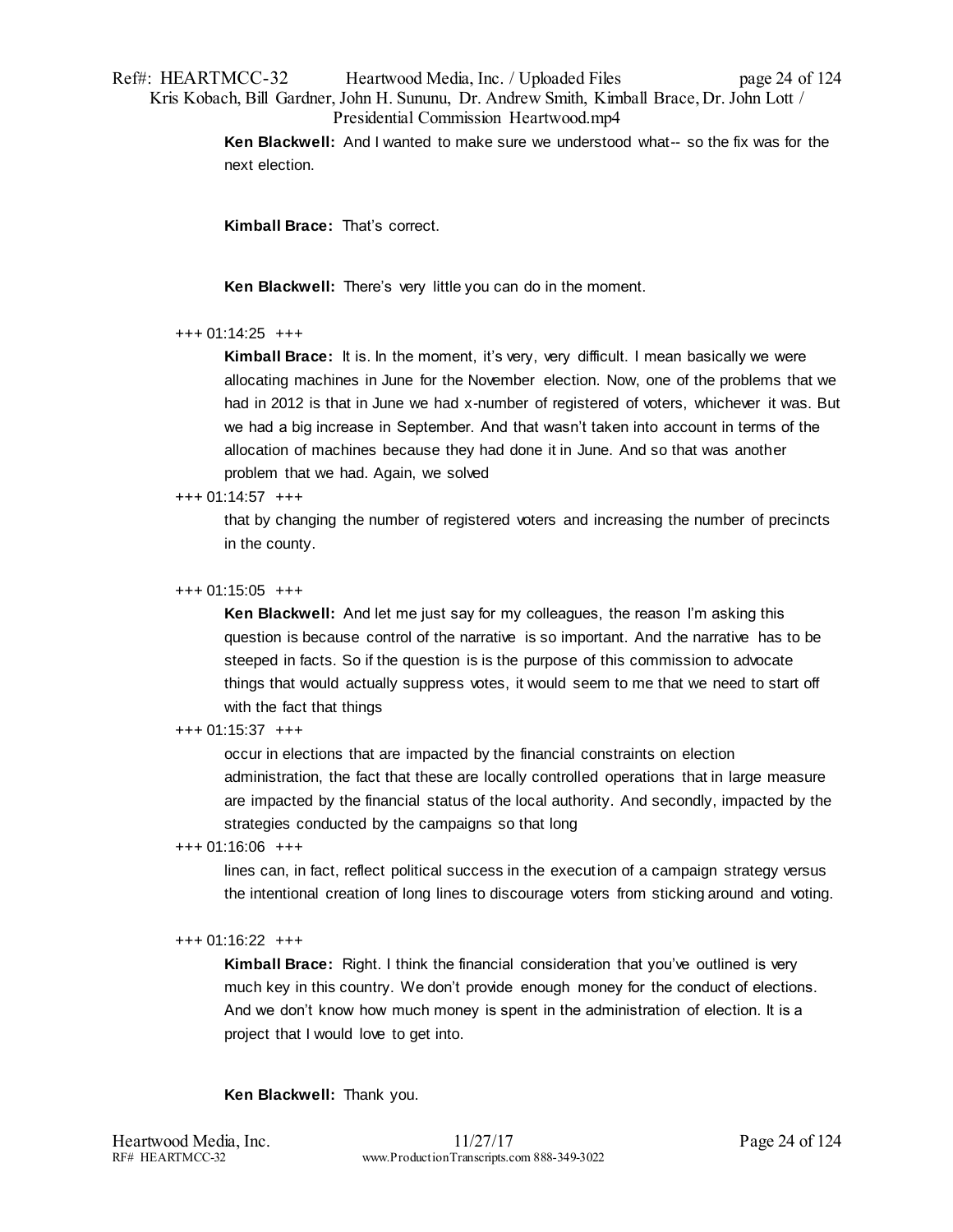**Ken Blackwell:** And I wanted to make sure we understood what-- so the fix was for the next election.

**Kimball Brace:** That's correct.

**Ken Blackwell:** There's very little you can do in the moment.

+++ 01:14:25 +++

**Kimball Brace:** It is. In the moment, it's very, very difficult. I mean basically we were allocating machines in June for the November election. Now, one of the problems that we had in 2012 is that in June we had x-number of registered of voters, whichever it was. But we had a big increase in September. And that wasn't taken into account in terms of the allocation of machines because they had done it in June. And so that was another problem that we had. Again, we solved

+++ 01:14:57 +++

that by changing the number of registered voters and increasing the number of precincts in the county.

+++ 01:15:05 +++

**Ken Blackwell:** And let me just say for my colleagues, the reason I'm asking this question is because control of the narrative is so important. And the narrative has to be steeped in facts. So if the question is is the purpose of this commission to advocate things that would actually suppress votes, it would seem to me that we need to start off with the fact that things

+++ 01:15:37 +++

occur in elections that are impacted by the financial constraints on election administration, the fact that these are locally controlled operations that in large measure are impacted by the financial status of the local authority. And secondly, impacted by the strategies conducted by the campaigns so that long

+++ 01:16:06 +++

lines can, in fact, reflect political success in the execution of a campaign strategy versus the intentional creation of long lines to discourage voters from sticking around and voting.

+++ 01:16:22 +++

**Kimball Brace:** Right. I think the financial consideration that you've outlined is very much key in this country. We don't provide enough money for the conduct of elections. And we don't know how much money is spent in the administration of election. It is a project that I would love to get into.

**Ken Blackwell:** Thank you.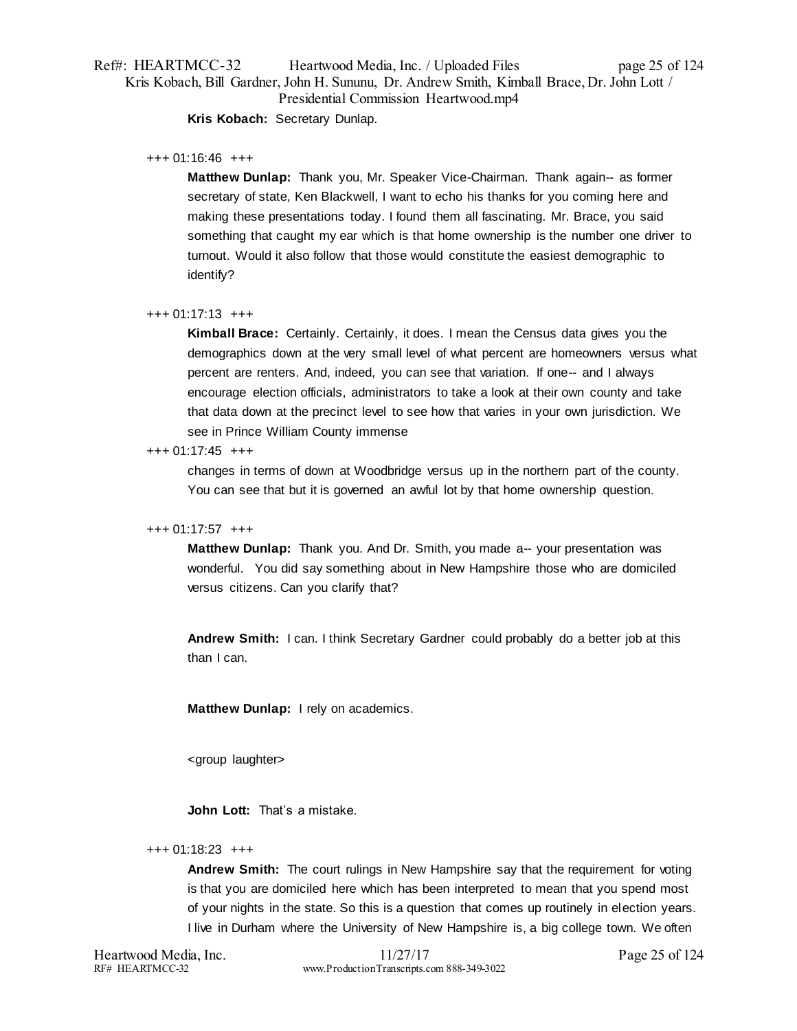**Kris Kobach:** Secretary Dunlap.

+++ 01:16:46 +++

**Matthew Dunlap:** Thank you, Mr. Speaker Vice-Chairman. Thank again-- as former secretary of state, Ken Blackwell, I want to echo his thanks for you coming here and making these presentations today. I found them all fascinating. Mr. Brace, you said something that caught my ear which is that home ownership is the number one driver to turnout. Would it also follow that those would constitute the easiest demographic to identify?

+++ 01:17:13 +++

**Kimball Brace:** Certainly. Certainly, it does. I mean the Census data gives you the demographics down at the very small level of what percent are homeowners versus what percent are renters. And, indeed, you can see that variation. If one-- and I always encourage election officials, administrators to take a look at their own county and take that data down at the precinct level to see how that varies in your own jurisdiction. We see in Prince William County immense

+++ 01:17:45 +++

changes in terms of down at Woodbridge versus up in the northern part of the county. You can see that but it is governed an awful lot by that home ownership question.

+++ 01:17:57 +++

**Matthew Dunlap:** Thank you. And Dr. Smith, you made a-- your presentation was wonderful. You did say something about in New Hampshire those who are domiciled versus citizens. Can you clarify that?

**Andrew Smith:** I can. I think Secretary Gardner could probably do a better job at this than I can.

**Matthew Dunlap:** I rely on academics.

<group laughter>

**John Lott:** That's a mistake.

+++ 01:18:23 +++

**Andrew Smith:** The court rulings in New Hampshire say that the requirement for voting is that you are domiciled here which has been interpreted to mean that you spend most of your nights in the state. So this is a question that comes up routinely in election years. I live in Durham where the University of New Hampshire is, a big college town. We often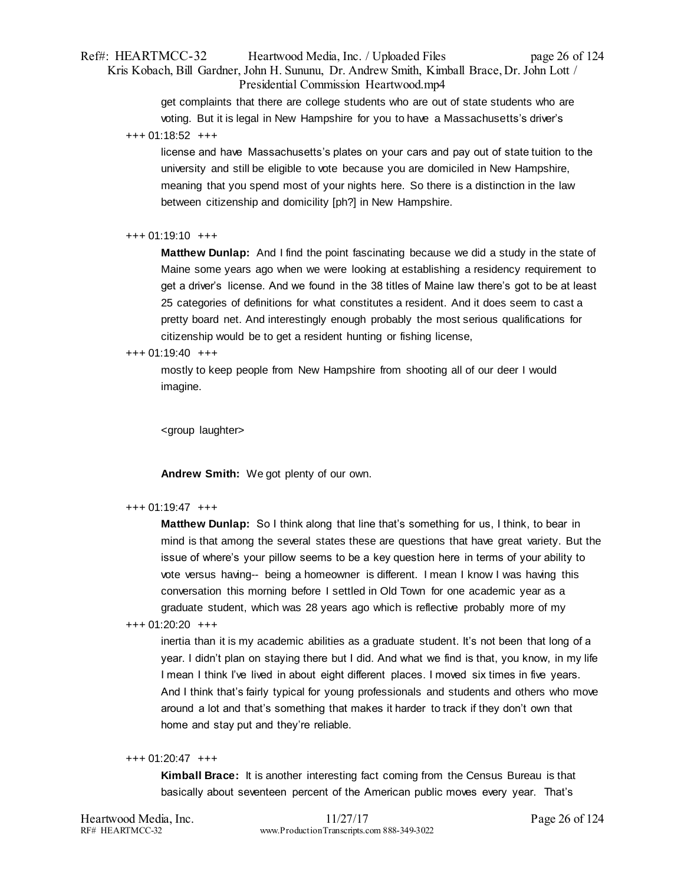get complaints that there are college students who are out of state students who are voting. But it is legal in New Hampshire for you to have a Massachusetts's driver's

+++ 01:18:52 +++

license and have Massachusetts's plates on your cars and pay out of state tuition to the university and still be eligible to vote because you are domiciled in New Hampshire, meaning that you spend most of your nights here. So there is a distinction in the law between citizenship and domicility [ph?] in New Hampshire.

+++ 01:19:10 +++

**Matthew Dunlap:** And I find the point fascinating because we did a study in the state of Maine some years ago when we were looking at establishing a residency requirement to get a driver's license. And we found in the 38 titles of Maine law there's got to be at least 25 categories of definitions for what constitutes a resident. And it does seem to cast a pretty board net. And interestingly enough probably the most serious qualifications for citizenship would be to get a resident hunting or fishing license,

+++ 01:19:40 +++

mostly to keep people from New Hampshire from shooting all of our deer I would imagine.

<group laughter>

**Andrew Smith:** We got plenty of our own.

+++ 01:19:47 +++

**Matthew Dunlap:** So I think along that line that's something for us, I think, to bear in mind is that among the several states these are questions that have great variety. But the issue of where's your pillow seems to be a key question here in terms of your ability to vote versus having-- being a homeowner is different. I mean I know I was having this conversation this morning before I settled in Old Town for one academic year as a graduate student, which was 28 years ago which is reflective probably more of my

+++ 01:20:20 +++

inertia than it is my academic abilities as a graduate student. It's not been that long of a year. I didn't plan on staying there but I did. And what we find is that, you know, in my life I mean I think I've lived in about eight different places. I moved six times in five years. And I think that's fairly typical for young professionals and students and others who move around a lot and that's something that makes it harder to track if they don't own that home and stay put and they're reliable.

+++ 01:20:47 +++

**Kimball Brace:** It is another interesting fact coming from the Census Bureau is that basically about seventeen percent of the American public moves every year. That's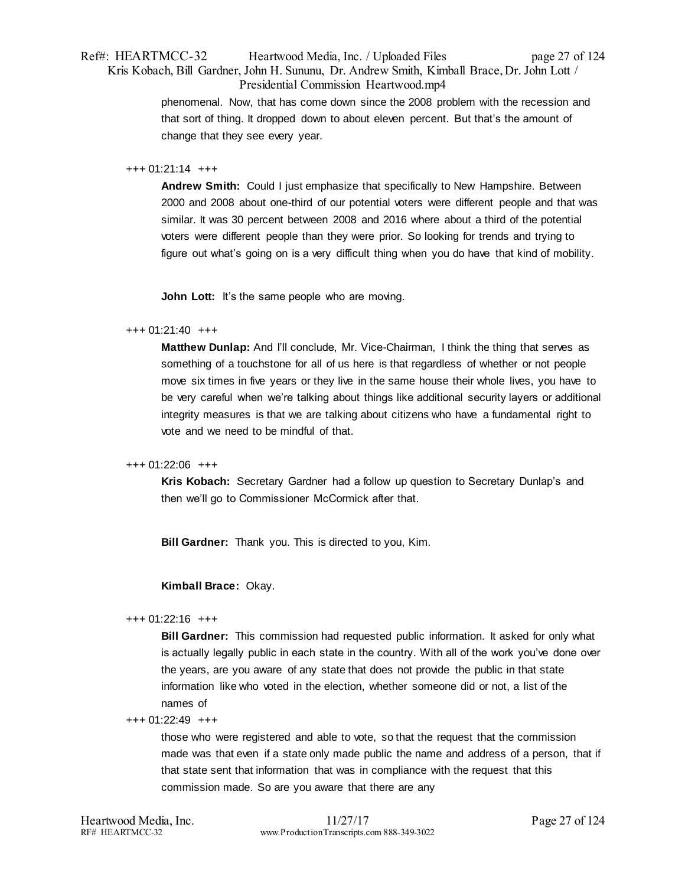phenomenal. Now, that has come down since the 2008 problem with the recession and that sort of thing. It dropped down to about eleven percent. But that's the amount of change that they see every year.

+++ 01:21:14 +++

**Andrew Smith:** Could I just emphasize that specifically to New Hampshire. Between 2000 and 2008 about one-third of our potential voters were different people and that was similar. It was 30 percent between 2008 and 2016 where about a third of the potential voters were different people than they were prior. So looking for trends and trying to figure out what's going on is a very difficult thing when you do have that kind of mobility.

**John Lott:** It's the same people who are moving.

+++ 01:21:40 +++

**Matthew Dunlap:** And I'll conclude, Mr. Vice-Chairman, I think the thing that serves as something of a touchstone for all of us here is that regardless of whether or not people move six times in five years or they live in the same house their whole lives, you have to be very careful when we're talking about things like additional security layers or additional integrity measures is that we are talking about citizens who have a fundamental right to vote and we need to be mindful of that.

+++ 01:22:06 +++

**Kris Kobach:** Secretary Gardner had a follow up question to Secretary Dunlap's and then we'll go to Commissioner McCormick after that.

**Bill Gardner:** Thank you. This is directed to you, Kim.

**Kimball Brace:** Okay.

+++ 01:22:16 +++

**Bill Gardner:** This commission had requested public information. It asked for only what is actually legally public in each state in the country. With all of the work you've done over the years, are you aware of any state that does not provide the public in that state information like who voted in the election, whether someone did or not, a list of the names of

+++ 01:22:49 +++

those who were registered and able to vote, so that the request that the commission made was that even if a state only made public the name and address of a person, that if that state sent that information that was in compliance with the request that this commission made. So are you aware that there are any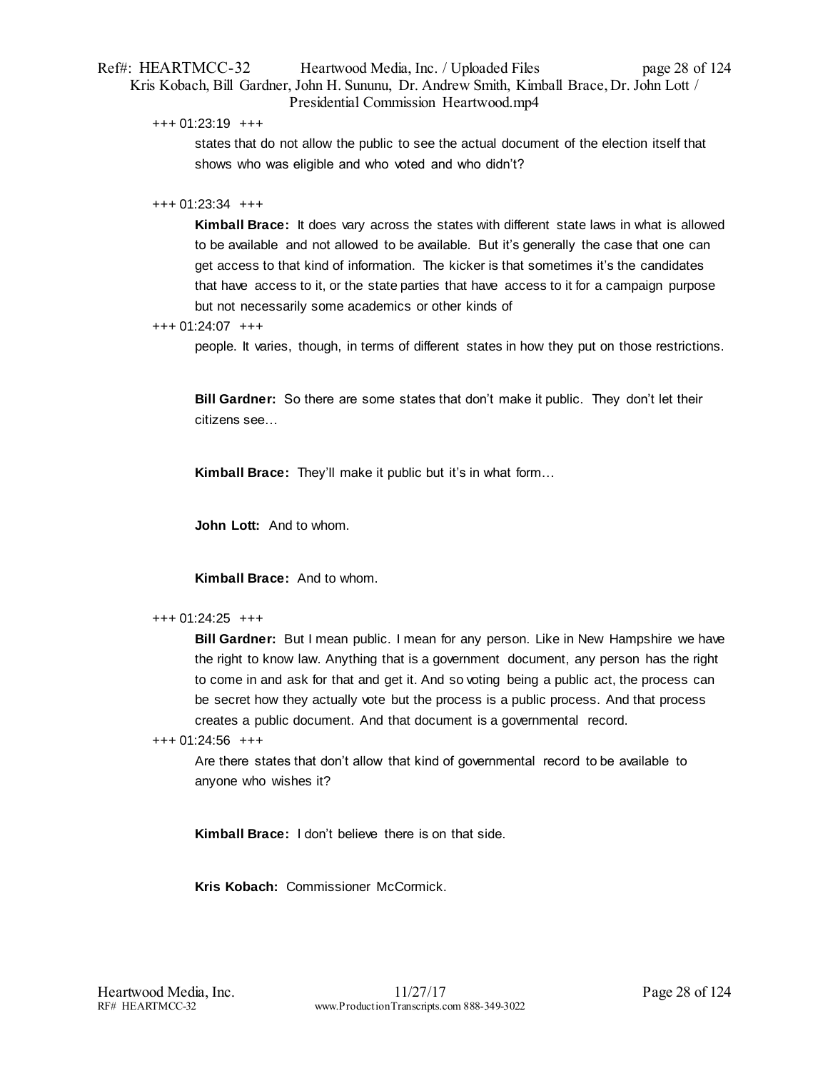+++ 01:23:19 +++

states that do not allow the public to see the actual document of the election itself that shows who was eligible and who voted and who didn't?

+++ 01:23:34 +++

**Kimball Brace:** It does vary across the states with different state laws in what is allowed to be available and not allowed to be available. But it's generally the case that one can get access to that kind of information. The kicker is that sometimes it's the candidates that have access to it, or the state parties that have access to it for a campaign purpose but not necessarily some academics or other kinds of

+++ 01:24:07 +++

people. It varies, though, in terms of different states in how they put on those restrictions.

**Bill Gardner:** So there are some states that don't make it public. They don't let their citizens see…

**Kimball Brace:** They'll make it public but it's in what form…

**John Lott:** And to whom.

**Kimball Brace:** And to whom.

+++ 01:24:25 +++

**Bill Gardner:** But I mean public. I mean for any person. Like in New Hampshire we have the right to know law. Anything that is a government document, any person has the right to come in and ask for that and get it. And so voting being a public act, the process can be secret how they actually vote but the process is a public process. And that process creates a public document. And that document is a governmental record.

+++ 01:24:56 +++

Are there states that don't allow that kind of governmental record to be available to anyone who wishes it?

**Kimball Brace:** I don't believe there is on that side.

**Kris Kobach:** Commissioner McCormick.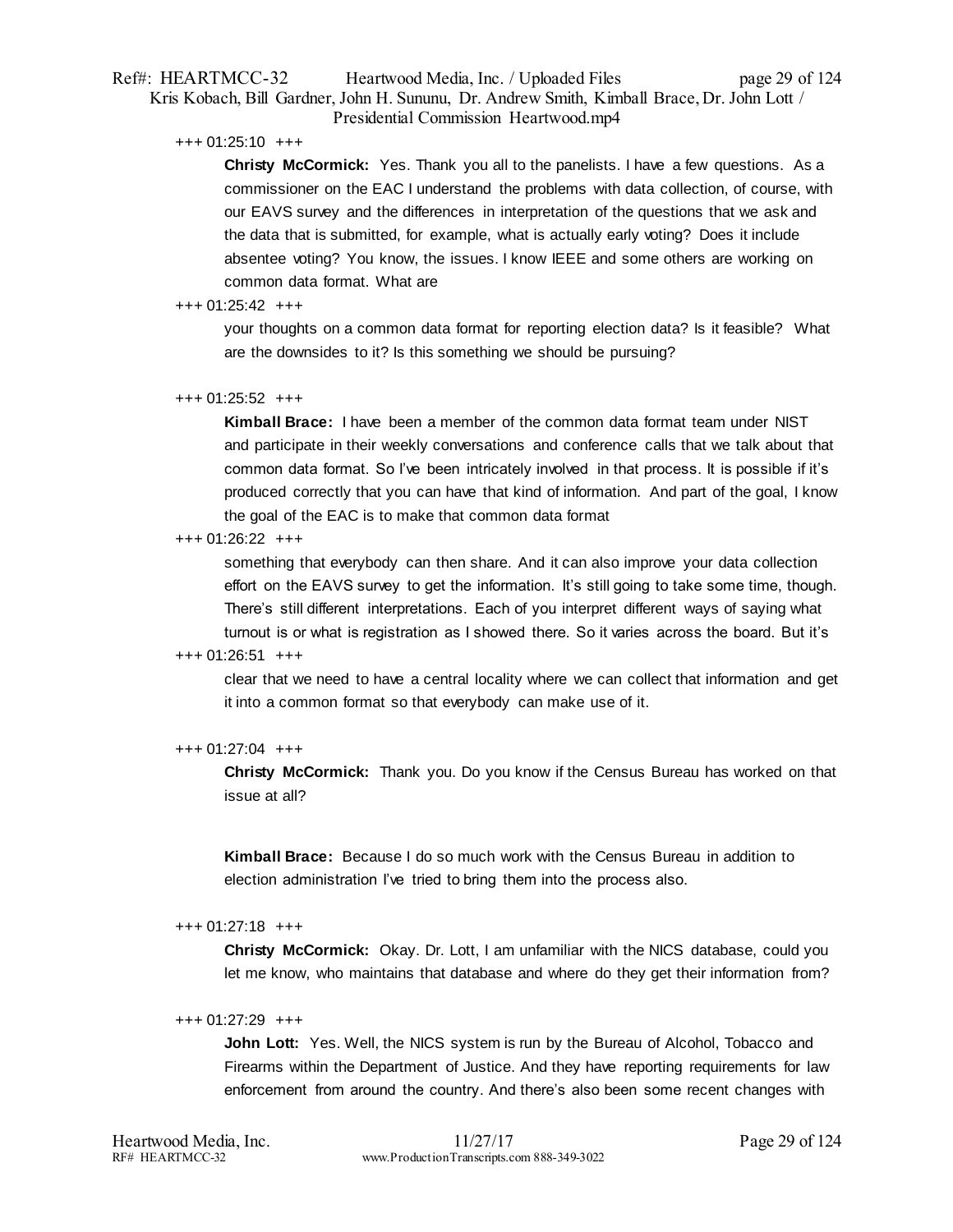+++ 01:25:10 +++

**Christy McCormick:** Yes. Thank you all to the panelists. I have a few questions. As a commissioner on the EAC I understand the problems with data collection, of course, with our EAVS survey and the differences in interpretation of the questions that we ask and the data that is submitted, for example, what is actually early voting? Does it include absentee voting? You know, the issues. I know IEEE and some others are working on common data format. What are

+++ 01:25:42 +++

your thoughts on a common data format for reporting election data? Is it feasible? What are the downsides to it? Is this something we should be pursuing?

+++ 01:25:52 +++

**Kimball Brace:** I have been a member of the common data format team under NIST and participate in their weekly conversations and conference calls that we talk about that common data format. So I've been intricately involved in that process. It is possible if it's produced correctly that you can have that kind of information. And part of the goal, I know the goal of the EAC is to make that common data format

+++ 01:26:22 +++

something that everybody can then share. And it can also improve your data collection effort on the EAVS survey to get the information. It's still going to take some time, though. There's still different interpretations. Each of you interpret different ways of saying what turnout is or what is registration as I showed there. So it varies across the board. But it's

+++ 01:26:51 +++

clear that we need to have a central locality where we can collect that information and get it into a common format so that everybody can make use of it.

+++ 01:27:04 +++

**Christy McCormick:** Thank you. Do you know if the Census Bureau has worked on that issue at all?

**Kimball Brace:** Because I do so much work with the Census Bureau in addition to election administration I've tried to bring them into the process also.

+++ 01:27:18 +++

**Christy McCormick:** Okay. Dr. Lott, I am unfamiliar with the NICS database, could you let me know, who maintains that database and where do they get their information from?

+++ 01:27:29 +++

**John Lott:** Yes. Well, the NICS system is run by the Bureau of Alcohol, Tobacco and Firearms within the Department of Justice. And they have reporting requirements for law enforcement from around the country. And there's also been some recent changes with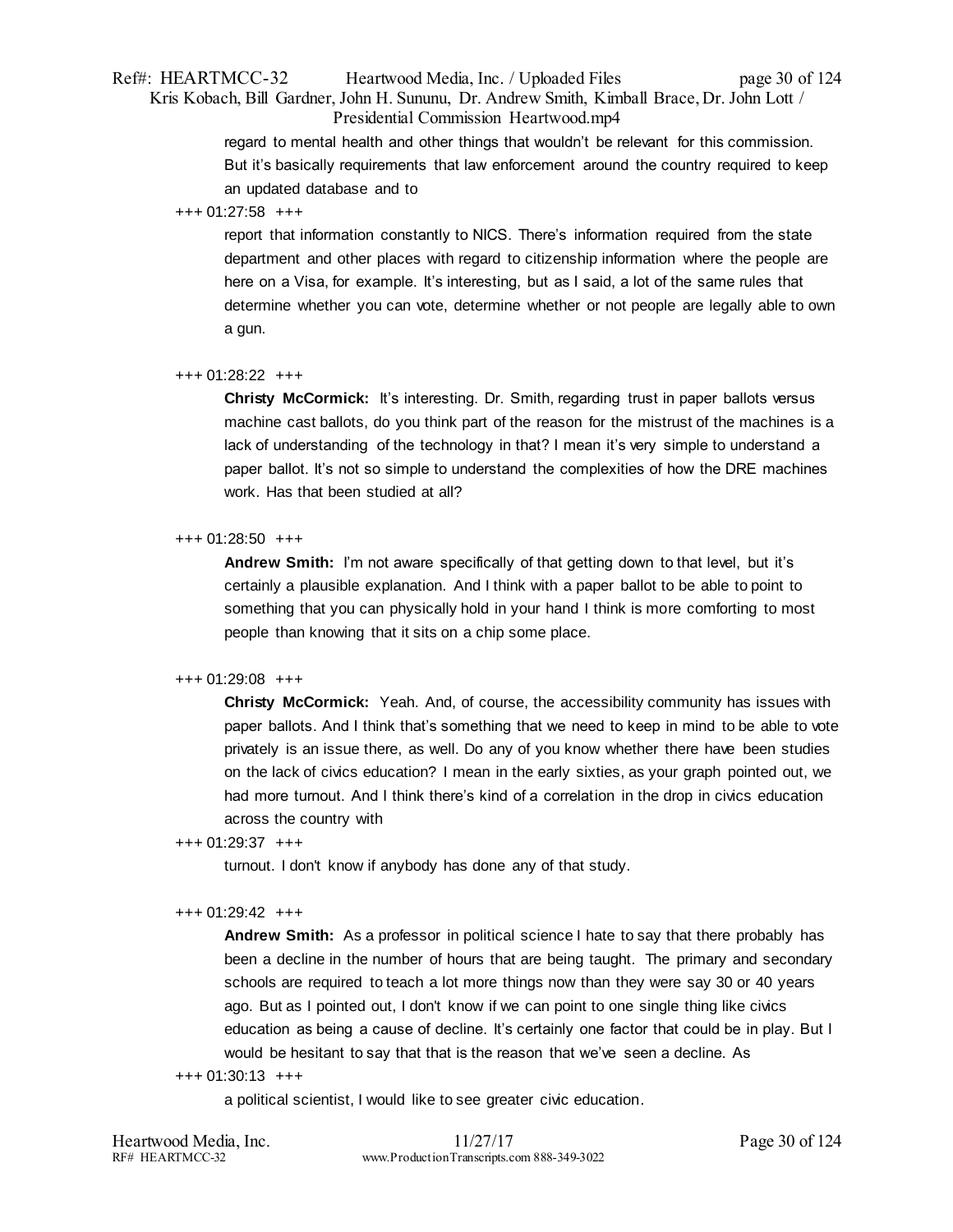regard to mental health and other things that wouldn't be relevant for this commission. But it's basically requirements that law enforcement around the country required to keep an updated database and to

+++ 01:27:58 +++

report that information constantly to NICS. There's information required from the state department and other places with regard to citizenship information where the people are here on a Visa, for example. It's interesting, but as I said, a lot of the same rules that determine whether you can vote, determine whether or not people are legally able to own a gun.

+++ 01:28:22 +++

**Christy McCormick:** It's interesting. Dr. Smith, regarding trust in paper ballots versus machine cast ballots, do you think part of the reason for the mistrust of the machines is a lack of understanding of the technology in that? I mean it's very simple to understand a paper ballot. It's not so simple to understand the complexities of how the DRE machines work. Has that been studied at all?

+++ 01:28:50 +++

**Andrew Smith:** I'm not aware specifically of that getting down to that level, but it's certainly a plausible explanation. And I think with a paper ballot to be able to point to something that you can physically hold in your hand I think is more comforting to most people than knowing that it sits on a chip some place.

+++ 01:29:08 +++

**Christy McCormick:** Yeah. And, of course, the accessibility community has issues with paper ballots. And I think that's something that we need to keep in mind to be able to vote privately is an issue there, as well. Do any of you know whether there have been studies on the lack of civics education? I mean in the early sixties, as your graph pointed out, we had more turnout. And I think there's kind of a correlation in the drop in civics education across the country with

+++ 01:29:37 +++

turnout. I don't know if anybody has done any of that study.

+++ 01:29:42 +++

**Andrew Smith:** As a professor in political science I hate to say that there probably has been a decline in the number of hours that are being taught. The primary and secondary schools are required to teach a lot more things now than they were say 30 or 40 years ago. But as I pointed out, I don't know if we can point to one single thing like civics education as being a cause of decline. It's certainly one factor that could be in play. But I would be hesitant to say that that is the reason that we've seen a decline. As

+++ 01:30:13 +++

a political scientist, I would like to see greater civic education.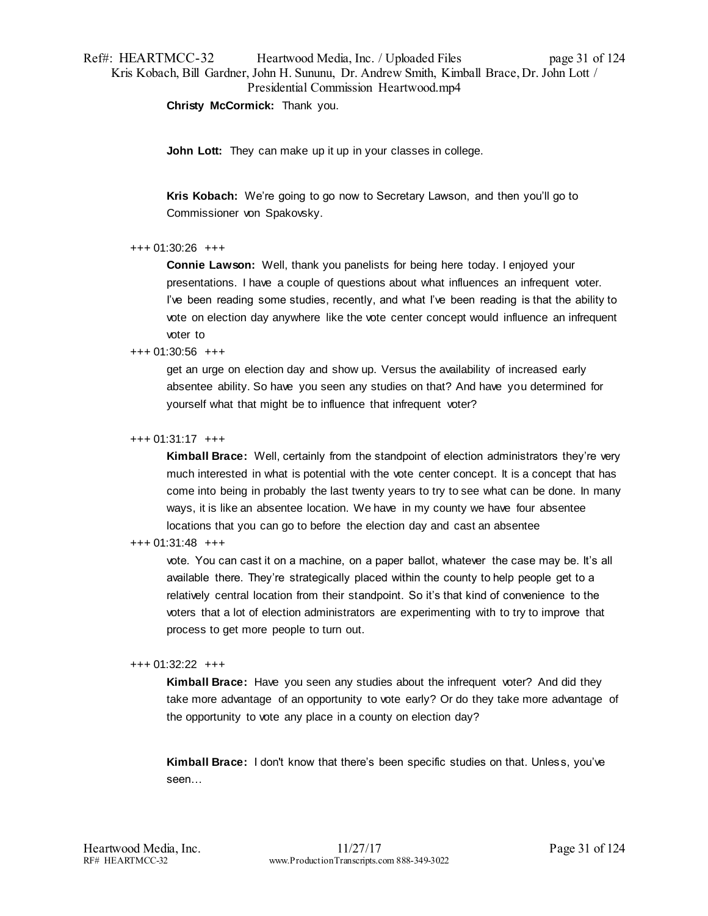**Christy McCormick:** Thank you.

**John Lott:** They can make up it up in your classes in college.

**Kris Kobach:** We're going to go now to Secretary Lawson, and then you'll go to Commissioner von Spakovsky.

+++ 01:30:26 +++

**Connie Lawson:** Well, thank you panelists for being here today. I enjoyed your presentations. I have a couple of questions about what influences an infrequent voter. I've been reading some studies, recently, and what I've been reading is that the ability to vote on election day anywhere like the vote center concept would influence an infrequent voter to

+++ 01:30:56 +++

get an urge on election day and show up. Versus the availability of increased early absentee ability. So have you seen any studies on that? And have you determined for yourself what that might be to influence that infrequent voter?

+++ 01:31:17 +++

**Kimball Brace:** Well, certainly from the standpoint of election administrators they're very much interested in what is potential with the vote center concept. It is a concept that has come into being in probably the last twenty years to try to see what can be done. In many ways, it is like an absentee location. We have in my county we have four absentee locations that you can go to before the election day and cast an absentee

+++ 01:31:48 +++

vote. You can cast it on a machine, on a paper ballot, whatever the case may be. It's all available there. They're strategically placed within the county to help people get to a relatively central location from their standpoint. So it's that kind of convenience to the voters that a lot of election administrators are experimenting with to try to improve that process to get more people to turn out.

+++ 01:32:22 +++

**Kimball Brace:** Have you seen any studies about the infrequent voter? And did they take more advantage of an opportunity to vote early? Or do they take more advantage of the opportunity to vote any place in a county on election day?

**Kimball Brace:** I don't know that there's been specific studies on that. Unless, you've seen…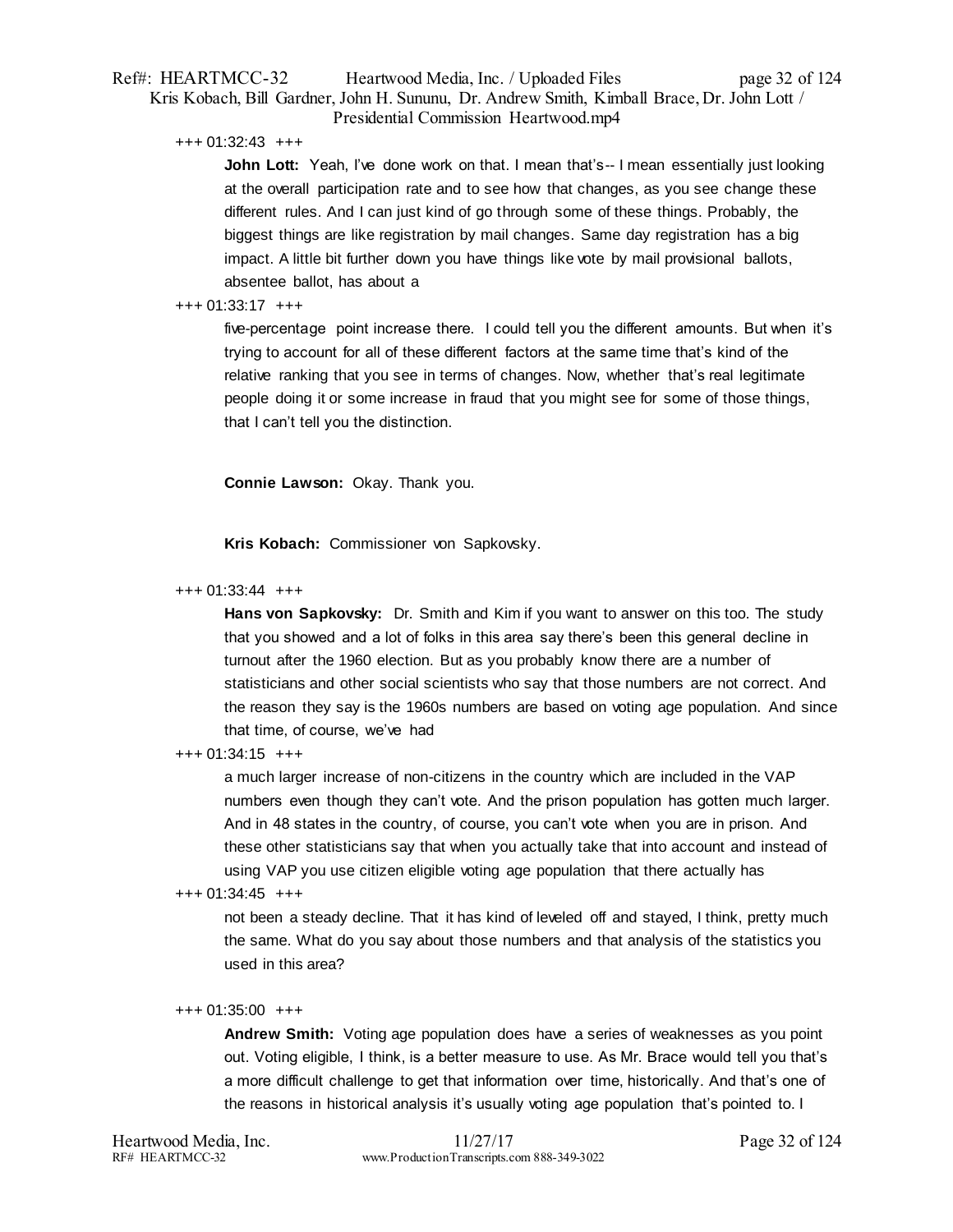+++ 01:32:43 +++

**John Lott:** Yeah, I've done work on that. I mean that's-- I mean essentially just looking at the overall participation rate and to see how that changes, as you see change these different rules. And I can just kind of go through some of these things. Probably, the biggest things are like registration by mail changes. Same day registration has a big impact. A little bit further down you have things like vote by mail provisional ballots, absentee ballot, has about a

+++ 01:33:17 +++

five-percentage point increase there. I could tell you the different amounts. But when it's trying to account for all of these different factors at the same time that's kind of the relative ranking that you see in terms of changes. Now, whether that's real legitimate people doing it or some increase in fraud that you might see for some of those things, that I can't tell you the distinction.

**Connie Lawson:** Okay. Thank you.

**Kris Kobach:** Commissioner von Sapkovsky.

+++ 01:33:44 +++

**Hans von Sapkovsky:** Dr. Smith and Kim if you want to answer on this too. The study that you showed and a lot of folks in this area say there's been this general decline in turnout after the 1960 election. But as you probably know there are a number of statisticians and other social scientists who say that those numbers are not correct. And the reason they say is the 1960s numbers are based on voting age population. And since that time, of course, we've had

+++ 01:34:15 +++

a much larger increase of non-citizens in the country which are included in the VAP numbers even though they can't vote. And the prison population has gotten much larger. And in 48 states in the country, of course, you can't vote when you are in prison. And these other statisticians say that when you actually take that into account and instead of using VAP you use citizen eligible voting age population that there actually has

+++ 01:34:45 +++

not been a steady decline. That it has kind of leveled off and stayed, I think, pretty much the same. What do you say about those numbers and that analysis of the statistics you used in this area?

+++ 01:35:00 +++

**Andrew Smith:** Voting age population does have a series of weaknesses as you point out. Voting eligible, I think, is a better measure to use. As Mr. Brace would tell you that's a more difficult challenge to get that information over time, historically. And that's one of the reasons in historical analysis it's usually voting age population that's pointed to. I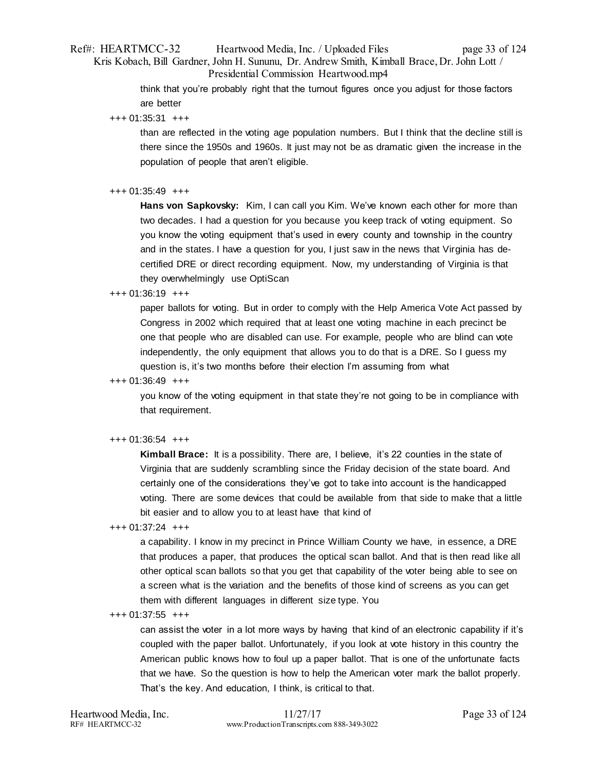think that you're probably right that the turnout figures once you adjust for those factors are better

+++ 01:35:31 +++

than are reflected in the voting age population numbers. But I think that the decline still is there since the 1950s and 1960s. It just may not be as dramatic given the increase in the population of people that aren't eligible.

+++ 01:35:49 +++

**Hans von Sapkovsky:** Kim, I can call you Kim. We've known each other for more than two decades. I had a question for you because you keep track of voting equipment. So you know the voting equipment that's used in every county and township in the country and in the states. I have a question for you, I just saw in the news that Virginia has de-certified DRE or direct recording equipment. Now, my understanding of Virginia is that they overwhelmingly use OptiScan

+++ 01:36:19 +++

paper ballots for voting. But in order to comply with the Help America Vote Act passed by Congress in 2002 which required that at least one voting machine in each precinct be one that people who are disabled can use. For example, people who are blind can vote independently, the only equipment that allows you to do that is a DRE. So I guess my question is, it's two months before their election I'm assuming from what

+++ 01:36:49 +++

you know of the voting equipment in that state they're not going to be in compliance with that requirement.

+++ 01:36:54 +++

**Kimball Brace:** It is a possibility. There are, I believe, it's 22 counties in the state of Virginia that are suddenly scrambling since the Friday decision of the state board. And certainly one of the considerations they've got to take into account is the handicapped voting. There are some devices that could be available from that side to make that a little bit easier and to allow you to at least have that kind of

+++ 01:37:24 +++

a capability. I know in my precinct in Prince William County we have, in essence, a DRE that produces a paper, that produces the optical scan ballot. And that is then read like all other optical scan ballots so that you get that capability of the voter being able to see on a screen what is the variation and the benefits of those kind of screens as you can get them with different languages in different size type. You

+++ 01:37:55 +++

can assist the voter in a lot more ways by having that kind of an electronic capability if it's coupled with the paper ballot. Unfortunately, if you look at vote history in this country the American public knows how to foul up a paper ballot. That is one of the unfortunate facts that we have. So the question is how to help the American voter mark the ballot properly. That's the key. And education, I think, is critical to that.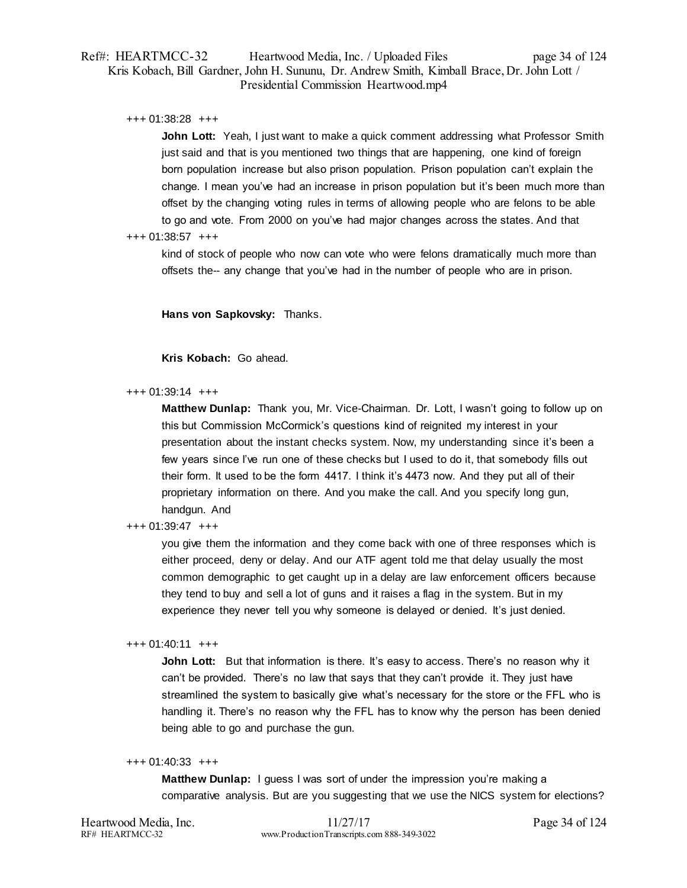+++ 01:38:28 +++

**John Lott:** Yeah, I just want to make a quick comment addressing what Professor Smith just said and that is you mentioned two things that are happening, one kind of foreign born population increase but also prison population. Prison population can't explain the change. I mean you've had an increase in prison population but it's been much more than offset by the changing voting rules in terms of allowing people who are felons to be able to go and vote. From 2000 on you've had major changes across the states. And that

+++ 01:38:57 +++

kind of stock of people who now can vote who were felons dramatically much more than offsets the-- any change that you've had in the number of people who are in prison.

**Hans von Sapkovsky:** Thanks.

**Kris Kobach:** Go ahead.

+++ 01:39:14 +++

**Matthew Dunlap:** Thank you, Mr. Vice-Chairman. Dr. Lott, I wasn't going to follow up on this but Commission McCormick's questions kind of reignited my interest in your presentation about the instant checks system. Now, my understanding since it's been a few years since I've run one of these checks but I used to do it, that somebody fills out their form. It used to be the form 4417. I think it's 4473 now. And they put all of their proprietary information on there. And you make the call. And you specify long gun, handgun. And

+++ 01:39:47 +++

you give them the information and they come back with one of three responses which is either proceed, deny or delay. And our ATF agent told me that delay usually the most common demographic to get caught up in a delay are law enforcement officers because they tend to buy and sell a lot of guns and it raises a flag in the system. But in my experience they never tell you why someone is delayed or denied. It's just denied.

+++ 01:40:11 +++

**John Lott:** But that information is there. It's easy to access. There's no reason why it can't be provided. There's no law that says that they can't provide it. They just have streamlined the system to basically give what's necessary for the store or the FFL who is handling it. There's no reason why the FFL has to know why the person has been denied being able to go and purchase the gun.

+++ 01:40:33 +++

**Matthew Dunlap:** I guess I was sort of under the impression you're making a comparative analysis. But are you suggesting that we use the NICS system for elections?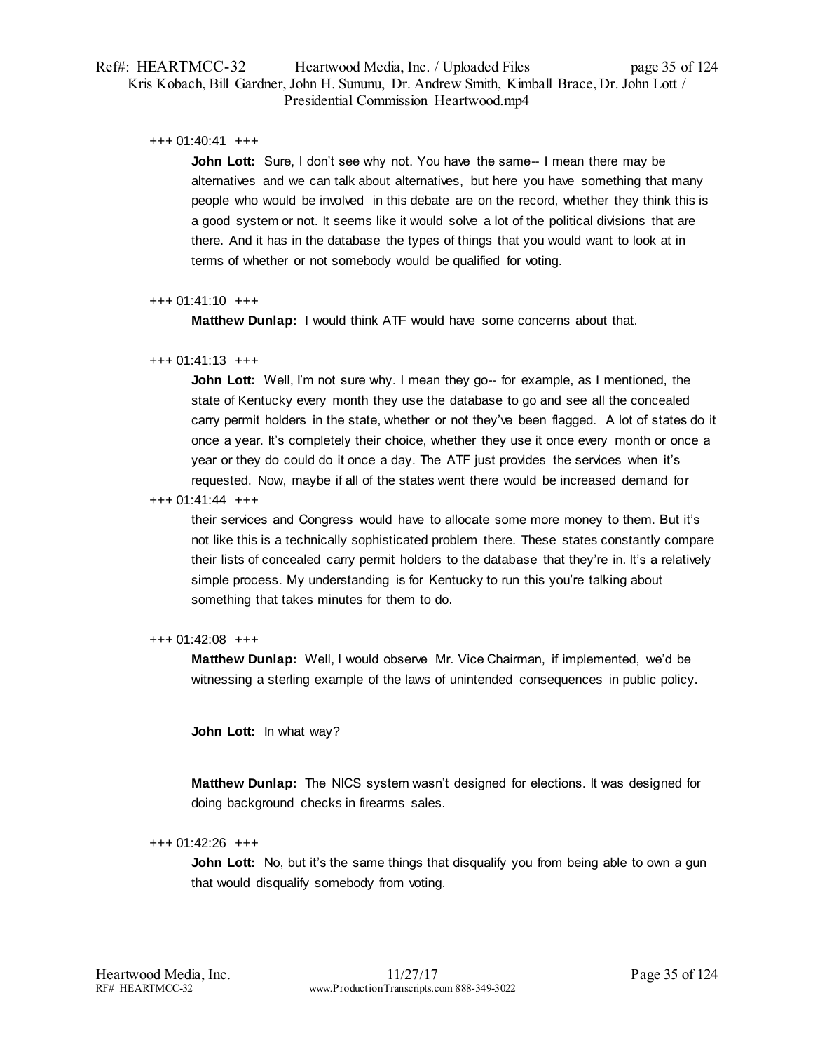+++ 01:40:41 +++

**John Lott:** Sure, I don't see why not. You have the same-- I mean there may be alternatives and we can talk about alternatives, but here you have something that many people who would be involved in this debate are on the record, whether they think this is a good system or not. It seems like it would solve a lot of the political divisions that are there. And it has in the database the types of things that you would want to look at in terms of whether or not somebody would be qualified for voting.

+++ 01:41:10 +++

**Matthew Dunlap:** I would think ATF would have some concerns about that.

+++ 01:41:13 +++

**John Lott:** Well, I'm not sure why. I mean they go-- for example, as I mentioned, the state of Kentucky every month they use the database to go and see all the concealed carry permit holders in the state, whether or not they've been flagged. A lot of states do it once a year. It's completely their choice, whether they use it once every month or once a year or they do could do it once a day. The ATF just provides the services when it's requested. Now, maybe if all of the states went there would be increased demand for

+++ 01:41:44 +++

their services and Congress would have to allocate some more money to them. But it's not like this is a technically sophisticated problem there. These states constantly compare their lists of concealed carry permit holders to the database that they're in. It's a relatively simple process. My understanding is for Kentucky to run this you're talking about something that takes minutes for them to do.

+++ 01:42:08 +++

**Matthew Dunlap:** Well, I would observe Mr. Vice Chairman, if implemented, we'd be witnessing a sterling example of the laws of unintended consequences in public policy.

**John Lott:** In what way?

**Matthew Dunlap:** The NICS system wasn't designed for elections. It was designed for doing background checks in firearms sales.

+++ 01:42:26 +++

**John Lott:** No, but it's the same things that disqualify you from being able to own a gun that would disqualify somebody from voting.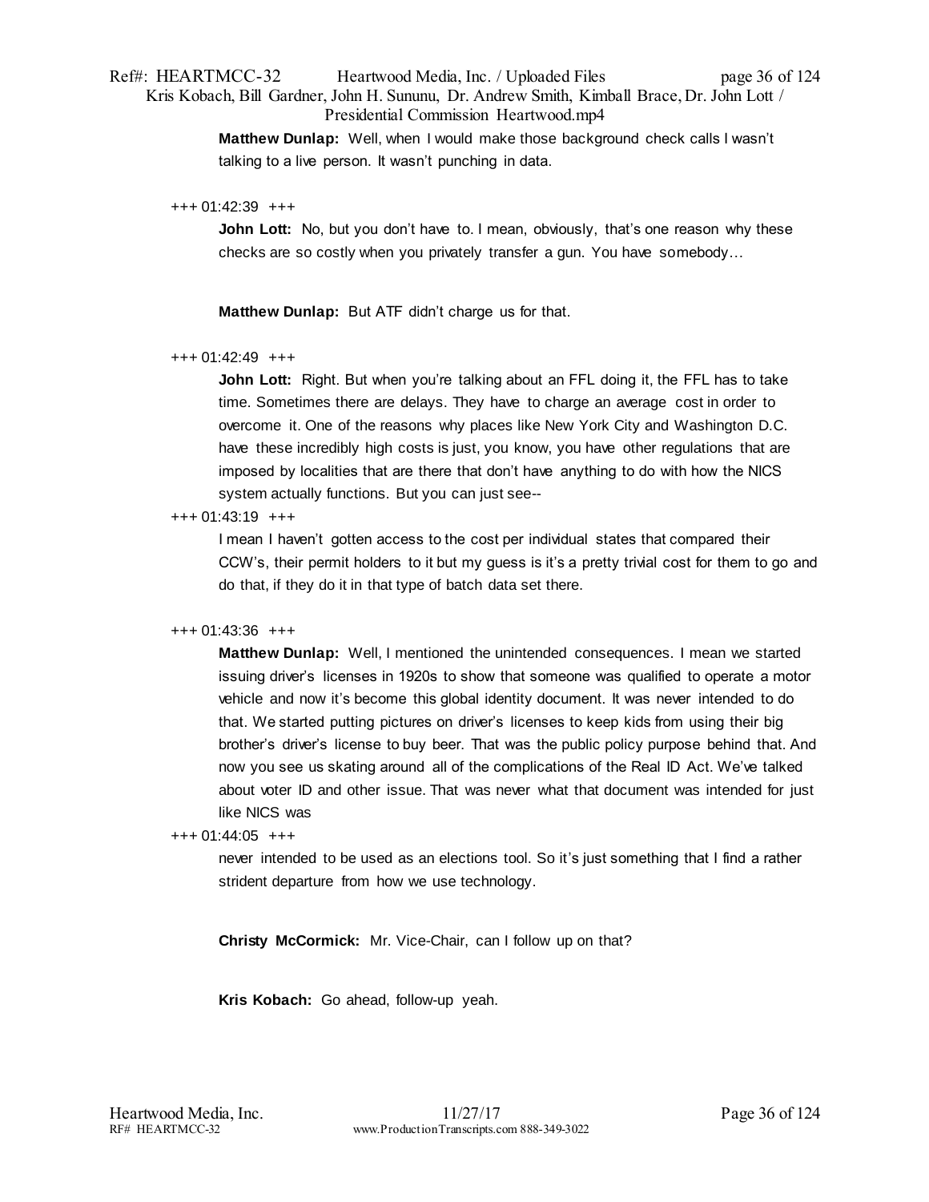**Matthew Dunlap:** Well, when I would make those background check calls I wasn't talking to a live person. It wasn't punching in data.

+++ 01:42:39 +++

**John Lott:** No, but you don't have to. I mean, obviously, that's one reason why these checks are so costly when you privately transfer a gun. You have somebody…

**Matthew Dunlap:** But ATF didn't charge us for that.

+++ 01:42:49 +++

**John Lott:** Right. But when you're talking about an FFL doing it, the FFL has to take time. Sometimes there are delays. They have to charge an average cost in order to overcome it. One of the reasons why places like New York City and Washington D.C. have these incredibly high costs is just, you know, you have other regulations that are imposed by localities that are there that don't have anything to do with how the NICS system actually functions. But you can just see--

+++ 01:43:19 +++

I mean I haven't gotten access to the cost per individual states that compared their CCW's, their permit holders to it but my guess is it's a pretty trivial cost for them to go and do that, if they do it in that type of batch data set there.

+++ 01:43:36 +++

**Matthew Dunlap:** Well, I mentioned the unintended consequences. I mean we started issuing driver's licenses in 1920s to show that someone was qualified to operate a motor vehicle and now it's become this global identity document. It was never intended to do that. We started putting pictures on driver's licenses to keep kids from using their big brother's driver's license to buy beer. That was the public policy purpose behind that. And now you see us skating around all of the complications of the Real ID Act. We've talked about voter ID and other issue. That was never what that document was intended for just like NICS was

+++ 01:44:05 +++

never intended to be used as an elections tool. So it's just something that I find a rather strident departure from how we use technology.

**Christy McCormick:** Mr. Vice-Chair, can I follow up on that?

**Kris Kobach:** Go ahead, follow-up yeah.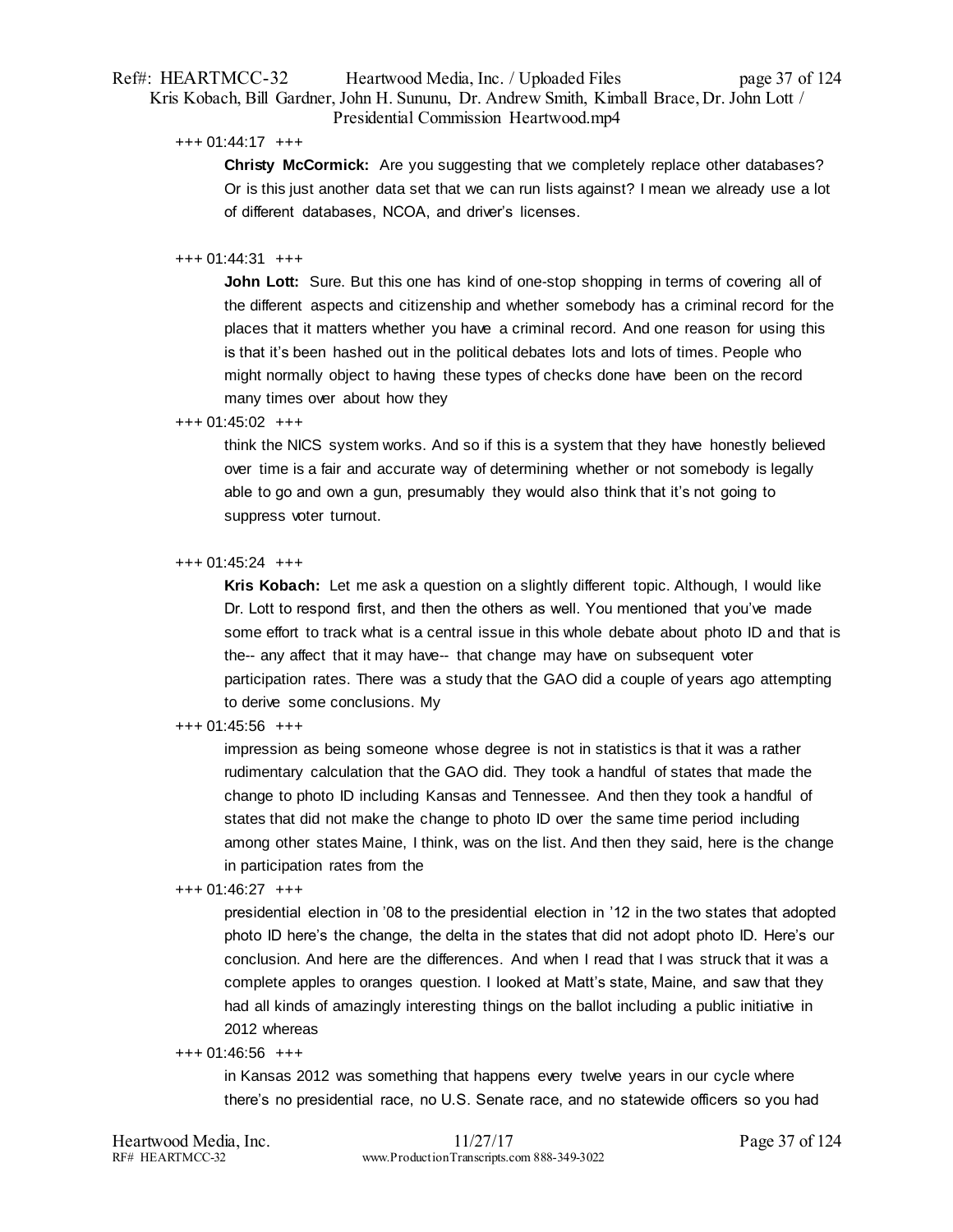+++ 01:44:17 +++

**Christy McCormick:** Are you suggesting that we completely replace other databases? Or is this just another data set that we can run lists against? I mean we already use a lot of different databases, NCOA, and driver's licenses.

+++ 01:44:31 +++

**John Lott:** Sure. But this one has kind of one-stop shopping in terms of covering all of the different aspects and citizenship and whether somebody has a criminal record for the places that it matters whether you have a criminal record. And one reason for using this is that it's been hashed out in the political debates lots and lots of times. People who might normally object to having these types of checks done have been on the record many times over about how they

+++ 01:45:02 +++

think the NICS system works. And so if this is a system that they have honestly believed over time is a fair and accurate way of determining whether or not somebody is legally able to go and own a gun, presumably they would also think that it's not going to suppress voter turnout.

+++ 01:45:24 +++

**Kris Kobach:** Let me ask a question on a slightly different topic. Although, I would like Dr. Lott to respond first, and then the others as well. You mentioned that you've made some effort to track what is a central issue in this whole debate about photo ID and that is the-- any affect that it may have-- that change may have on subsequent voter participation rates. There was a study that the GAO did a couple of years ago attempting to derive some conclusions. My

+++ 01:45:56 +++

impression as being someone whose degree is not in statistics is that it was a rather rudimentary calculation that the GAO did. They took a handful of states that made the change to photo ID including Kansas and Tennessee. And then they took a handful of states that did not make the change to photo ID over the same time period including among other states Maine, I think, was on the list. And then they said, here is the change in participation rates from the

+++ 01:46:27 +++

presidential election in '08 to the presidential election in '12 in the two states that adopted photo ID here's the change, the delta in the states that did not adopt photo ID. Here's our conclusion. And here are the differences. And when I read that I was struck that it was a complete apples to oranges question. I looked at Matt's state, Maine, and saw that they had all kinds of amazingly interesting things on the ballot including a public initiative in 2012 whereas

+++ 01:46:56 +++

in Kansas 2012 was something that happens every twelve years in our cycle where there's no presidential race, no U.S. Senate race, and no statewide officers so you had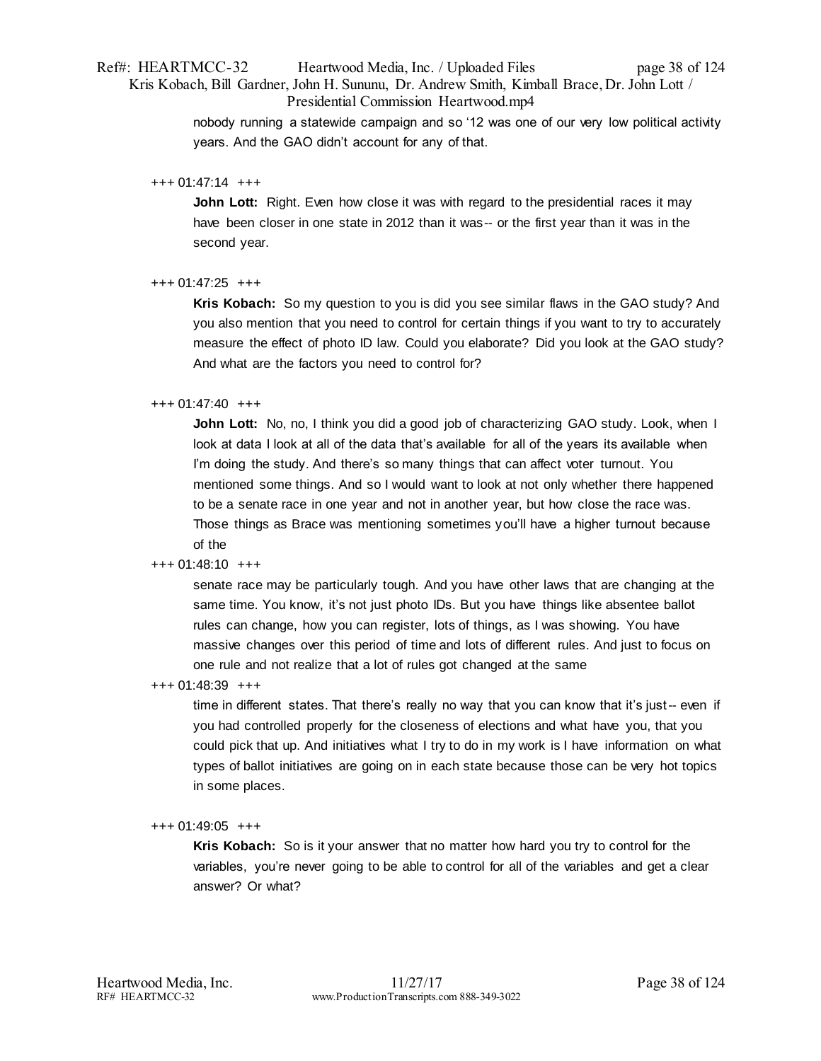nobody running a statewide campaign and so '12 was one of our very low political activity years. And the GAO didn't account for any of that.

+++ 01:47:14 +++

**John Lott:** Right. Even how close it was with regard to the presidential races it may have been closer in one state in 2012 than it was-- or the first year than it was in the second year.

+++ 01:47:25 +++

**Kris Kobach:** So my question to you is did you see similar flaws in the GAO study? And you also mention that you need to control for certain things if you want to try to accurately measure the effect of photo ID law. Could you elaborate? Did you look at the GAO study? And what are the factors you need to control for?

+++ 01:47:40 +++

**John Lott:** No, no, I think you did a good job of characterizing GAO study. Look, when I look at data I look at all of the data that's available for all of the years its available when I'm doing the study. And there's so many things that can affect voter turnout. You mentioned some things. And so I would want to look at not only whether there happened to be a senate race in one year and not in another year, but how close the race was. Those things as Brace was mentioning sometimes you'll have a higher turnout because of the

+++ 01:48:10 +++

senate race may be particularly tough. And you have other laws that are changing at the same time. You know, it's not just photo IDs. But you have things like absentee ballot rules can change, how you can register, lots of things, as I was showing. You have massive changes over this period of time and lots of different rules. And just to focus on one rule and not realize that a lot of rules got changed at the same

+++ 01:48:39 +++

time in different states. That there's really no way that you can know that it's just-- even if you had controlled properly for the closeness of elections and what have you, that you could pick that up. And initiatives what I try to do in my work is I have information on what types of ballot initiatives are going on in each state because those can be very hot topics in some places.

+++ 01:49:05 +++

**Kris Kobach:** So is it your answer that no matter how hard you try to control for the variables, you're never going to be able to control for all of the variables and get a clear answer? Or what?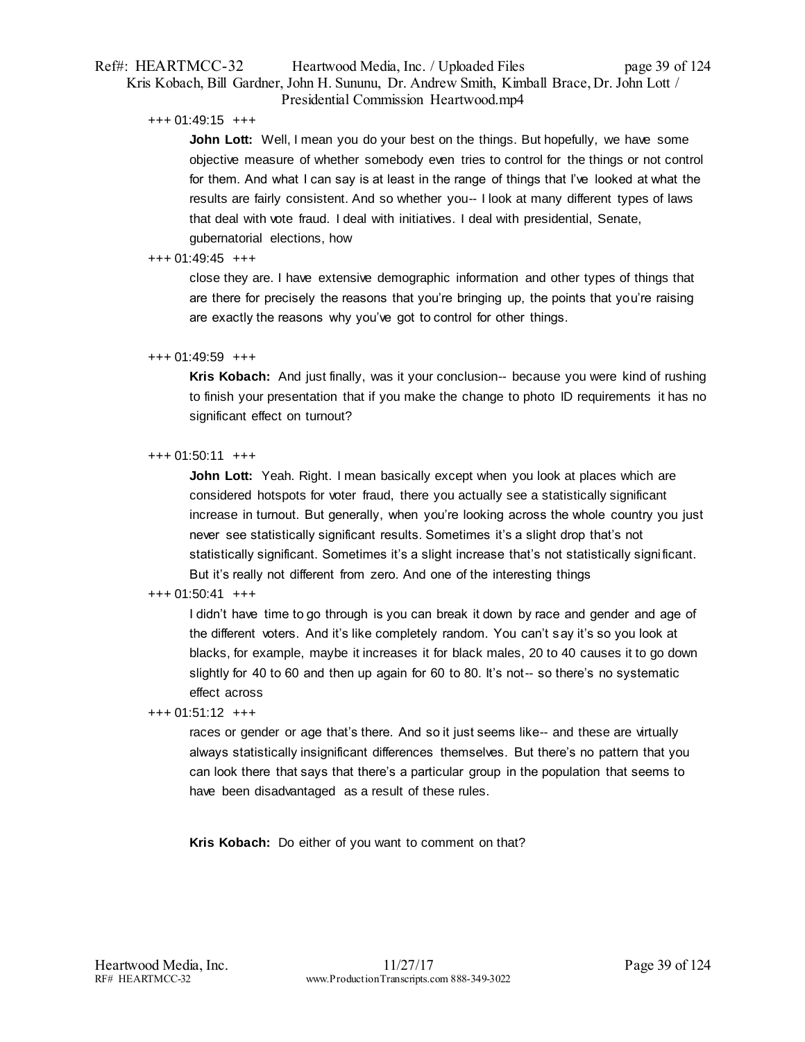+++ 01:49:15 +++

**John Lott:** Well, I mean you do your best on the things. But hopefully, we have some objective measure of whether somebody even tries to control for the things or not control for them. And what I can say is at least in the range of things that I've looked at what the results are fairly consistent. And so whether you-- I look at many different types of laws that deal with vote fraud. I deal with initiatives. I deal with presidential, Senate, gubernatorial elections, how

+++ 01:49:45 +++

close they are. I have extensive demographic information and other types of things that are there for precisely the reasons that you're bringing up, the points that you're raising are exactly the reasons why you've got to control for other things.

+++ 01:49:59 +++

**Kris Kobach:** And just finally, was it your conclusion-- because you were kind of rushing to finish your presentation that if you make the change to photo ID requirements it has no significant effect on turnout?

+++ 01:50:11 +++

**John Lott:** Yeah. Right. I mean basically except when you look at places which are considered hotspots for voter fraud, there you actually see a statistically significant increase in turnout. But generally, when you're looking across the whole country you just never see statistically significant results. Sometimes it's a slight drop that's not statistically significant. Sometimes it's a slight increase that's not statistically significant. But it's really not different from zero. And one of the interesting things

+++ 01:50:41 +++

I didn't have time to go through is you can break it down by race and gender and age of the different voters. And it's like completely random. You can't say it's so you look at blacks, for example, maybe it increases it for black males, 20 to 40 causes it to go down slightly for 40 to 60 and then up again for 60 to 80. It's not-- so there's no systematic effect across

+++ 01:51:12 +++

races or gender or age that's there. And so it just seems like-- and these are virtually always statistically insignificant differences themselves. But there's no pattern that you can look there that says that there's a particular group in the population that seems to have been disadvantaged as a result of these rules.

**Kris Kobach:** Do either of you want to comment on that?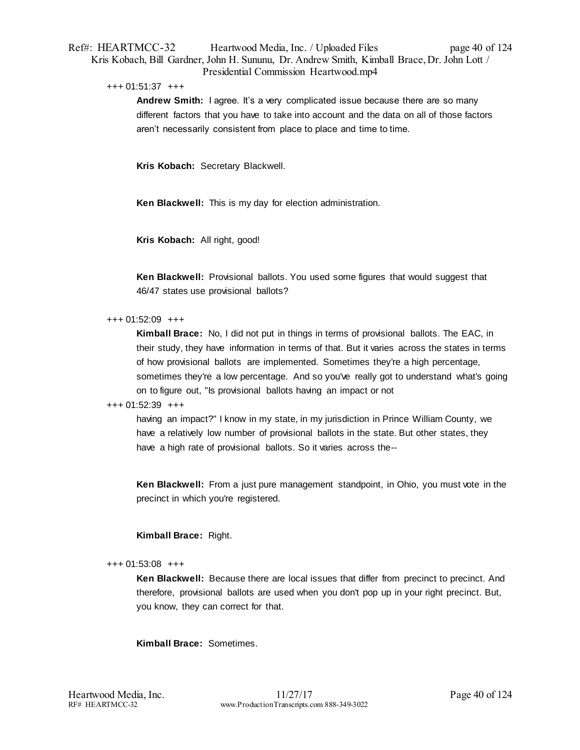+++ 01:51:37 +++

**Andrew Smith:** I agree. It's a very complicated issue because there are so many different factors that you have to take into account and the data on all of those factors aren't necessarily consistent from place to place and time to time.

**Kris Kobach:** Secretary Blackwell.

**Ken Blackwell:** This is my day for election administration.

**Kris Kobach:** All right, good!

**Ken Blackwell:** Provisional ballots. You used some figures that would suggest that 46/47 states use provisional ballots?

+++ 01:52:09 +++

**Kimball Brace:** No, I did not put in things in terms of provisional ballots. The EAC, in their study, they have information in terms of that. But it varies across the states in terms of how provisional ballots are implemented. Sometimes they're a high percentage, sometimes they're a low percentage. And so you've really got to understand what's going on to figure out, "Is provisional ballots having an impact or not

+++ 01:52:39 +++

having an impact?" I know in my state, in my jurisdiction in Prince William County, we have a relatively low number of provisional ballots in the state. But other states, they have a high rate of provisional ballots. So it varies across the--

**Ken Blackwell:** From a just pure management standpoint, in Ohio, you must vote in the precinct in which you're registered.

**Kimball Brace:** Right.

+++ 01:53:08 +++

**Ken Blackwell:** Because there are local issues that differ from precinct to precinct. And therefore, provisional ballots are used when you don't pop up in your right precinct. But, you know, they can correct for that.

**Kimball Brace:** Sometimes.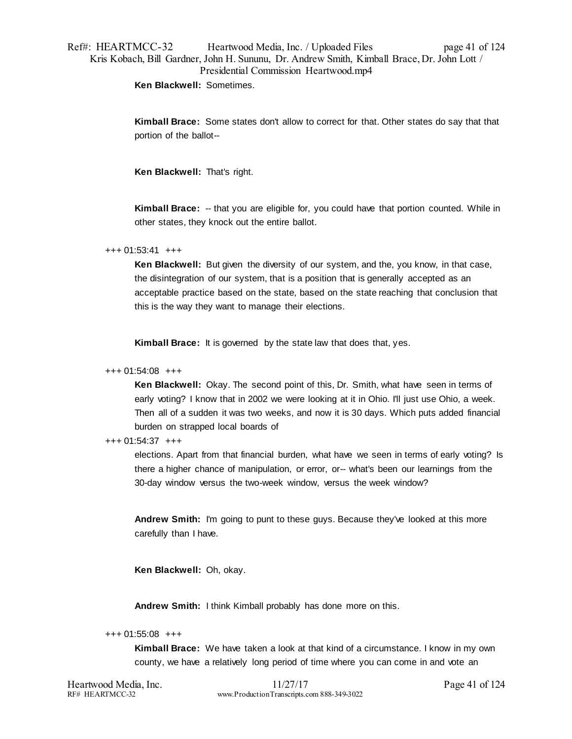**Ken Blackwell:** Sometimes.

**Kimball Brace:** Some states don't allow to correct for that. Other states do say that that portion of the ballot--

**Ken Blackwell:** That's right.

**Kimball Brace:** -- that you are eligible for, you could have that portion counted. While in other states, they knock out the entire ballot.

+++ 01:53:41 +++

**Ken Blackwell:** But given the diversity of our system, and the, you know, in that case, the disintegration of our system, that is a position that is generally accepted as an acceptable practice based on the state, based on the state reaching that conclusion that this is the way they want to manage their elections.

**Kimball Brace:** It is governed by the state law that does that, yes.

+++ 01:54:08 +++

**Ken Blackwell:** Okay. The second point of this, Dr. Smith, what have seen in terms of early voting? I know that in 2002 we were looking at it in Ohio. I'll just use Ohio, a week. Then all of a sudden it was two weeks, and now it is 30 days. Which puts added financial burden on strapped local boards of

+++ 01:54:37 +++

elections. Apart from that financial burden, what have we seen in terms of early voting? Is there a higher chance of manipulation, or error, or-- what's been our learnings from the 30-day window versus the two-week window, versus the week window?

**Andrew Smith:** I'm going to punt to these guys. Because they've looked at this more carefully than I have.

**Ken Blackwell:** Oh, okay.

**Andrew Smith:** I think Kimball probably has done more on this.

+++ 01:55:08 +++

**Kimball Brace:** We have taken a look at that kind of a circumstance. I know in my own county, we have a relatively long period of time where you can come in and vote an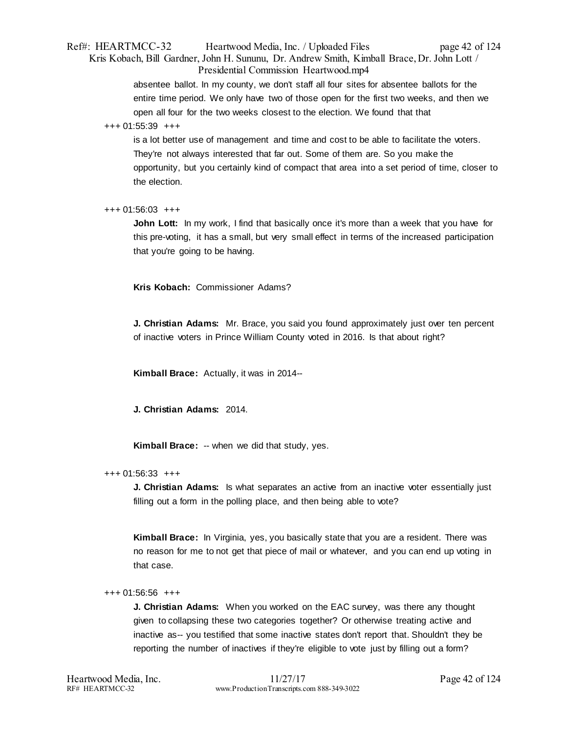absentee ballot. In my county, we don't staff all four sites for absentee ballots for the entire time period. We only have two of those open for the first two weeks, and then we open all four for the two weeks closest to the election. We found that that

+++ 01:55:39 +++

is a lot better use of management and time and cost to be able to facilitate the voters. They're not always interested that far out. Some of them are. So you make the opportunity, but you certainly kind of compact that area into a set period of time, closer to the election.

+++ 01:56:03 +++

**John Lott:** In my work, I find that basically once it's more than a week that you have for this pre-voting, it has a small, but very small effect in terms of the increased participation that you're going to be having.

**Kris Kobach:** Commissioner Adams?

**J. Christian Adams:** Mr. Brace, you said you found approximately just over ten percent of inactive voters in Prince William County voted in 2016. Is that about right?

**Kimball Brace:** Actually, it was in 2014--

**J. Christian Adams:** 2014.

**Kimball Brace:** -- when we did that study, yes.

+++ 01:56:33 +++

**J. Christian Adams:** Is what separates an active from an inactive voter essentially just filling out a form in the polling place, and then being able to vote?

**Kimball Brace:** In Virginia, yes, you basically state that you are a resident. There was no reason for me to not get that piece of mail or whatever, and you can end up voting in that case.

+++ 01:56:56 +++

**J. Christian Adams:** When you worked on the EAC survey, was there any thought given to collapsing these two categories together? Or otherwise treating active and inactive as-- you testified that some inactive states don't report that. Shouldn't they be reporting the number of inactives if they're eligible to vote just by filling out a form?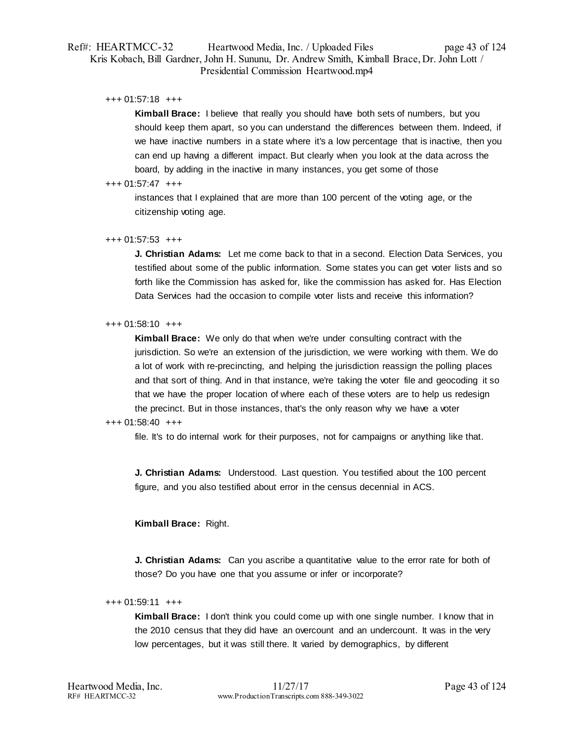+++ 01:57:18 +++

**Kimball Brace:** I believe that really you should have both sets of numbers, but you should keep them apart, so you can understand the differences between them. Indeed, if we have inactive numbers in a state where it's a low percentage that is inactive, then you can end up having a different impact. But clearly when you look at the data across the board, by adding in the inactive in many instances, you get some of those

+++ 01:57:47 +++

instances that I explained that are more than 100 percent of the voting age, or the citizenship voting age.

+++ 01:57:53 +++

**J. Christian Adams:** Let me come back to that in a second. Election Data Services, you testified about some of the public information. Some states you can get voter lists and so forth like the Commission has asked for, like the commission has asked for. Has Election Data Services had the occasion to compile voter lists and receive this information?

+++ 01:58:10 +++

**Kimball Brace:** We only do that when we're under consulting contract with the jurisdiction. So we're an extension of the jurisdiction, we were working with them. We do a lot of work with re-precincting, and helping the jurisdiction reassign the polling places and that sort of thing. And in that instance, we're taking the voter file and geocoding it so that we have the proper location of where each of these voters are to help us redesign the precinct. But in those instances, that's the only reason why we have a voter

+++ 01:58:40 +++

file. It's to do internal work for their purposes, not for campaigns or anything like that.

**J. Christian Adams:** Understood. Last question. You testified about the 100 percent figure, and you also testified about error in the census decennial in ACS.

**Kimball Brace:** Right.

**J. Christian Adams:** Can you ascribe a quantitative value to the error rate for both of those? Do you have one that you assume or infer or incorporate?

+++ 01:59:11 +++

**Kimball Brace:** I don't think you could come up with one single number. I know that in the 2010 census that they did have an overcount and an undercount. It was in the very low percentages, but it was still there. It varied by demographics, by different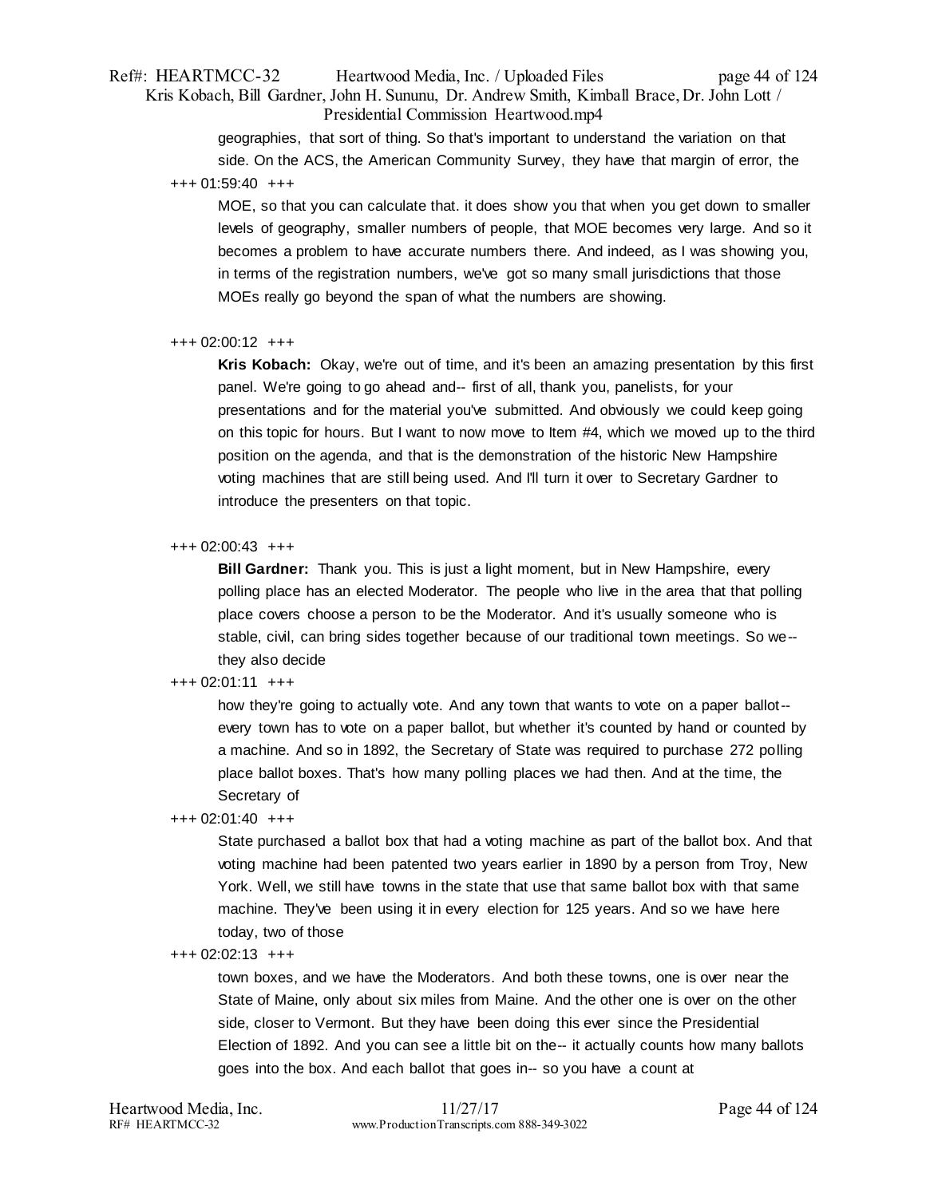geographies, that sort of thing. So that's important to understand the variation on that side. On the ACS, the American Community Survey, they have that margin of error, the

+++ 01:59:40 +++

MOE, so that you can calculate that. it does show you that when you get down to smaller levels of geography, smaller numbers of people, that MOE becomes very large. And so it becomes a problem to have accurate numbers there. And indeed, as I was showing you, in terms of the registration numbers, we've got so many small jurisdictions that those MOEs really go beyond the span of what the numbers are showing.

+++ 02:00:12 +++

**Kris Kobach:** Okay, we're out of time, and it's been an amazing presentation by this first panel. We're going to go ahead and-- first of all, thank you, panelists, for your presentations and for the material you've submitted. And obviously we could keep going on this topic for hours. But I want to now move to Item #4, which we moved up to the third position on the agenda, and that is the demonstration of the historic New Hampshire voting machines that are still being used. And I'll turn it over to Secretary Gardner to introduce the presenters on that topic.

+++ 02:00:43 +++

**Bill Gardner:** Thank you. This is just a light moment, but in New Hampshire, every polling place has an elected Moderator. The people who live in the area that that polling place covers choose a person to be the Moderator. And it's usually someone who is stable, civil, can bring sides together because of our traditional town meetings. So we-- they also decide

+++ 02:01:11 +++

how they're going to actually vote. And any town that wants to vote on a paper ballot-- every town has to vote on a paper ballot, but whether it's counted by hand or counted by a machine. And so in 1892, the Secretary of State was required to purchase 272 polling place ballot boxes. That's how many polling places we had then. And at the time, the Secretary of

+++ 02:01:40 +++

State purchased a ballot box that had a voting machine as part of the ballot box. And that voting machine had been patented two years earlier in 1890 by a person from Troy, New York. Well, we still have towns in the state that use that same ballot box with that same machine. They've been using it in every election for 125 years. And so we have here today, two of those

+++ 02:02:13 +++

town boxes, and we have the Moderators. And both these towns, one is over near the State of Maine, only about six miles from Maine. And the other one is over on the other side, closer to Vermont. But they have been doing this ever since the Presidential Election of 1892. And you can see a little bit on the-- it actually counts how many ballots goes into the box. And each ballot that goes in-- so you have a count at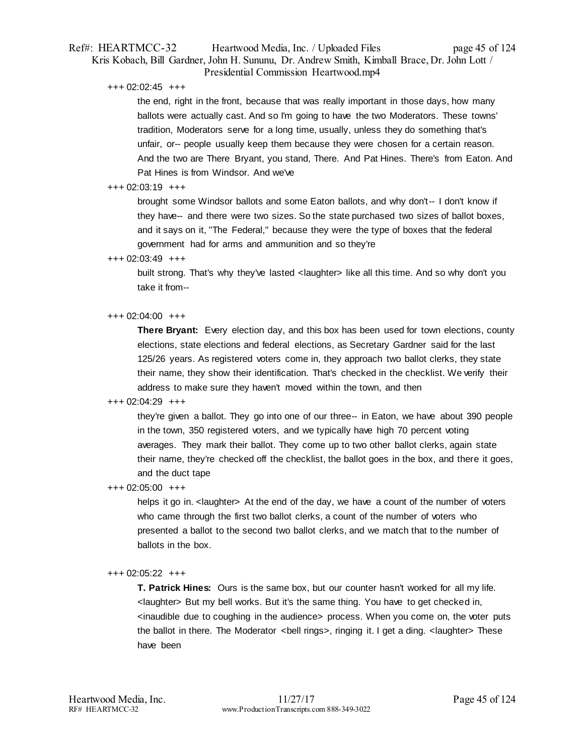+++ 02:02:45 +++

the end, right in the front, because that was really important in those days, how many ballots were actually cast. And so I'm going to have the two Moderators. These towns' tradition, Moderators serve for a long time, usually, unless they do something that's unfair, or-- people usually keep them because they were chosen for a certain reason. And the two are There Bryant, you stand, There. And Pat Hines. There's from Eaton. And Pat Hines is from Windsor. And we've

+++ 02:03:19 +++

brought some Windsor ballots and some Eaton ballots, and why don't-- I don't know if they have-- and there were two sizes. So the state purchased two sizes of ballot boxes, and it says on it, "The Federal," because they were the type of boxes that the federal government had for arms and ammunition and so they're

+++ 02:03:49 +++

built strong. That's why they've lasted <laughter> like all this time. And so why don't you take it from--

+++ 02:04:00 +++

**There Bryant:** Every election day, and this box has been used for town elections, county elections, state elections and federal elections, as Secretary Gardner said for the last 125/26 years. As registered voters come in, they approach two ballot clerks, they state their name, they show their identification. That's checked in the checklist. We verify their address to make sure they haven't moved within the town, and then

+++ 02:04:29 +++

they're given a ballot. They go into one of our three-- in Eaton, we have about 390 people in the town, 350 registered voters, and we typically have high 70 percent voting averages. They mark their ballot. They come up to two other ballot clerks, again state their name, they're checked off the checklist, the ballot goes in the box, and there it goes, and the duct tape

+++ 02:05:00 +++

helps it go in. <laughter> At the end of the day, we have a count of the number of voters who came through the first two ballot clerks, a count of the number of voters who presented a ballot to the second two ballot clerks, and we match that to the number of ballots in the box.

+++ 02:05:22 +++

**T. Patrick Hines:** Ours is the same box, but our counter hasn't worked for all my life. <laughter> But my bell works. But it's the same thing. You have to get checked in, <inaudible due to coughing in the audience> process. When you come on, the voter puts the ballot in there. The Moderator <bell rings>, ringing it. I get a ding. <laughter> These have been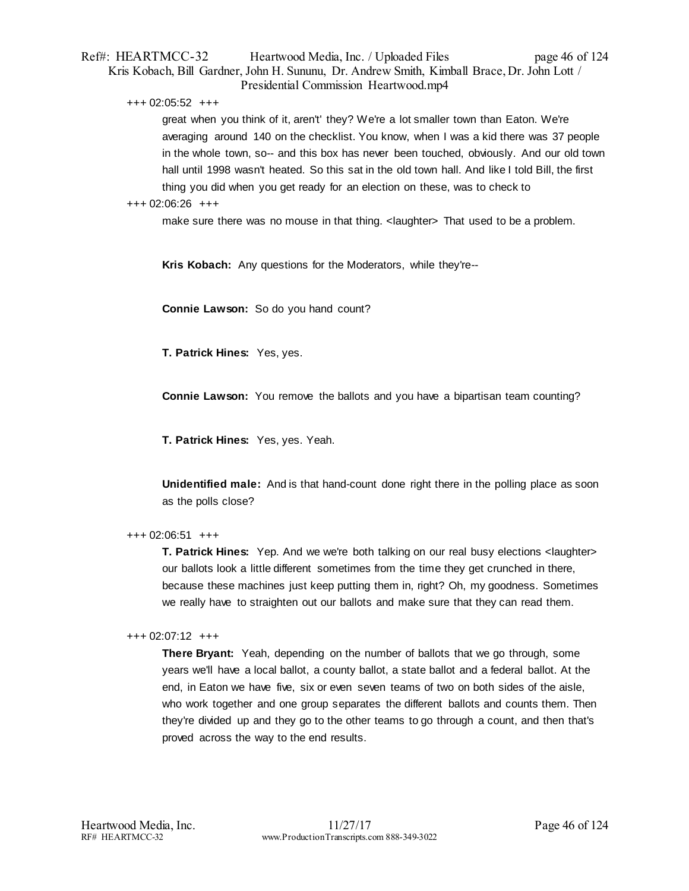+++ 02:05:52 +++

great when you think of it, aren't' they? We're a lot smaller town than Eaton. We're averaging around 140 on the checklist. You know, when I was a kid there was 37 people in the whole town, so-- and this box has never been touched, obviously. And our old town hall until 1998 wasn't heated. So this sat in the old town hall. And like I told Bill, the first thing you did when you get ready for an election on these, was to check to

+++ 02:06:26 +++

make sure there was no mouse in that thing. <laughter> That used to be a problem.

**Kris Kobach:** Any questions for the Moderators, while they're--

**Connie Lawson:** So do you hand count?

**T. Patrick Hines:** Yes, yes.

**Connie Lawson:** You remove the ballots and you have a bipartisan team counting?

**T. Patrick Hines:** Yes, yes. Yeah.

**Unidentified male:** And is that hand-count done right there in the polling place as soon as the polls close?

+++ 02:06:51 +++

**T. Patrick Hines:** Yep. And we we're both talking on our real busy elections <laughter> our ballots look a little different sometimes from the time they get crunched in there, because these machines just keep putting them in, right? Oh, my goodness. Sometimes we really have to straighten out our ballots and make sure that they can read them.

+++ 02:07:12 +++

**There Bryant:** Yeah, depending on the number of ballots that we go through, some years we'll have a local ballot, a county ballot, a state ballot and a federal ballot. At the end, in Eaton we have five, six or even seven teams of two on both sides of the aisle, who work together and one group separates the different ballots and counts them. Then they're divided up and they go to the other teams to go through a count, and then that's proved across the way to the end results.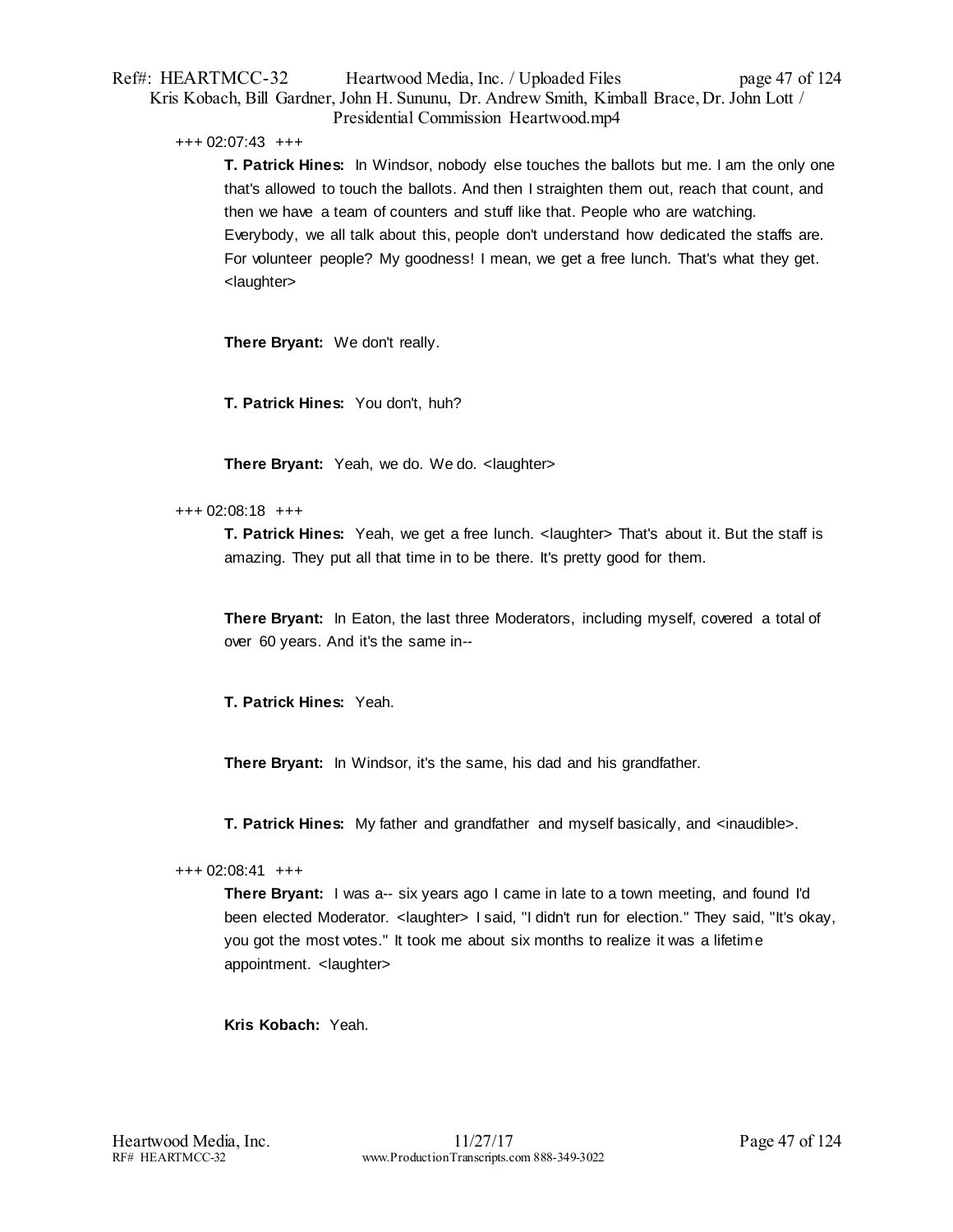+++ 02:07:43 +++

**T. Patrick Hines:** In Windsor, nobody else touches the ballots but me. I am the only one that's allowed to touch the ballots. And then I straighten them out, reach that count, and then we have a team of counters and stuff like that. People who are watching. Everybody, we all talk about this, people don't understand how dedicated the staffs are. For volunteer people? My goodness! I mean, we get a free lunch. That's what they get. <laughter>

**There Bryant:** We don't really.

**T. Patrick Hines:** You don't, huh?

**There Bryant:** Yeah, we do. We do. <laughter>

+++ 02:08:18 +++

**T. Patrick Hines:** Yeah, we get a free lunch. <laughter> That's about it. But the staff is amazing. They put all that time in to be there. It's pretty good for them.

**There Bryant:** In Eaton, the last three Moderators, including myself, covered a total of over 60 years. And it's the same in--

**T. Patrick Hines:** Yeah.

**There Bryant:** In Windsor, it's the same, his dad and his grandfather.

**T. Patrick Hines:** My father and grandfather and myself basically, and <inaudible>.

+++ 02:08:41 +++

**There Bryant:** I was a-- six years ago I came in late to a town meeting, and found I'd been elected Moderator. <laughter> I said, "I didn't run for election." They said, "It's okay, you got the most votes." It took me about six months to realize it was a lifetime appointment. <laughter>

**Kris Kobach:** Yeah.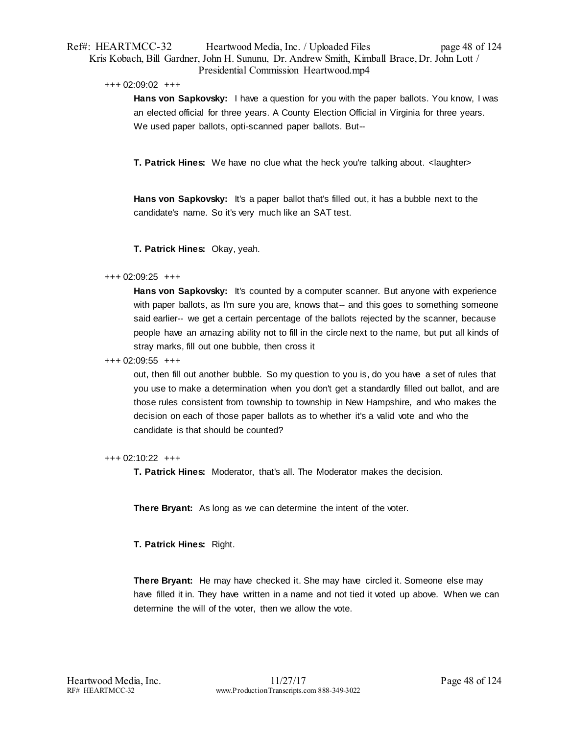+++ 02:09:02 +++

**Hans von Sapkovsky:** I have a question for you with the paper ballots. You know, I was an elected official for three years. A County Election Official in Virginia for three years. We used paper ballots, opti-scanned paper ballots. But--

**T. Patrick Hines:** We have no clue what the heck you're talking about. <laughter>

**Hans von Sapkovsky:** It's a paper ballot that's filled out, it has a bubble next to the candidate's name. So it's very much like an SAT test.

**T. Patrick Hines:** Okay, yeah.

+++ 02:09:25 +++

**Hans von Sapkovsky:** It's counted by a computer scanner. But anyone with experience with paper ballots, as I'm sure you are, knows that-- and this goes to something someone said earlier-- we get a certain percentage of the ballots rejected by the scanner, because people have an amazing ability not to fill in the circle next to the name, but put all kinds of stray marks, fill out one bubble, then cross it

+++ 02:09:55 +++

out, then fill out another bubble. So my question to you is, do you have a set of rules that you use to make a determination when you don't get a standardly filled out ballot, and are those rules consistent from township to township in New Hampshire, and who makes the decision on each of those paper ballots as to whether it's a valid vote and who the candidate is that should be counted?

+++ 02:10:22 +++

**T. Patrick Hines:** Moderator, that's all. The Moderator makes the decision.

**There Bryant:** As long as we can determine the intent of the voter.

**T. Patrick Hines:** Right.

**There Bryant:** He may have checked it. She may have circled it. Someone else may have filled it in. They have written in a name and not tied it voted up above. When we can determine the will of the voter, then we allow the vote.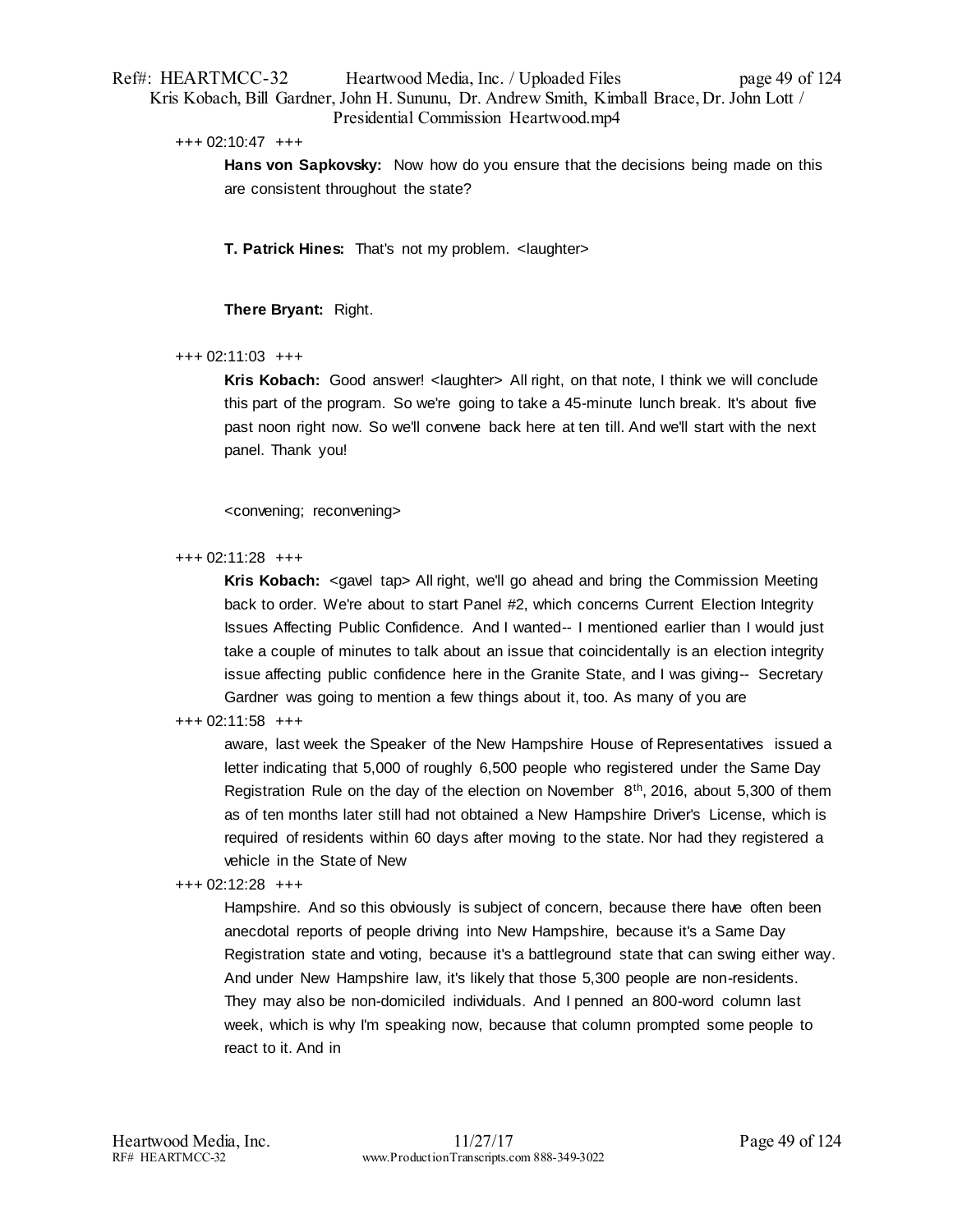+++ 02:10:47 +++

**Hans von Sapkovsky:** Now how do you ensure that the decisions being made on this are consistent throughout the state?

**T. Patrick Hines:** That's not my problem. <laughter>

**There Bryant:** Right.

+++ 02:11:03 +++

**Kris Kobach:** Good answer! <laughter> All right, on that note, I think we will conclude this part of the program. So we're going to take a 45-minute lunch break. It's about five past noon right now. So we'll convene back here at ten till. And we'll start with the next panel. Thank you!

<convening; reconvening>

+++ 02:11:28 +++

**Kris Kobach:** <gavel tap> All right, we'll go ahead and bring the Commission Meeting back to order. We're about to start Panel #2, which concerns Current Election Integrity Issues Affecting Public Confidence. And I wanted-- I mentioned earlier than I would just take a couple of minutes to talk about an issue that coincidentally is an election integrity issue affecting public confidence here in the Granite State, and I was giving-- Secretary Gardner was going to mention a few things about it, too. As many of you are

+++ 02:11:58 +++

aware, last week the Speaker of the New Hampshire House of Representatives issued a letter indicating that 5,000 of roughly 6,500 people who registered under the Same Day Registration Rule on the day of the election on November 8th, 2016, about 5,300 of them as of ten months later still had not obtained a New Hampshire Driver's License, which is required of residents within 60 days after moving to the state. Nor had they registered a vehicle in the State of New

+++ 02:12:28 +++

Hampshire. And so this obviously is subject of concern, because there have often been anecdotal reports of people driving into New Hampshire, because it's a Same Day Registration state and voting, because it's a battleground state that can swing either way. And under New Hampshire law, it's likely that those 5,300 people are non-residents. They may also be non-domiciled individuals. And I penned an 800-word column last week, which is why I'm speaking now, because that column prompted some people to react to it. And in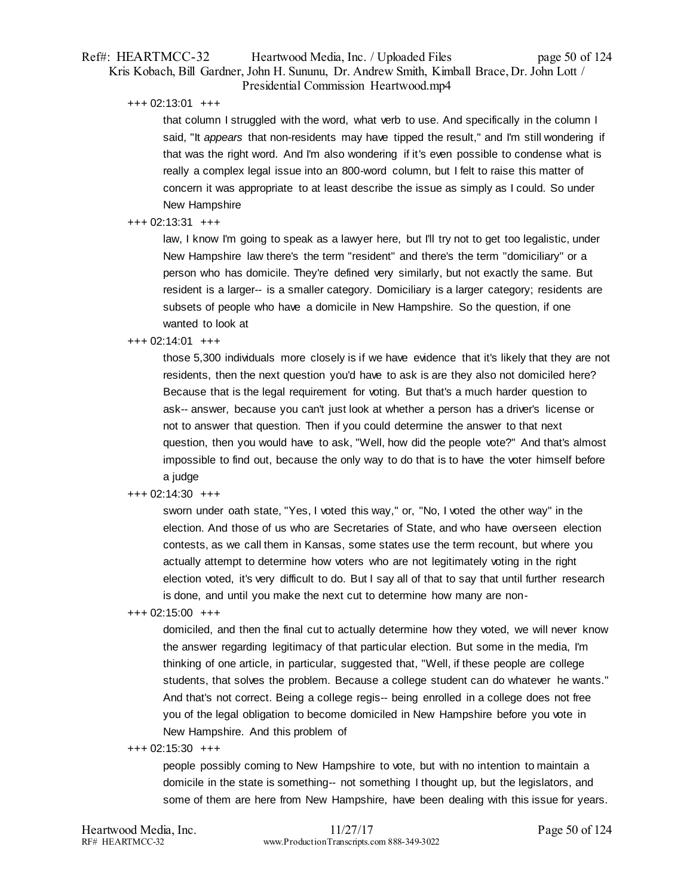+++ 02:13:01 +++

that column I struggled with the word, what verb to use. And specifically in the column I said, "It *appears* that non-residents may have tipped the result," and I'm still wondering if that was the right word. And I'm also wondering if it's even possible to condense what is really a complex legal issue into an 800-word column, but I felt to raise this matter of concern it was appropriate to at least describe the issue as simply as I could. So under New Hampshire

+++ 02:13:31 +++

law, I know I'm going to speak as a lawyer here, but I'll try not to get too legalistic, under New Hampshire law there's the term "resident" and there's the term "domiciliary" or a person who has domicile. They're defined very similarly, but not exactly the same. But resident is a larger-- is a smaller category. Domiciliary is a larger category; residents are subsets of people who have a domicile in New Hampshire. So the question, if one wanted to look at

+++ 02:14:01 +++

those 5,300 individuals more closely is if we have evidence that it's likely that they are not residents, then the next question you'd have to ask is are they also not domiciled here? Because that is the legal requirement for voting. But that's a much harder question to ask-- answer, because you can't just look at whether a person has a driver's license or not to answer that question. Then if you could determine the answer to that next question, then you would have to ask, "Well, how did the people vote?" And that's almost impossible to find out, because the only way to do that is to have the voter himself before a judge

+++ 02:14:30 +++

sworn under oath state, "Yes, I voted this way," or, "No, I voted the other way" in the election. And those of us who are Secretaries of State, and who have overseen election contests, as we call them in Kansas, some states use the term recount, but where you actually attempt to determine how voters who are not legitimately voting in the right election voted, it's very difficult to do. But I say all of that to say that until further research is done, and until you make the next cut to determine how many are non-

+++ 02:15:00 +++

domiciled, and then the final cut to actually determine how they voted, we will never know the answer regarding legitimacy of that particular election. But some in the media, I'm thinking of one article, in particular, suggested that, "Well, if these people are college students, that solves the problem. Because a college student can do whatever he wants." And that's not correct. Being a college regis-- being enrolled in a college does not free you of the legal obligation to become domiciled in New Hampshire before you vote in New Hampshire. And this problem of

+++ 02:15:30 +++

people possibly coming to New Hampshire to vote, but with no intention to maintain a domicile in the state is something-- not something I thought up, but the legislators, and some of them are here from New Hampshire, have been dealing with this issue for years.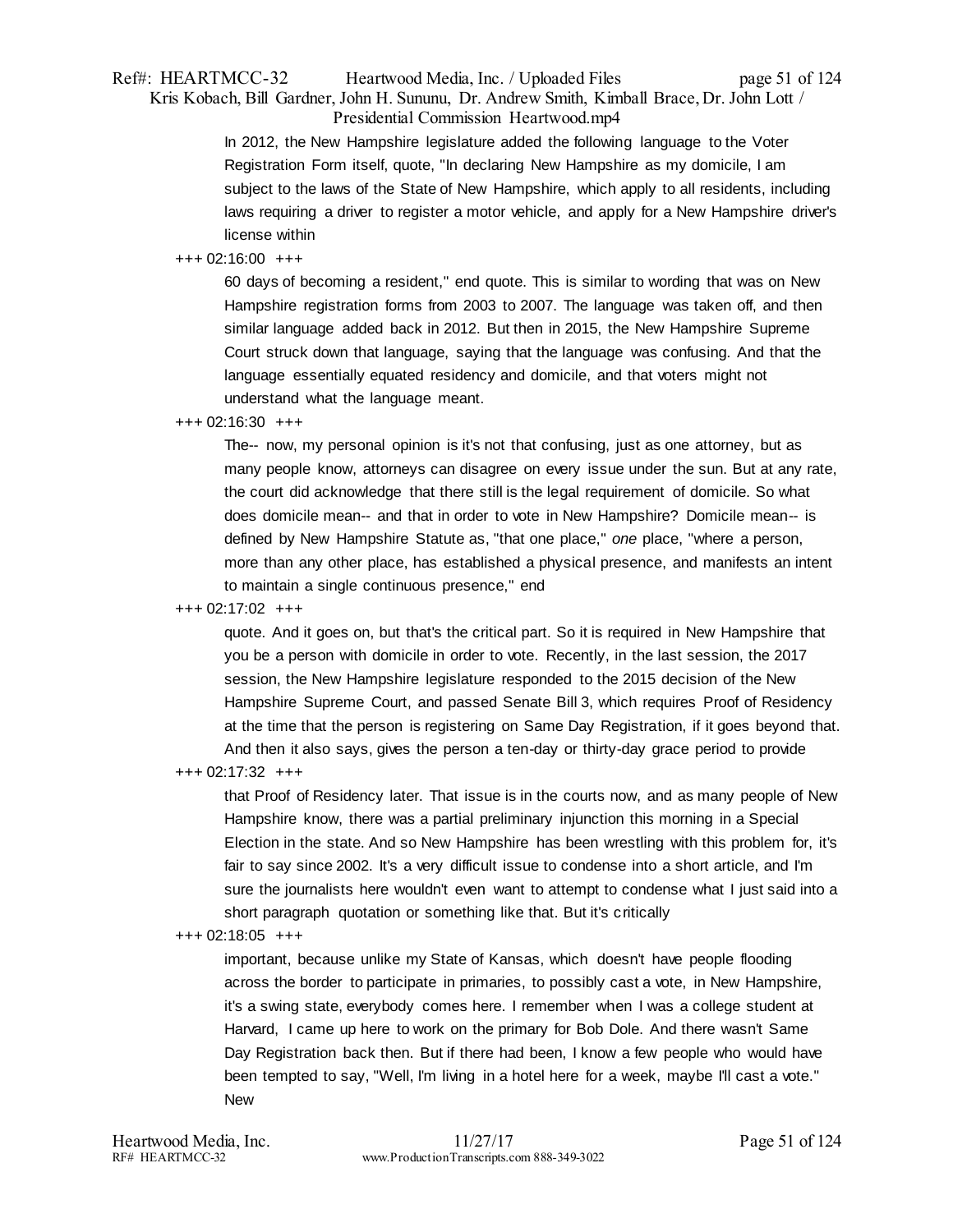In 2012, the New Hampshire legislature added the following language to the Voter Registration Form itself, quote, "In declaring New Hampshire as my domicile, I am subject to the laws of the State of New Hampshire, which apply to all residents, including laws requiring a driver to register a motor vehicle, and apply for a New Hampshire driver's license within

+++ 02:16:00 +++

60 days of becoming a resident," end quote. This is similar to wording that was on New Hampshire registration forms from 2003 to 2007. The language was taken off, and then similar language added back in 2012. But then in 2015, the New Hampshire Supreme Court struck down that language, saying that the language was confusing. And that the language essentially equated residency and domicile, and that voters might not understand what the language meant.

+++ 02:16:30 +++

The-- now, my personal opinion is it's not that confusing, just as one attorney, but as many people know, attorneys can disagree on every issue under the sun. But at any rate, the court did acknowledge that there still is the legal requirement of domicile. So what does domicile mean-- and that in order to vote in New Hampshire? Domicile mean-- is defined by New Hampshire Statute as, "that one place," *one* place, "where a person, more than any other place, has established a physical presence, and manifests an intent to maintain a single continuous presence," end

+++ 02:17:02 +++

quote. And it goes on, but that's the critical part. So it is required in New Hampshire that you be a person with domicile in order to vote. Recently, in the last session, the 2017 session, the New Hampshire legislature responded to the 2015 decision of the New Hampshire Supreme Court, and passed Senate Bill 3, which requires Proof of Residency at the time that the person is registering on Same Day Registration, if it goes beyond that. And then it also says, gives the person a ten-day or thirty-day grace period to provide

+++ 02:17:32 +++

that Proof of Residency later. That issue is in the courts now, and as many people of New Hampshire know, there was a partial preliminary injunction this morning in a Special Election in the state. And so New Hampshire has been wrestling with this problem for, it's fair to say since 2002. It's a very difficult issue to condense into a short article, and I'm sure the journalists here wouldn't even want to attempt to condense what I just said into a short paragraph quotation or something like that. But it's critically

+++ 02:18:05 +++

important, because unlike my State of Kansas, which doesn't have people flooding across the border to participate in primaries, to possibly cast a vote, in New Hampshire, it's a swing state, everybody comes here. I remember when I was a college student at Harvard, I came up here to work on the primary for Bob Dole. And there wasn't Same Day Registration back then. But if there had been, I know a few people who would have been tempted to say, "Well, I'm living in a hotel here for a week, maybe I'll cast a vote." New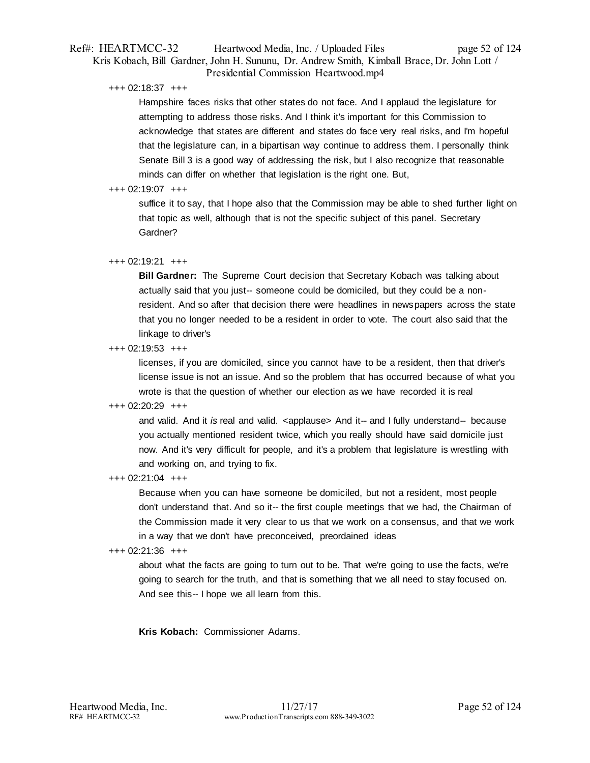+++ 02:18:37 +++

Hampshire faces risks that other states do not face. And I applaud the legislature for attempting to address those risks. And I think it's important for this Commission to acknowledge that states are different and states do face very real risks, and I'm hopeful that the legislature can, in a bipartisan way continue to address them. I personally think Senate Bill 3 is a good way of addressing the risk, but I also recognize that reasonable minds can differ on whether that legislation is the right one. But,

+++ 02:19:07 +++

suffice it to say, that I hope also that the Commission may be able to shed further light on that topic as well, although that is not the specific subject of this panel. Secretary Gardner?

+++ 02:19:21 +++

**Bill Gardner:** The Supreme Court decision that Secretary Kobach was talking about actually said that you just-- someone could be domiciled, but they could be a non-resident. And so after that decision there were headlines in newspapers across the state that you no longer needed to be a resident in order to vote. The court also said that the linkage to driver's

+++ 02:19:53 +++

licenses, if you are domiciled, since you cannot have to be a resident, then that driver's license issue is not an issue. And so the problem that has occurred because of what you wrote is that the question of whether our election as we have recorded it is real

+++ 02:20:29 +++

and valid. And it *is* real and valid. <applause> And it-- and I fully understand-- because you actually mentioned resident twice, which you really should have said domicile just now. And it's very difficult for people, and it's a problem that legislature is wrestling with and working on, and trying to fix.

+++ 02:21:04 +++

Because when you can have someone be domiciled, but not a resident, most people don't understand that. And so it-- the first couple meetings that we had, the Chairman of the Commission made it very clear to us that we work on a consensus, and that we work in a way that we don't have preconceived, preordained ideas

+++ 02:21:36 +++

about what the facts are going to turn out to be. That we're going to use the facts, we're going to search for the truth, and that is something that we all need to stay focused on. And see this-- I hope we all learn from this.

**Kris Kobach:** Commissioner Adams.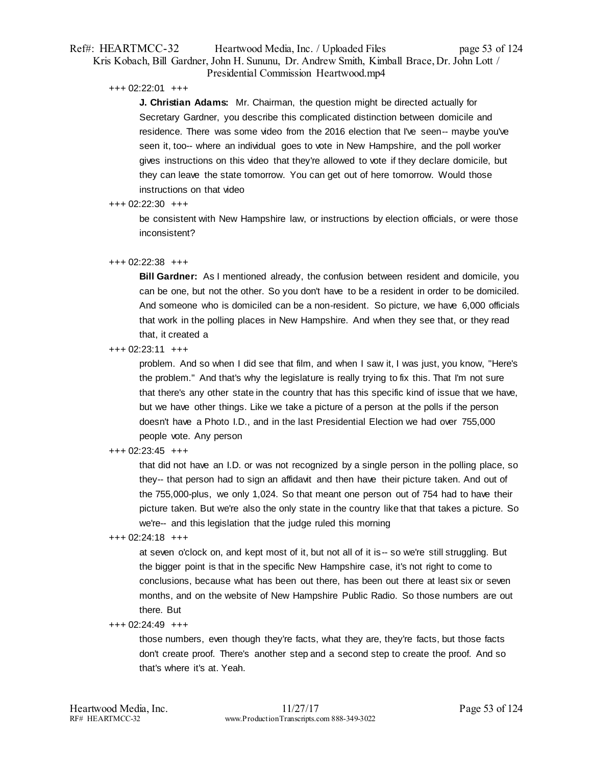+++ 02:22:01 +++

**J. Christian Adams:** Mr. Chairman, the question might be directed actually for Secretary Gardner, you describe this complicated distinction between domicile and residence. There was some video from the 2016 election that I've seen-- maybe you've seen it, too-- where an individual goes to vote in New Hampshire, and the poll worker gives instructions on this video that they're allowed to vote if they declare domicile, but they can leave the state tomorrow. You can get out of here tomorrow. Would those instructions on that video

+++ 02:22:30 +++

be consistent with New Hampshire law, or instructions by election officials, or were those inconsistent?

+++ 02:22:38 +++

**Bill Gardner:** As I mentioned already, the confusion between resident and domicile, you can be one, but not the other. So you don't have to be a resident in order to be domiciled. And someone who is domiciled can be a non-resident. So picture, we have 6,000 officials that work in the polling places in New Hampshire. And when they see that, or they read that, it created a

+++ 02:23:11 +++

problem. And so when I did see that film, and when I saw it, I was just, you know, "Here's the problem." And that's why the legislature is really trying to fix this. That I'm not sure that there's any other state in the country that has this specific kind of issue that we have, but we have other things. Like we take a picture of a person at the polls if the person doesn't have a Photo I.D., and in the last Presidential Election we had over 755,000 people vote. Any person

+++ 02:23:45 +++

that did not have an I.D. or was not recognized by a single person in the polling place, so they-- that person had to sign an affidavit and then have their picture taken. And out of the 755,000-plus, we only 1,024. So that meant one person out of 754 had to have their picture taken. But we're also the only state in the country like that that takes a picture. So we're-- and this legislation that the judge ruled this morning

+++ 02:24:18 +++

at seven o'clock on, and kept most of it, but not all of it is-- so we're still struggling. But the bigger point is that in the specific New Hampshire case, it's not right to come to conclusions, because what has been out there, has been out there at least six or seven months, and on the website of New Hampshire Public Radio. So those numbers are out there. But

+++ 02:24:49 +++

those numbers, even though they're facts, what they are, they're facts, but those facts don't create proof. There's another step and a second step to create the proof. And so that's where it's at. Yeah.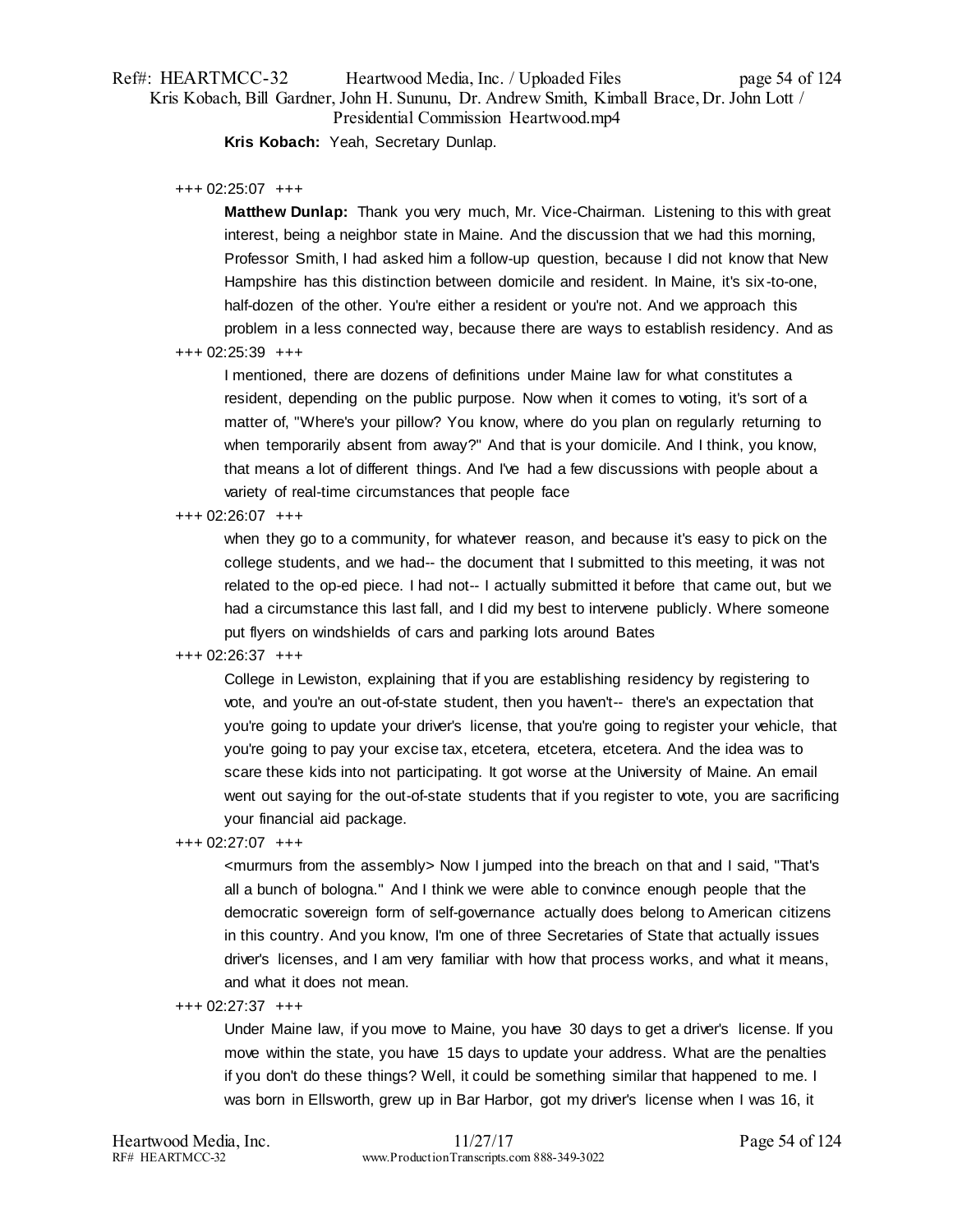**Kris Kobach:** Yeah, Secretary Dunlap.

+++ 02:25:07 +++

**Matthew Dunlap:** Thank you very much, Mr. Vice-Chairman. Listening to this with great interest, being a neighbor state in Maine. And the discussion that we had this morning, Professor Smith, I had asked him a follow-up question, because I did not know that New Hampshire has this distinction between domicile and resident. In Maine, it's six-to-one, half-dozen of the other. You're either a resident or you're not. And we approach this problem in a less connected way, because there are ways to establish residency. And as

+++ 02:25:39 +++

I mentioned, there are dozens of definitions under Maine law for what constitutes a resident, depending on the public purpose. Now when it comes to voting, it's sort of a matter of, "Where's your pillow? You know, where do you plan on regularly returning to when temporarily absent from away?" And that is your domicile. And I think, you know, that means a lot of different things. And I've had a few discussions with people about a variety of real-time circumstances that people face

+++ 02:26:07 +++

when they go to a community, for whatever reason, and because it's easy to pick on the college students, and we had-- the document that I submitted to this meeting, it was not related to the op-ed piece. I had not-- I actually submitted it before that came out, but we had a circumstance this last fall, and I did my best to intervene publicly. Where someone put flyers on windshields of cars and parking lots around Bates

+++ 02:26:37 +++

College in Lewiston, explaining that if you are establishing residency by registering to vote, and you're an out-of-state student, then you haven't-- there's an expectation that you're going to update your driver's license, that you're going to register your vehicle, that you're going to pay your excise tax, etcetera, etcetera, etcetera. And the idea was to scare these kids into not participating. It got worse at the University of Maine. An email went out saying for the out-of-state students that if you register to vote, you are sacrificing your financial aid package.

+++ 02:27:07 +++

<murmurs from the assembly> Now I jumped into the breach on that and I said, "That's all a bunch of bologna." And I think we were able to convince enough people that the democratic sovereign form of self-governance actually does belong to American citizens in this country. And you know, I'm one of three Secretaries of State that actually issues driver's licenses, and I am very familiar with how that process works, and what it means, and what it does not mean.

+++ 02:27:37 +++

Under Maine law, if you move to Maine, you have 30 days to get a driver's license. If you move within the state, you have 15 days to update your address. What are the penalties if you don't do these things? Well, it could be something similar that happened to me. I was born in Ellsworth, grew up in Bar Harbor, got my driver's license when I was 16, it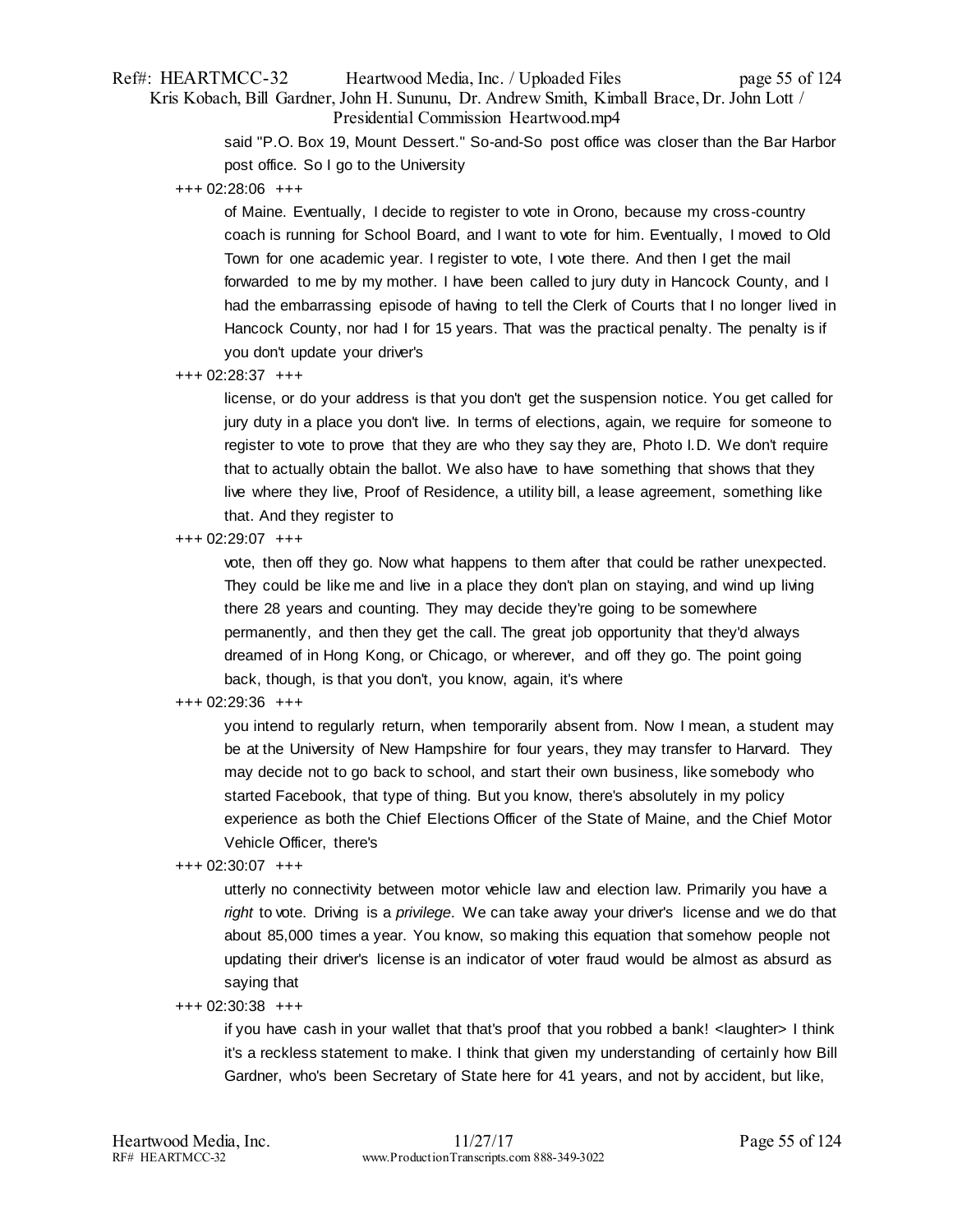said "P.O. Box 19, Mount Dessert." So-and-So post office was closer than the Bar Harbor post office. So I go to the University

+++ 02:28:06 +++

of Maine. Eventually, I decide to register to vote in Orono, because my cross-country coach is running for School Board, and I want to vote for him. Eventually, I moved to Old Town for one academic year. I register to vote, I vote there. And then I get the mail forwarded to me by my mother. I have been called to jury duty in Hancock County, and I had the embarrassing episode of having to tell the Clerk of Courts that I no longer lived in Hancock County, nor had I for 15 years. That was the practical penalty. The penalty is if you don't update your driver's

+++ 02:28:37 +++

license, or do your address is that you don't get the suspension notice. You get called for jury duty in a place you don't live. In terms of elections, again, we require for someone to register to vote to prove that they are who they say they are, Photo I.D. We don't require that to actually obtain the ballot. We also have to have something that shows that they live where they live, Proof of Residence, a utility bill, a lease agreement, something like that. And they register to

+++ 02:29:07 +++

vote, then off they go. Now what happens to them after that could be rather unexpected. They could be like me and live in a place they don't plan on staying, and wind up living there 28 years and counting. They may decide they're going to be somewhere permanently, and then they get the call. The great job opportunity that they'd always dreamed of in Hong Kong, or Chicago, or wherever, and off they go. The point going back, though, is that you don't, you know, again, it's where

+++ 02:29:36 +++

you intend to regularly return, when temporarily absent from. Now I mean, a student may be at the University of New Hampshire for four years, they may transfer to Harvard. They may decide not to go back to school, and start their own business, like somebody who started Facebook, that type of thing. But you know, there's absolutely in my policy experience as both the Chief Elections Officer of the State of Maine, and the Chief Motor Vehicle Officer, there's

+++ 02:30:07 +++

utterly no connectivity between motor vehicle law and election law. Primarily you have a *right* to vote. Driving is a *privilege*. We can take away your driver's license and we do that about 85,000 times a year. You know, so making this equation that somehow people not updating their driver's license is an indicator of voter fraud would be almost as absurd as saying that

+++ 02:30:38 +++

if you have cash in your wallet that that's proof that you robbed a bank! <laughter> I think it's a reckless statement to make. I think that given my understanding of certainly how Bill Gardner, who's been Secretary of State here for 41 years, and not by accident, but like,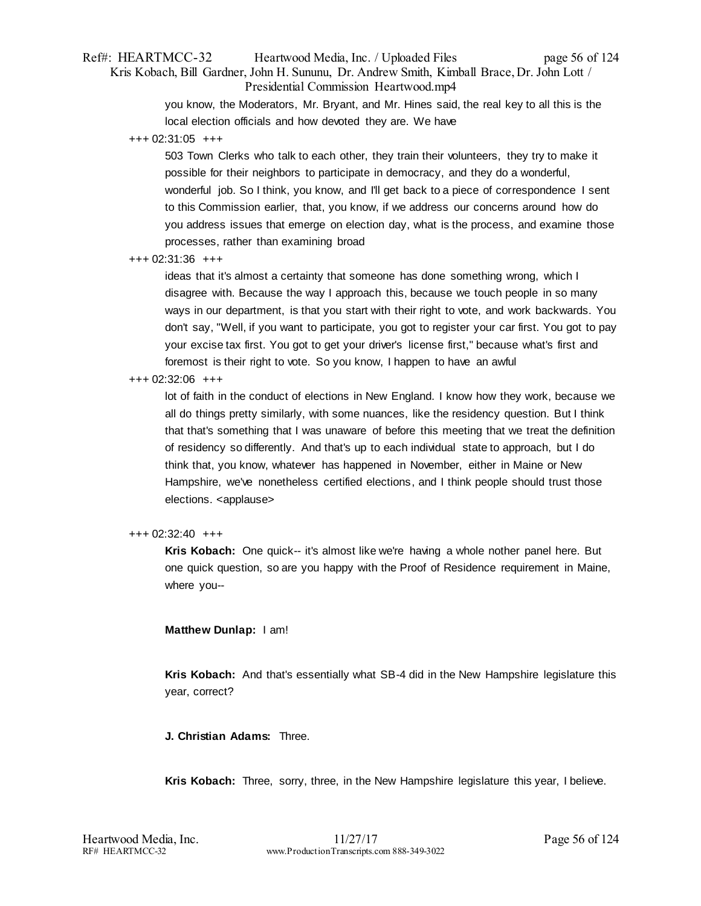you know, the Moderators, Mr. Bryant, and Mr. Hines said, the real key to all this is the local election officials and how devoted they are. We have

+++ 02:31:05 +++

503 Town Clerks who talk to each other, they train their volunteers, they try to make it possible for their neighbors to participate in democracy, and they do a wonderful, wonderful job. So I think, you know, and I'll get back to a piece of correspondence I sent to this Commission earlier, that, you know, if we address our concerns around how do you address issues that emerge on election day, what is the process, and examine those processes, rather than examining broad

+++ 02:31:36 +++

ideas that it's almost a certainty that someone has done something wrong, which I disagree with. Because the way I approach this, because we touch people in so many ways in our department, is that you start with their right to vote, and work backwards. You don't say, "Well, if you want to participate, you got to register your car first. You got to pay your excise tax first. You got to get your driver's license first," because what's first and foremost is their right to vote. So you know, I happen to have an awful

+++ 02:32:06 +++

lot of faith in the conduct of elections in New England. I know how they work, because we all do things pretty similarly, with some nuances, like the residency question. But I think that that's something that I was unaware of before this meeting that we treat the definition of residency so differently. And that's up to each individual state to approach, but I do think that, you know, whatever has happened in November, either in Maine or New Hampshire, we've nonetheless certified elections, and I think people should trust those elections. <applause>

+++ 02:32:40 +++

**Kris Kobach:** One quick-- it's almost like we're having a whole nother panel here. But one quick question, so are you happy with the Proof of Residence requirement in Maine, where you--

**Matthew Dunlap:** I am!

**Kris Kobach:** And that's essentially what SB-4 did in the New Hampshire legislature this year, correct?

**J. Christian Adams:** Three.

**Kris Kobach:** Three, sorry, three, in the New Hampshire legislature this year, I believe.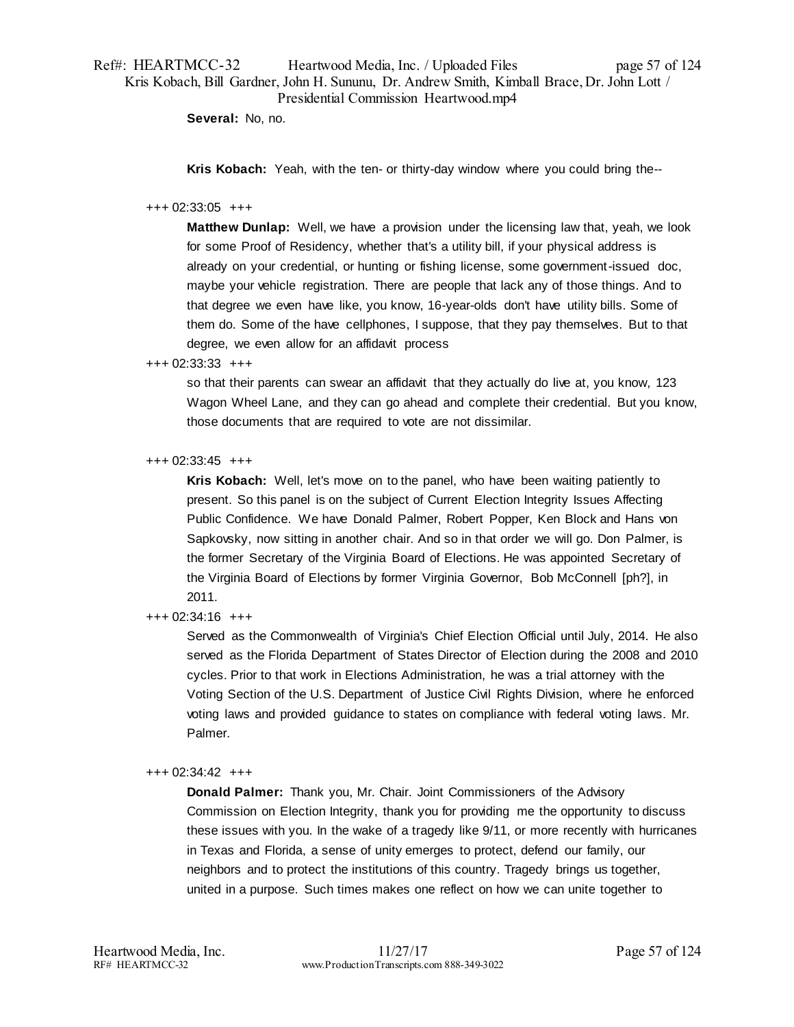**Several:** No, no.

**Kris Kobach:** Yeah, with the ten- or thirty-day window where you could bring the--

+++ 02:33:05 +++

**Matthew Dunlap:** Well, we have a provision under the licensing law that, yeah, we look for some Proof of Residency, whether that's a utility bill, if your physical address is already on your credential, or hunting or fishing license, some government-issued doc, maybe your vehicle registration. There are people that lack any of those things. And to that degree we even have like, you know, 16-year-olds don't have utility bills. Some of them do. Some of the have cellphones, I suppose, that they pay themselves. But to that degree, we even allow for an affidavit process

+++ 02:33:33 +++

so that their parents can swear an affidavit that they actually do live at, you know, 123 Wagon Wheel Lane, and they can go ahead and complete their credential. But you know, those documents that are required to vote are not dissimilar.

+++ 02:33:45 +++

**Kris Kobach:** Well, let's move on to the panel, who have been waiting patiently to present. So this panel is on the subject of Current Election Integrity Issues Affecting Public Confidence. We have Donald Palmer, Robert Popper, Ken Block and Hans von Sapkovsky, now sitting in another chair. And so in that order we will go. Don Palmer, is the former Secretary of the Virginia Board of Elections. He was appointed Secretary of the Virginia Board of Elections by former Virginia Governor, Bob McConnell [ph?], in 2011.

+++ 02:34:16 +++

Served as the Commonwealth of Virginia's Chief Election Official until July, 2014. He also served as the Florida Department of States Director of Election during the 2008 and 2010 cycles. Prior to that work in Elections Administration, he was a trial attorney with the Voting Section of the U.S. Department of Justice Civil Rights Division, where he enforced voting laws and provided guidance to states on compliance with federal voting laws. Mr. Palmer.

+++ 02:34:42 +++

**Donald Palmer:** Thank you, Mr. Chair. Joint Commissioners of the Advisory Commission on Election Integrity, thank you for providing me the opportunity to discuss these issues with you. In the wake of a tragedy like 9/11, or more recently with hurricanes in Texas and Florida, a sense of unity emerges to protect, defend our family, our neighbors and to protect the institutions of this country. Tragedy brings us together, united in a purpose. Such times makes one reflect on how we can unite together to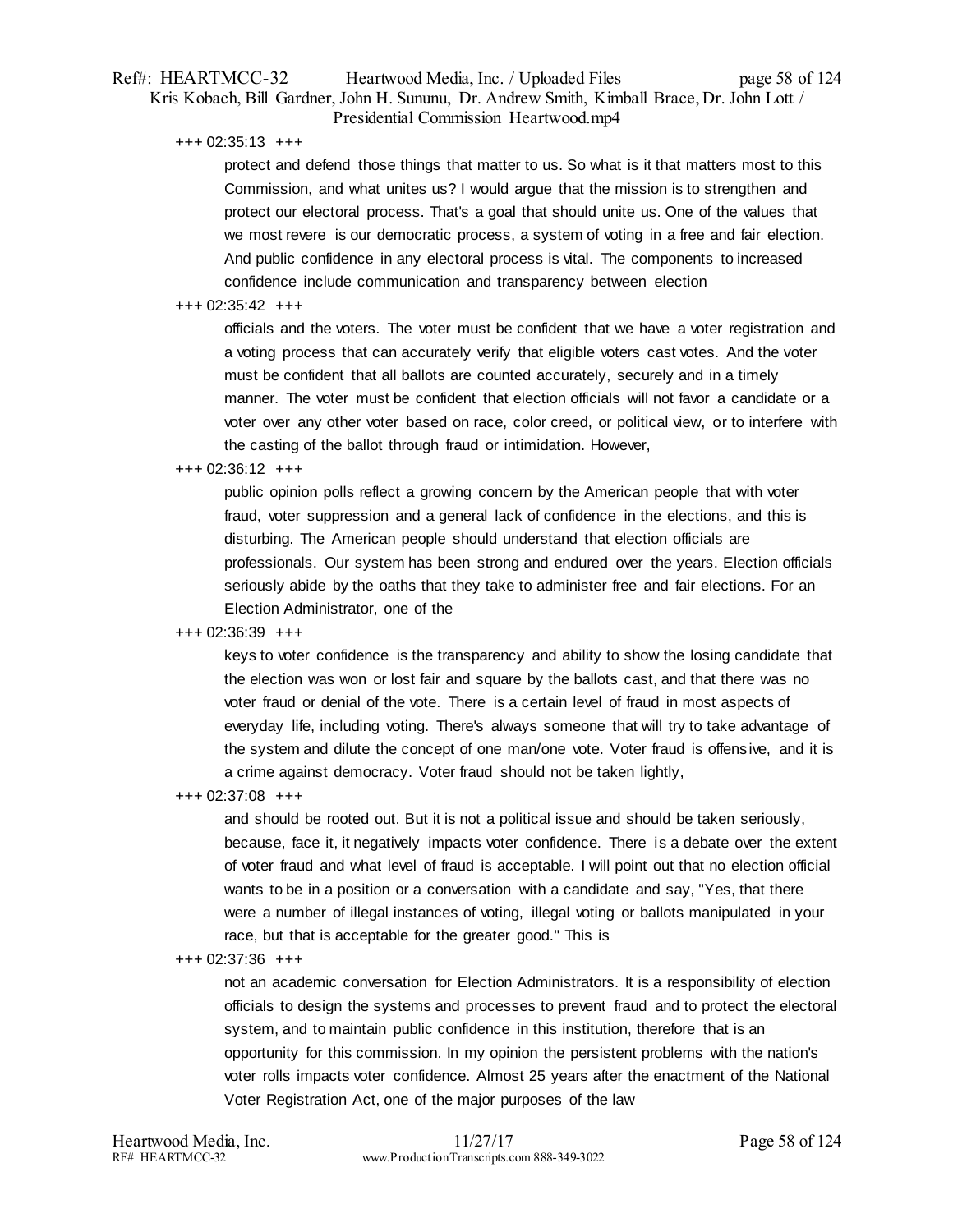+++ 02:35:13 +++

protect and defend those things that matter to us. So what is it that matters most to this Commission, and what unites us? I would argue that the mission is to strengthen and protect our electoral process. That's a goal that should unite us. One of the values that we most revere is our democratic process, a system of voting in a free and fair election. And public confidence in any electoral process is vital. The components to increased confidence include communication and transparency between election

+++ 02:35:42 +++

officials and the voters. The voter must be confident that we have a voter registration and a voting process that can accurately verify that eligible voters cast votes. And the voter must be confident that all ballots are counted accurately, securely and in a timely manner. The voter must be confident that election officials will not favor a candidate or a voter over any other voter based on race, color creed, or political view, or to interfere with the casting of the ballot through fraud or intimidation. However,

+++ 02:36:12 +++

public opinion polls reflect a growing concern by the American people that with voter fraud, voter suppression and a general lack of confidence in the elections, and this is disturbing. The American people should understand that election officials are professionals. Our system has been strong and endured over the years. Election officials seriously abide by the oaths that they take to administer free and fair elections. For an Election Administrator, one of the

+++ 02:36:39 +++

keys to voter confidence is the transparency and ability to show the losing candidate that the election was won or lost fair and square by the ballots cast, and that there was no voter fraud or denial of the vote. There is a certain level of fraud in most aspects of everyday life, including voting. There's always someone that will try to take advantage of the system and dilute the concept of one man/one vote. Voter fraud is offensive, and it is a crime against democracy. Voter fraud should not be taken lightly,

+++ 02:37:08 +++

and should be rooted out. But it is not a political issue and should be taken seriously, because, face it, it negatively impacts voter confidence. There is a debate over the extent of voter fraud and what level of fraud is acceptable. I will point out that no election official wants to be in a position or a conversation with a candidate and say, "Yes, that there were a number of illegal instances of voting, illegal voting or ballots manipulated in your race, but that is acceptable for the greater good." This is

+++ 02:37:36 +++

not an academic conversation for Election Administrators. It is a responsibility of election officials to design the systems and processes to prevent fraud and to protect the electoral system, and to maintain public confidence in this institution, therefore that is an opportunity for this commission. In my opinion the persistent problems with the nation's voter rolls impacts voter confidence. Almost 25 years after the enactment of the National Voter Registration Act, one of the major purposes of the law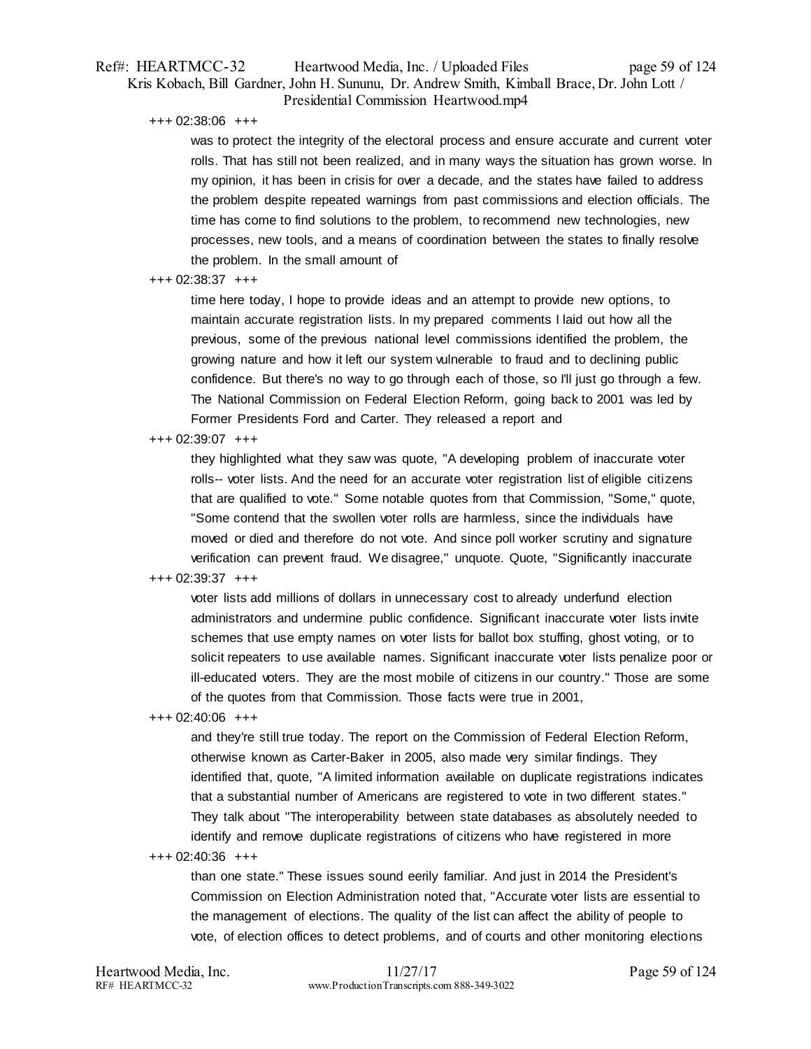+++ 02:38:06 +++

was to protect the integrity of the electoral process and ensure accurate and current voter rolls. That has still not been realized, and in many ways the situation has grown worse. In my opinion, it has been in crisis for over a decade, and the states have failed to address the problem despite repeated warnings from past commissions and election officials. The time has come to find solutions to the problem, to recommend new technologies, new processes, new tools, and a means of coordination between the states to finally resolve the problem. In the small amount of

+++ 02:38:37 +++

time here today, I hope to provide ideas and an attempt to provide new options, to maintain accurate registration lists. In my prepared comments I laid out how all the previous, some of the previous national level commissions identified the problem, the growing nature and how it left our system vulnerable to fraud and to declining public confidence. But there's no way to go through each of those, so I'll just go through a few. The National Commission on Federal Election Reform, going back to 2001 was led by Former Presidents Ford and Carter. They released a report and

+++ 02:39:07 +++

they highlighted what they saw was quote, "A developing problem of inaccurate voter rolls-- voter lists. And the need for an accurate voter registration list of eligible citizens that are qualified to vote." Some notable quotes from that Commission, "Some," quote, "Some contend that the swollen voter rolls are harmless, since the individuals have moved or died and therefore do not vote. And since poll worker scrutiny and signature verification can prevent fraud. We disagree," unquote. Quote, "Significantly inaccurate

+++ 02:39:37 +++

voter lists add millions of dollars in unnecessary cost to already underfund election administrators and undermine public confidence. Significant inaccurate voter lists invite schemes that use empty names on voter lists for ballot box stuffing, ghost voting, or to solicit repeaters to use available names. Significant inaccurate voter lists penalize poor or ill-educated voters. They are the most mobile of citizens in our country." Those are some of the quotes from that Commission. Those facts were true in 2001,

+++ 02:40:06 +++

and they're still true today. The report on the Commission of Federal Election Reform, otherwise known as Carter-Baker in 2005, also made very similar findings. They identified that, quote, "A limited information available on duplicate registrations indicates that a substantial number of Americans are registered to vote in two different states." They talk about "The interoperability between state databases as absolutely needed to identify and remove duplicate registrations of citizens who have registered in more

+++ 02:40:36 +++

than one state." These issues sound eerily familiar. And just in 2014 the President's Commission on Election Administration noted that, "Accurate voter lists are essential to the management of elections. The quality of the list can affect the ability of people to vote, of election offices to detect problems, and of courts and other monitoring elections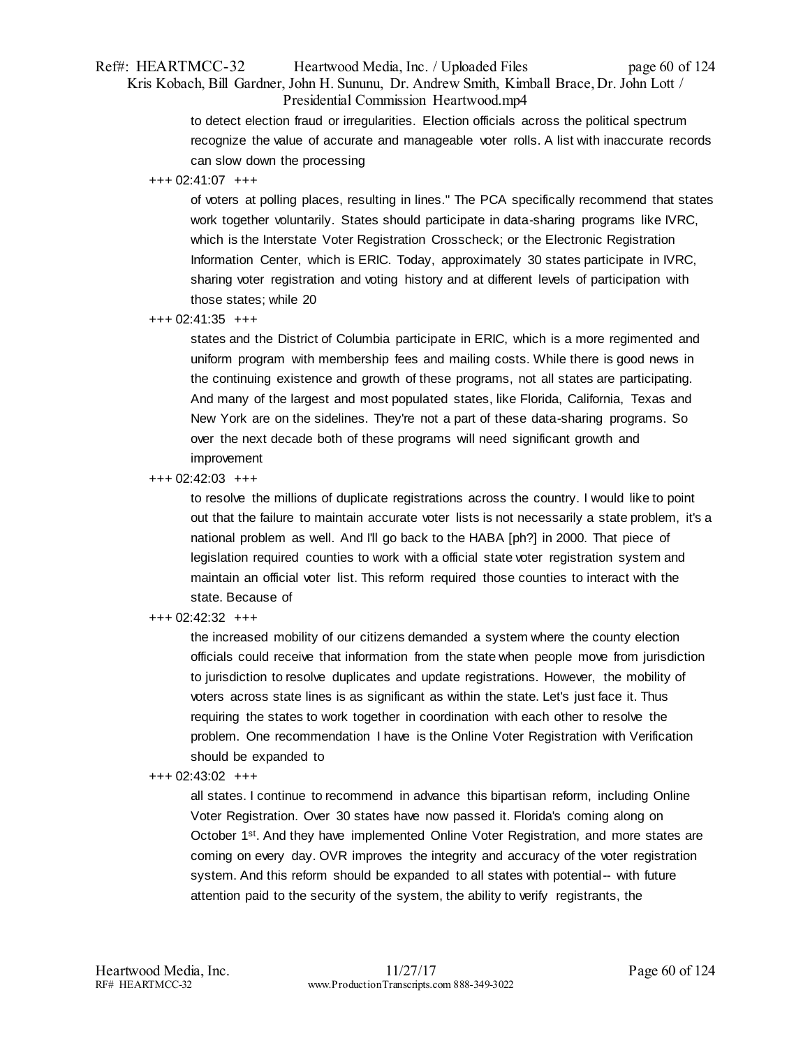to detect election fraud or irregularities. Election officials across the political spectrum recognize the value of accurate and manageable voter rolls. A list with inaccurate records can slow down the processing

+++ 02:41:07 +++

of voters at polling places, resulting in lines." The PCA specifically recommend that states work together voluntarily. States should participate in data-sharing programs like IVRC, which is the Interstate Voter Registration Crosscheck; or the Electronic Registration Information Center, which is ERIC. Today, approximately 30 states participate in IVRC, sharing voter registration and voting history and at different levels of participation with those states; while 20

+++ 02:41:35 +++

states and the District of Columbia participate in ERIC, which is a more regimented and uniform program with membership fees and mailing costs. While there is good news in the continuing existence and growth of these programs, not all states are participating. And many of the largest and most populated states, like Florida, California, Texas and New York are on the sidelines. They're not a part of these data-sharing programs. So over the next decade both of these programs will need significant growth and improvement

+++ 02:42:03 +++

to resolve the millions of duplicate registrations across the country. I would like to point out that the failure to maintain accurate voter lists is not necessarily a state problem, it's a national problem as well. And I'll go back to the HABA [ph?] in 2000. That piece of legislation required counties to work with a official state voter registration system and maintain an official voter list. This reform required those counties to interact with the state. Because of

+++ 02:42:32 +++

the increased mobility of our citizens demanded a system where the county election officials could receive that information from the state when people move from jurisdiction to jurisdiction to resolve duplicates and update registrations. However, the mobility of voters across state lines is as significant as within the state. Let's just face it. Thus requiring the states to work together in coordination with each other to resolve the problem. One recommendation I have is the Online Voter Registration with Verification should be expanded to

+++ 02:43:02 +++

all states. I continue to recommend in advance this bipartisan reform, including Online Voter Registration. Over 30 states have now passed it. Florida's coming along on October 1st. And they have implemented Online Voter Registration, and more states are coming on every day. OVR improves the integrity and accuracy of the voter registration system. And this reform should be expanded to all states with potential-- with future attention paid to the security of the system, the ability to verify registrants, the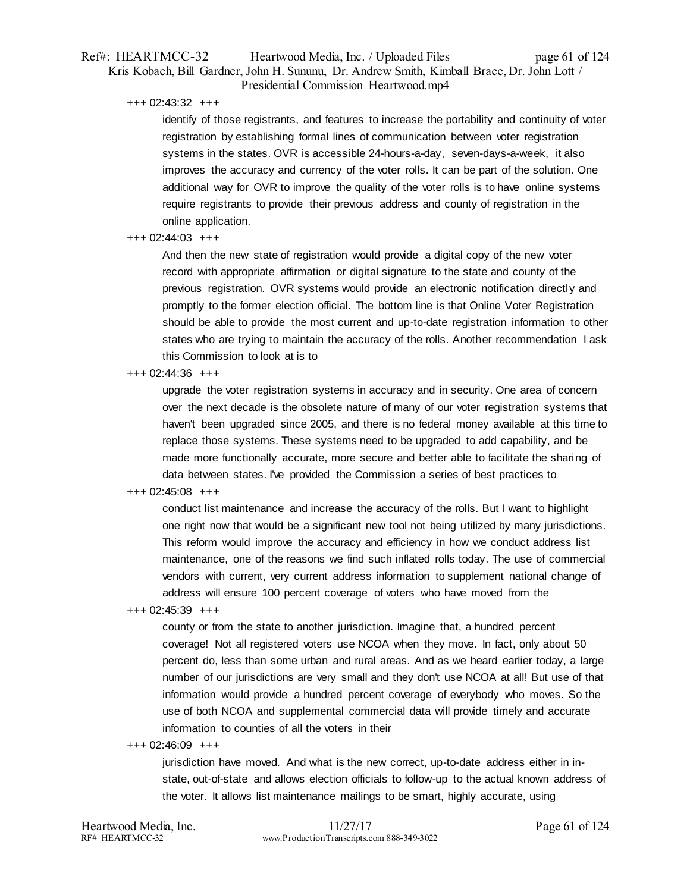+++ 02:43:32 +++

identify of those registrants, and features to increase the portability and continuity of voter registration by establishing formal lines of communication between voter registration systems in the states. OVR is accessible 24-hours-a-day, seven-days-a-week, it also improves the accuracy and currency of the voter rolls. It can be part of the solution. One additional way for OVR to improve the quality of the voter rolls is to have online systems require registrants to provide their previous address and county of registration in the online application.

+++ 02:44:03 +++

And then the new state of registration would provide a digital copy of the new voter record with appropriate affirmation or digital signature to the state and county of the previous registration. OVR systems would provide an electronic notification directly and promptly to the former election official. The bottom line is that Online Voter Registration should be able to provide the most current and up-to-date registration information to other states who are trying to maintain the accuracy of the rolls. Another recommendation I ask this Commission to look at is to

+++ 02:44:36 +++

upgrade the voter registration systems in accuracy and in security. One area of concern over the next decade is the obsolete nature of many of our voter registration systems that haven't been upgraded since 2005, and there is no federal money available at this time to replace those systems. These systems need to be upgraded to add capability, and be made more functionally accurate, more secure and better able to facilitate the sharing of data between states. I've provided the Commission a series of best practices to

+++ 02:45:08 +++

conduct list maintenance and increase the accuracy of the rolls. But I want to highlight one right now that would be a significant new tool not being utilized by many jurisdictions. This reform would improve the accuracy and efficiency in how we conduct address list maintenance, one of the reasons we find such inflated rolls today. The use of commercial vendors with current, very current address information to supplement national change of address will ensure 100 percent coverage of voters who have moved from the

+++ 02:45:39 +++

county or from the state to another jurisdiction. Imagine that, a hundred percent coverage! Not all registered voters use NCOA when they move. In fact, only about 50 percent do, less than some urban and rural areas. And as we heard earlier today, a large number of our jurisdictions are very small and they don't use NCOA at all! But use of that information would provide a hundred percent coverage of everybody who moves. So the use of both NCOA and supplemental commercial data will provide timely and accurate information to counties of all the voters in their

+++ 02:46:09 +++

jurisdiction have moved. And what is the new correct, up-to-date address either in in-state, out-of-state and allows election officials to follow-up to the actual known address of the voter. It allows list maintenance mailings to be smart, highly accurate, using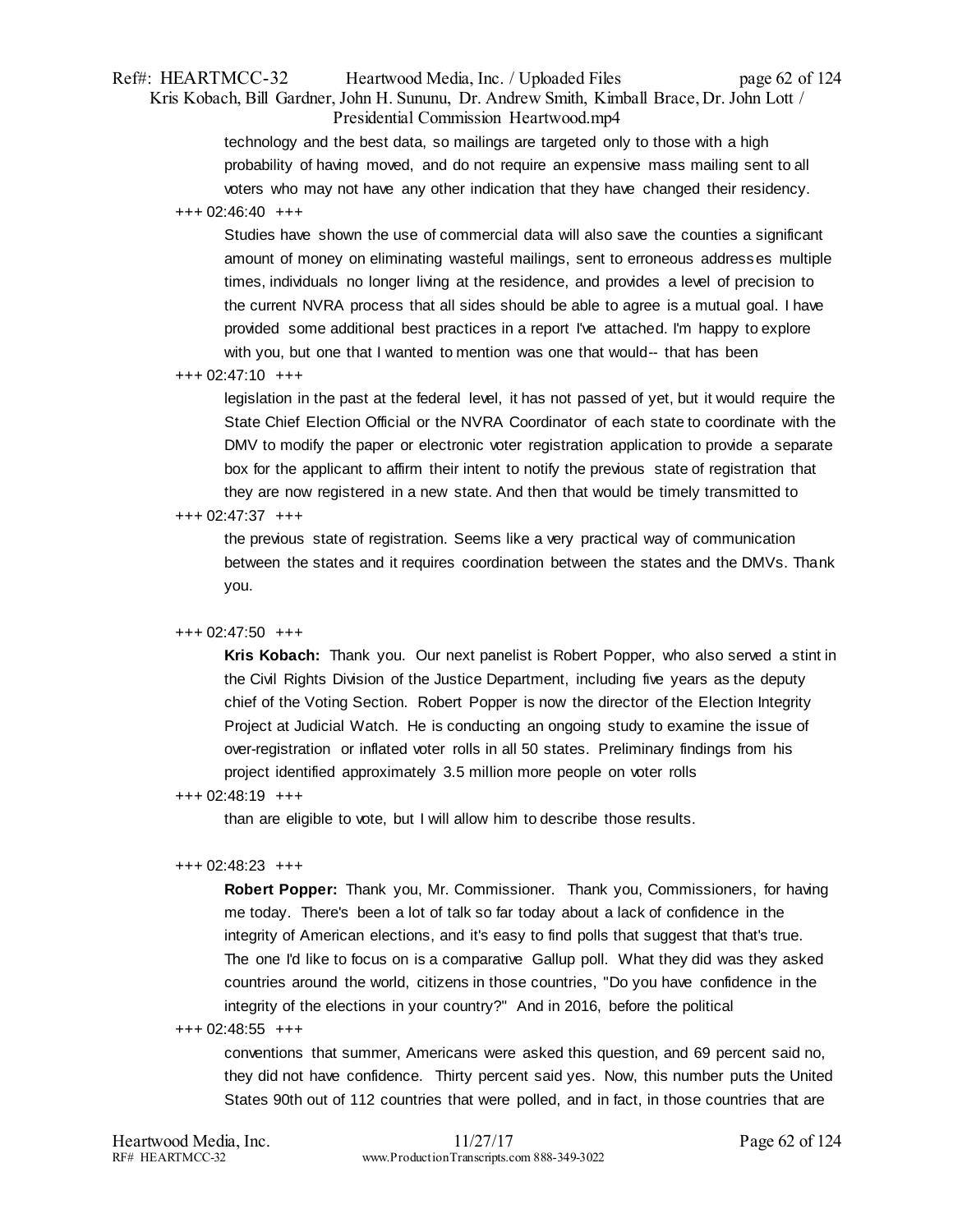technology and the best data, so mailings are targeted only to those with a high probability of having moved, and do not require an expensive mass mailing sent to all voters who may not have any other indication that they have changed their residency.

+++ 02:46:40 +++

Studies have shown the use of commercial data will also save the counties a significant amount of money on eliminating wasteful mailings, sent to erroneous addresses multiple times, individuals no longer living at the residence, and provides a level of precision to the current NVRA process that all sides should be able to agree is a mutual goal. I have provided some additional best practices in a report I've attached. I'm happy to explore with you, but one that I wanted to mention was one that would-- that has been

+++ 02:47:10 +++

legislation in the past at the federal level, it has not passed of yet, but it would require the State Chief Election Official or the NVRA Coordinator of each state to coordinate with the DMV to modify the paper or electronic voter registration application to provide a separate box for the applicant to affirm their intent to notify the previous state of registration that they are now registered in a new state. And then that would be timely transmitted to

+++ 02:47:37 +++

the previous state of registration. Seems like a very practical way of communication between the states and it requires coordination between the states and the DMVs. Thank you.

+++ 02:47:50 +++

**Kris Kobach:** Thank you. Our next panelist is Robert Popper, who also served a stint in the Civil Rights Division of the Justice Department, including five years as the deputy chief of the Voting Section. Robert Popper is now the director of the Election Integrity Project at Judicial Watch. He is conducting an ongoing study to examine the issue of over-registration or inflated voter rolls in all 50 states. Preliminary findings from his project identified approximately 3.5 million more people on voter rolls

+++ 02:48:19 +++

than are eligible to vote, but I will allow him to describe those results.

+++ 02:48:23 +++

**Robert Popper:** Thank you, Mr. Commissioner. Thank you, Commissioners, for having me today. There's been a lot of talk so far today about a lack of confidence in the integrity of American elections, and it's easy to find polls that suggest that that's true. The one I'd like to focus on is a comparative Gallup poll. What they did was they asked countries around the world, citizens in those countries, "Do you have confidence in the integrity of the elections in your country?" And in 2016, before the political

+++ 02:48:55 +++

conventions that summer, Americans were asked this question, and 69 percent said no, they did not have confidence. Thirty percent said yes. Now, this number puts the United States 90th out of 112 countries that were polled, and in fact, in those countries that are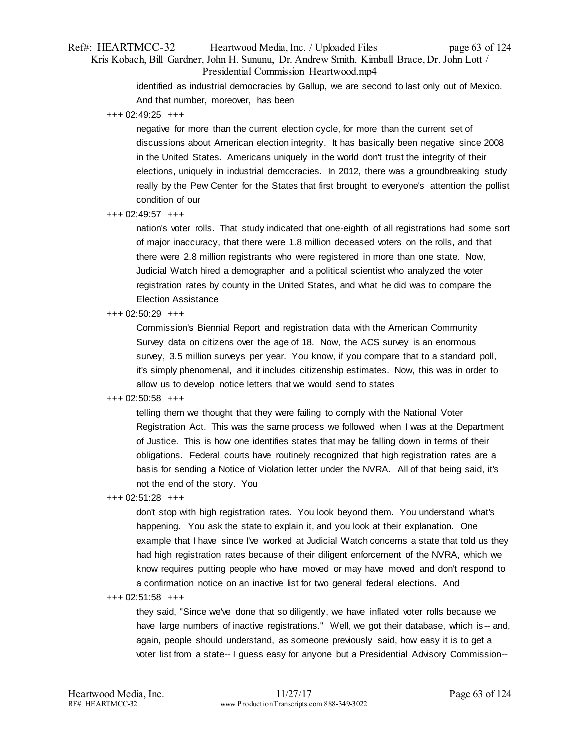identified as industrial democracies by Gallup, we are second to last only out of Mexico. And that number, moreover, has been

+++ 02:49:25 +++

negative for more than the current election cycle, for more than the current set of discussions about American election integrity. It has basically been negative since 2008 in the United States. Americans uniquely in the world don't trust the integrity of their elections, uniquely in industrial democracies. In 2012, there was a groundbreaking study really by the Pew Center for the States that first brought to everyone's attention the pollist condition of our

+++ 02:49:57 +++

nation's voter rolls. That study indicated that one-eighth of all registrations had some sort of major inaccuracy, that there were 1.8 million deceased voters on the rolls, and that there were 2.8 million registrants who were registered in more than one state. Now, Judicial Watch hired a demographer and a political scientist who analyzed the voter registration rates by county in the United States, and what he did was to compare the Election Assistance

+++ 02:50:29 +++

Commission's Biennial Report and registration data with the American Community Survey data on citizens over the age of 18. Now, the ACS survey is an enormous survey, 3.5 million surveys per year. You know, if you compare that to a standard poll, it's simply phenomenal, and it includes citizenship estimates. Now, this was in order to allow us to develop notice letters that we would send to states

+++ 02:50:58 +++

telling them we thought that they were failing to comply with the National Voter Registration Act. This was the same process we followed when I was at the Department of Justice. This is how one identifies states that may be falling down in terms of their obligations. Federal courts have routinely recognized that high registration rates are a basis for sending a Notice of Violation letter under the NVRA. All of that being said, it's not the end of the story. You

+++ 02:51:28 +++

don't stop with high registration rates. You look beyond them. You understand what's happening. You ask the state to explain it, and you look at their explanation. One example that I have since I've worked at Judicial Watch concerns a state that told us they had high registration rates because of their diligent enforcement of the NVRA, which we know requires putting people who have moved or may have moved and don't respond to a confirmation notice on an inactive list for two general federal elections. And

+++ 02:51:58 +++

they said, "Since we've done that so diligently, we have inflated voter rolls because we have large numbers of inactive registrations." Well, we got their database, which is-- and, again, people should understand, as someone previously said, how easy it is to get a voter list from a state-- I guess easy for anyone but a Presidential Advisory Commission--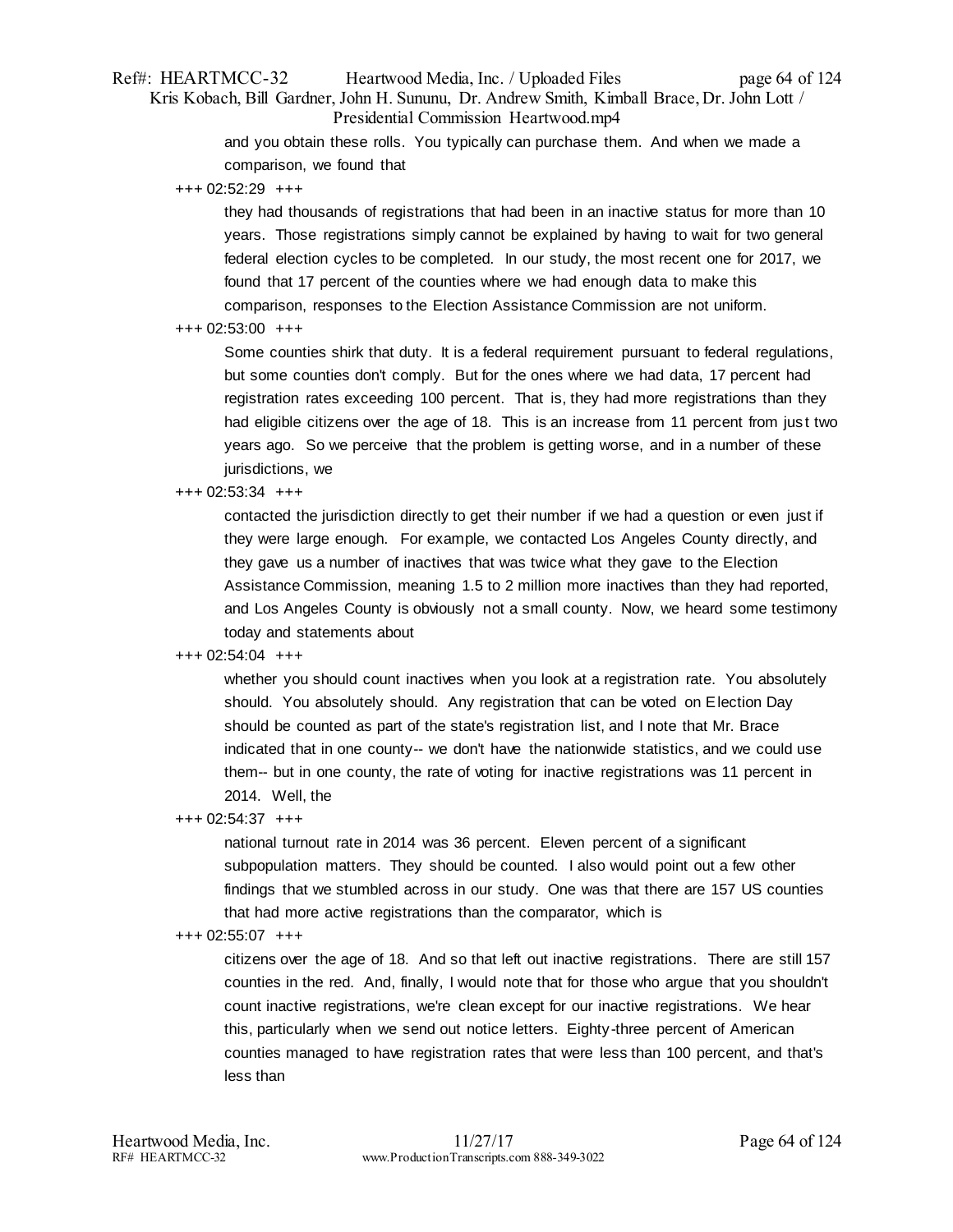and you obtain these rolls. You typically can purchase them. And when we made a comparison, we found that

+++ 02:52:29 +++

they had thousands of registrations that had been in an inactive status for more than 10 years. Those registrations simply cannot be explained by having to wait for two general federal election cycles to be completed. In our study, the most recent one for 2017, we found that 17 percent of the counties where we had enough data to make this comparison, responses to the Election Assistance Commission are not uniform.

+++ 02:53:00 +++

Some counties shirk that duty. It is a federal requirement pursuant to federal regulations, but some counties don't comply. But for the ones where we had data, 17 percent had registration rates exceeding 100 percent. That is, they had more registrations than they had eligible citizens over the age of 18. This is an increase from 11 percent from just two years ago. So we perceive that the problem is getting worse, and in a number of these jurisdictions, we

+++ 02:53:34 +++

contacted the jurisdiction directly to get their number if we had a question or even just if they were large enough. For example, we contacted Los Angeles County directly, and they gave us a number of inactives that was twice what they gave to the Election Assistance Commission, meaning 1.5 to 2 million more inactives than they had reported, and Los Angeles County is obviously not a small county. Now, we heard some testimony today and statements about

+++ 02:54:04 +++

whether you should count inactives when you look at a registration rate. You absolutely should. You absolutely should. Any registration that can be voted on Election Day should be counted as part of the state's registration list, and I note that Mr. Brace indicated that in one county-- we don't have the nationwide statistics, and we could use them-- but in one county, the rate of voting for inactive registrations was 11 percent in 2014. Well, the

+++ 02:54:37 +++

national turnout rate in 2014 was 36 percent. Eleven percent of a significant subpopulation matters. They should be counted. I also would point out a few other findings that we stumbled across in our study. One was that there are 157 US counties that had more active registrations than the comparator, which is

+++ 02:55:07 +++

citizens over the age of 18. And so that left out inactive registrations. There are still 157 counties in the red. And, finally, I would note that for those who argue that you shouldn't count inactive registrations, we're clean except for our inactive registrations. We hear this, particularly when we send out notice letters. Eighty-three percent of American counties managed to have registration rates that were less than 100 percent, and that's less than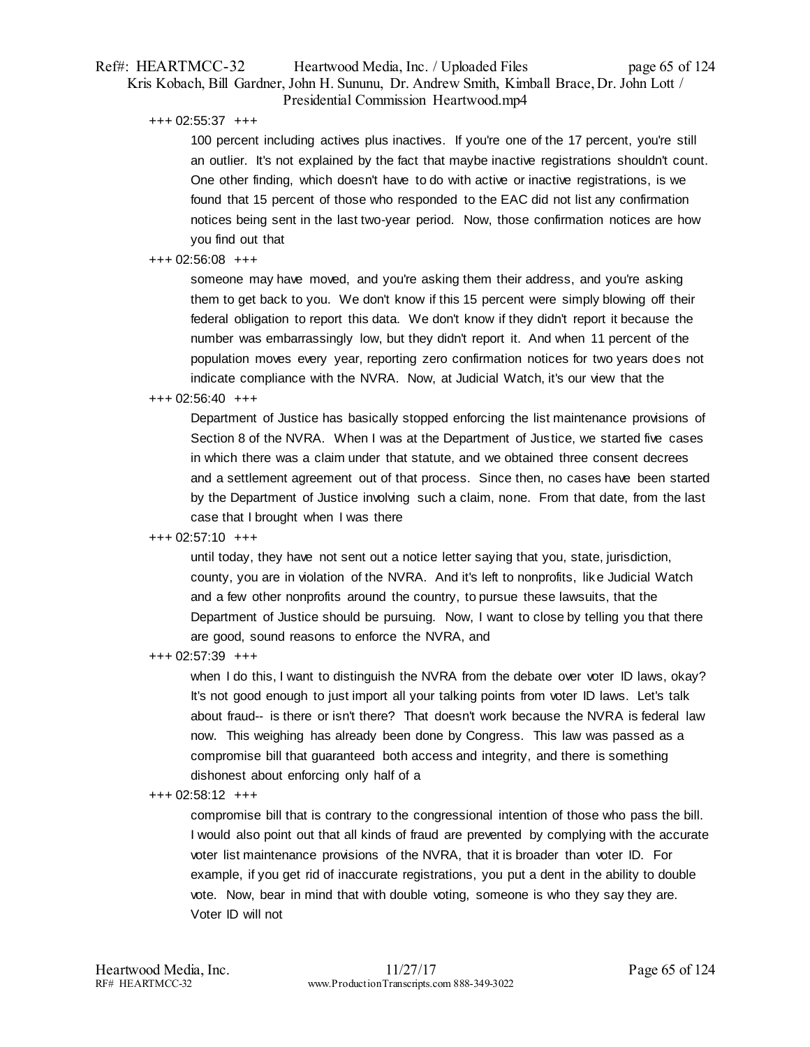+++ 02:55:37 +++

100 percent including actives plus inactives. If you're one of the 17 percent, you're still an outlier. It's not explained by the fact that maybe inactive registrations shouldn't count. One other finding, which doesn't have to do with active or inactive registrations, is we found that 15 percent of those who responded to the EAC did not list any confirmation notices being sent in the last two-year period. Now, those confirmation notices are how you find out that

+++ 02:56:08 +++

someone may have moved, and you're asking them their address, and you're asking them to get back to you. We don't know if this 15 percent were simply blowing off their federal obligation to report this data. We don't know if they didn't report it because the number was embarrassingly low, but they didn't report it. And when 11 percent of the population moves every year, reporting zero confirmation notices for two years does not indicate compliance with the NVRA. Now, at Judicial Watch, it's our view that the

+++ 02:56:40 +++

Department of Justice has basically stopped enforcing the list maintenance provisions of Section 8 of the NVRA. When I was at the Department of Justice, we started five cases in which there was a claim under that statute, and we obtained three consent decrees and a settlement agreement out of that process. Since then, no cases have been started by the Department of Justice involving such a claim, none. From that date, from the last case that I brought when I was there

+++ 02:57:10 +++

until today, they have not sent out a notice letter saying that you, state, jurisdiction, county, you are in violation of the NVRA. And it's left to nonprofits, like Judicial Watch and a few other nonprofits around the country, to pursue these lawsuits, that the Department of Justice should be pursuing. Now, I want to close by telling you that there are good, sound reasons to enforce the NVRA, and

+++ 02:57:39 +++

when I do this, I want to distinguish the NVRA from the debate over voter ID laws, okay? It's not good enough to just import all your talking points from voter ID laws. Let's talk about fraud-- is there or isn't there? That doesn't work because the NVRA is federal law now. This weighing has already been done by Congress. This law was passed as a compromise bill that guaranteed both access and integrity, and there is something dishonest about enforcing only half of a

+++ 02:58:12 +++

compromise bill that is contrary to the congressional intention of those who pass the bill. I would also point out that all kinds of fraud are prevented by complying with the accurate voter list maintenance provisions of the NVRA, that it is broader than voter ID. For example, if you get rid of inaccurate registrations, you put a dent in the ability to double vote. Now, bear in mind that with double voting, someone is who they say they are. Voter ID will not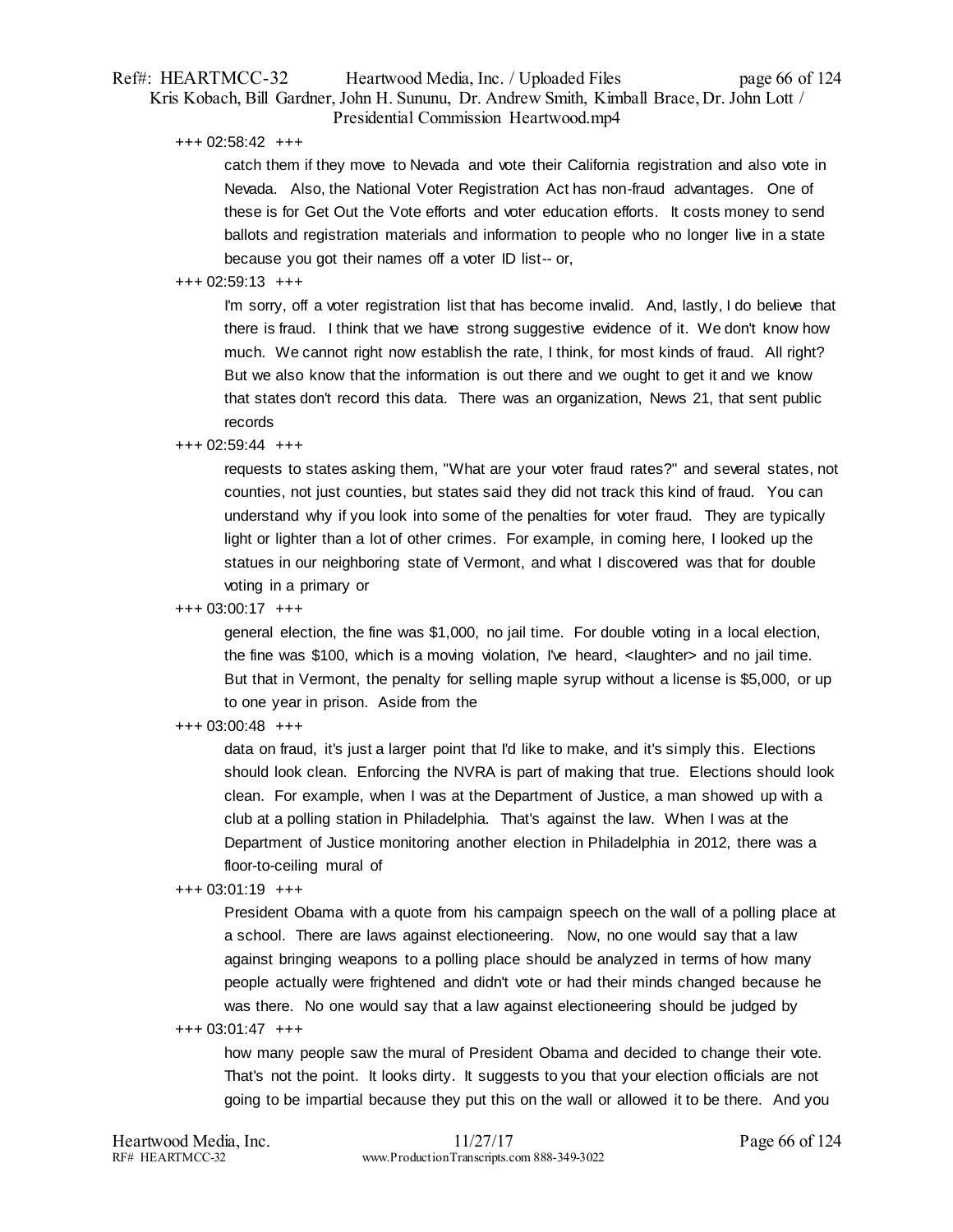+++ 02:58:42 +++

catch them if they move to Nevada and vote their California registration and also vote in Nevada. Also, the National Voter Registration Act has non-fraud advantages. One of these is for Get Out the Vote efforts and voter education efforts. It costs money to send ballots and registration materials and information to people who no longer live in a state because you got their names off a voter ID list-- or,

+++ 02:59:13 +++

I'm sorry, off a voter registration list that has become invalid. And, lastly, I do believe that there is fraud. I think that we have strong suggestive evidence of it. We don't know how much. We cannot right now establish the rate, I think, for most kinds of fraud. All right? But we also know that the information is out there and we ought to get it and we know that states don't record this data. There was an organization, News 21, that sent public records

+++ 02:59:44 +++

requests to states asking them, "What are your voter fraud rates?" and several states, not counties, not just counties, but states said they did not track this kind of fraud. You can understand why if you look into some of the penalties for voter fraud. They are typically light or lighter than a lot of other crimes. For example, in coming here, I looked up the statues in our neighboring state of Vermont, and what I discovered was that for double voting in a primary or

+++ 03:00:17 +++

general election, the fine was $1,000, no jail time. For double voting in a local election, the fine was $100, which is a moving violation, I've heard, <laughter> and no jail time. But that in Vermont, the penalty for selling maple syrup without a license is $5,000, or up to one year in prison. Aside from the

+++ 03:00:48 +++

data on fraud, it's just a larger point that I'd like to make, and it's simply this. Elections should look clean. Enforcing the NVRA is part of making that true. Elections should look clean. For example, when I was at the Department of Justice, a man showed up with a club at a polling station in Philadelphia. That's against the law. When I was at the Department of Justice monitoring another election in Philadelphia in 2012, there was a floor-to-ceiling mural of

+++ 03:01:19 +++

President Obama with a quote from his campaign speech on the wall of a polling place at a school. There are laws against electioneering. Now, no one would say that a law against bringing weapons to a polling place should be analyzed in terms of how many people actually were frightened and didn't vote or had their minds changed because he was there. No one would say that a law against electioneering should be judged by

+++ 03:01:47 +++

how many people saw the mural of President Obama and decided to change their vote. That's not the point. It looks dirty. It suggests to you that your election officials are not going to be impartial because they put this on the wall or allowed it to be there. And you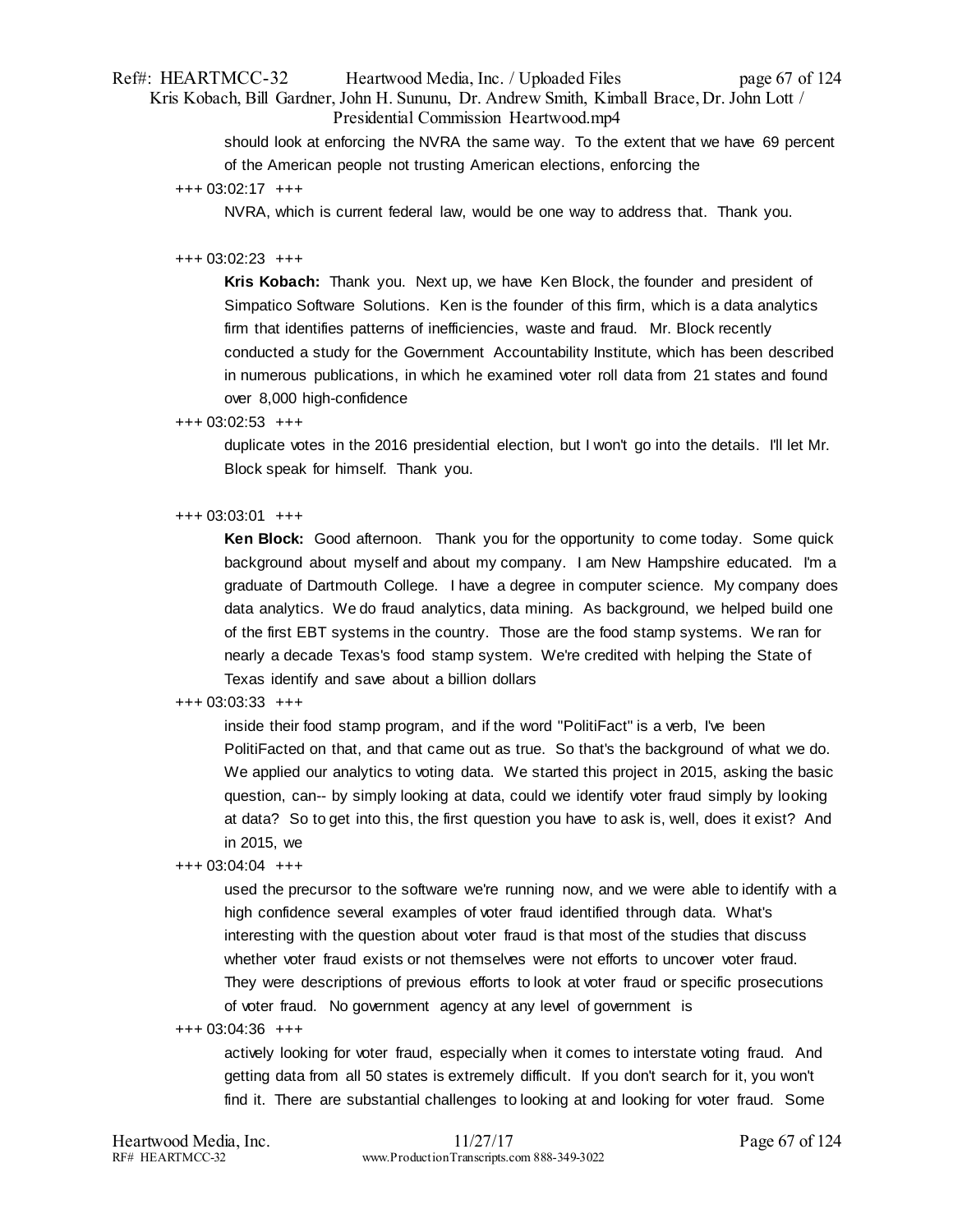should look at enforcing the NVRA the same way. To the extent that we have 69 percent of the American people not trusting American elections, enforcing the

+++ 03:02:17 +++

NVRA, which is current federal law, would be one way to address that. Thank you.

+++ 03:02:23 +++

**Kris Kobach:** Thank you. Next up, we have Ken Block, the founder and president of Simpatico Software Solutions. Ken is the founder of this firm, which is a data analytics firm that identifies patterns of inefficiencies, waste and fraud. Mr. Block recently conducted a study for the Government Accountability Institute, which has been described in numerous publications, in which he examined voter roll data from 21 states and found over 8,000 high-confidence

+++ 03:02:53 +++

duplicate votes in the 2016 presidential election, but I won't go into the details. I'll let Mr. Block speak for himself. Thank you.

+++ 03:03:01 +++

**Ken Block:** Good afternoon. Thank you for the opportunity to come today. Some quick background about myself and about my company. I am New Hampshire educated. I'm a graduate of Dartmouth College. I have a degree in computer science. My company does data analytics. We do fraud analytics, data mining. As background, we helped build one of the first EBT systems in the country. Those are the food stamp systems. We ran for nearly a decade Texas's food stamp system. We're credited with helping the State of Texas identify and save about a billion dollars

+++ 03:03:33 +++

inside their food stamp program, and if the word "PolitiFact" is a verb, I've been PolitiFacted on that, and that came out as true. So that's the background of what we do. We applied our analytics to voting data. We started this project in 2015, asking the basic question, can-- by simply looking at data, could we identify voter fraud simply by looking at data? So to get into this, the first question you have to ask is, well, does it exist? And in 2015, we

+++ 03:04:04 +++

used the precursor to the software we're running now, and we were able to identify with a high confidence several examples of voter fraud identified through data. What's interesting with the question about voter fraud is that most of the studies that discuss whether voter fraud exists or not themselves were not efforts to uncover voter fraud. They were descriptions of previous efforts to look at voter fraud or specific prosecutions of voter fraud. No government agency at any level of government is

+++ 03:04:36 +++

actively looking for voter fraud, especially when it comes to interstate voting fraud. And getting data from all 50 states is extremely difficult. If you don't search for it, you won't find it. There are substantial challenges to looking at and looking for voter fraud. Some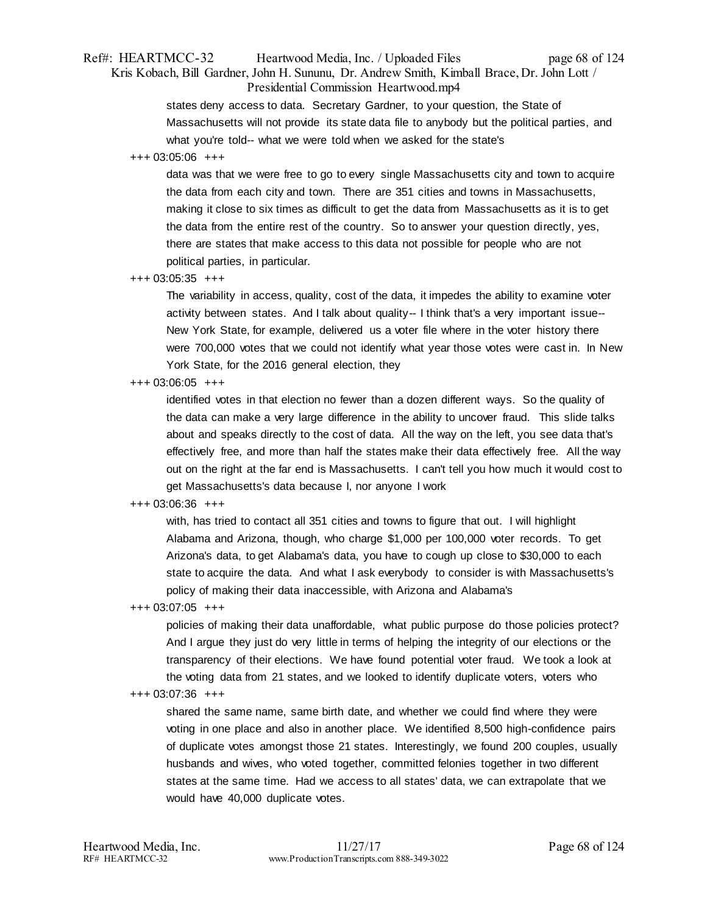states deny access to data. Secretary Gardner, to your question, the State of Massachusetts will not provide its state data file to anybody but the political parties, and what you're told-- what we were told when we asked for the state's

+++ 03:05:06 +++

data was that we were free to go to every single Massachusetts city and town to acquire the data from each city and town. There are 351 cities and towns in Massachusetts, making it close to six times as difficult to get the data from Massachusetts as it is to get the data from the entire rest of the country. So to answer your question directly, yes, there are states that make access to this data not possible for people who are not political parties, in particular.

+++ 03:05:35 +++

The variability in access, quality, cost of the data, it impedes the ability to examine voter activity between states. And I talk about quality-- I think that's a very important issue-- New York State, for example, delivered us a voter file where in the voter history there were 700,000 votes that we could not identify what year those votes were cast in. In New York State, for the 2016 general election, they

+++ 03:06:05 +++

identified votes in that election no fewer than a dozen different ways. So the quality of the data can make a very large difference in the ability to uncover fraud. This slide talks about and speaks directly to the cost of data. All the way on the left, you see data that's effectively free, and more than half the states make their data effectively free. All the way out on the right at the far end is Massachusetts. I can't tell you how much it would cost to get Massachusetts's data because I, nor anyone I work

+++ 03:06:36 +++

with, has tried to contact all 351 cities and towns to figure that out. I will highlight Alabama and Arizona, though, who charge $1,000 per 100,000 voter records. To get Arizona's data, to get Alabama's data, you have to cough up close to $30,000 to each state to acquire the data. And what I ask everybody to consider is with Massachusetts's policy of making their data inaccessible, with Arizona and Alabama's

+++ 03:07:05 +++

policies of making their data unaffordable, what public purpose do those policies protect? And I argue they just do very little in terms of helping the integrity of our elections or the transparency of their elections. We have found potential voter fraud. We took a look at the voting data from 21 states, and we looked to identify duplicate voters, voters who

+++ 03:07:36 +++

shared the same name, same birth date, and whether we could find where they were voting in one place and also in another place. We identified 8,500 high-confidence pairs of duplicate votes amongst those 21 states. Interestingly, we found 200 couples, usually husbands and wives, who voted together, committed felonies together in two different states at the same time. Had we access to all states' data, we can extrapolate that we would have 40,000 duplicate votes.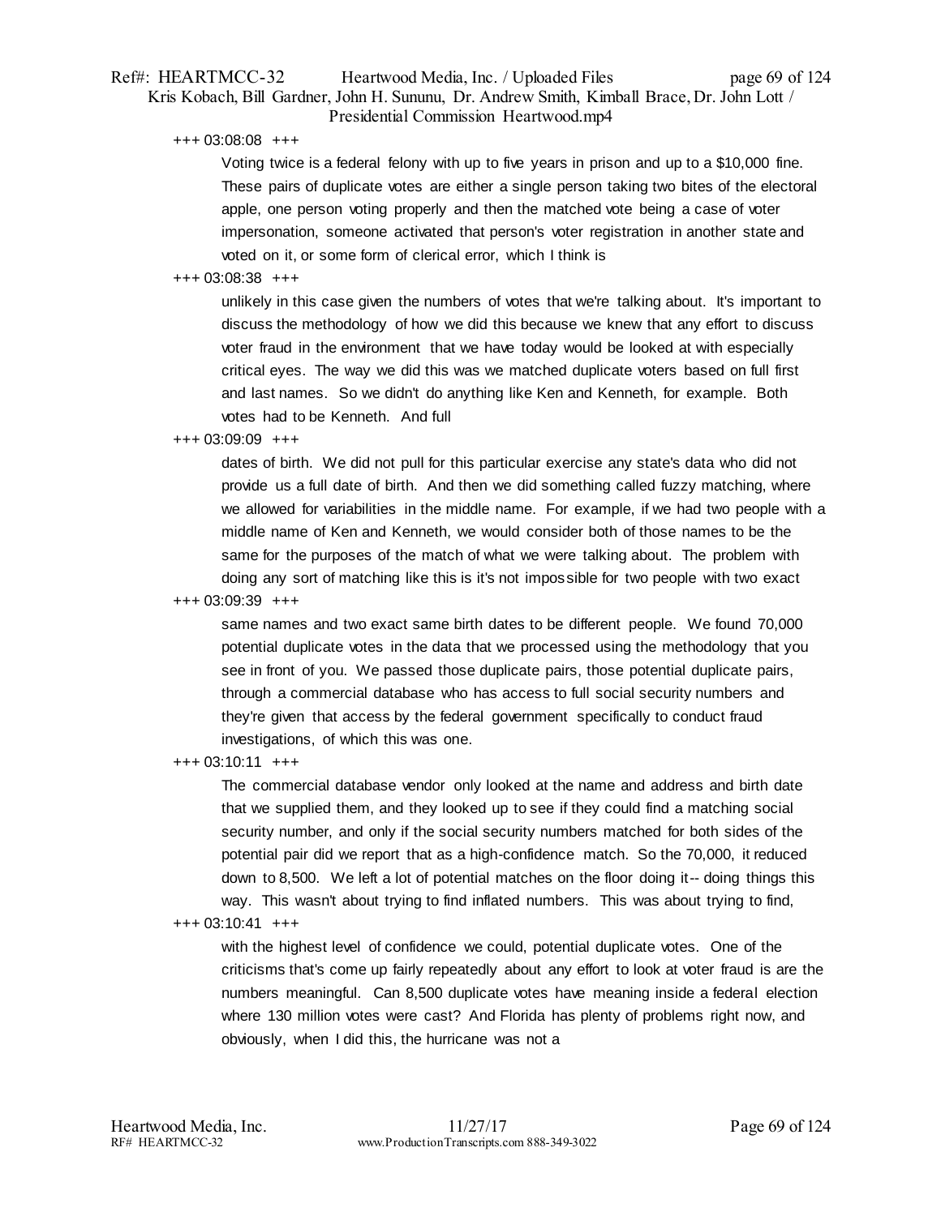+++ 03:08:08 +++

Voting twice is a federal felony with up to five years in prison and up to a $10,000 fine. These pairs of duplicate votes are either a single person taking two bites of the electoral apple, one person voting properly and then the matched vote being a case of voter impersonation, someone activated that person's voter registration in another state and voted on it, or some form of clerical error, which I think is

+++ 03:08:38 +++

unlikely in this case given the numbers of votes that we're talking about. It's important to discuss the methodology of how we did this because we knew that any effort to discuss voter fraud in the environment that we have today would be looked at with especially critical eyes. The way we did this was we matched duplicate voters based on full first and last names. So we didn't do anything like Ken and Kenneth, for example. Both votes had to be Kenneth. And full

+++ 03:09:09 +++

dates of birth. We did not pull for this particular exercise any state's data who did not provide us a full date of birth. And then we did something called fuzzy matching, where we allowed for variabilities in the middle name. For example, if we had two people with a middle name of Ken and Kenneth, we would consider both of those names to be the same for the purposes of the match of what we were talking about. The problem with doing any sort of matching like this is it's not impossible for two people with two exact

+++ 03:09:39 +++

same names and two exact same birth dates to be different people. We found 70,000 potential duplicate votes in the data that we processed using the methodology that you see in front of you. We passed those duplicate pairs, those potential duplicate pairs, through a commercial database who has access to full social security numbers and they're given that access by the federal government specifically to conduct fraud investigations, of which this was one.

+++ 03:10:11 +++

The commercial database vendor only looked at the name and address and birth date that we supplied them, and they looked up to see if they could find a matching social security number, and only if the social security numbers matched for both sides of the potential pair did we report that as a high-confidence match. So the 70,000, it reduced down to 8,500. We left a lot of potential matches on the floor doing it-- doing things this way. This wasn't about trying to find inflated numbers. This was about trying to find,

+++ 03:10:41 +++

with the highest level of confidence we could, potential duplicate votes. One of the criticisms that's come up fairly repeatedly about any effort to look at voter fraud is are the numbers meaningful. Can 8,500 duplicate votes have meaning inside a federal election where 130 million votes were cast? And Florida has plenty of problems right now, and obviously, when I did this, the hurricane was not a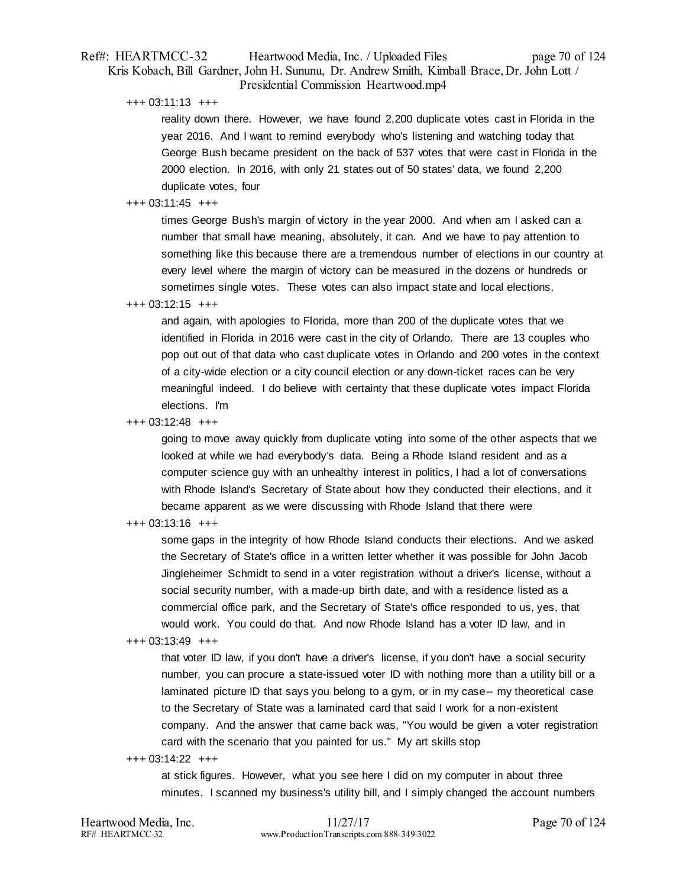+++ 03:11:13 +++

reality down there. However, we have found 2,200 duplicate votes cast in Florida in the year 2016. And I want to remind everybody who's listening and watching today that George Bush became president on the back of 537 votes that were cast in Florida in the 2000 election. In 2016, with only 21 states out of 50 states' data, we found 2,200 duplicate votes, four

+++ 03:11:45 +++

times George Bush's margin of victory in the year 2000. And when am I asked can a number that small have meaning, absolutely, it can. And we have to pay attention to something like this because there are a tremendous number of elections in our country at every level where the margin of victory can be measured in the dozens or hundreds or sometimes single votes. These votes can also impact state and local elections,

+++ 03:12:15 +++

and again, with apologies to Florida, more than 200 of the duplicate votes that we identified in Florida in 2016 were cast in the city of Orlando. There are 13 couples who pop out out of that data who cast duplicate votes in Orlando and 200 votes in the context of a city-wide election or a city council election or any down-ticket races can be very meaningful indeed. I do believe with certainty that these duplicate votes impact Florida elections. I'm

+++ 03:12:48 +++

going to move away quickly from duplicate voting into some of the other aspects that we looked at while we had everybody's data. Being a Rhode Island resident and as a computer science guy with an unhealthy interest in politics, I had a lot of conversations with Rhode Island's Secretary of State about how they conducted their elections, and it became apparent as we were discussing with Rhode Island that there were

+++ 03:13:16 +++

some gaps in the integrity of how Rhode Island conducts their elections. And we asked the Secretary of State's office in a written letter whether it was possible for John Jacob Jingleheimer Schmidt to send in a voter registration without a driver's license, without a social security number, with a made-up birth date, and with a residence listed as a commercial office park, and the Secretary of State's office responded to us, yes, that would work. You could do that. And now Rhode Island has a voter ID law, and in

+++ 03:13:49 +++

that voter ID law, if you don't have a driver's license, if you don't have a social security number, you can procure a state-issued voter ID with nothing more than a utility bill or a laminated picture ID that says you belong to a gym, or in my case-- my theoretical case to the Secretary of State was a laminated card that said I work for a non-existent company. And the answer that came back was, "You would be given a voter registration card with the scenario that you painted for us." My art skills stop

+++ 03:14:22 +++

at stick figures. However, what you see here I did on my computer in about three minutes. I scanned my business's utility bill, and I simply changed the account numbers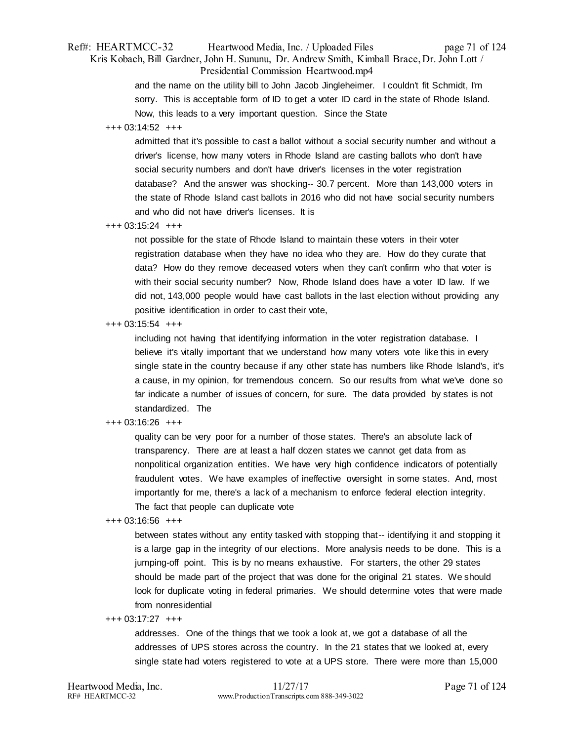and the name on the utility bill to John Jacob Jingleheimer. I couldn't fit Schmidt, I'm sorry. This is acceptable form of ID to get a voter ID card in the state of Rhode Island. Now, this leads to a very important question. Since the State

+++ 03:14:52 +++

admitted that it's possible to cast a ballot without a social security number and without a driver's license, how many voters in Rhode Island are casting ballots who don't have social security numbers and don't have driver's licenses in the voter registration database? And the answer was shocking-- 30.7 percent. More than 143,000 voters in the state of Rhode Island cast ballots in 2016 who did not have social security numbers and who did not have driver's licenses. It is

+++ 03:15:24 +++

not possible for the state of Rhode Island to maintain these voters in their voter registration database when they have no idea who they are. How do they curate that data? How do they remove deceased voters when they can't confirm who that voter is with their social security number? Now, Rhode Island does have a voter ID law. If we did not, 143,000 people would have cast ballots in the last election without providing any positive identification in order to cast their vote,

+++ 03:15:54 +++

including not having that identifying information in the voter registration database. I believe it's vitally important that we understand how many voters vote like this in every single state in the country because if any other state has numbers like Rhode Island's, it's a cause, in my opinion, for tremendous concern. So our results from what we've done so far indicate a number of issues of concern, for sure. The data provided by states is not standardized. The

+++ 03:16:26 +++

quality can be very poor for a number of those states. There's an absolute lack of transparency. There are at least a half dozen states we cannot get data from as nonpolitical organization entities. We have very high confidence indicators of potentially fraudulent votes. We have examples of ineffective oversight in some states. And, most importantly for me, there's a lack of a mechanism to enforce federal election integrity. The fact that people can duplicate vote

+++ 03:16:56 +++

between states without any entity tasked with stopping that-- identifying it and stopping it is a large gap in the integrity of our elections. More analysis needs to be done. This is a jumping-off point. This is by no means exhaustive. For starters, the other 29 states should be made part of the project that was done for the original 21 states. We should look for duplicate voting in federal primaries. We should determine votes that were made from nonresidential

+++ 03:17:27 +++

addresses. One of the things that we took a look at, we got a database of all the addresses of UPS stores across the country. In the 21 states that we looked at, every single state had voters registered to vote at a UPS store. There were more than 15,000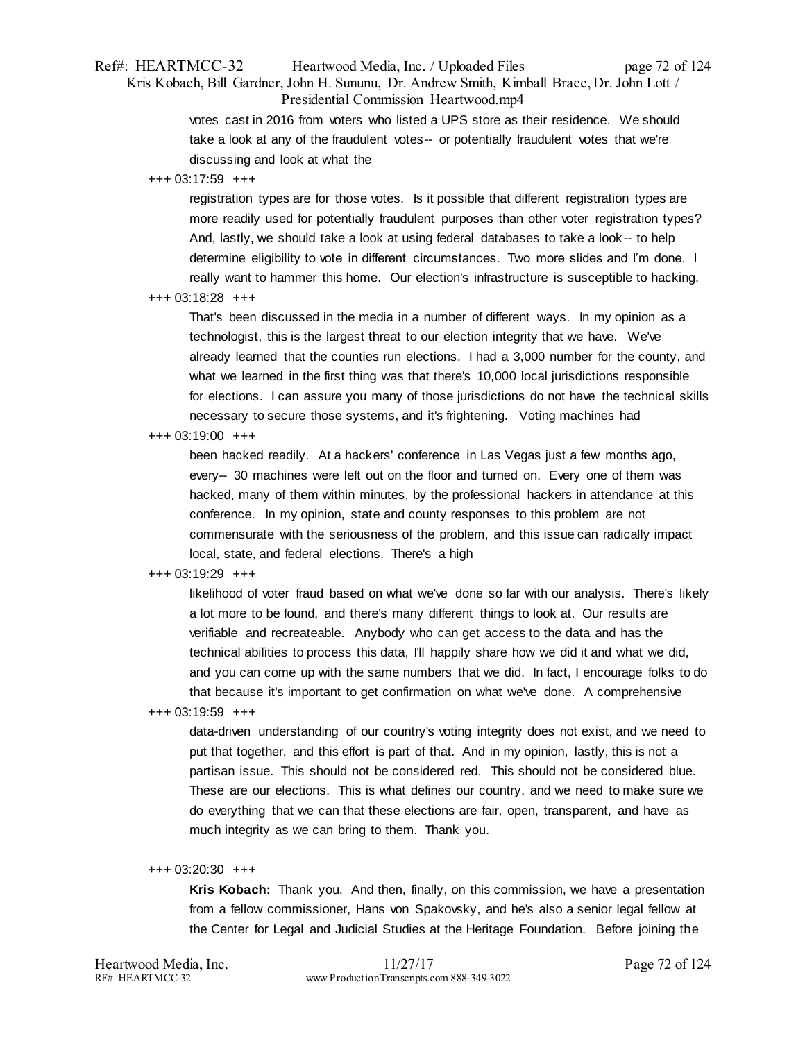votes cast in 2016 from voters who listed a UPS store as their residence. We should take a look at any of the fraudulent votes-- or potentially fraudulent votes that we're discussing and look at what the

+++ 03:17:59 +++

registration types are for those votes. Is it possible that different registration types are more readily used for potentially fraudulent purposes than other voter registration types? And, lastly, we should take a look at using federal databases to take a look-- to help determine eligibility to vote in different circumstances. Two more slides and I'm done. I really want to hammer this home. Our election's infrastructure is susceptible to hacking.

+++ 03:18:28 +++

That's been discussed in the media in a number of different ways. In my opinion as a technologist, this is the largest threat to our election integrity that we have. We've already learned that the counties run elections. I had a 3,000 number for the county, and what we learned in the first thing was that there's 10,000 local jurisdictions responsible for elections. I can assure you many of those jurisdictions do not have the technical skills necessary to secure those systems, and it's frightening. Voting machines had

+++ 03:19:00 +++

been hacked readily. At a hackers' conference in Las Vegas just a few months ago, every-- 30 machines were left out on the floor and turned on. Every one of them was hacked, many of them within minutes, by the professional hackers in attendance at this conference. In my opinion, state and county responses to this problem are not commensurate with the seriousness of the problem, and this issue can radically impact local, state, and federal elections. There's a high

+++ 03:19:29 +++

likelihood of voter fraud based on what we've done so far with our analysis. There's likely a lot more to be found, and there's many different things to look at. Our results are verifiable and recreateable. Anybody who can get access to the data and has the technical abilities to process this data, I'll happily share how we did it and what we did, and you can come up with the same numbers that we did. In fact, I encourage folks to do that because it's important to get confirmation on what we've done. A comprehensive

+++ 03:19:59 +++

data-driven understanding of our country's voting integrity does not exist, and we need to put that together, and this effort is part of that. And in my opinion, lastly, this is not a partisan issue. This should not be considered red. This should not be considered blue. These are our elections. This is what defines our country, and we need to make sure we do everything that we can that these elections are fair, open, transparent, and have as much integrity as we can bring to them. Thank you.

+++ 03:20:30 +++

**Kris Kobach:** Thank you. And then, finally, on this commission, we have a presentation from a fellow commissioner, Hans von Spakovsky, and he's also a senior legal fellow at the Center for Legal and Judicial Studies at the Heritage Foundation. Before joining the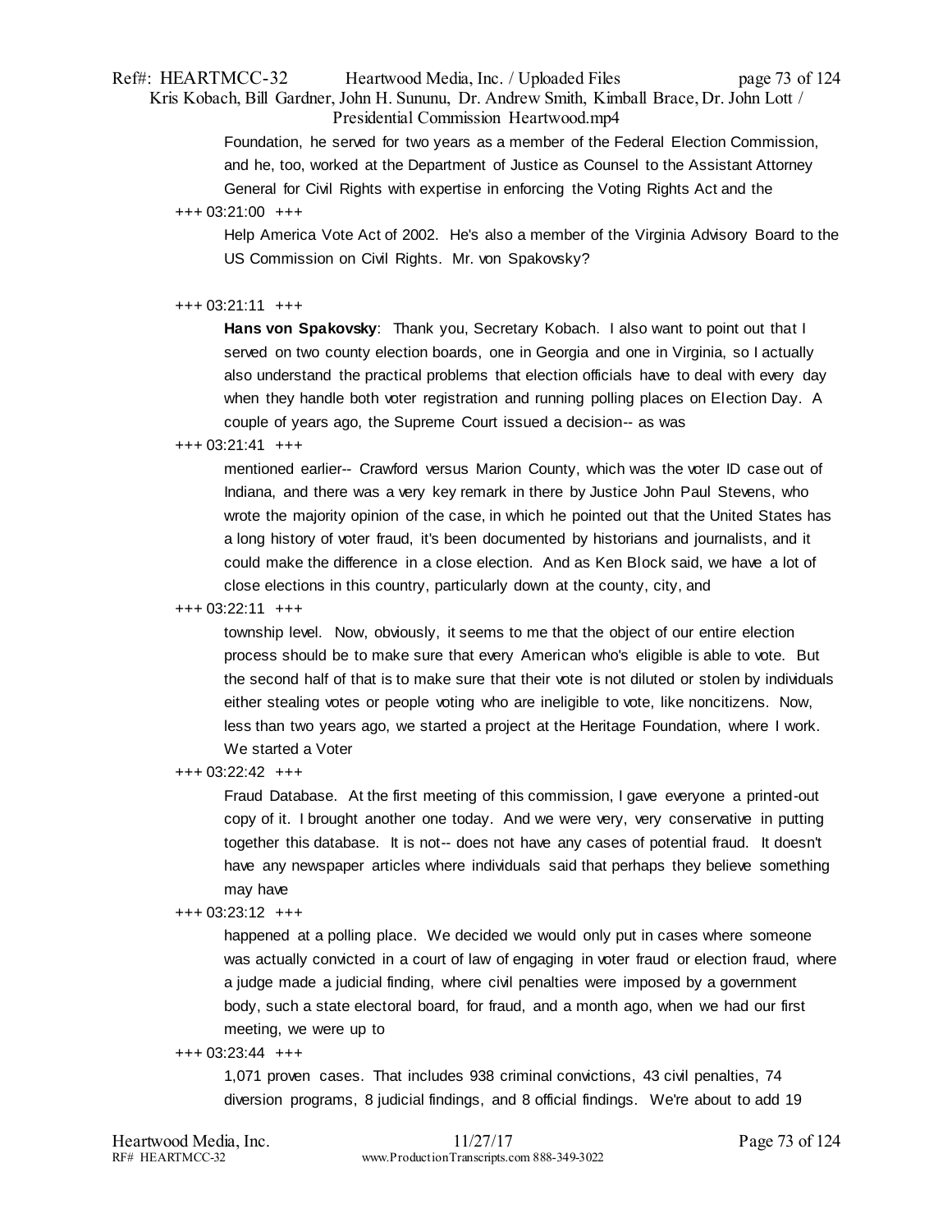Foundation, he served for two years as a member of the Federal Election Commission, and he, too, worked at the Department of Justice as Counsel to the Assistant Attorney General for Civil Rights with expertise in enforcing the Voting Rights Act and the

+++ 03:21:00 +++

Help America Vote Act of 2002. He's also a member of the Virginia Advisory Board to the US Commission on Civil Rights. Mr. von Spakovsky?

+++ 03:21:11 +++

**Hans von Spakovsky**: Thank you, Secretary Kobach. I also want to point out that I served on two county election boards, one in Georgia and one in Virginia, so I actually also understand the practical problems that election officials have to deal with every day when they handle both voter registration and running polling places on Election Day. A couple of years ago, the Supreme Court issued a decision-- as was

+++ 03:21:41 +++

mentioned earlier-- Crawford versus Marion County, which was the voter ID case out of Indiana, and there was a very key remark in there by Justice John Paul Stevens, who wrote the majority opinion of the case, in which he pointed out that the United States has a long history of voter fraud, it's been documented by historians and journalists, and it could make the difference in a close election. And as Ken Block said, we have a lot of close elections in this country, particularly down at the county, city, and

+++ 03:22:11 +++

township level. Now, obviously, it seems to me that the object of our entire election process should be to make sure that every American who's eligible is able to vote. But the second half of that is to make sure that their vote is not diluted or stolen by individuals either stealing votes or people voting who are ineligible to vote, like noncitizens. Now, less than two years ago, we started a project at the Heritage Foundation, where I work. We started a Voter

+++ 03:22:42 +++

Fraud Database. At the first meeting of this commission, I gave everyone a printed-out copy of it. I brought another one today. And we were very, very conservative in putting together this database. It is not-- does not have any cases of potential fraud. It doesn't have any newspaper articles where individuals said that perhaps they believe something may have

+++ 03:23:12 +++

happened at a polling place. We decided we would only put in cases where someone was actually convicted in a court of law of engaging in voter fraud or election fraud, where a judge made a judicial finding, where civil penalties were imposed by a government body, such a state electoral board, for fraud, and a month ago, when we had our first meeting, we were up to

+++ 03:23:44 +++

1,071 proven cases. That includes 938 criminal convictions, 43 civil penalties, 74 diversion programs, 8 judicial findings, and 8 official findings. We're about to add 19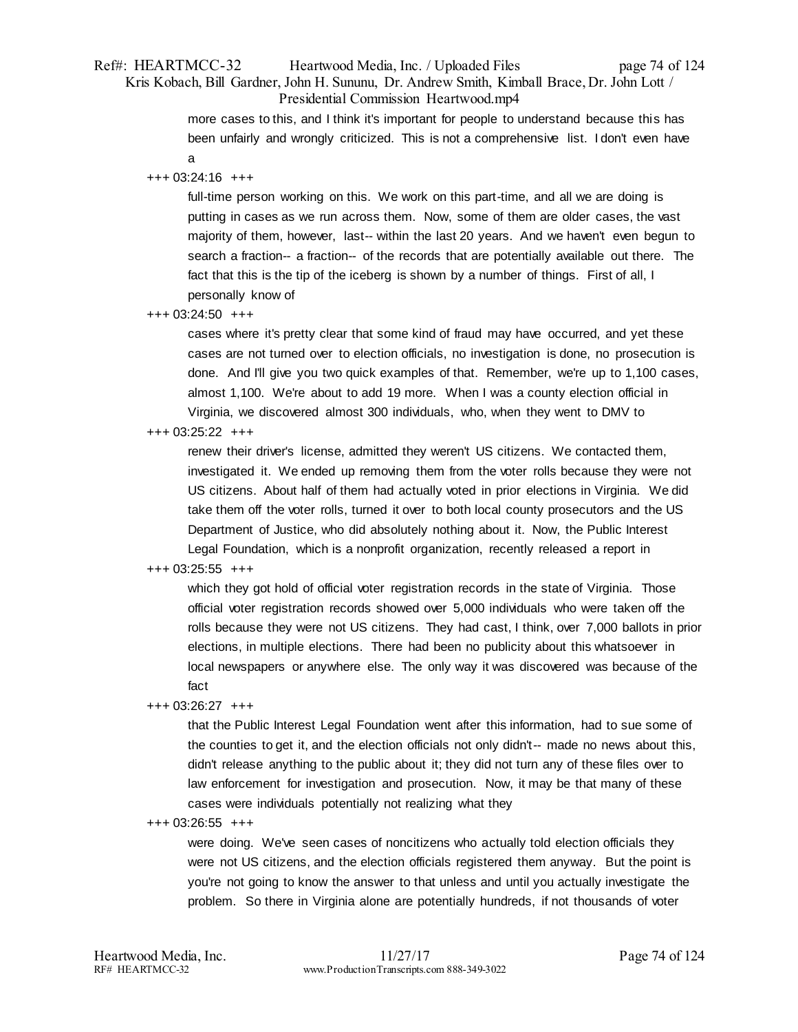more cases to this, and I think it's important for people to understand because this has been unfairly and wrongly criticized. This is not a comprehensive list. I don't even have a

+++ 03:24:16 +++

full-time person working on this. We work on this part-time, and all we are doing is putting in cases as we run across them. Now, some of them are older cases, the vast majority of them, however, last-- within the last 20 years. And we haven't even begun to search a fraction-- a fraction-- of the records that are potentially available out there. The fact that this is the tip of the iceberg is shown by a number of things. First of all, I personally know of

+++ 03:24:50 +++

cases where it's pretty clear that some kind of fraud may have occurred, and yet these cases are not turned over to election officials, no investigation is done, no prosecution is done. And I'll give you two quick examples of that. Remember, we're up to 1,100 cases, almost 1,100. We're about to add 19 more. When I was a county election official in Virginia, we discovered almost 300 individuals, who, when they went to DMV to

+++ 03:25:22 +++

renew their driver's license, admitted they weren't US citizens. We contacted them, investigated it. We ended up removing them from the voter rolls because they were not US citizens. About half of them had actually voted in prior elections in Virginia. We did take them off the voter rolls, turned it over to both local county prosecutors and the US Department of Justice, who did absolutely nothing about it. Now, the Public Interest Legal Foundation, which is a nonprofit organization, recently released a report in

+++ 03:25:55 +++

which they got hold of official voter registration records in the state of Virginia. Those official voter registration records showed over 5,000 individuals who were taken off the rolls because they were not US citizens. They had cast, I think, over 7,000 ballots in prior elections, in multiple elections. There had been no publicity about this whatsoever in local newspapers or anywhere else. The only way it was discovered was because of the fact

+++ 03:26:27 +++

that the Public Interest Legal Foundation went after this information, had to sue some of the counties to get it, and the election officials not only didn't-- made no news about this, didn't release anything to the public about it; they did not turn any of these files over to law enforcement for investigation and prosecution. Now, it may be that many of these cases were individuals potentially not realizing what they

+++ 03:26:55 +++

were doing. We've seen cases of noncitizens who actually told election officials they were not US citizens, and the election officials registered them anyway. But the point is you're not going to know the answer to that unless and until you actually investigate the problem. So there in Virginia alone are potentially hundreds, if not thousands of voter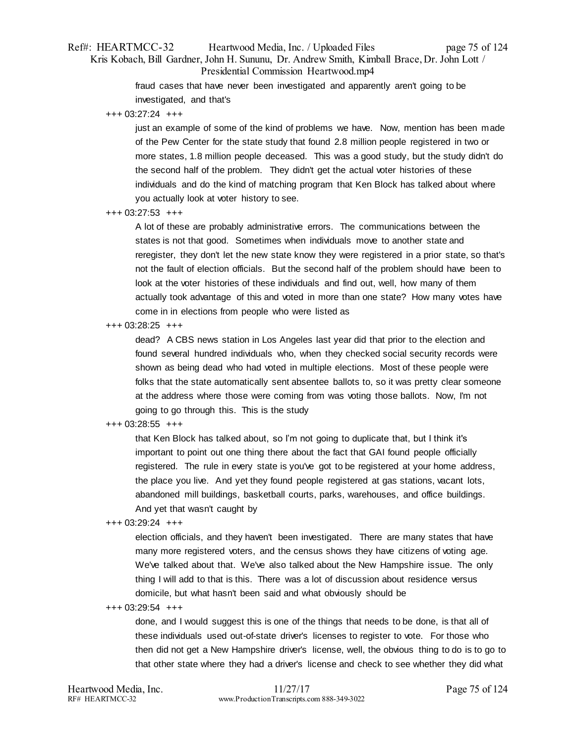fraud cases that have never been investigated and apparently aren't going to be investigated, and that's

+++ 03:27:24 +++

just an example of some of the kind of problems we have. Now, mention has been made of the Pew Center for the state study that found 2.8 million people registered in two or more states, 1.8 million people deceased. This was a good study, but the study didn't do the second half of the problem. They didn't get the actual voter histories of these individuals and do the kind of matching program that Ken Block has talked about where you actually look at voter history to see.

+++ 03:27:53 +++

A lot of these are probably administrative errors. The communications between the states is not that good. Sometimes when individuals move to another state and reregister, they don't let the new state know they were registered in a prior state, so that's not the fault of election officials. But the second half of the problem should have been to look at the voter histories of these individuals and find out, well, how many of them actually took advantage of this and voted in more than one state? How many votes have come in in elections from people who were listed as

+++ 03:28:25 +++

dead? A CBS news station in Los Angeles last year did that prior to the election and found several hundred individuals who, when they checked social security records were shown as being dead who had voted in multiple elections. Most of these people were folks that the state automatically sent absentee ballots to, so it was pretty clear someone at the address where those were coming from was voting those ballots. Now, I'm not going to go through this. This is the study

+++ 03:28:55 +++

that Ken Block has talked about, so I'm not going to duplicate that, but I think it's important to point out one thing there about the fact that GAI found people officially registered. The rule in every state is you've got to be registered at your home address, the place you live. And yet they found people registered at gas stations, vacant lots, abandoned mill buildings, basketball courts, parks, warehouses, and office buildings. And yet that wasn't caught by

+++ 03:29:24 +++

election officials, and they haven't been investigated. There are many states that have many more registered voters, and the census shows they have citizens of voting age. We've talked about that. We've also talked about the New Hampshire issue. The only thing I will add to that is this. There was a lot of discussion about residence versus domicile, but what hasn't been said and what obviously should be

+++ 03:29:54 +++

done, and I would suggest this is one of the things that needs to be done, is that all of these individuals used out-of-state driver's licenses to register to vote. For those who then did not get a New Hampshire driver's license, well, the obvious thing to do is to go to that other state where they had a driver's license and check to see whether they did what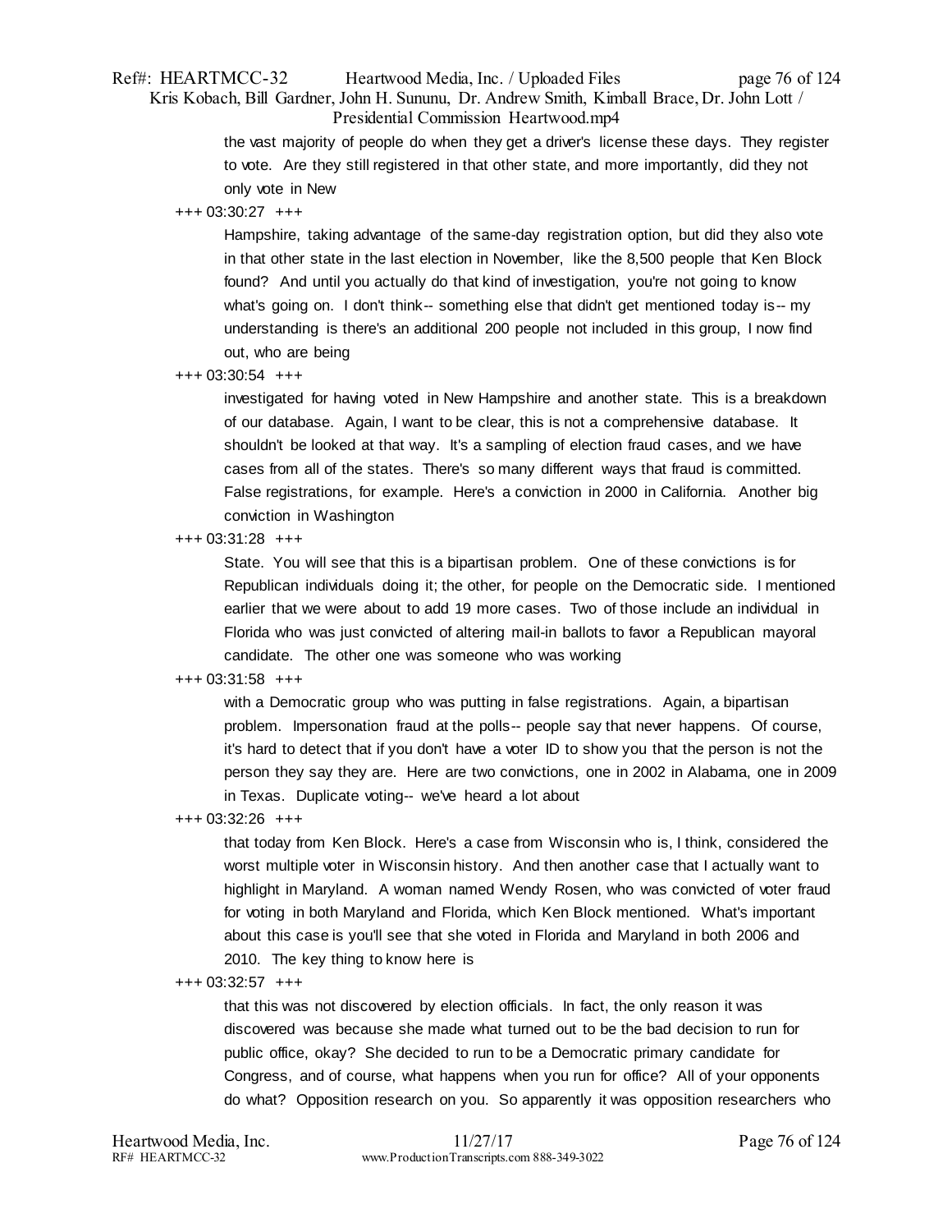the vast majority of people do when they get a driver's license these days. They register to vote. Are they still registered in that other state, and more importantly, did they not only vote in New

+++ 03:30:27 +++

Hampshire, taking advantage of the same-day registration option, but did they also vote in that other state in the last election in November, like the 8,500 people that Ken Block found? And until you actually do that kind of investigation, you're not going to know what's going on. I don't think-- something else that didn't get mentioned today is-- my understanding is there's an additional 200 people not included in this group, I now find out, who are being

+++ 03:30:54 +++

investigated for having voted in New Hampshire and another state. This is a breakdown of our database. Again, I want to be clear, this is not a comprehensive database. It shouldn't be looked at that way. It's a sampling of election fraud cases, and we have cases from all of the states. There's so many different ways that fraud is committed. False registrations, for example. Here's a conviction in 2000 in California. Another big conviction in Washington

+++ 03:31:28 +++

State. You will see that this is a bipartisan problem. One of these convictions is for Republican individuals doing it; the other, for people on the Democratic side. I mentioned earlier that we were about to add 19 more cases. Two of those include an individual in Florida who was just convicted of altering mail-in ballots to favor a Republican mayoral candidate. The other one was someone who was working

+++ 03:31:58 +++

with a Democratic group who was putting in false registrations. Again, a bipartisan problem. Impersonation fraud at the polls-- people say that never happens. Of course, it's hard to detect that if you don't have a voter ID to show you that the person is not the person they say they are. Here are two convictions, one in 2002 in Alabama, one in 2009 in Texas. Duplicate voting-- we've heard a lot about

+++ 03:32:26 +++

that today from Ken Block. Here's a case from Wisconsin who is, I think, considered the worst multiple voter in Wisconsin history. And then another case that I actually want to highlight in Maryland. A woman named Wendy Rosen, who was convicted of voter fraud for voting in both Maryland and Florida, which Ken Block mentioned. What's important about this case is you'll see that she voted in Florida and Maryland in both 2006 and 2010. The key thing to know here is

+++ 03:32:57 +++

that this was not discovered by election officials. In fact, the only reason it was discovered was because she made what turned out to be the bad decision to run for public office, okay? She decided to run to be a Democratic primary candidate for Congress, and of course, what happens when you run for office? All of your opponents do what? Opposition research on you. So apparently it was opposition researchers who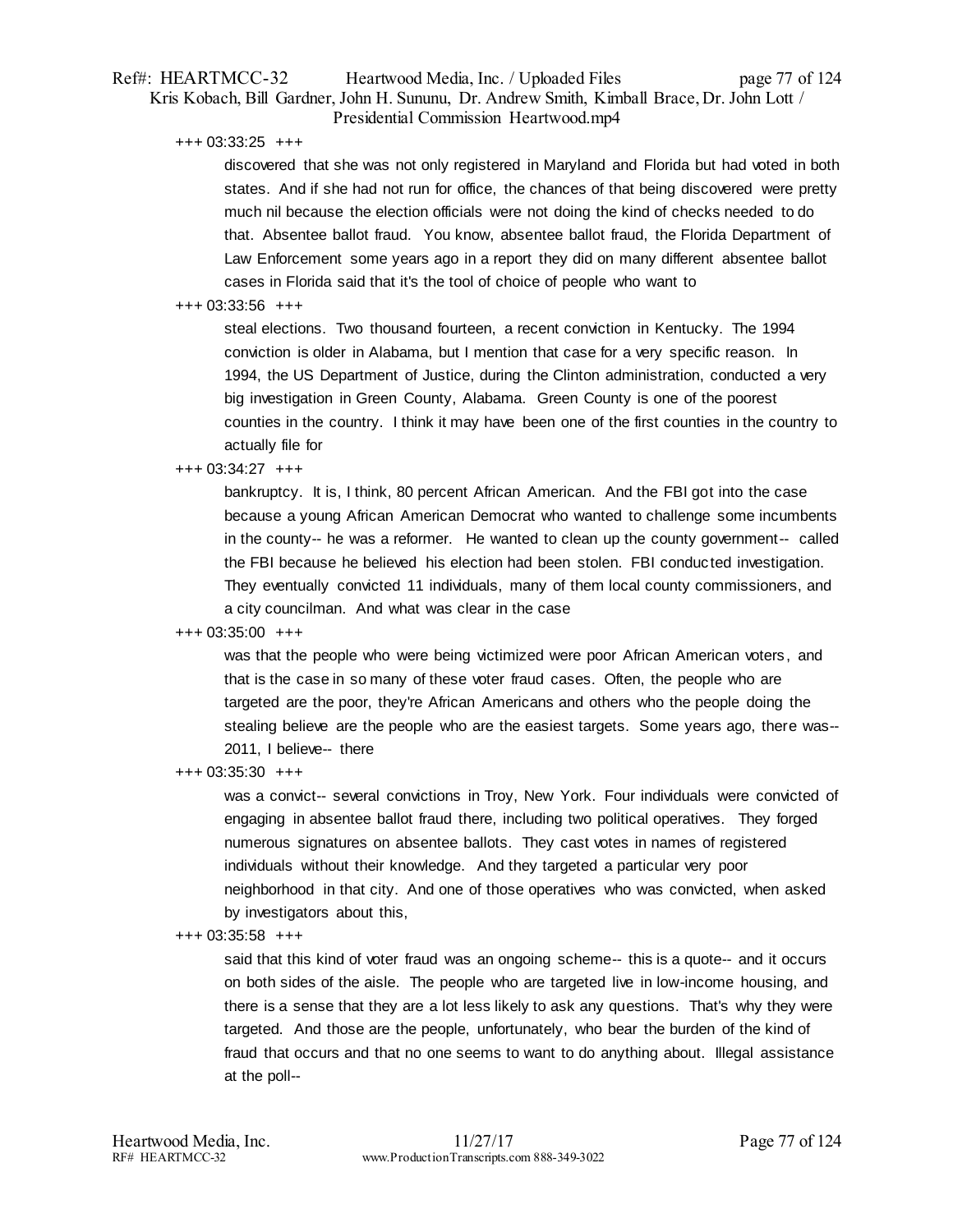+++ 03:33:25 +++

discovered that she was not only registered in Maryland and Florida but had voted in both states. And if she had not run for office, the chances of that being discovered were pretty much nil because the election officials were not doing the kind of checks needed to do that. Absentee ballot fraud. You know, absentee ballot fraud, the Florida Department of Law Enforcement some years ago in a report they did on many different absentee ballot cases in Florida said that it's the tool of choice of people who want to

+++ 03:33:56 +++

steal elections. Two thousand fourteen, a recent conviction in Kentucky. The 1994 conviction is older in Alabama, but I mention that case for a very specific reason. In 1994, the US Department of Justice, during the Clinton administration, conducted a very big investigation in Green County, Alabama. Green County is one of the poorest counties in the country. I think it may have been one of the first counties in the country to actually file for

+++ 03:34:27 +++

bankruptcy. It is, I think, 80 percent African American. And the FBI got into the case because a young African American Democrat who wanted to challenge some incumbents in the county-- he was a reformer. He wanted to clean up the county government-- called the FBI because he believed his election had been stolen. FBI conducted investigation. They eventually convicted 11 individuals, many of them local county commissioners, and a city councilman. And what was clear in the case

+++ 03:35:00 +++

was that the people who were being victimized were poor African American voters, and that is the case in so many of these voter fraud cases. Often, the people who are targeted are the poor, they're African Americans and others who the people doing the stealing believe are the people who are the easiest targets. Some years ago, there was-- 2011, I believe-- there

+++ 03:35:30 +++

was a convict-- several convictions in Troy, New York. Four individuals were convicted of engaging in absentee ballot fraud there, including two political operatives. They forged numerous signatures on absentee ballots. They cast votes in names of registered individuals without their knowledge. And they targeted a particular very poor neighborhood in that city. And one of those operatives who was convicted, when asked by investigators about this,

+++ 03:35:58 +++

said that this kind of voter fraud was an ongoing scheme-- this is a quote-- and it occurs on both sides of the aisle. The people who are targeted live in low-income housing, and there is a sense that they are a lot less likely to ask any questions. That's why they were targeted. And those are the people, unfortunately, who bear the burden of the kind of fraud that occurs and that no one seems to want to do anything about. Illegal assistance at the poll--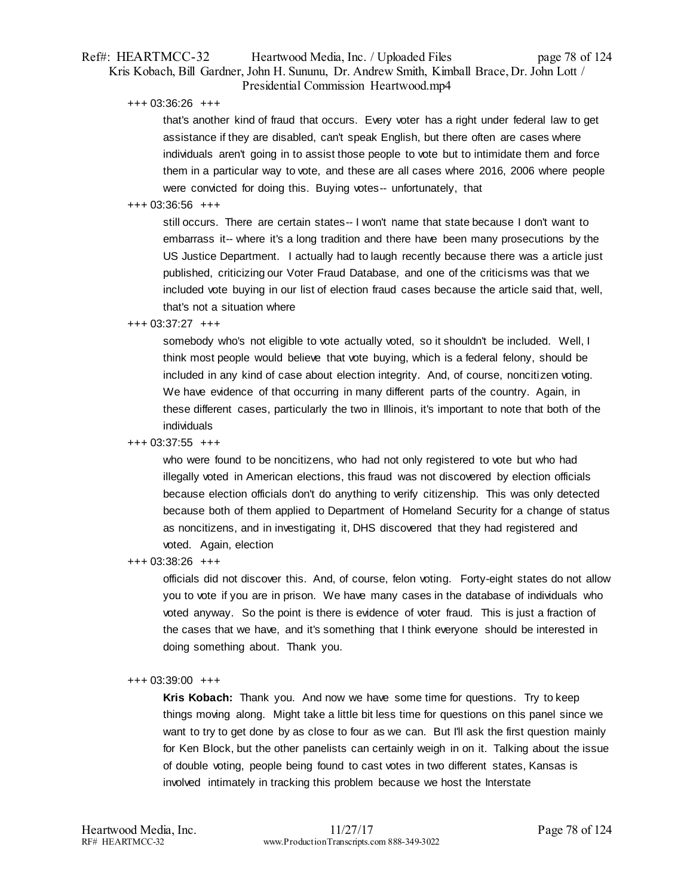+++ 03:36:26 +++

that's another kind of fraud that occurs. Every voter has a right under federal law to get assistance if they are disabled, can't speak English, but there often are cases where individuals aren't going in to assist those people to vote but to intimidate them and force them in a particular way to vote, and these are all cases where 2016, 2006 where people were convicted for doing this. Buying votes-- unfortunately, that

+++ 03:36:56 +++

still occurs. There are certain states-- I won't name that state because I don't want to embarrass it-- where it's a long tradition and there have been many prosecutions by the US Justice Department. I actually had to laugh recently because there was a article just published, criticizing our Voter Fraud Database, and one of the criticisms was that we included vote buying in our list of election fraud cases because the article said that, well, that's not a situation where

+++ 03:37:27 +++

somebody who's not eligible to vote actually voted, so it shouldn't be included. Well, I think most people would believe that vote buying, which is a federal felony, should be included in any kind of case about election integrity. And, of course, noncitizen voting. We have evidence of that occurring in many different parts of the country. Again, in these different cases, particularly the two in Illinois, it's important to note that both of the individuals

+++ 03:37:55 +++

who were found to be noncitizens, who had not only registered to vote but who had illegally voted in American elections, this fraud was not discovered by election officials because election officials don't do anything to verify citizenship. This was only detected because both of them applied to Department of Homeland Security for a change of status as noncitizens, and in investigating it, DHS discovered that they had registered and voted. Again, election

+++ 03:38:26 +++

officials did not discover this. And, of course, felon voting. Forty-eight states do not allow you to vote if you are in prison. We have many cases in the database of individuals who voted anyway. So the point is there is evidence of voter fraud. This is just a fraction of the cases that we have, and it's something that I think everyone should be interested in doing something about. Thank you.

+++ 03:39:00 +++

**Kris Kobach:** Thank you. And now we have some time for questions. Try to keep things moving along. Might take a little bit less time for questions on this panel since we want to try to get done by as close to four as we can. But I'll ask the first question mainly for Ken Block, but the other panelists can certainly weigh in on it. Talking about the issue of double voting, people being found to cast votes in two different states, Kansas is involved intimately in tracking this problem because we host the Interstate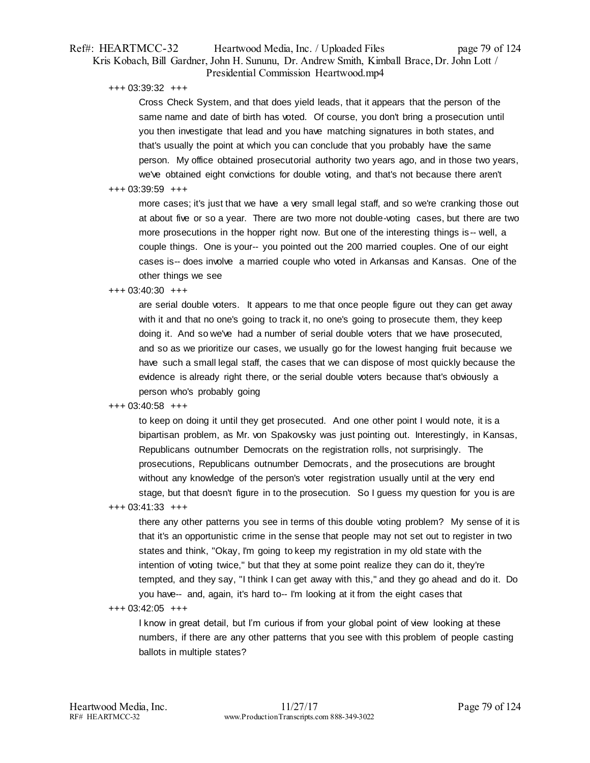+++ 03:39:32 +++

Cross Check System, and that does yield leads, that it appears that the person of the same name and date of birth has voted. Of course, you don't bring a prosecution until you then investigate that lead and you have matching signatures in both states, and that's usually the point at which you can conclude that you probably have the same person. My office obtained prosecutorial authority two years ago, and in those two years, we've obtained eight convictions for double voting, and that's not because there aren't

+++ 03:39:59 +++

more cases; it's just that we have a very small legal staff, and so we're cranking those out at about five or so a year. There are two more not double-voting cases, but there are two more prosecutions in the hopper right now. But one of the interesting things is-- well, a couple things. One is your-- you pointed out the 200 married couples. One of our eight cases is-- does involve a married couple who voted in Arkansas and Kansas. One of the other things we see

+++ 03:40:30 +++

are serial double voters. It appears to me that once people figure out they can get away with it and that no one's going to track it, no one's going to prosecute them, they keep doing it. And so we've had a number of serial double voters that we have prosecuted, and so as we prioritize our cases, we usually go for the lowest hanging fruit because we have such a small legal staff, the cases that we can dispose of most quickly because the evidence is already right there, or the serial double voters because that's obviously a person who's probably going

+++ 03:40:58 +++

to keep on doing it until they get prosecuted. And one other point I would note, it is a bipartisan problem, as Mr. von Spakovsky was just pointing out. Interestingly, in Kansas, Republicans outnumber Democrats on the registration rolls, not surprisingly. The prosecutions, Republicans outnumber Democrats, and the prosecutions are brought without any knowledge of the person's voter registration usually until at the very end stage, but that doesn't figure in to the prosecution. So I guess my question for you is are

+++ 03:41:33 +++

there any other patterns you see in terms of this double voting problem? My sense of it is that it's an opportunistic crime in the sense that people may not set out to register in two states and think, "Okay, I'm going to keep my registration in my old state with the intention of voting twice," but that they at some point realize they can do it, they're tempted, and they say, "I think I can get away with this," and they go ahead and do it. Do you have-- and, again, it's hard to-- I'm looking at it from the eight cases that

+++ 03:42:05 +++

I know in great detail, but I'm curious if from your global point of view looking at these numbers, if there are any other patterns that you see with this problem of people casting ballots in multiple states?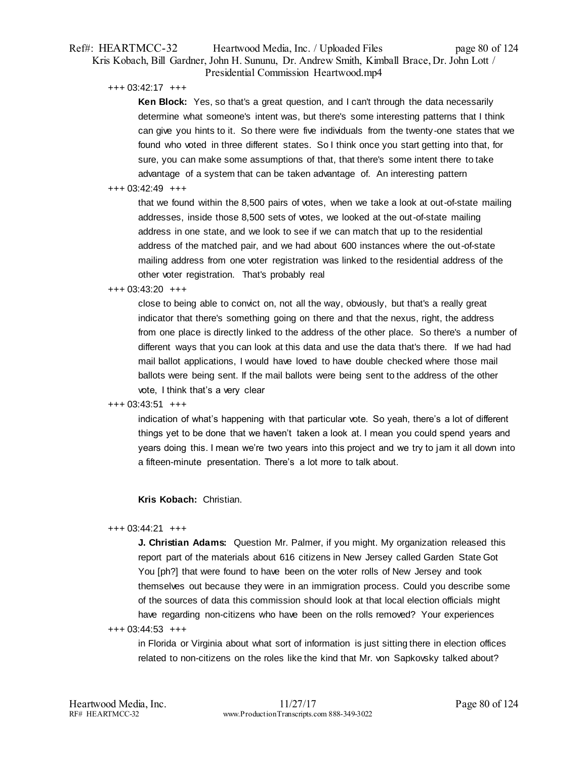+++ 03:42:17 +++

**Ken Block:** Yes, so that's a great question, and I can't through the data necessarily determine what someone's intent was, but there's some interesting patterns that I think can give you hints to it. So there were five individuals from the twenty-one states that we found who voted in three different states. So I think once you start getting into that, for sure, you can make some assumptions of that, that there's some intent there to take advantage of a system that can be taken advantage of. An interesting pattern

+++ 03:42:49 +++

that we found within the 8,500 pairs of votes, when we take a look at out-of-state mailing addresses, inside those 8,500 sets of votes, we looked at the out-of-state mailing address in one state, and we look to see if we can match that up to the residential address of the matched pair, and we had about 600 instances where the out-of-state mailing address from one voter registration was linked to the residential address of the other voter registration. That's probably real

+++ 03:43:20 +++

close to being able to convict on, not all the way, obviously, but that's a really great indicator that there's something going on there and that the nexus, right, the address from one place is directly linked to the address of the other place. So there's a number of different ways that you can look at this data and use the data that's there. If we had had mail ballot applications, I would have loved to have double checked where those mail ballots were being sent. If the mail ballots were being sent to the address of the other vote, I think that's a very clear

+++ 03:43:51 +++

indication of what's happening with that particular vote. So yeah, there's a lot of different things yet to be done that we haven't taken a look at. I mean you could spend years and years doing this. I mean we're two years into this project and we try to jam it all down into a fifteen-minute presentation. There's a lot more to talk about.

**Kris Kobach:** Christian.

+++ 03:44:21 +++

**J. Christian Adams:** Question Mr. Palmer, if you might. My organization released this report part of the materials about 616 citizens in New Jersey called Garden State Got You [ph?] that were found to have been on the voter rolls of New Jersey and took themselves out because they were in an immigration process. Could you describe some of the sources of data this commission should look at that local election officials might have regarding non-citizens who have been on the rolls removed? Your experiences

+++ 03:44:53 +++

in Florida or Virginia about what sort of information is just sitting there in election offices related to non-citizens on the roles like the kind that Mr. von Sapkovsky talked about?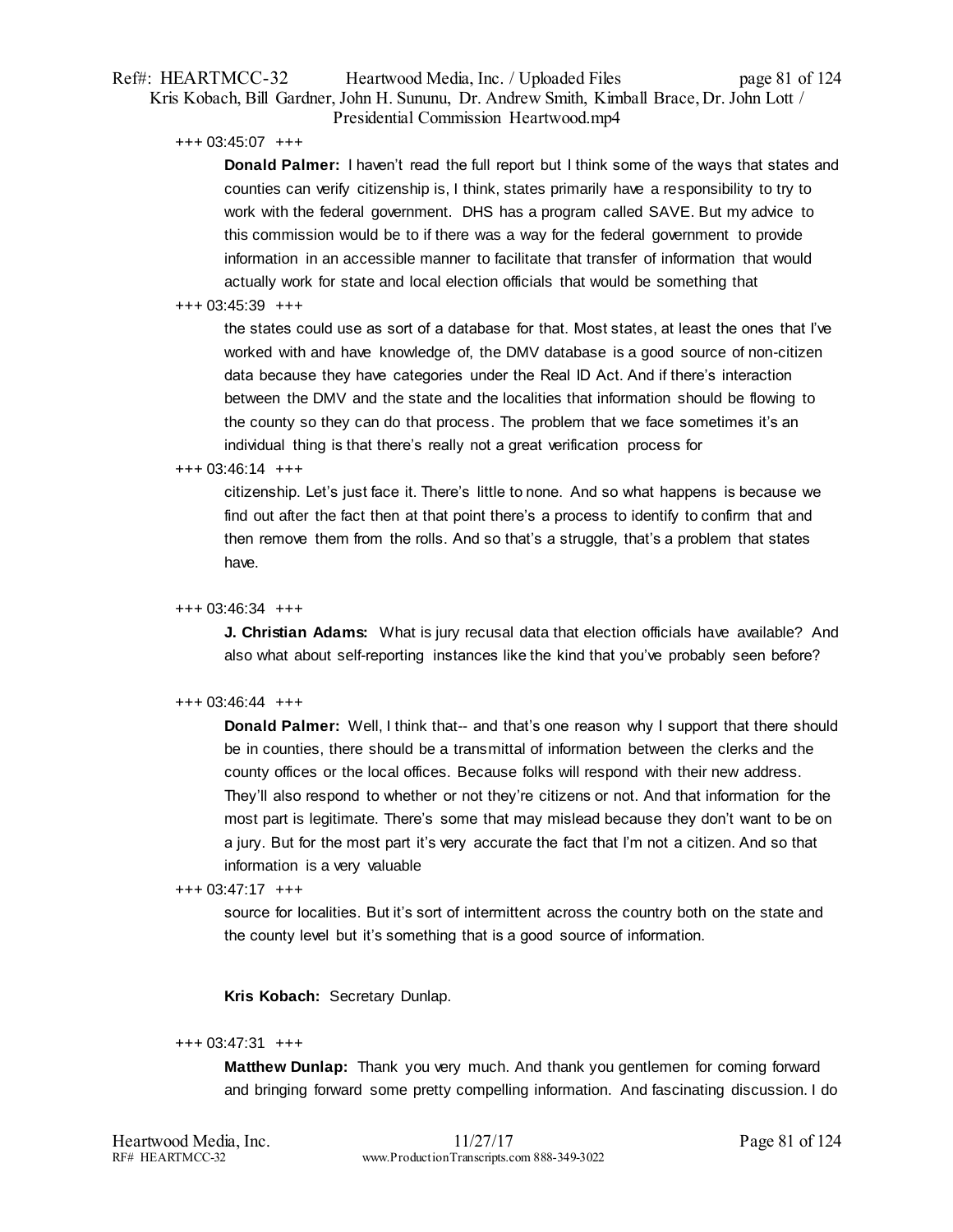+++ 03:45:07 +++

**Donald Palmer:** I haven't read the full report but I think some of the ways that states and counties can verify citizenship is, I think, states primarily have a responsibility to try to work with the federal government. DHS has a program called SAVE. But my advice to this commission would be to if there was a way for the federal government to provide information in an accessible manner to facilitate that transfer of information that would actually work for state and local election officials that would be something that

+++ 03:45:39 +++

the states could use as sort of a database for that. Most states, at least the ones that I've worked with and have knowledge of, the DMV database is a good source of non-citizen data because they have categories under the Real ID Act. And if there's interaction between the DMV and the state and the localities that information should be flowing to the county so they can do that process. The problem that we face sometimes it's an individual thing is that there's really not a great verification process for

+++ 03:46:14 +++

citizenship. Let's just face it. There's little to none. And so what happens is because we find out after the fact then at that point there's a process to identify to confirm that and then remove them from the rolls. And so that's a struggle, that's a problem that states have.

+++ 03:46:34 +++

**J. Christian Adams:** What is jury recusal data that election officials have available? And also what about self-reporting instances like the kind that you've probably seen before?

+++ 03:46:44 +++

**Donald Palmer:** Well, I think that-- and that's one reason why I support that there should be in counties, there should be a transmittal of information between the clerks and the county offices or the local offices. Because folks will respond with their new address. They'll also respond to whether or not they're citizens or not. And that information for the most part is legitimate. There's some that may mislead because they don't want to be on a jury. But for the most part it's very accurate the fact that I'm not a citizen. And so that information is a very valuable

+++ 03:47:17 +++

source for localities. But it's sort of intermittent across the country both on the state and the county level but it's something that is a good source of information.

**Kris Kobach:** Secretary Dunlap.

+++ 03:47:31 +++

**Matthew Dunlap:** Thank you very much. And thank you gentlemen for coming forward and bringing forward some pretty compelling information. And fascinating discussion. I do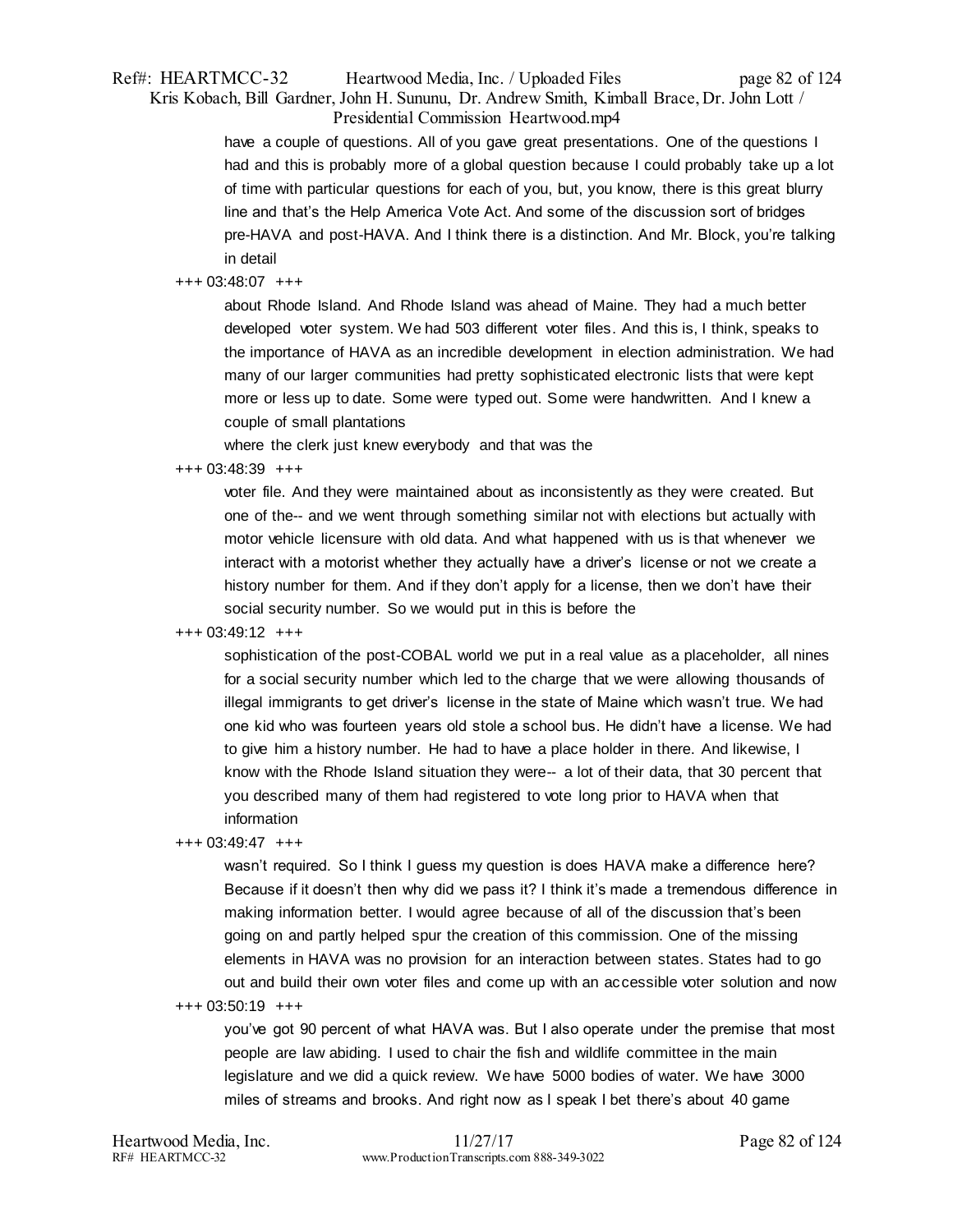have a couple of questions. All of you gave great presentations. One of the questions I had and this is probably more of a global question because I could probably take up a lot of time with particular questions for each of you, but, you know, there is this great blurry line and that's the Help America Vote Act. And some of the discussion sort of bridges pre-HAVA and post-HAVA. And I think there is a distinction. And Mr. Block, you're talking in detail

+++ 03:48:07 +++

about Rhode Island. And Rhode Island was ahead of Maine. They had a much better developed voter system. We had 503 different voter files. And this is, I think, speaks to the importance of HAVA as an incredible development in election administration. We had many of our larger communities had pretty sophisticated electronic lists that were kept more or less up to date. Some were typed out. Some were handwritten. And I knew a couple of small plantations

where the clerk just knew everybody and that was the

+++ 03:48:39 +++

voter file. And they were maintained about as inconsistently as they were created. But one of the-- and we went through something similar not with elections but actually with motor vehicle licensure with old data. And what happened with us is that whenever we interact with a motorist whether they actually have a driver's license or not we create a history number for them. And if they don't apply for a license, then we don't have their social security number. So we would put in this is before the

+++ 03:49:12 +++

sophistication of the post-COBAL world we put in a real value as a placeholder, all nines for a social security number which led to the charge that we were allowing thousands of illegal immigrants to get driver's license in the state of Maine which wasn't true. We had one kid who was fourteen years old stole a school bus. He didn't have a license. We had to give him a history number. He had to have a place holder in there. And likewise, I know with the Rhode Island situation they were-- a lot of their data, that 30 percent that you described many of them had registered to vote long prior to HAVA when that information

+++ 03:49:47 +++

wasn't required. So I think I guess my question is does HAVA make a difference here? Because if it doesn't then why did we pass it? I think it's made a tremendous difference in making information better. I would agree because of all of the discussion that's been going on and partly helped spur the creation of this commission. One of the missing elements in HAVA was no provision for an interaction between states. States had to go out and build their own voter files and come up with an accessible voter solution and now

+++ 03:50:19 +++

you've got 90 percent of what HAVA was. But I also operate under the premise that most people are law abiding. I used to chair the fish and wildlife committee in the main legislature and we did a quick review. We have 5000 bodies of water. We have 3000 miles of streams and brooks. And right now as I speak I bet there's about 40 game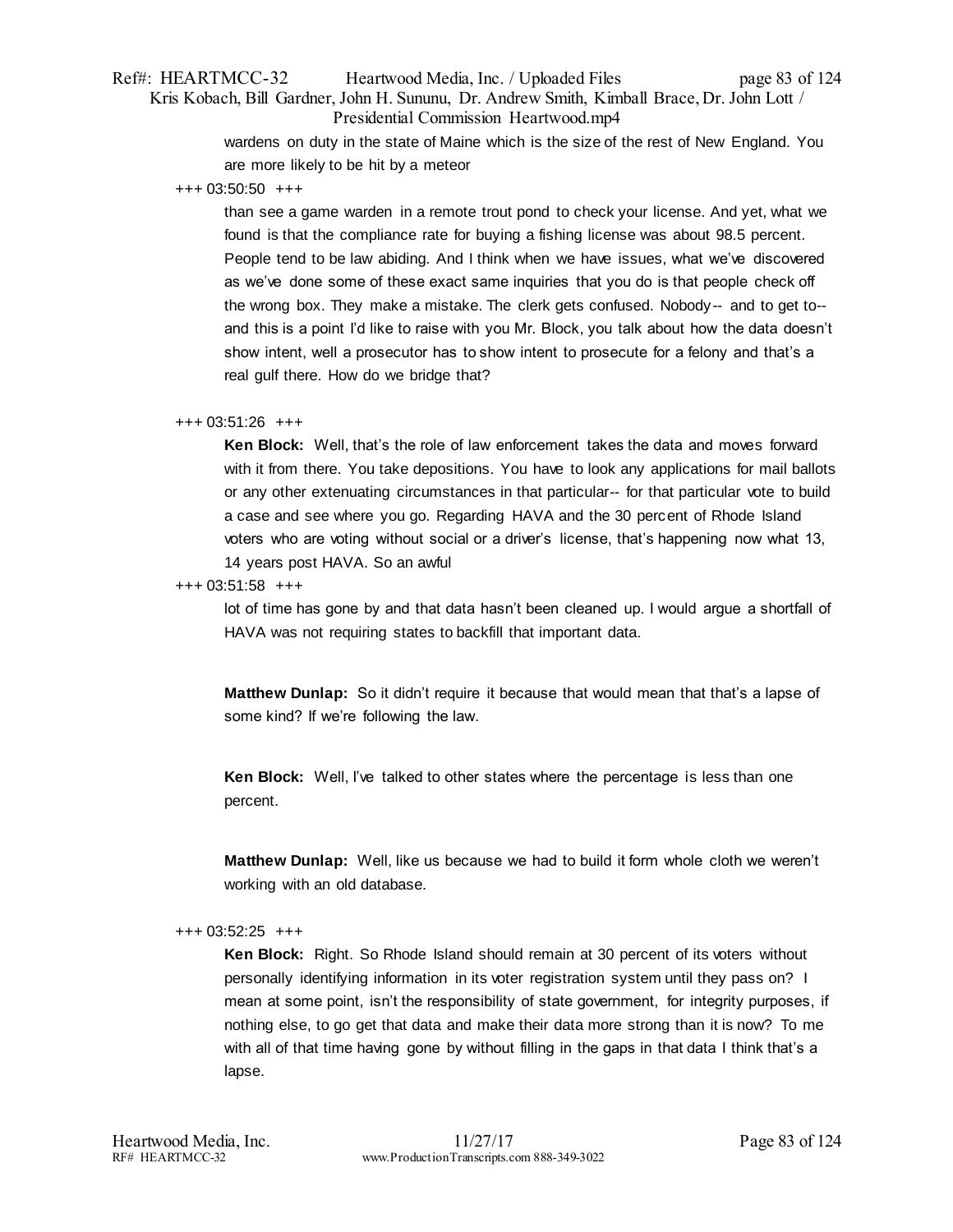wardens on duty in the state of Maine which is the size of the rest of New England. You are more likely to be hit by a meteor

+++ 03:50:50 +++

than see a game warden in a remote trout pond to check your license. And yet, what we found is that the compliance rate for buying a fishing license was about 98.5 percent. People tend to be law abiding. And I think when we have issues, what we've discovered as we've done some of these exact same inquiries that you do is that people check off the wrong box. They make a mistake. The clerk gets confused. Nobody-- and to get to-- and this is a point I'd like to raise with you Mr. Block, you talk about how the data doesn't show intent, well a prosecutor has to show intent to prosecute for a felony and that's a real gulf there. How do we bridge that?

+++ 03:51:26 +++

**Ken Block:** Well, that's the role of law enforcement takes the data and moves forward with it from there. You take depositions. You have to look any applications for mail ballots or any other extenuating circumstances in that particular-- for that particular vote to build a case and see where you go. Regarding HAVA and the 30 percent of Rhode Island voters who are voting without social or a driver's license, that's happening now what 13, 14 years post HAVA. So an awful

+++ 03:51:58 +++

lot of time has gone by and that data hasn't been cleaned up. I would argue a shortfall of HAVA was not requiring states to backfill that important data.

**Matthew Dunlap:** So it didn't require it because that would mean that that's a lapse of some kind? If we're following the law.

**Ken Block:** Well, I've talked to other states where the percentage is less than one percent.

**Matthew Dunlap:** Well, like us because we had to build it form whole cloth we weren't working with an old database.

+++ 03:52:25 +++

**Ken Block:** Right. So Rhode Island should remain at 30 percent of its voters without personally identifying information in its voter registration system until they pass on? I mean at some point, isn't the responsibility of state government, for integrity purposes, if nothing else, to go get that data and make their data more strong than it is now? To me with all of that time having gone by without filling in the gaps in that data I think that's a lapse.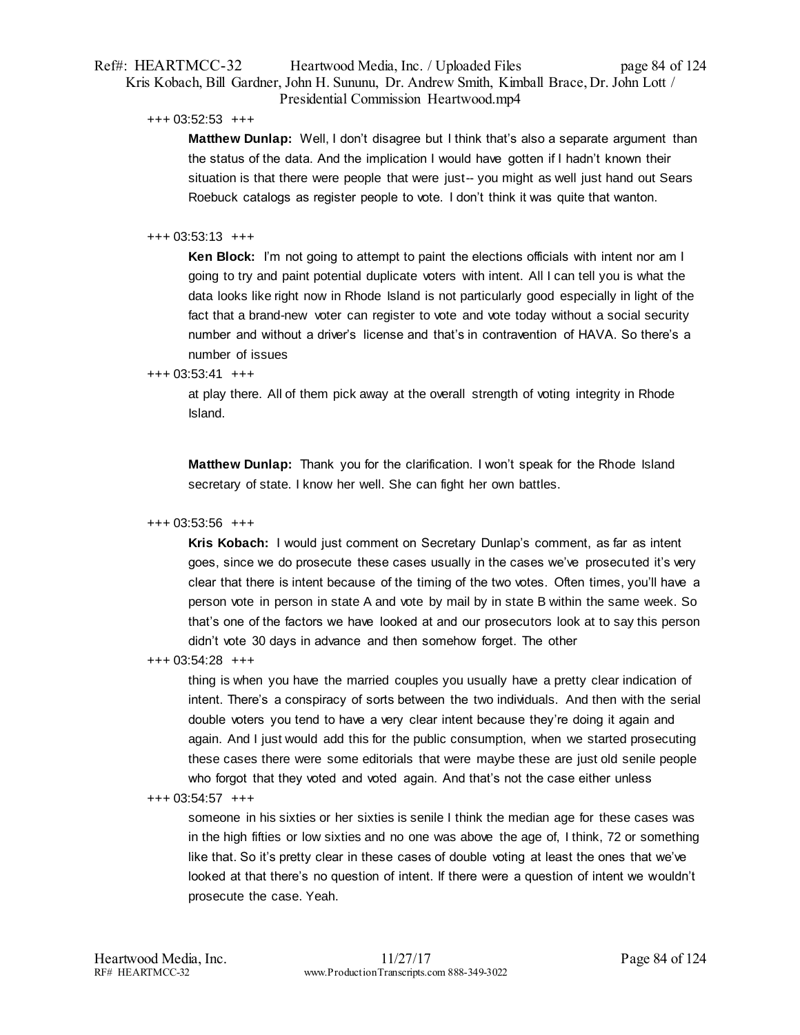+++ 03:52:53 +++

**Matthew Dunlap:** Well, I don't disagree but I think that's also a separate argument than the status of the data. And the implication I would have gotten if I hadn't known their situation is that there were people that were just-- you might as well just hand out Sears Roebuck catalogs as register people to vote. I don't think it was quite that wanton.

+++ 03:53:13 +++

**Ken Block:** I'm not going to attempt to paint the elections officials with intent nor am I going to try and paint potential duplicate voters with intent. All I can tell you is what the data looks like right now in Rhode Island is not particularly good especially in light of the fact that a brand-new voter can register to vote and vote today without a social security number and without a driver's license and that's in contravention of HAVA. So there's a number of issues

+++ 03:53:41 +++

at play there. All of them pick away at the overall strength of voting integrity in Rhode Island.

**Matthew Dunlap:** Thank you for the clarification. I won't speak for the Rhode Island secretary of state. I know her well. She can fight her own battles.

+++ 03:53:56 +++

**Kris Kobach:** I would just comment on Secretary Dunlap's comment, as far as intent goes, since we do prosecute these cases usually in the cases we've prosecuted it's very clear that there is intent because of the timing of the two votes. Often times, you'll have a person vote in person in state A and vote by mail by in state B within the same week. So that's one of the factors we have looked at and our prosecutors look at to say this person didn't vote 30 days in advance and then somehow forget. The other

+++ 03:54:28 +++

thing is when you have the married couples you usually have a pretty clear indication of intent. There's a conspiracy of sorts between the two individuals. And then with the serial double voters you tend to have a very clear intent because they're doing it again and again. And I just would add this for the public consumption, when we started prosecuting these cases there were some editorials that were maybe these are just old senile people who forgot that they voted and voted again. And that's not the case either unless

+++ 03:54:57 +++

someone in his sixties or her sixties is senile I think the median age for these cases was in the high fifties or low sixties and no one was above the age of, I think, 72 or something like that. So it's pretty clear in these cases of double voting at least the ones that we've looked at that there's no question of intent. If there were a question of intent we wouldn't prosecute the case. Yeah.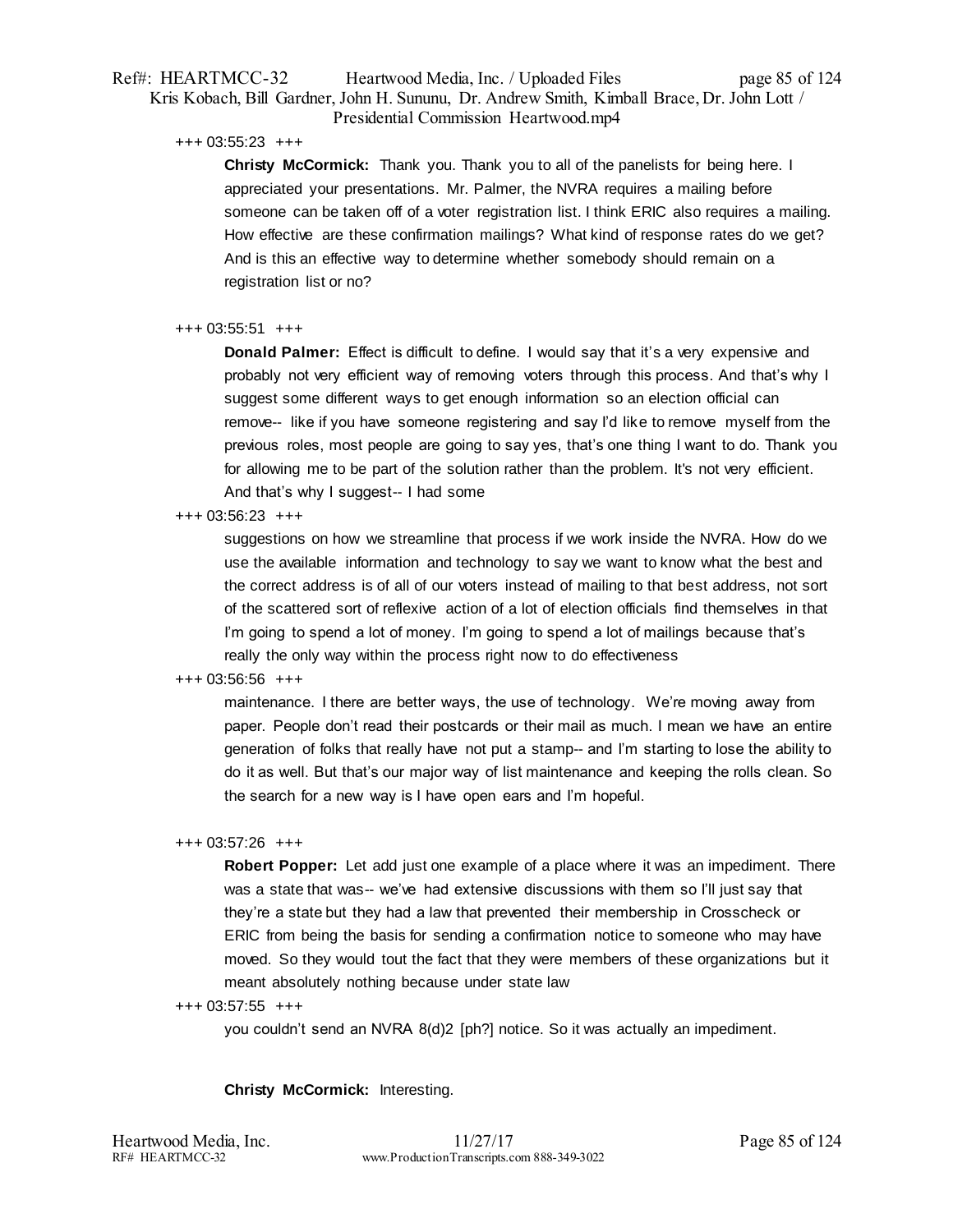+++ 03:55:23 +++

**Christy McCormick:** Thank you. Thank you to all of the panelists for being here. I appreciated your presentations. Mr. Palmer, the NVRA requires a mailing before someone can be taken off of a voter registration list. I think ERIC also requires a mailing. How effective are these confirmation mailings? What kind of response rates do we get? And is this an effective way to determine whether somebody should remain on a registration list or no?

+++ 03:55:51 +++

**Donald Palmer:** Effect is difficult to define. I would say that it's a very expensive and probably not very efficient way of removing voters through this process. And that's why I suggest some different ways to get enough information so an election official can remove-- like if you have someone registering and say I'd like to remove myself from the previous roles, most people are going to say yes, that's one thing I want to do. Thank you for allowing me to be part of the solution rather than the problem. It's not very efficient. And that's why I suggest-- I had some

+++ 03:56:23 +++

suggestions on how we streamline that process if we work inside the NVRA. How do we use the available information and technology to say we want to know what the best and the correct address is of all of our voters instead of mailing to that best address, not sort of the scattered sort of reflexive action of a lot of election officials find themselves in that I'm going to spend a lot of money. I'm going to spend a lot of mailings because that's really the only way within the process right now to do effectiveness

+++ 03:56:56 +++

maintenance. I there are better ways, the use of technology. We're moving away from paper. People don't read their postcards or their mail as much. I mean we have an entire generation of folks that really have not put a stamp-- and I'm starting to lose the ability to do it as well. But that's our major way of list maintenance and keeping the rolls clean. So the search for a new way is I have open ears and I'm hopeful.

+++ 03:57:26 +++

**Robert Popper:** Let add just one example of a place where it was an impediment. There was a state that was-- we've had extensive discussions with them so I'll just say that they're a state but they had a law that prevented their membership in Crosscheck or ERIC from being the basis for sending a confirmation notice to someone who may have moved. So they would tout the fact that they were members of these organizations but it meant absolutely nothing because under state law

+++ 03:57:55 +++

you couldn't send an NVRA 8(d)2 [ph?] notice. So it was actually an impediment.

**Christy McCormick:** Interesting.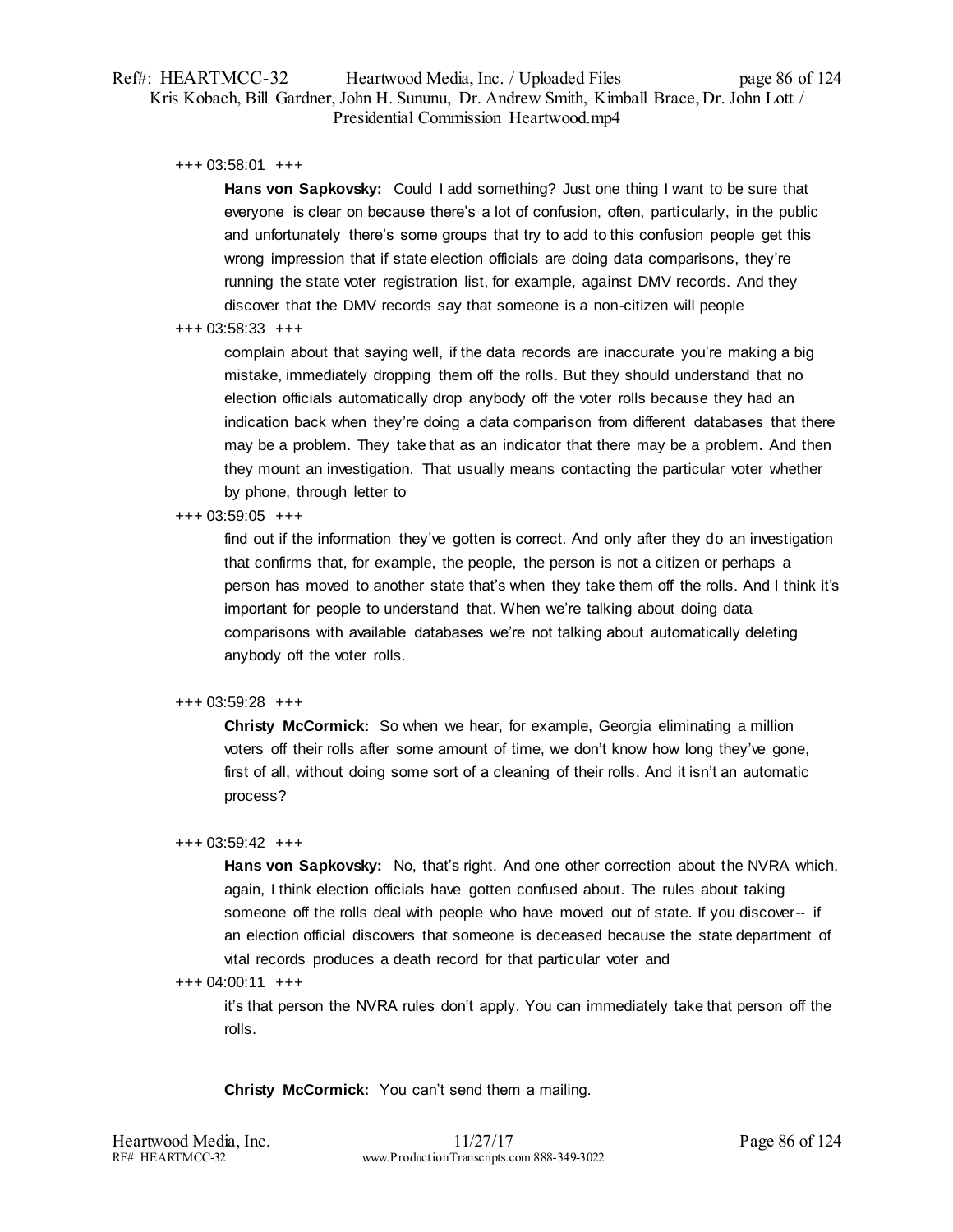+++ 03:58:01 +++

**Hans von Sapkovsky:** Could I add something? Just one thing I want to be sure that everyone is clear on because there's a lot of confusion, often, particularly, in the public and unfortunately there's some groups that try to add to this confusion people get this wrong impression that if state election officials are doing data comparisons, they're running the state voter registration list, for example, against DMV records. And they discover that the DMV records say that someone is a non-citizen will people

+++ 03:58:33 +++

complain about that saying well, if the data records are inaccurate you're making a big mistake, immediately dropping them off the rolls. But they should understand that no election officials automatically drop anybody off the voter rolls because they had an indication back when they're doing a data comparison from different databases that there may be a problem. They take that as an indicator that there may be a problem. And then they mount an investigation. That usually means contacting the particular voter whether by phone, through letter to

+++ 03:59:05 +++

find out if the information they've gotten is correct. And only after they do an investigation that confirms that, for example, the people, the person is not a citizen or perhaps a person has moved to another state that's when they take them off the rolls. And I think it's important for people to understand that. When we're talking about doing data comparisons with available databases we're not talking about automatically deleting anybody off the voter rolls.

+++ 03:59:28 +++

**Christy McCormick:** So when we hear, for example, Georgia eliminating a million voters off their rolls after some amount of time, we don't know how long they've gone, first of all, without doing some sort of a cleaning of their rolls. And it isn't an automatic process?

+++ 03:59:42 +++

**Hans von Sapkovsky:** No, that's right. And one other correction about the NVRA which, again, I think election officials have gotten confused about. The rules about taking someone off the rolls deal with people who have moved out of state. If you discover-- if an election official discovers that someone is deceased because the state department of vital records produces a death record for that particular voter and

+++ 04:00:11 +++

it's that person the NVRA rules don't apply. You can immediately take that person off the rolls.

**Christy McCormick:** You can't send them a mailing.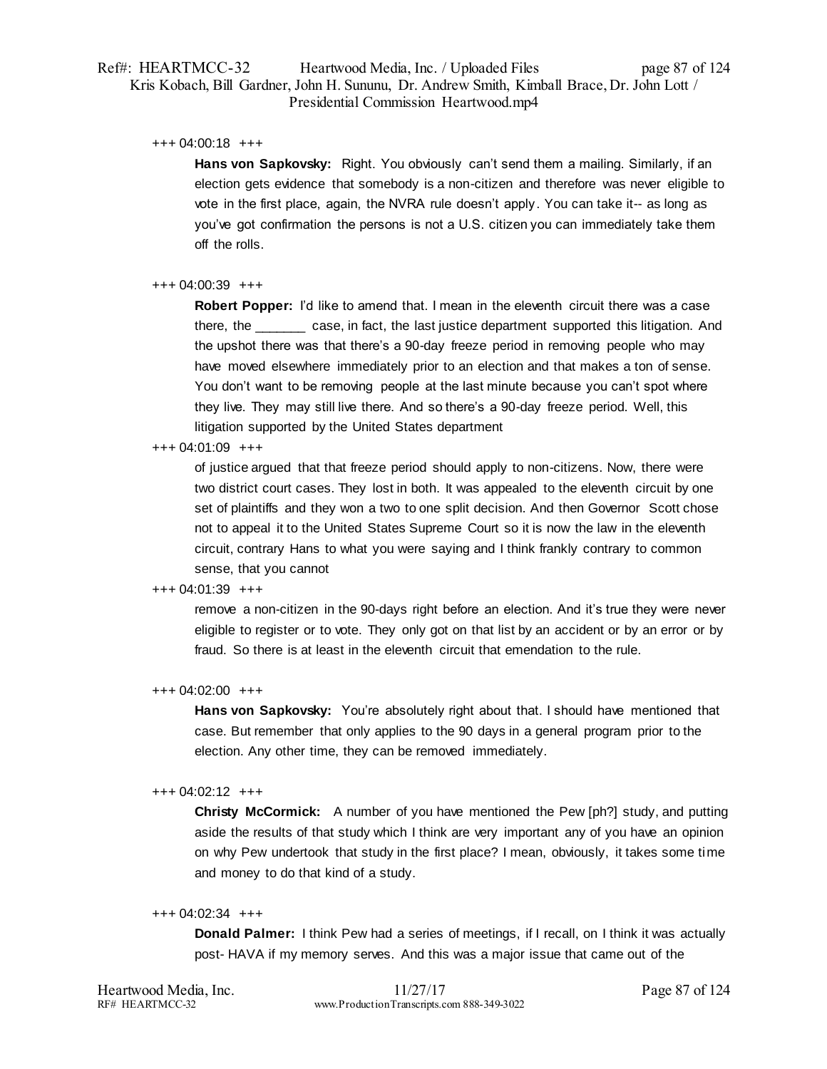+++ 04:00:18 +++

**Hans von Sapkovsky:** Right. You obviously can't send them a mailing. Similarly, if an election gets evidence that somebody is a non-citizen and therefore was never eligible to vote in the first place, again, the NVRA rule doesn't apply. You can take it-- as long as you've got confirmation the persons is not a U.S. citizen you can immediately take them off the rolls.

+++ 04:00:39 +++

**Robert Popper:** I'd like to amend that. I mean in the eleventh circuit there was a case there, the _______ case, in fact, the last justice department supported this litigation. And the upshot there was that there's a 90-day freeze period in removing people who may have moved elsewhere immediately prior to an election and that makes a ton of sense. You don't want to be removing people at the last minute because you can't spot where they live. They may still live there. And so there's a 90-day freeze period. Well, this litigation supported by the United States department

+++ 04:01:09 +++

of justice argued that that freeze period should apply to non-citizens. Now, there were two district court cases. They lost in both. It was appealed to the eleventh circuit by one set of plaintiffs and they won a two to one split decision. And then Governor Scott chose not to appeal it to the United States Supreme Court so it is now the law in the eleventh circuit, contrary Hans to what you were saying and I think frankly contrary to common sense, that you cannot

+++ 04:01:39 +++

remove a non-citizen in the 90-days right before an election. And it's true they were never eligible to register or to vote. They only got on that list by an accident or by an error or by fraud. So there is at least in the eleventh circuit that emendation to the rule.

+++ 04:02:00 +++

**Hans von Sapkovsky:** You're absolutely right about that. I should have mentioned that case. But remember that only applies to the 90 days in a general program prior to the election. Any other time, they can be removed immediately.

+++ 04:02:12 +++

**Christy McCormick:** A number of you have mentioned the Pew [ph?] study, and putting aside the results of that study which I think are very important any of you have an opinion on why Pew undertook that study in the first place? I mean, obviously, it takes some time and money to do that kind of a study.

+++ 04:02:34 +++

**Donald Palmer:** I think Pew had a series of meetings, if I recall, on I think it was actually post- HAVA if my memory serves. And this was a major issue that came out of the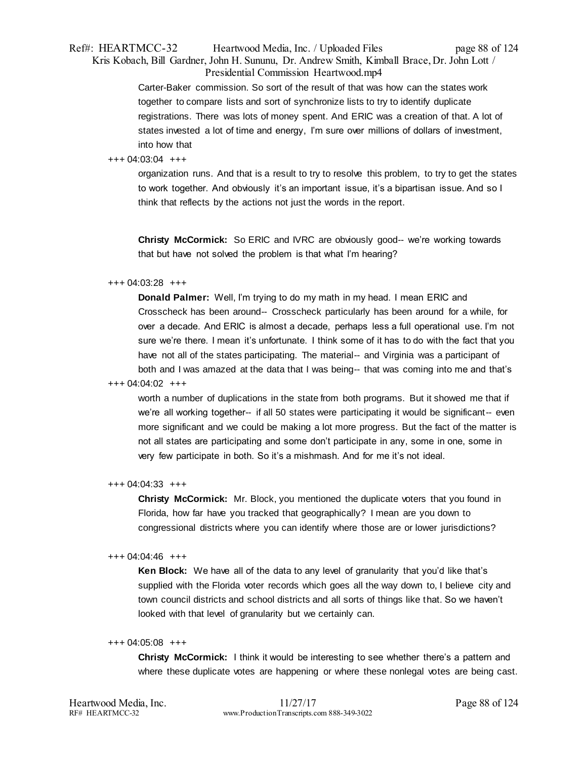Carter-Baker commission. So sort of the result of that was how can the states work together to compare lists and sort of synchronize lists to try to identify duplicate registrations. There was lots of money spent. And ERIC was a creation of that. A lot of states invested a lot of time and energy, I'm sure over millions of dollars of investment, into how that

+++ 04:03:04 +++

organization runs. And that is a result to try to resolve this problem, to try to get the states to work together. And obviously it's an important issue, it's a bipartisan issue. And so I think that reflects by the actions not just the words in the report.

**Christy McCormick:** So ERIC and IVRC are obviously good-- we're working towards that but have not solved the problem is that what I'm hearing?

+++ 04:03:28 +++

**Donald Palmer:** Well, I'm trying to do my math in my head. I mean ERIC and Crosscheck has been around-- Crosscheck particularly has been around for a while, for over a decade. And ERIC is almost a decade, perhaps less a full operational use. I'm not sure we're there. I mean it's unfortunate. I think some of it has to do with the fact that you have not all of the states participating. The material-- and Virginia was a participant of both and I was amazed at the data that I was being-- that was coming into me and that's

+++ 04:04:02 +++

worth a number of duplications in the state from both programs. But it showed me that if we're all working together-- if all 50 states were participating it would be significant-- even more significant and we could be making a lot more progress. But the fact of the matter is not all states are participating and some don't participate in any, some in one, some in very few participate in both. So it's a mishmash. And for me it's not ideal.

+++ 04:04:33 +++

**Christy McCormick:** Mr. Block, you mentioned the duplicate voters that you found in Florida, how far have you tracked that geographically? I mean are you down to congressional districts where you can identify where those are or lower jurisdictions?

+++ 04:04:46 +++

**Ken Block:** We have all of the data to any level of granularity that you'd like that's supplied with the Florida voter records which goes all the way down to, I believe city and town council districts and school districts and all sorts of things like that. So we haven't looked with that level of granularity but we certainly can.

+++ 04:05:08 +++

**Christy McCormick:** I think it would be interesting to see whether there's a pattern and where these duplicate votes are happening or where these nonlegal votes are being cast.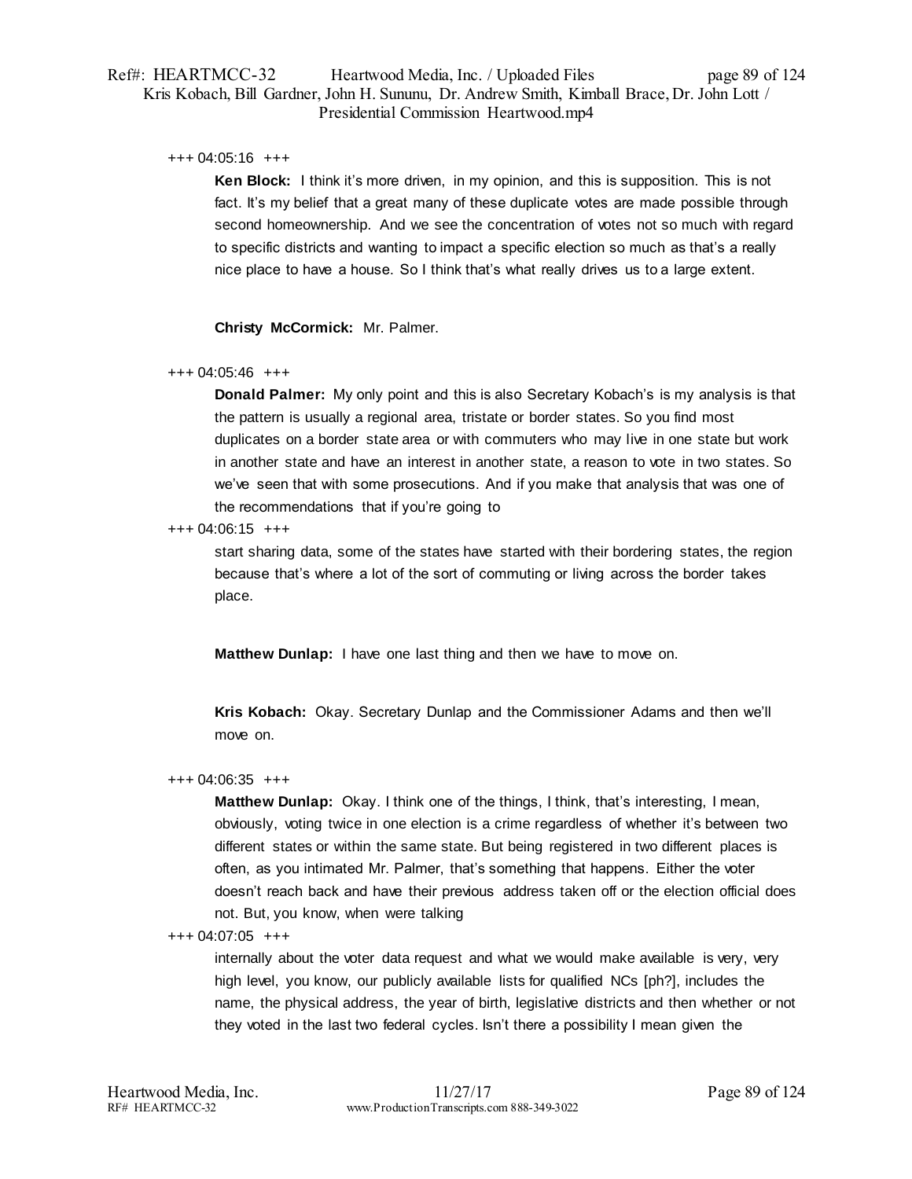+++ 04:05:16 +++

**Ken Block:** I think it's more driven, in my opinion, and this is supposition. This is not fact. It's my belief that a great many of these duplicate votes are made possible through second homeownership. And we see the concentration of votes not so much with regard to specific districts and wanting to impact a specific election so much as that's a really nice place to have a house. So I think that's what really drives us to a large extent.

**Christy McCormick:** Mr. Palmer.

+++ 04:05:46 +++

**Donald Palmer:** My only point and this is also Secretary Kobach's is my analysis is that the pattern is usually a regional area, tristate or border states. So you find most duplicates on a border state area or with commuters who may live in one state but work in another state and have an interest in another state, a reason to vote in two states. So we've seen that with some prosecutions. And if you make that analysis that was one of the recommendations that if you're going to

+++ 04:06:15 +++

start sharing data, some of the states have started with their bordering states, the region because that's where a lot of the sort of commuting or living across the border takes place.

**Matthew Dunlap:** I have one last thing and then we have to move on.

**Kris Kobach:** Okay. Secretary Dunlap and the Commissioner Adams and then we'll move on.

+++ 04:06:35 +++

**Matthew Dunlap:** Okay. I think one of the things, I think, that's interesting, I mean, obviously, voting twice in one election is a crime regardless of whether it's between two different states or within the same state. But being registered in two different places is often, as you intimated Mr. Palmer, that's something that happens. Either the voter doesn't reach back and have their previous address taken off or the election official does not. But, you know, when were talking

+++ 04:07:05 +++

internally about the voter data request and what we would make available is very, very high level, you know, our publicly available lists for qualified NCs [ph?], includes the name, the physical address, the year of birth, legislative districts and then whether or not they voted in the last two federal cycles. Isn't there a possibility I mean given the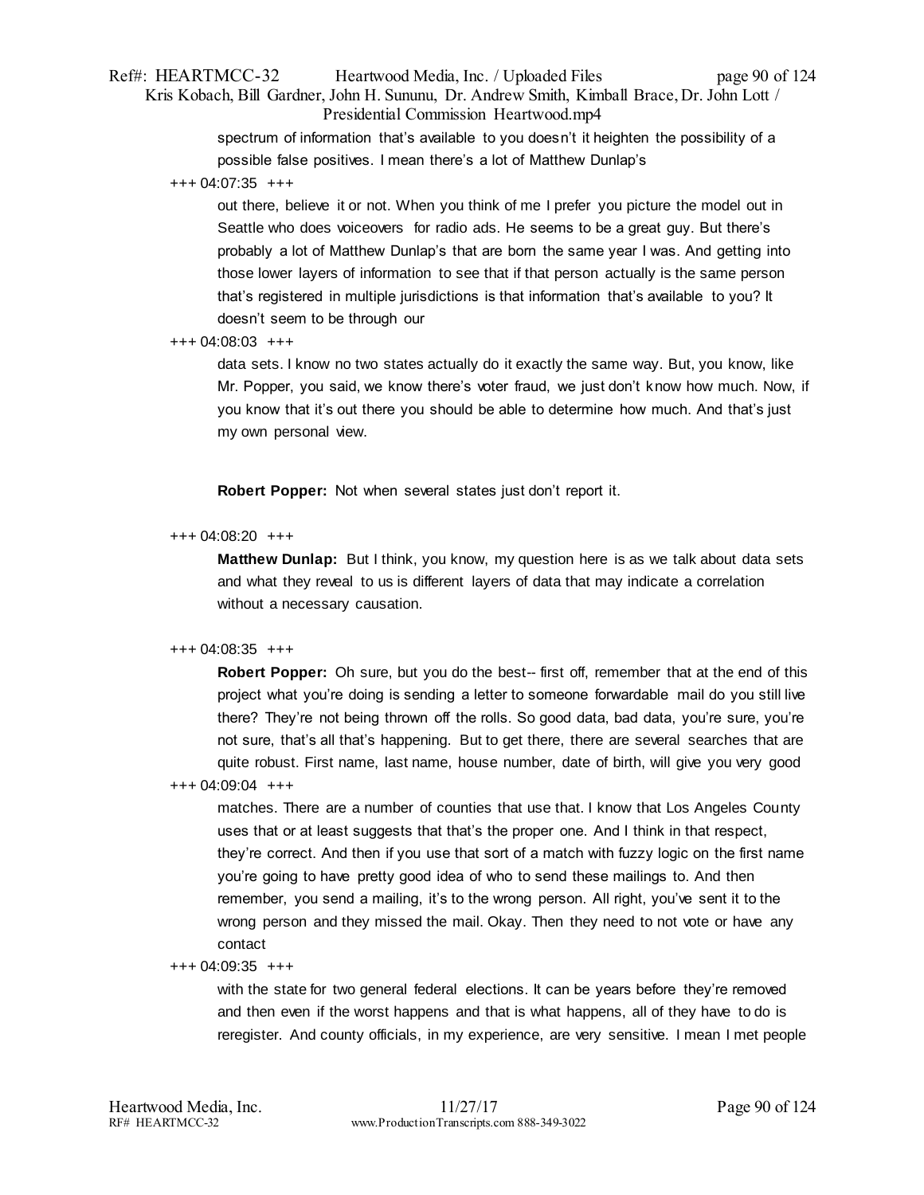spectrum of information that's available to you doesn't it heighten the possibility of a possible false positives. I mean there's a lot of Matthew Dunlap's

+++ 04:07:35 +++

out there, believe it or not. When you think of me I prefer you picture the model out in Seattle who does voiceovers for radio ads. He seems to be a great guy. But there's probably a lot of Matthew Dunlap's that are born the same year I was. And getting into those lower layers of information to see that if that person actually is the same person that's registered in multiple jurisdictions is that information that's available to you? It doesn't seem to be through our

+++ 04:08:03 +++

data sets. I know no two states actually do it exactly the same way. But, you know, like Mr. Popper, you said, we know there's voter fraud, we just don't know how much. Now, if you know that it's out there you should be able to determine how much. And that's just my own personal view.

**Robert Popper:** Not when several states just don't report it.

+++ 04:08:20 +++

**Matthew Dunlap:** But I think, you know, my question here is as we talk about data sets and what they reveal to us is different layers of data that may indicate a correlation without a necessary causation.

+++ 04:08:35 +++

**Robert Popper:** Oh sure, but you do the best-- first off, remember that at the end of this project what you're doing is sending a letter to someone forwardable mail do you still live there? They're not being thrown off the rolls. So good data, bad data, you're sure, you're not sure, that's all that's happening. But to get there, there are several searches that are quite robust. First name, last name, house number, date of birth, will give you very good

+++ 04:09:04 +++

matches. There are a number of counties that use that. I know that Los Angeles County uses that or at least suggests that that's the proper one. And I think in that respect, they're correct. And then if you use that sort of a match with fuzzy logic on the first name you're going to have pretty good idea of who to send these mailings to. And then remember, you send a mailing, it's to the wrong person. All right, you've sent it to the wrong person and they missed the mail. Okay. Then they need to not vote or have any contact

+++ 04:09:35 +++

with the state for two general federal elections. It can be years before they're removed and then even if the worst happens and that is what happens, all of they have to do is reregister. And county officials, in my experience, are very sensitive. I mean I met people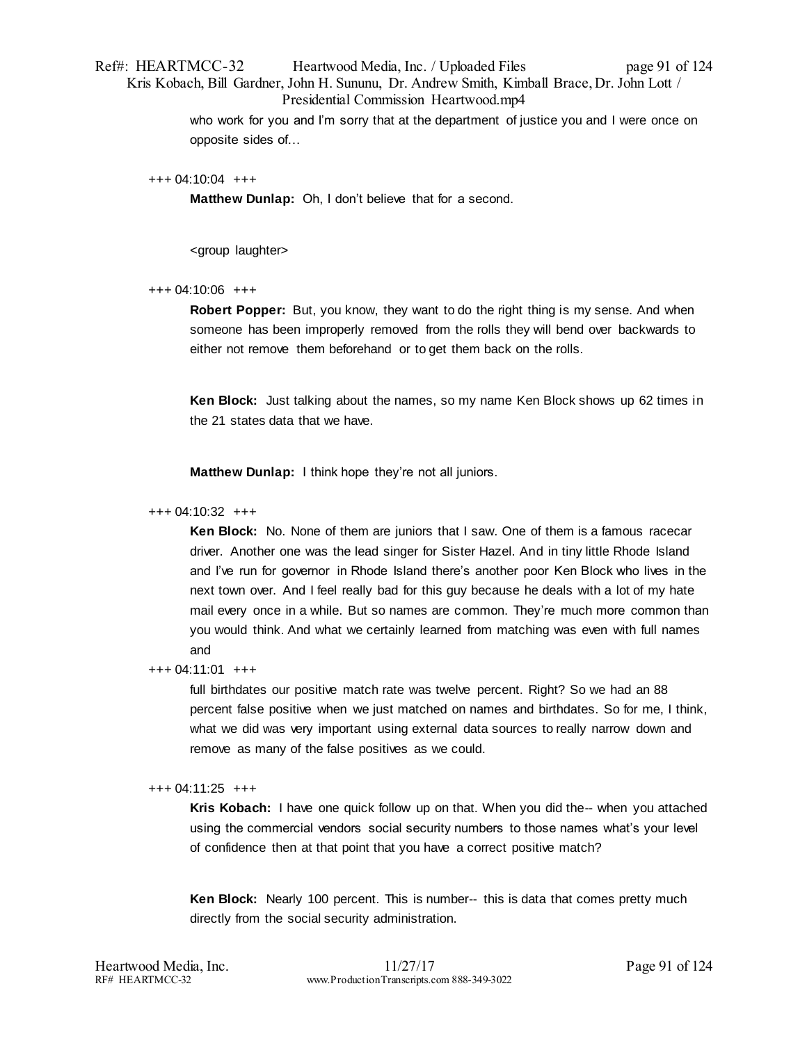who work for you and I'm sorry that at the department of justice you and I were once on opposite sides of…

+++ 04:10:04 +++

**Matthew Dunlap:** Oh, I don't believe that for a second.

<group laughter>

+++ 04:10:06 +++

**Robert Popper:** But, you know, they want to do the right thing is my sense. And when someone has been improperly removed from the rolls they will bend over backwards to either not remove them beforehand or to get them back on the rolls.

**Ken Block:** Just talking about the names, so my name Ken Block shows up 62 times in the 21 states data that we have.

**Matthew Dunlap:** I think hope they're not all juniors.

+++ 04:10:32 +++

**Ken Block:** No. None of them are juniors that I saw. One of them is a famous racecar driver. Another one was the lead singer for Sister Hazel. And in tiny little Rhode Island and I've run for governor in Rhode Island there's another poor Ken Block who lives in the next town over. And I feel really bad for this guy because he deals with a lot of my hate mail every once in a while. But so names are common. They're much more common than you would think. And what we certainly learned from matching was even with full names and

+++ 04:11:01 +++

full birthdates our positive match rate was twelve percent. Right? So we had an 88 percent false positive when we just matched on names and birthdates. So for me, I think, what we did was very important using external data sources to really narrow down and remove as many of the false positives as we could.

+++ 04:11:25 +++

**Kris Kobach:** I have one quick follow up on that. When you did the-- when you attached using the commercial vendors social security numbers to those names what's your level of confidence then at that point that you have a correct positive match?

**Ken Block:** Nearly 100 percent. This is number-- this is data that comes pretty much directly from the social security administration.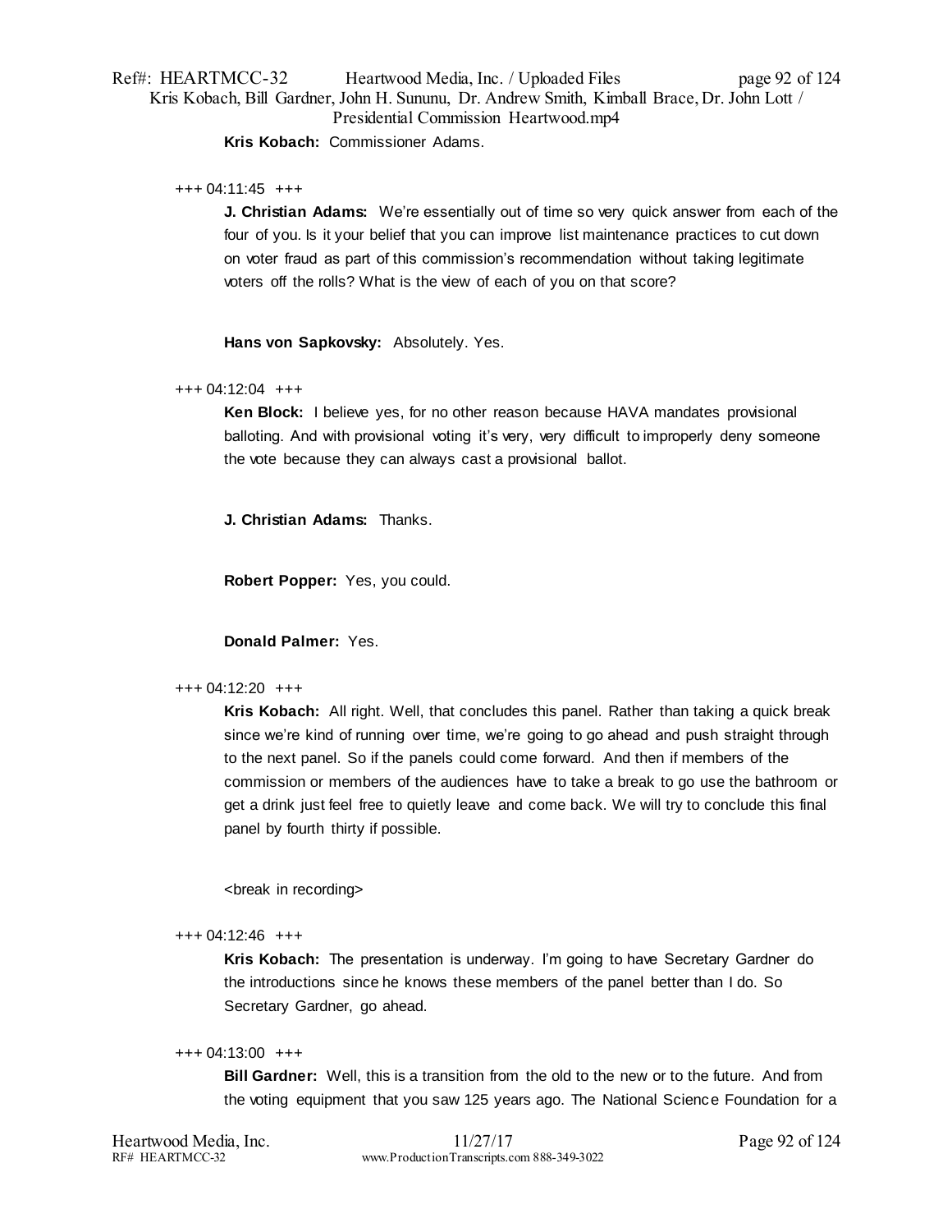**Kris Kobach:** Commissioner Adams.

+++ 04:11:45 +++

**J. Christian Adams:** We're essentially out of time so very quick answer from each of the four of you. Is it your belief that you can improve list maintenance practices to cut down on voter fraud as part of this commission's recommendation without taking legitimate voters off the rolls? What is the view of each of you on that score?

**Hans von Sapkovsky:** Absolutely. Yes.

+++ 04:12:04 +++

**Ken Block:** I believe yes, for no other reason because HAVA mandates provisional balloting. And with provisional voting it's very, very difficult to improperly deny someone the vote because they can always cast a provisional ballot.

**J. Christian Adams:** Thanks.

**Robert Popper:** Yes, you could.

**Donald Palmer:** Yes.

+++ 04:12:20 +++

**Kris Kobach:** All right. Well, that concludes this panel. Rather than taking a quick break since we're kind of running over time, we're going to go ahead and push straight through to the next panel. So if the panels could come forward. And then if members of the commission or members of the audiences have to take a break to go use the bathroom or get a drink just feel free to quietly leave and come back. We will try to conclude this final panel by fourth thirty if possible.

<break in recording>

+++ 04:12:46 +++

**Kris Kobach:** The presentation is underway. I'm going to have Secretary Gardner do the introductions since he knows these members of the panel better than I do. So Secretary Gardner, go ahead.

+++ 04:13:00 +++

**Bill Gardner:** Well, this is a transition from the old to the new or to the future. And from the voting equipment that you saw 125 years ago. The National Science Foundation for a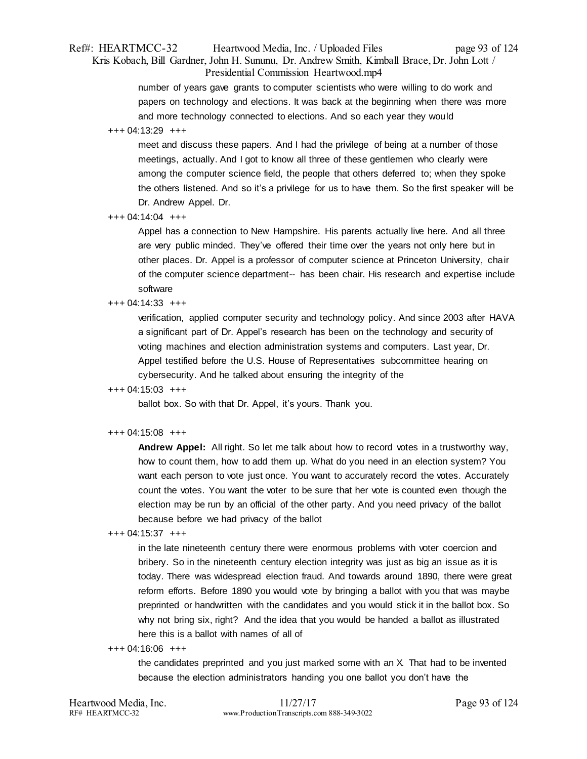number of years gave grants to computer scientists who were willing to do work and papers on technology and elections. It was back at the beginning when there was more and more technology connected to elections. And so each year they would

+++ 04:13:29 +++

meet and discuss these papers. And I had the privilege of being at a number of those meetings, actually. And I got to know all three of these gentlemen who clearly were among the computer science field, the people that others deferred to; when they spoke the others listened. And so it's a privilege for us to have them. So the first speaker will be Dr. Andrew Appel. Dr.

+++ 04:14:04 +++

Appel has a connection to New Hampshire. His parents actually live here. And all three are very public minded. They've offered their time over the years not only here but in other places. Dr. Appel is a professor of computer science at Princeton University, chair of the computer science department-- has been chair. His research and expertise include software

+++ 04:14:33 +++

verification, applied computer security and technology policy. And since 2003 after HAVA a significant part of Dr. Appel's research has been on the technology and security of voting machines and election administration systems and computers. Last year, Dr. Appel testified before the U.S. House of Representatives subcommittee hearing on cybersecurity. And he talked about ensuring the integrity of the

+++ 04:15:03 +++

ballot box. So with that Dr. Appel, it's yours. Thank you.

+++ 04:15:08 +++

**Andrew Appel:** All right. So let me talk about how to record votes in a trustworthy way, how to count them, how to add them up. What do you need in an election system? You want each person to vote just once. You want to accurately record the votes. Accurately count the votes. You want the voter to be sure that her vote is counted even though the election may be run by an official of the other party. And you need privacy of the ballot because before we had privacy of the ballot

+++ 04:15:37 +++

in the late nineteenth century there were enormous problems with voter coercion and bribery. So in the nineteenth century election integrity was just as big an issue as it is today. There was widespread election fraud. And towards around 1890, there were great reform efforts. Before 1890 you would vote by bringing a ballot with you that was maybe preprinted or handwritten with the candidates and you would stick it in the ballot box. So why not bring six, right? And the idea that you would be handed a ballot as illustrated here this is a ballot with names of all of

+++ 04:16:06 +++

the candidates preprinted and you just marked some with an X. That had to be invented because the election administrators handing you one ballot you don't have the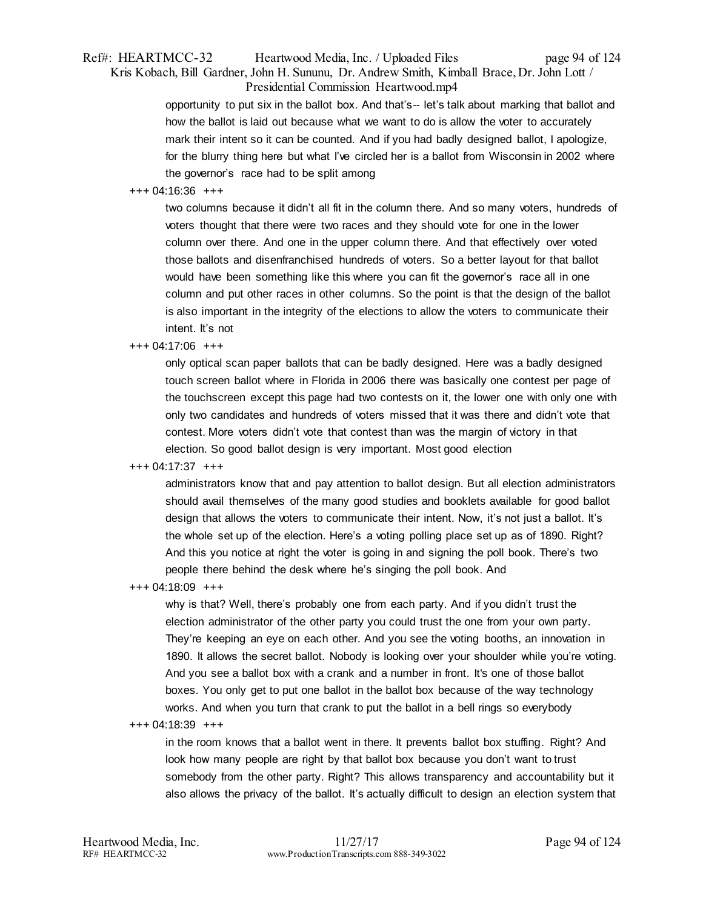opportunity to put six in the ballot box. And that's-- let's talk about marking that ballot and how the ballot is laid out because what we want to do is allow the voter to accurately mark their intent so it can be counted. And if you had badly designed ballot, I apologize, for the blurry thing here but what I've circled her is a ballot from Wisconsin in 2002 where the governor's race had to be split among

+++ 04:16:36 +++

two columns because it didn't all fit in the column there. And so many voters, hundreds of voters thought that there were two races and they should vote for one in the lower column over there. And one in the upper column there. And that effectively over voted those ballots and disenfranchised hundreds of voters. So a better layout for that ballot would have been something like this where you can fit the governor's race all in one column and put other races in other columns. So the point is that the design of the ballot is also important in the integrity of the elections to allow the voters to communicate their intent. It's not

+++ 04:17:06 +++

only optical scan paper ballots that can be badly designed. Here was a badly designed touch screen ballot where in Florida in 2006 there was basically one contest per page of the touchscreen except this page had two contests on it, the lower one with only one with only two candidates and hundreds of voters missed that it was there and didn't vote that contest. More voters didn't vote that contest than was the margin of victory in that election. So good ballot design is very important. Most good election

+++ 04:17:37 +++

administrators know that and pay attention to ballot design. But all election administrators should avail themselves of the many good studies and booklets available for good ballot design that allows the voters to communicate their intent. Now, it's not just a ballot. It's the whole set up of the election. Here's a voting polling place set up as of 1890. Right? And this you notice at right the voter is going in and signing the poll book. There's two people there behind the desk where he's singing the poll book. And

+++ 04:18:09 +++

why is that? Well, there's probably one from each party. And if you didn't trust the election administrator of the other party you could trust the one from your own party. They're keeping an eye on each other. And you see the voting booths, an innovation in 1890. It allows the secret ballot. Nobody is looking over your shoulder while you're voting. And you see a ballot box with a crank and a number in front. It's one of those ballot boxes. You only get to put one ballot in the ballot box because of the way technology works. And when you turn that crank to put the ballot in a bell rings so everybody

+++ 04:18:39 +++

in the room knows that a ballot went in there. It prevents ballot box stuffing. Right? And look how many people are right by that ballot box because you don't want to trust somebody from the other party. Right? This allows transparency and accountability but it also allows the privacy of the ballot. It's actually difficult to design an election system that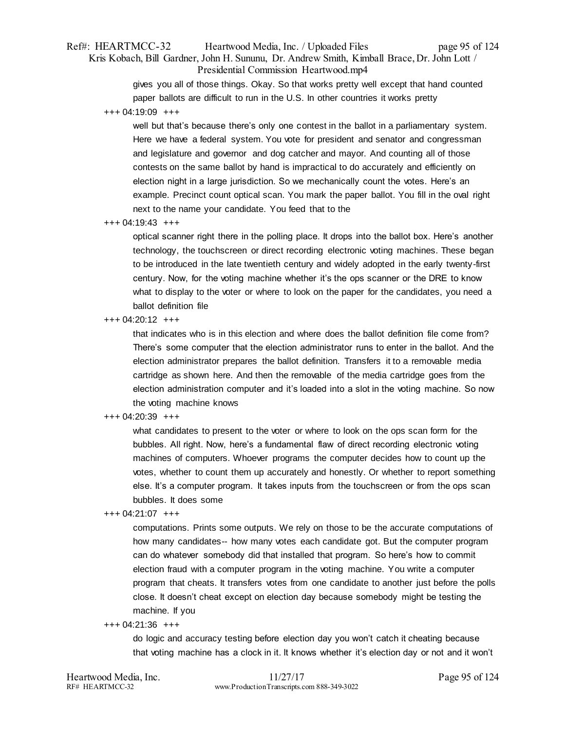gives you all of those things. Okay. So that works pretty well except that hand counted paper ballots are difficult to run in the U.S. In other countries it works pretty

+++ 04:19:09 +++

well but that's because there's only one contest in the ballot in a parliamentary system. Here we have a federal system. You vote for president and senator and congressman and legislature and governor and dog catcher and mayor. And counting all of those contests on the same ballot by hand is impractical to do accurately and efficiently on election night in a large jurisdiction. So we mechanically count the votes. Here's an example. Precinct count optical scan. You mark the paper ballot. You fill in the oval right next to the name your candidate. You feed that to the

+++ 04:19:43 +++

optical scanner right there in the polling place. It drops into the ballot box. Here's another technology, the touchscreen or direct recording electronic voting machines. These began to be introduced in the late twentieth century and widely adopted in the early twenty-first century. Now, for the voting machine whether it's the ops scanner or the DRE to know what to display to the voter or where to look on the paper for the candidates, you need a ballot definition file

+++ 04:20:12 +++

that indicates who is in this election and where does the ballot definition file come from? There's some computer that the election administrator runs to enter in the ballot. And the election administrator prepares the ballot definition. Transfers it to a removable media cartridge as shown here. And then the removable of the media cartridge goes from the election administration computer and it's loaded into a slot in the voting machine. So now the voting machine knows

+++ 04:20:39 +++

what candidates to present to the voter or where to look on the ops scan form for the bubbles. All right. Now, here's a fundamental flaw of direct recording electronic voting machines of computers. Whoever programs the computer decides how to count up the votes, whether to count them up accurately and honestly. Or whether to report something else. It's a computer program. It takes inputs from the touchscreen or from the ops scan bubbles. It does some

+++ 04:21:07 +++

computations. Prints some outputs. We rely on those to be the accurate computations of how many candidates-- how many votes each candidate got. But the computer program can do whatever somebody did that installed that program. So here's how to commit election fraud with a computer program in the voting machine. You write a computer program that cheats. It transfers votes from one candidate to another just before the polls close. It doesn't cheat except on election day because somebody might be testing the machine. If you

+++ 04:21:36 +++

do logic and accuracy testing before election day you won't catch it cheating because that voting machine has a clock in it. It knows whether it's election day or not and it won't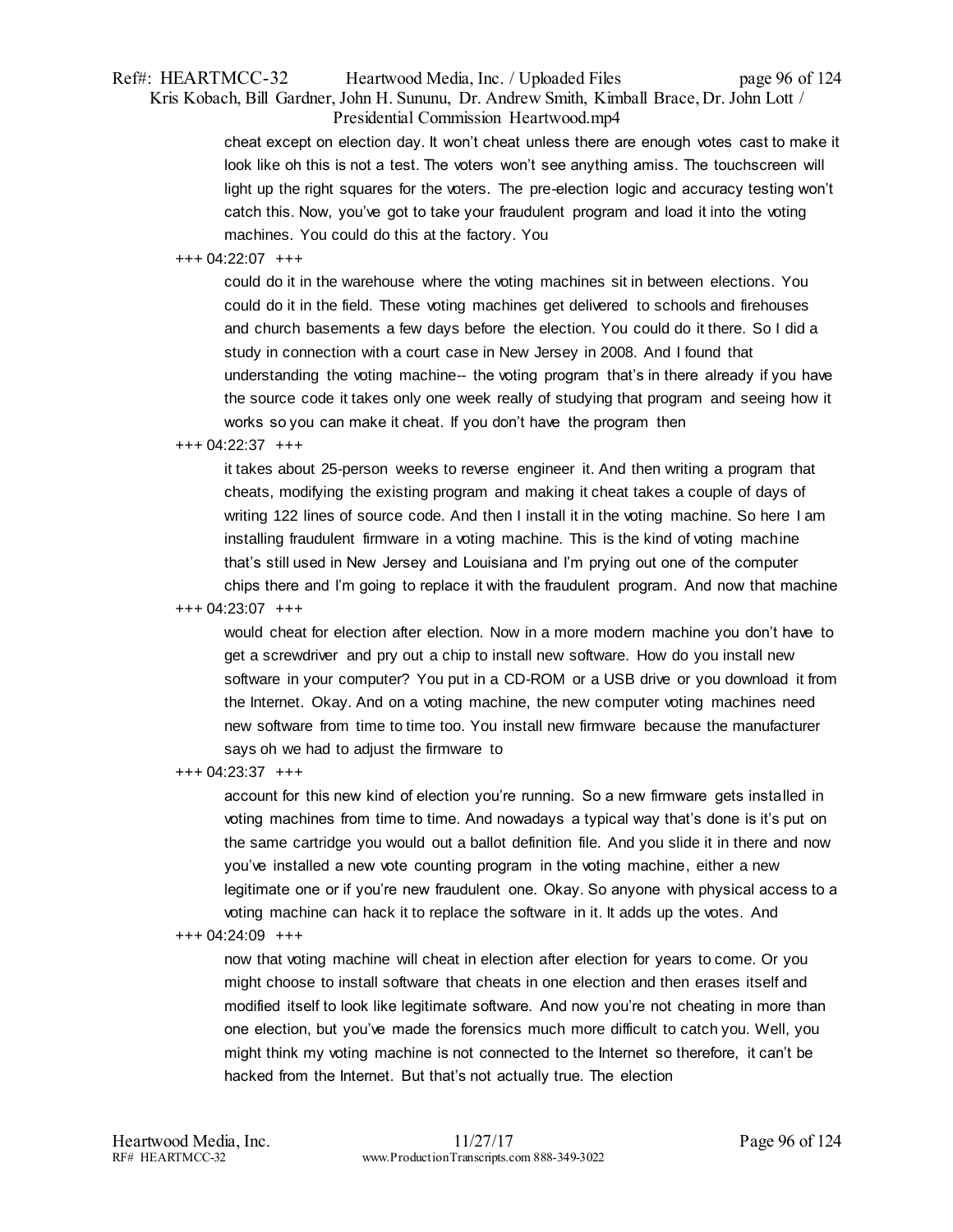cheat except on election day. It won't cheat unless there are enough votes cast to make it look like oh this is not a test. The voters won't see anything amiss. The touchscreen will light up the right squares for the voters. The pre-election logic and accuracy testing won't catch this. Now, you've got to take your fraudulent program and load it into the voting machines. You could do this at the factory. You

+++ 04:22:07 +++

could do it in the warehouse where the voting machines sit in between elections. You could do it in the field. These voting machines get delivered to schools and firehouses and church basements a few days before the election. You could do it there. So I did a study in connection with a court case in New Jersey in 2008. And I found that understanding the voting machine-- the voting program that's in there already if you have the source code it takes only one week really of studying that program and seeing how it works so you can make it cheat. If you don't have the program then

+++ 04:22:37 +++

it takes about 25-person weeks to reverse engineer it. And then writing a program that cheats, modifying the existing program and making it cheat takes a couple of days of writing 122 lines of source code. And then I install it in the voting machine. So here I am installing fraudulent firmware in a voting machine. This is the kind of voting machine that's still used in New Jersey and Louisiana and I'm prying out one of the computer chips there and I'm going to replace it with the fraudulent program. And now that machine

+++ 04:23:07 +++

would cheat for election after election. Now in a more modern machine you don't have to get a screwdriver and pry out a chip to install new software. How do you install new software in your computer? You put in a CD-ROM or a USB drive or you download it from the Internet. Okay. And on a voting machine, the new computer voting machines need new software from time to time too. You install new firmware because the manufacturer says oh we had to adjust the firmware to

+++ 04:23:37 +++

account for this new kind of election you're running. So a new firmware gets installed in voting machines from time to time. And nowadays a typical way that's done is it's put on the same cartridge you would out a ballot definition file. And you slide it in there and now you've installed a new vote counting program in the voting machine, either a new legitimate one or if you're new fraudulent one. Okay. So anyone with physical access to a voting machine can hack it to replace the software in it. It adds up the votes. And

+++ 04:24:09 +++

now that voting machine will cheat in election after election for years to come. Or you might choose to install software that cheats in one election and then erases itself and modified itself to look like legitimate software. And now you're not cheating in more than one election, but you've made the forensics much more difficult to catch you. Well, you might think my voting machine is not connected to the Internet so therefore, it can't be hacked from the Internet. But that's not actually true. The election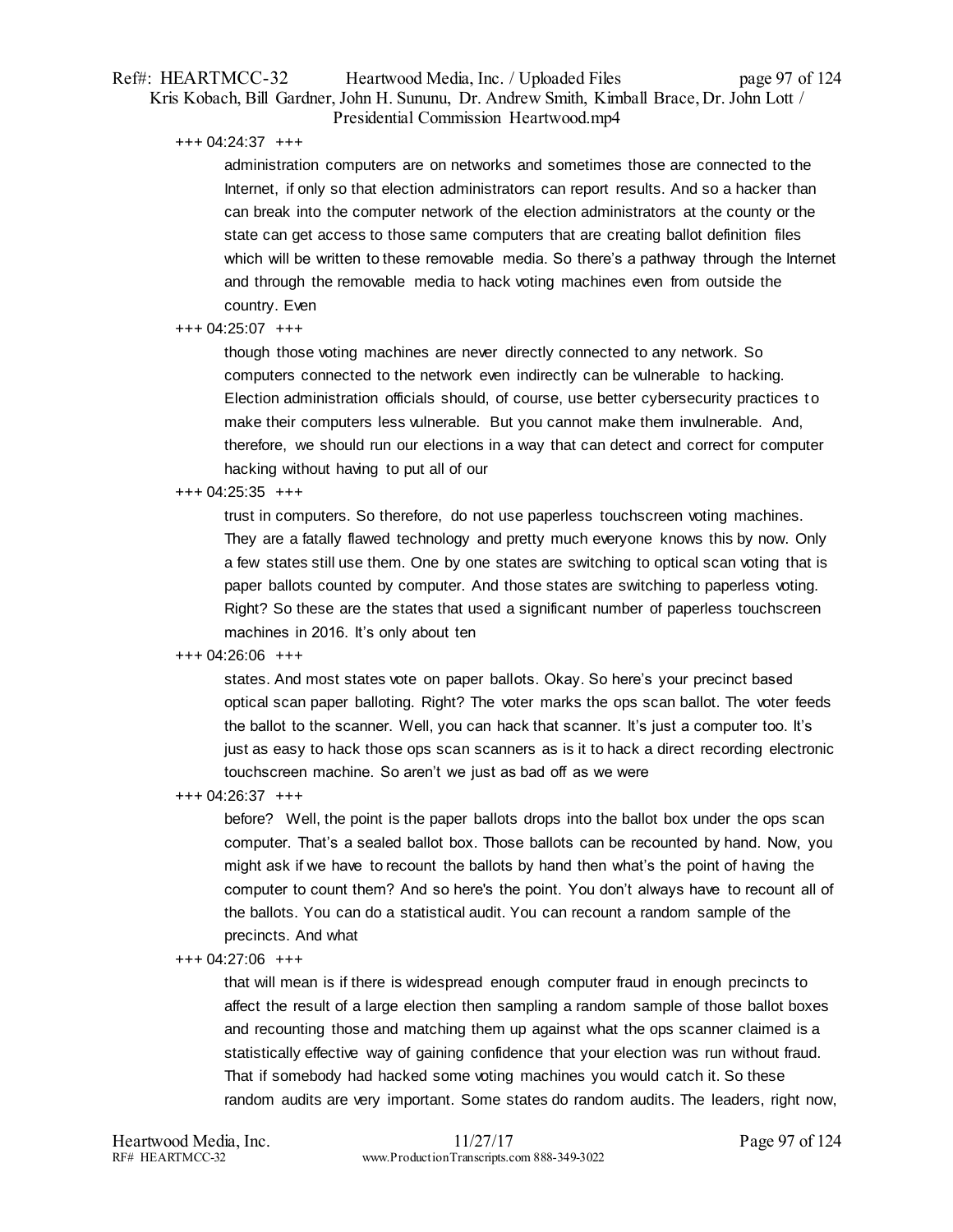+++ 04:24:37 +++

administration computers are on networks and sometimes those are connected to the Internet, if only so that election administrators can report results. And so a hacker than can break into the computer network of the election administrators at the county or the state can get access to those same computers that are creating ballot definition files which will be written to these removable media. So there's a pathway through the Internet and through the removable media to hack voting machines even from outside the country. Even

+++ 04:25:07 +++

though those voting machines are never directly connected to any network. So computers connected to the network even indirectly can be vulnerable to hacking. Election administration officials should, of course, use better cybersecurity practices to make their computers less vulnerable. But you cannot make them invulnerable. And, therefore, we should run our elections in a way that can detect and correct for computer hacking without having to put all of our

+++ 04:25:35 +++

trust in computers. So therefore, do not use paperless touchscreen voting machines. They are a fatally flawed technology and pretty much everyone knows this by now. Only a few states still use them. One by one states are switching to optical scan voting that is paper ballots counted by computer. And those states are switching to paperless voting. Right? So these are the states that used a significant number of paperless touchscreen machines in 2016. It's only about ten

+++ 04:26:06 +++

states. And most states vote on paper ballots. Okay. So here's your precinct based optical scan paper balloting. Right? The voter marks the ops scan ballot. The voter feeds the ballot to the scanner. Well, you can hack that scanner. It's just a computer too. It's just as easy to hack those ops scan scanners as is it to hack a direct recording electronic touchscreen machine. So aren't we just as bad off as we were

+++ 04:26:37 +++

before? Well, the point is the paper ballots drops into the ballot box under the ops scan computer. That's a sealed ballot box. Those ballots can be recounted by hand. Now, you might ask if we have to recount the ballots by hand then what's the point of having the computer to count them? And so here's the point. You don't always have to recount all of the ballots. You can do a statistical audit. You can recount a random sample of the precincts. And what

+++ 04:27:06 +++

that will mean is if there is widespread enough computer fraud in enough precincts to affect the result of a large election then sampling a random sample of those ballot boxes and recounting those and matching them up against what the ops scanner claimed is a statistically effective way of gaining confidence that your election was run without fraud. That if somebody had hacked some voting machines you would catch it. So these random audits are very important. Some states do random audits. The leaders, right now,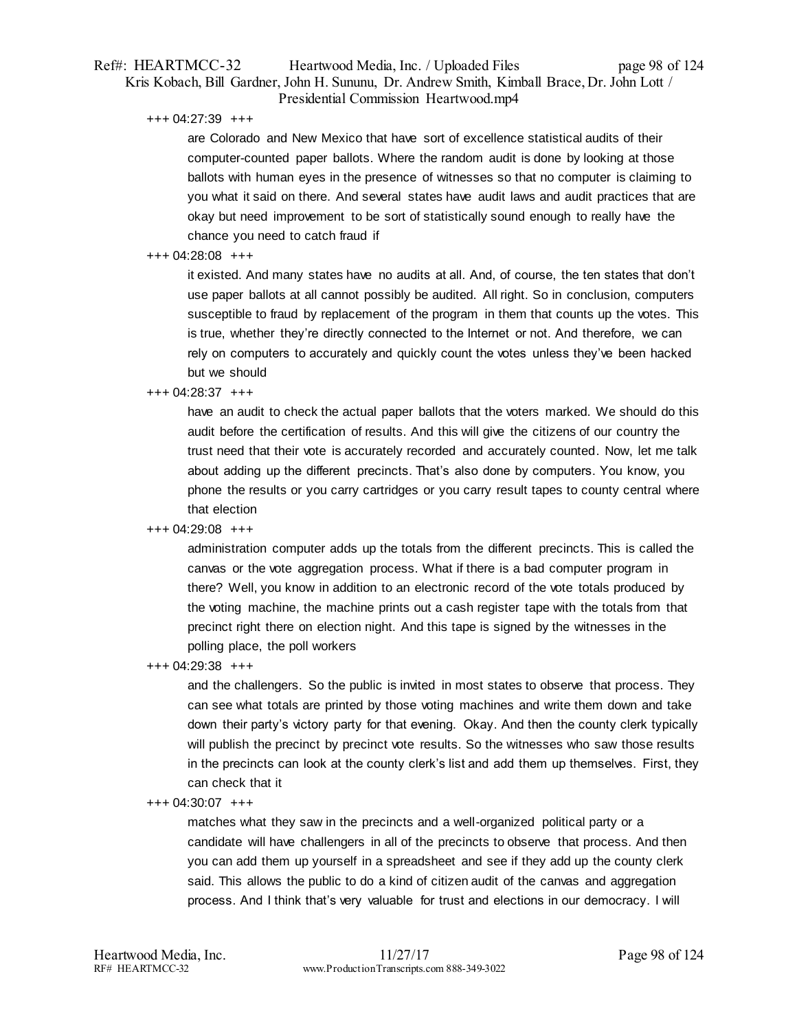+++ 04:27:39 +++

are Colorado and New Mexico that have sort of excellence statistical audits of their computer-counted paper ballots. Where the random audit is done by looking at those ballots with human eyes in the presence of witnesses so that no computer is claiming to you what it said on there. And several states have audit laws and audit practices that are okay but need improvement to be sort of statistically sound enough to really have the chance you need to catch fraud if

+++ 04:28:08 +++

it existed. And many states have no audits at all. And, of course, the ten states that don't use paper ballots at all cannot possibly be audited. All right. So in conclusion, computers susceptible to fraud by replacement of the program in them that counts up the votes. This is true, whether they're directly connected to the Internet or not. And therefore, we can rely on computers to accurately and quickly count the votes unless they've been hacked but we should

+++ 04:28:37 +++

have an audit to check the actual paper ballots that the voters marked. We should do this audit before the certification of results. And this will give the citizens of our country the trust need that their vote is accurately recorded and accurately counted. Now, let me talk about adding up the different precincts. That's also done by computers. You know, you phone the results or you carry cartridges or you carry result tapes to county central where that election

+++ 04:29:08 +++

administration computer adds up the totals from the different precincts. This is called the canvas or the vote aggregation process. What if there is a bad computer program in there? Well, you know in addition to an electronic record of the vote totals produced by the voting machine, the machine prints out a cash register tape with the totals from that precinct right there on election night. And this tape is signed by the witnesses in the polling place, the poll workers

+++ 04:29:38 +++

and the challengers. So the public is invited in most states to observe that process. They can see what totals are printed by those voting machines and write them down and take down their party's victory party for that evening. Okay. And then the county clerk typically will publish the precinct by precinct vote results. So the witnesses who saw those results in the precincts can look at the county clerk's list and add them up themselves. First, they can check that it

+++ 04:30:07 +++

matches what they saw in the precincts and a well-organized political party or a candidate will have challengers in all of the precincts to observe that process. And then you can add them up yourself in a spreadsheet and see if they add up the county clerk said. This allows the public to do a kind of citizen audit of the canvas and aggregation process. And I think that's very valuable for trust and elections in our democracy. I will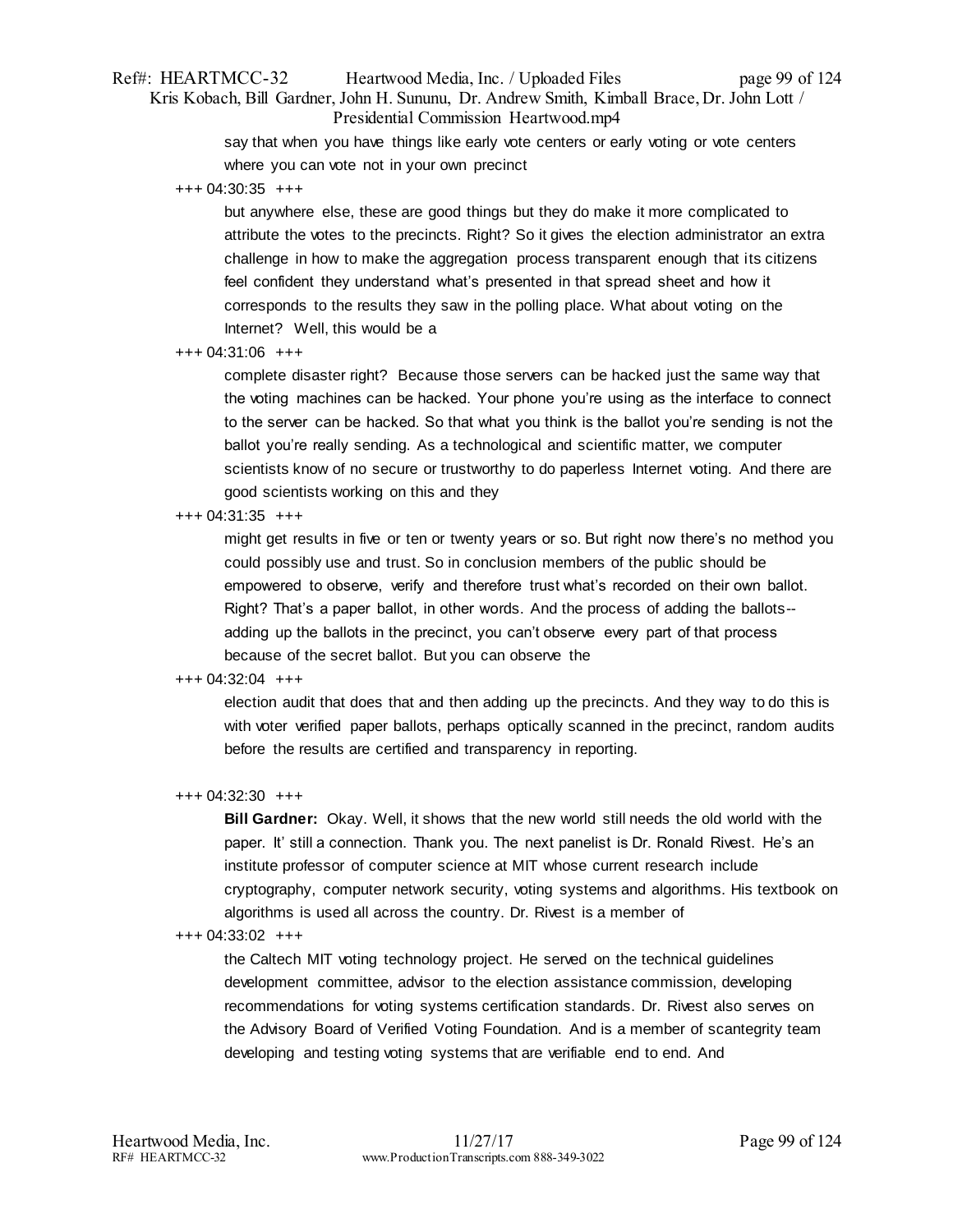say that when you have things like early vote centers or early voting or vote centers where you can vote not in your own precinct

+++ 04:30:35 +++

but anywhere else, these are good things but they do make it more complicated to attribute the votes to the precincts. Right? So it gives the election administrator an extra challenge in how to make the aggregation process transparent enough that its citizens feel confident they understand what's presented in that spread sheet and how it corresponds to the results they saw in the polling place. What about voting on the Internet? Well, this would be a

+++ 04:31:06 +++

complete disaster right? Because those servers can be hacked just the same way that the voting machines can be hacked. Your phone you're using as the interface to connect to the server can be hacked. So that what you think is the ballot you're sending is not the ballot you're really sending. As a technological and scientific matter, we computer scientists know of no secure or trustworthy to do paperless Internet voting. And there are good scientists working on this and they

+++ 04:31:35 +++

might get results in five or ten or twenty years or so. But right now there's no method you could possibly use and trust. So in conclusion members of the public should be empowered to observe, verify and therefore trust what's recorded on their own ballot. Right? That's a paper ballot, in other words. And the process of adding the ballots-- adding up the ballots in the precinct, you can't observe every part of that process because of the secret ballot. But you can observe the

+++ 04:32:04 +++

election audit that does that and then adding up the precincts. And they way to do this is with voter verified paper ballots, perhaps optically scanned in the precinct, random audits before the results are certified and transparency in reporting.

+++ 04:32:30 +++

**Bill Gardner:** Okay. Well, it shows that the new world still needs the old world with the paper. It' still a connection. Thank you. The next panelist is Dr. Ronald Rivest. He's an institute professor of computer science at MIT whose current research include cryptography, computer network security, voting systems and algorithms. His textbook on algorithms is used all across the country. Dr. Rivest is a member of

+++ 04:33:02 +++

the Caltech MIT voting technology project. He served on the technical guidelines development committee, advisor to the election assistance commission, developing recommendations for voting systems certification standards. Dr. Rivest also serves on the Advisory Board of Verified Voting Foundation. And is a member of scantegrity team developing and testing voting systems that are verifiable end to end. And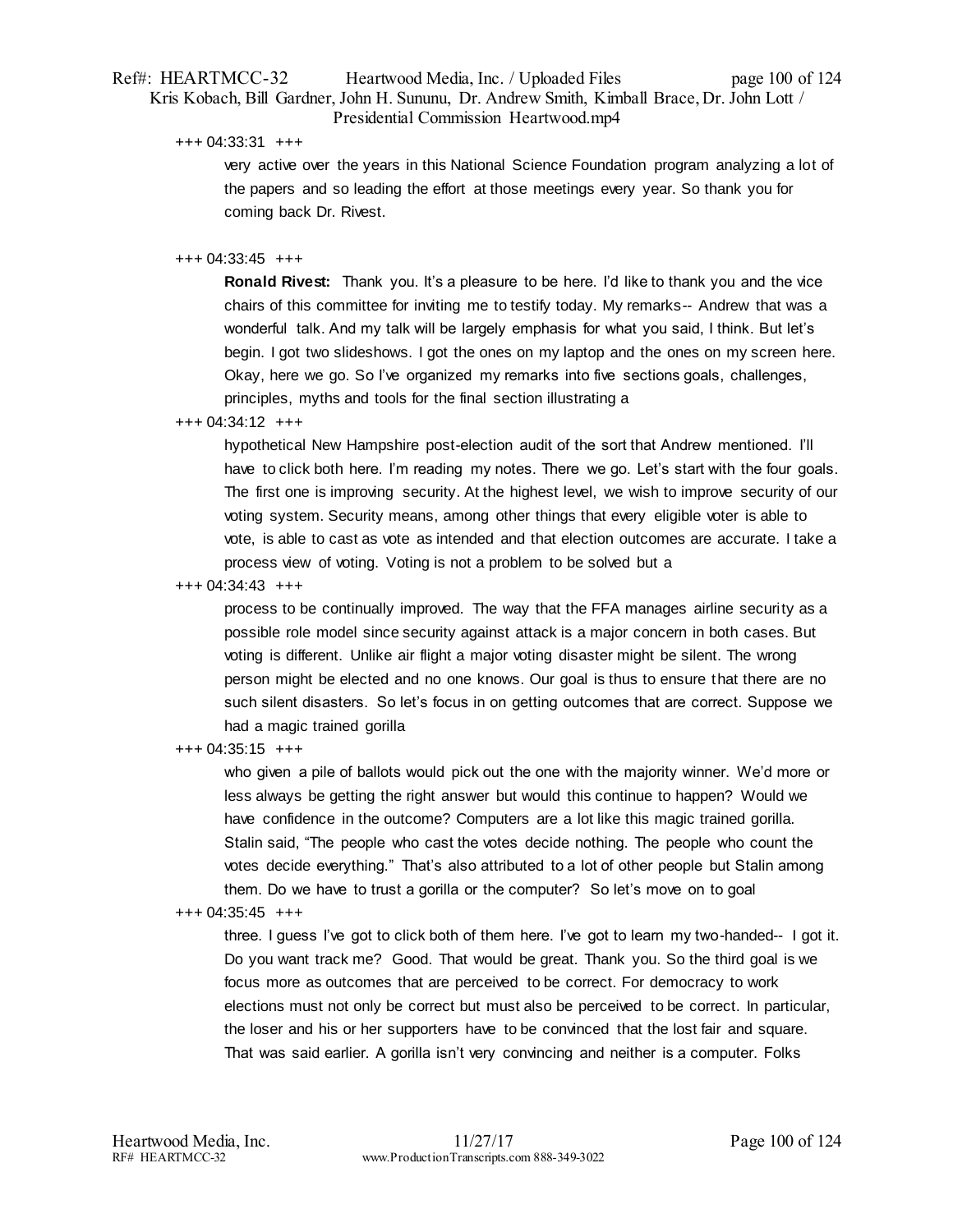+++ 04:33:31 +++

very active over the years in this National Science Foundation program analyzing a lot of the papers and so leading the effort at those meetings every year. So thank you for coming back Dr. Rivest.

+++ 04:33:45 +++

**Ronald Rivest:** Thank you. It's a pleasure to be here. I'd like to thank you and the vice chairs of this committee for inviting me to testify today. My remarks-- Andrew that was a wonderful talk. And my talk will be largely emphasis for what you said, I think. But let's begin. I got two slideshows. I got the ones on my laptop and the ones on my screen here. Okay, here we go. So I've organized my remarks into five sections goals, challenges, principles, myths and tools for the final section illustrating a

+++ 04:34:12 +++

hypothetical New Hampshire post-election audit of the sort that Andrew mentioned. I'll have to click both here. I'm reading my notes. There we go. Let's start with the four goals. The first one is improving security. At the highest level, we wish to improve security of our voting system. Security means, among other things that every eligible voter is able to vote, is able to cast as vote as intended and that election outcomes are accurate. I take a process view of voting. Voting is not a problem to be solved but a

+++ 04:34:43 +++

process to be continually improved. The way that the FFA manages airline security as a possible role model since security against attack is a major concern in both cases. But voting is different. Unlike air flight a major voting disaster might be silent. The wrong person might be elected and no one knows. Our goal is thus to ensure that there are no such silent disasters. So let's focus in on getting outcomes that are correct. Suppose we had a magic trained gorilla

+++ 04:35:15 +++

who given a pile of ballots would pick out the one with the majority winner. We'd more or less always be getting the right answer but would this continue to happen? Would we have confidence in the outcome? Computers are a lot like this magic trained gorilla. Stalin said, "The people who cast the votes decide nothing. The people who count the votes decide everything." That's also attributed to a lot of other people but Stalin among them. Do we have to trust a gorilla or the computer? So let's move on to goal

+++ 04:35:45 +++

three. I guess I've got to click both of them here. I've got to learn my two-handed-- I got it. Do you want track me? Good. That would be great. Thank you. So the third goal is we focus more as outcomes that are perceived to be correct. For democracy to work elections must not only be correct but must also be perceived to be correct. In particular, the loser and his or her supporters have to be convinced that the lost fair and square. That was said earlier. A gorilla isn't very convincing and neither is a computer. Folks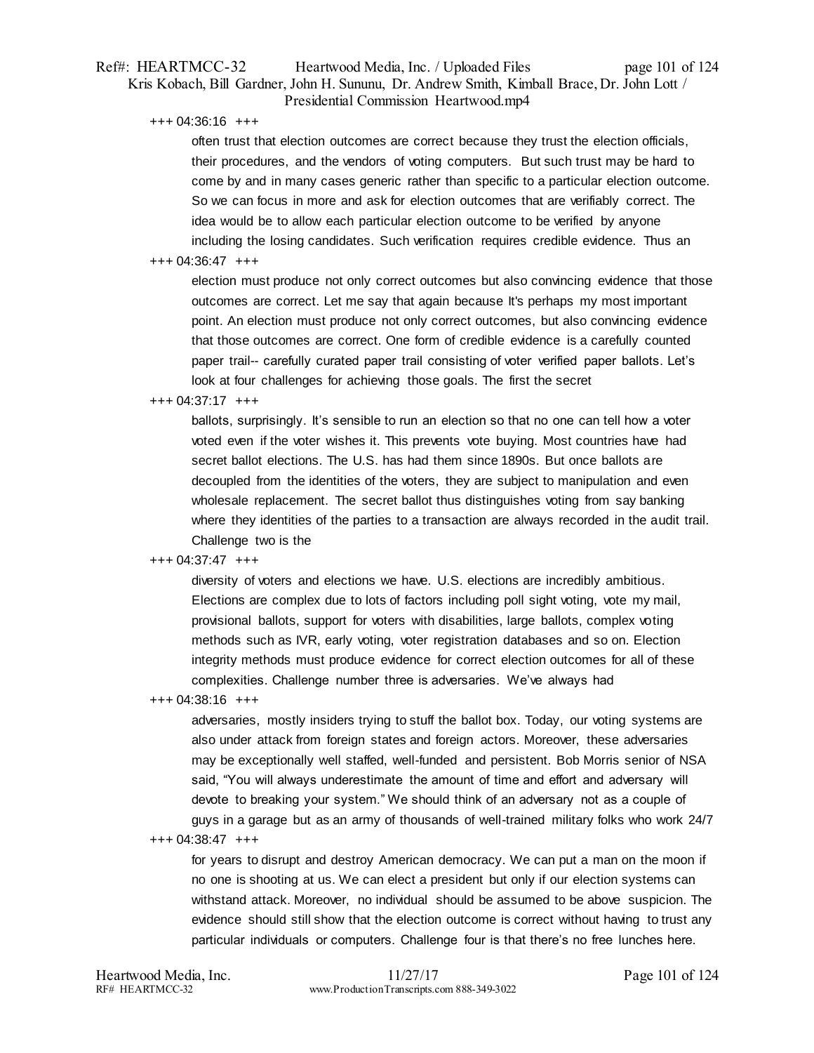+++ 04:36:16 +++

often trust that election outcomes are correct because they trust the election officials, their procedures, and the vendors of voting computers. But such trust may be hard to come by and in many cases generic rather than specific to a particular election outcome. So we can focus in more and ask for election outcomes that are verifiably correct. The idea would be to allow each particular election outcome to be verified by anyone including the losing candidates. Such verification requires credible evidence. Thus an

+++ 04:36:47 +++

election must produce not only correct outcomes but also convincing evidence that those outcomes are correct. Let me say that again because It's perhaps my most important point. An election must produce not only correct outcomes, but also convincing evidence that those outcomes are correct. One form of credible evidence is a carefully counted paper trail-- carefully curated paper trail consisting of voter verified paper ballots. Let's look at four challenges for achieving those goals. The first the secret

+++ 04:37:17 +++

ballots, surprisingly. It's sensible to run an election so that no one can tell how a voter voted even if the voter wishes it. This prevents vote buying. Most countries have had secret ballot elections. The U.S. has had them since 1890s. But once ballots are decoupled from the identities of the voters, they are subject to manipulation and even wholesale replacement. The secret ballot thus distinguishes voting from say banking where they identities of the parties to a transaction are always recorded in the audit trail. Challenge two is the

+++ 04:37:47 +++

diversity of voters and elections we have. U.S. elections are incredibly ambitious. Elections are complex due to lots of factors including poll sight voting, vote my mail, provisional ballots, support for voters with disabilities, large ballots, complex voting methods such as IVR, early voting, voter registration databases and so on. Election integrity methods must produce evidence for correct election outcomes for all of these complexities. Challenge number three is adversaries. We've always had

+++ 04:38:16 +++

adversaries, mostly insiders trying to stuff the ballot box. Today, our voting systems are also under attack from foreign states and foreign actors. Moreover, these adversaries may be exceptionally well staffed, well-funded and persistent. Bob Morris senior of NSA said, "You will always underestimate the amount of time and effort and adversary will devote to breaking your system." We should think of an adversary not as a couple of guys in a garage but as an army of thousands of well-trained military folks who work 24/7

+++ 04:38:47 +++

for years to disrupt and destroy American democracy. We can put a man on the moon if no one is shooting at us. We can elect a president but only if our election systems can withstand attack. Moreover, no individual should be assumed to be above suspicion. The evidence should still show that the election outcome is correct without having to trust any particular individuals or computers. Challenge four is that there's no free lunches here.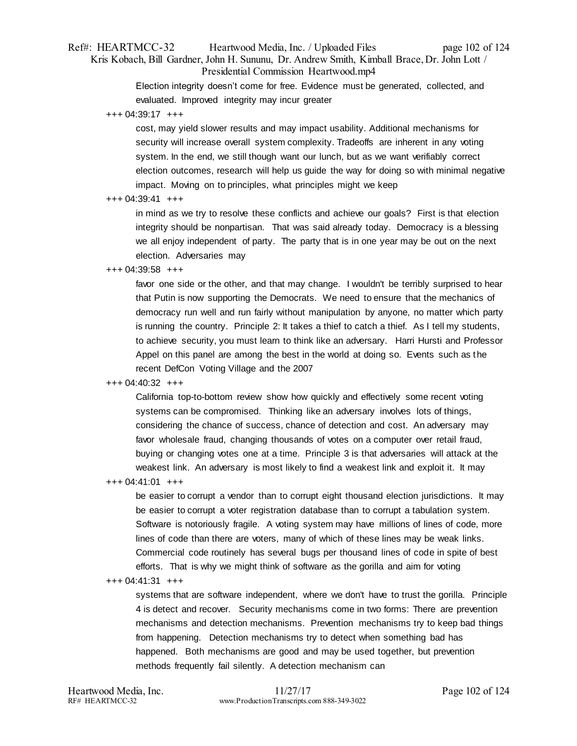Election integrity doesn't come for free. Evidence must be generated, collected, and evaluated. Improved integrity may incur greater

+++ 04:39:17 +++

cost, may yield slower results and may impact usability. Additional mechanisms for security will increase overall system complexity. Tradeoffs are inherent in any voting system. In the end, we still though want our lunch, but as we want verifiably correct election outcomes, research will help us guide the way for doing so with minimal negative impact. Moving on to principles, what principles might we keep

+++ 04:39:41 +++

in mind as we try to resolve these conflicts and achieve our goals? First is that election integrity should be nonpartisan. That was said already today. Democracy is a blessing we all enjoy independent of party. The party that is in one year may be out on the next election. Adversaries may

+++ 04:39:58 +++

favor one side or the other, and that may change. I wouldn't be terribly surprised to hear that Putin is now supporting the Democrats. We need to ensure that the mechanics of democracy run well and run fairly without manipulation by anyone, no matter which party is running the country. Principle 2: It takes a thief to catch a thief. As I tell my students, to achieve security, you must learn to think like an adversary. Harri Hursti and Professor Appel on this panel are among the best in the world at doing so. Events such as the recent DefCon Voting Village and the 2007

+++ 04:40:32 +++

California top-to-bottom review show how quickly and effectively some recent voting systems can be compromised. Thinking like an adversary involves lots of things, considering the chance of success, chance of detection and cost. An adversary may favor wholesale fraud, changing thousands of votes on a computer over retail fraud, buying or changing votes one at a time. Principle 3 is that adversaries will attack at the weakest link. An adversary is most likely to find a weakest link and exploit it. It may

+++ 04:41:01 +++

be easier to corrupt a vendor than to corrupt eight thousand election jurisdictions. It may be easier to corrupt a voter registration database than to corrupt a tabulation system. Software is notoriously fragile. A voting system may have millions of lines of code, more lines of code than there are voters, many of which of these lines may be weak links. Commercial code routinely has several bugs per thousand lines of code in spite of best efforts. That is why we might think of software as the gorilla and aim for voting

+++ 04:41:31 +++

systems that are software independent, where we don't have to trust the gorilla. Principle 4 is detect and recover. Security mechanisms come in two forms: There are prevention mechanisms and detection mechanisms. Prevention mechanisms try to keep bad things from happening. Detection mechanisms try to detect when something bad has happened. Both mechanisms are good and may be used together, but prevention methods frequently fail silently. A detection mechanism can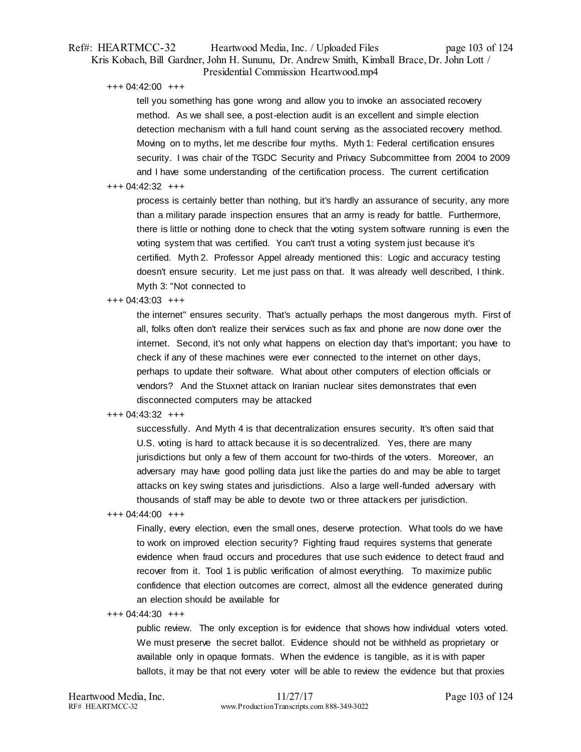+++ 04:42:00 +++

tell you something has gone wrong and allow you to invoke an associated recovery method. As we shall see, a post-election audit is an excellent and simple election detection mechanism with a full hand count serving as the associated recovery method. Moving on to myths, let me describe four myths. Myth 1: Federal certification ensures security. I was chair of the TGDC Security and Privacy Subcommittee from 2004 to 2009 and I have some understanding of the certification process. The current certification

+++ 04:42:32 +++

process is certainly better than nothing, but it's hardly an assurance of security, any more than a military parade inspection ensures that an army is ready for battle. Furthermore, there is little or nothing done to check that the voting system software running is even the voting system that was certified. You can't trust a voting system just because it's certified. Myth 2. Professor Appel already mentioned this: Logic and accuracy testing doesn't ensure security. Let me just pass on that. It was already well described, I think. Myth 3: "Not connected to

+++ 04:43:03 +++

the internet" ensures security. That's actually perhaps the most dangerous myth. First of all, folks often don't realize their services such as fax and phone are now done over the internet. Second, it's not only what happens on election day that's important; you have to check if any of these machines were ever connected to the internet on other days, perhaps to update their software. What about other computers of election officials or vendors? And the Stuxnet attack on Iranian nuclear sites demonstrates that even disconnected computers may be attacked

+++ 04:43:32 +++

successfully. And Myth 4 is that decentralization ensures security. It's often said that U.S. voting is hard to attack because it is so decentralized. Yes, there are many jurisdictions but only a few of them account for two-thirds of the voters. Moreover, an adversary may have good polling data just like the parties do and may be able to target attacks on key swing states and jurisdictions. Also a large well-funded adversary with thousands of staff may be able to devote two or three attackers per jurisdiction.

+++ 04:44:00 +++

Finally, every election, even the small ones, deserve protection. What tools do we have to work on improved election security? Fighting fraud requires systems that generate evidence when fraud occurs and procedures that use such evidence to detect fraud and recover from it. Tool 1 is public verification of almost everything. To maximize public confidence that election outcomes are correct, almost all the evidence generated during an election should be available for

+++ 04:44:30 +++

public review. The only exception is for evidence that shows how individual voters voted. We must preserve the secret ballot. Evidence should not be withheld as proprietary or available only in opaque formats. When the evidence is tangible, as it is with paper ballots, it may be that not every voter will be able to review the evidence but that proxies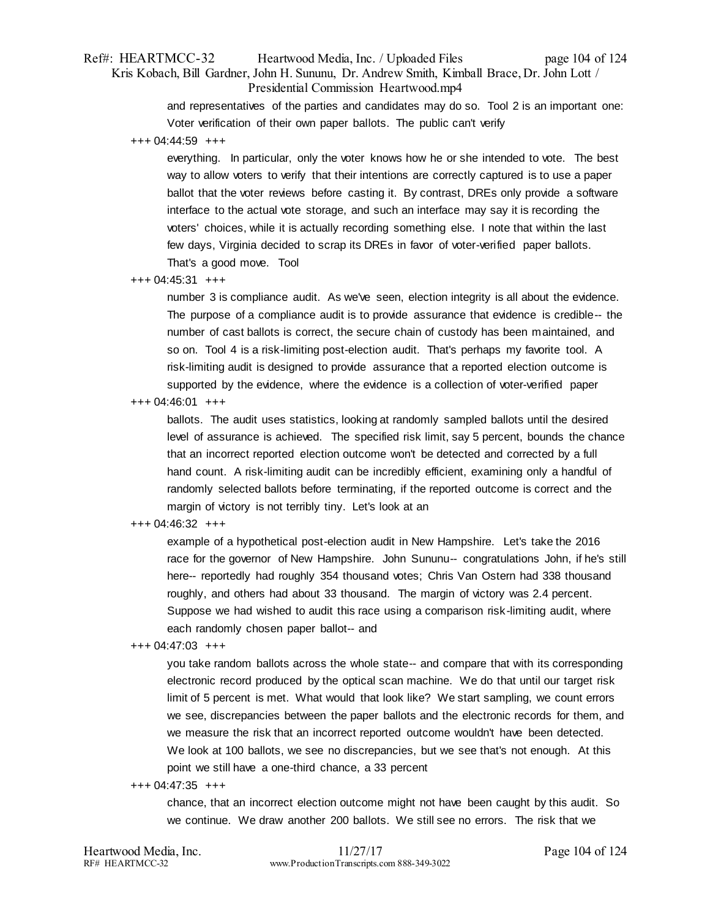and representatives of the parties and candidates may do so. Tool 2 is an important one: Voter verification of their own paper ballots. The public can't verify

+++ 04:44:59 +++

everything. In particular, only the voter knows how he or she intended to vote. The best way to allow voters to verify that their intentions are correctly captured is to use a paper ballot that the voter reviews before casting it. By contrast, DREs only provide a software interface to the actual vote storage, and such an interface may say it is recording the voters' choices, while it is actually recording something else. I note that within the last few days, Virginia decided to scrap its DREs in favor of voter-verified paper ballots. That's a good move. Tool

+++ 04:45:31 +++

number 3 is compliance audit. As we've seen, election integrity is all about the evidence. The purpose of a compliance audit is to provide assurance that evidence is credible-- the number of cast ballots is correct, the secure chain of custody has been maintained, and so on. Tool 4 is a risk-limiting post-election audit. That's perhaps my favorite tool. A risk-limiting audit is designed to provide assurance that a reported election outcome is supported by the evidence, where the evidence is a collection of voter-verified paper

+++ 04:46:01 +++

ballots. The audit uses statistics, looking at randomly sampled ballots until the desired level of assurance is achieved. The specified risk limit, say 5 percent, bounds the chance that an incorrect reported election outcome won't be detected and corrected by a full hand count. A risk-limiting audit can be incredibly efficient, examining only a handful of randomly selected ballots before terminating, if the reported outcome is correct and the margin of victory is not terribly tiny. Let's look at an

+++ 04:46:32 +++

example of a hypothetical post-election audit in New Hampshire. Let's take the 2016 race for the governor of New Hampshire. John Sununu-- congratulations John, if he's still here-- reportedly had roughly 354 thousand votes; Chris Van Ostern had 338 thousand roughly, and others had about 33 thousand. The margin of victory was 2.4 percent. Suppose we had wished to audit this race using a comparison risk-limiting audit, where each randomly chosen paper ballot-- and

+++ 04:47:03 +++

you take random ballots across the whole state-- and compare that with its corresponding electronic record produced by the optical scan machine. We do that until our target risk limit of 5 percent is met. What would that look like? We start sampling, we count errors we see, discrepancies between the paper ballots and the electronic records for them, and we measure the risk that an incorrect reported outcome wouldn't have been detected. We look at 100 ballots, we see no discrepancies, but we see that's not enough. At this point we still have a one-third chance, a 33 percent

+++ 04:47:35 +++

chance, that an incorrect election outcome might not have been caught by this audit. So we continue. We draw another 200 ballots. We still see no errors. The risk that we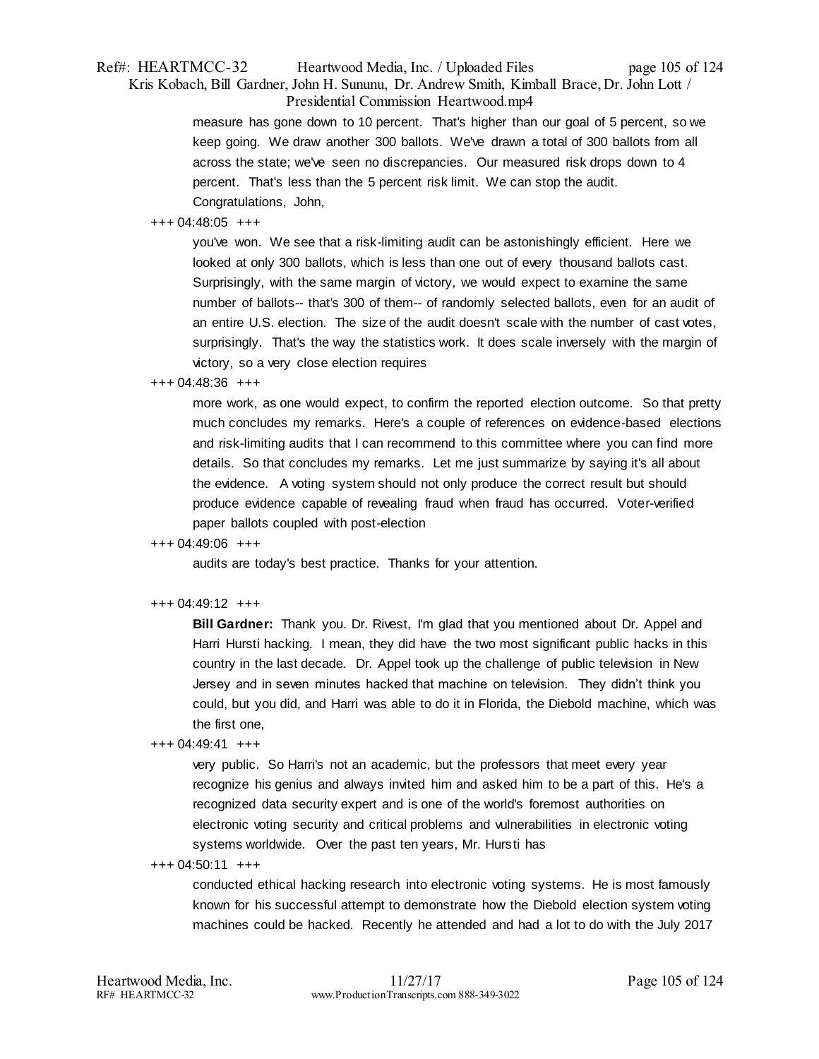measure has gone down to 10 percent. That's higher than our goal of 5 percent, so we keep going. We draw another 300 ballots. We've drawn a total of 300 ballots from all across the state; we've seen no discrepancies. Our measured risk drops down to 4 percent. That's less than the 5 percent risk limit. We can stop the audit. Congratulations, John,

+++ 04:48:05 +++

you've won. We see that a risk-limiting audit can be astonishingly efficient. Here we looked at only 300 ballots, which is less than one out of every thousand ballots cast. Surprisingly, with the same margin of victory, we would expect to examine the same number of ballots-- that's 300 of them-- of randomly selected ballots, even for an audit of an entire U.S. election. The size of the audit doesn't scale with the number of cast votes, surprisingly. That's the way the statistics work. It does scale inversely with the margin of victory, so a very close election requires

+++ 04:48:36 +++

more work, as one would expect, to confirm the reported election outcome. So that pretty much concludes my remarks. Here's a couple of references on evidence-based elections and risk-limiting audits that I can recommend to this committee where you can find more details. So that concludes my remarks. Let me just summarize by saying it's all about the evidence. A voting system should not only produce the correct result but should produce evidence capable of revealing fraud when fraud has occurred. Voter-verified paper ballots coupled with post-election

+++ 04:49:06 +++

audits are today's best practice. Thanks for your attention.

+++ 04:49:12 +++

**Bill Gardner:** Thank you. Dr. Rivest, I'm glad that you mentioned about Dr. Appel and Harri Hursti hacking. I mean, they did have the two most significant public hacks in this country in the last decade. Dr. Appel took up the challenge of public television in New Jersey and in seven minutes hacked that machine on television. They didn't think you could, but you did, and Harri was able to do it in Florida, the Diebold machine, which was the first one,

+++ 04:49:41 +++

very public. So Harri's not an academic, but the professors that meet every year recognize his genius and always invited him and asked him to be a part of this. He's a recognized data security expert and is one of the world's foremost authorities on electronic voting security and critical problems and vulnerabilities in electronic voting systems worldwide. Over the past ten years, Mr. Hursti has

+++ 04:50:11 +++

conducted ethical hacking research into electronic voting systems. He is most famously known for his successful attempt to demonstrate how the Diebold election system voting machines could be hacked. Recently he attended and had a lot to do with the July 2017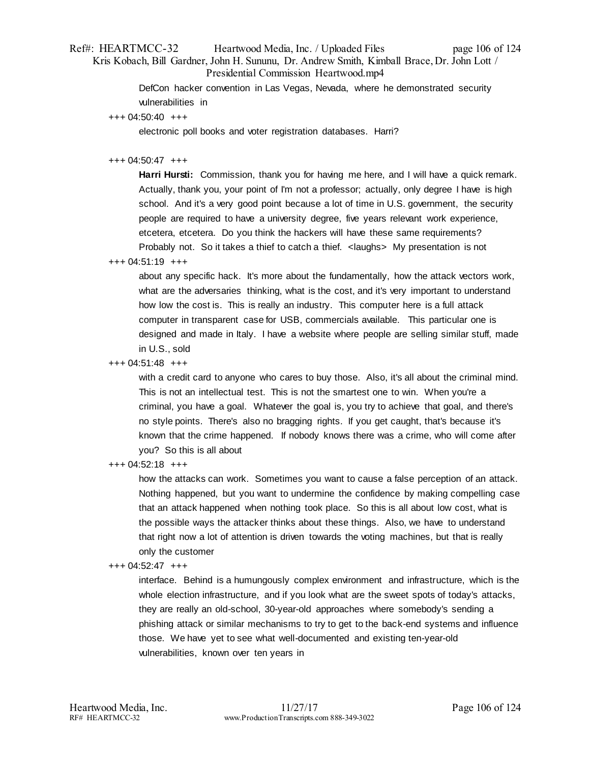DefCon hacker convention in Las Vegas, Nevada, where he demonstrated security vulnerabilities in

+++ 04:50:40 +++

electronic poll books and voter registration databases. Harri?

+++ 04:50:47 +++

**Harri Hursti:** Commission, thank you for having me here, and I will have a quick remark. Actually, thank you, your point of I'm not a professor; actually, only degree I have is high school. And it's a very good point because a lot of time in U.S. government, the security people are required to have a university degree, five years relevant work experience, etcetera, etcetera. Do you think the hackers will have these same requirements? Probably not. So it takes a thief to catch a thief. <laughs> My presentation is not

+++ 04:51:19 +++

about any specific hack. It's more about the fundamentally, how the attack vectors work, what are the adversaries thinking, what is the cost, and it's very important to understand how low the cost is. This is really an industry. This computer here is a full attack computer in transparent case for USB, commercials available. This particular one is designed and made in Italy. I have a website where people are selling similar stuff, made in U.S., sold

+++ 04:51:48 +++

with a credit card to anyone who cares to buy those. Also, it's all about the criminal mind. This is not an intellectual test. This is not the smartest one to win. When you're a criminal, you have a goal. Whatever the goal is, you try to achieve that goal, and there's no style points. There's also no bragging rights. If you get caught, that's because it's known that the crime happened. If nobody knows there was a crime, who will come after you? So this is all about

+++ 04:52:18 +++

how the attacks can work. Sometimes you want to cause a false perception of an attack. Nothing happened, but you want to undermine the confidence by making compelling case that an attack happened when nothing took place. So this is all about low cost, what is the possible ways the attacker thinks about these things. Also, we have to understand that right now a lot of attention is driven towards the voting machines, but that is really only the customer

+++ 04:52:47 +++

interface. Behind is a humungously complex environment and infrastructure, which is the whole election infrastructure, and if you look what are the sweet spots of today's attacks, they are really an old-school, 30-year-old approaches where somebody's sending a phishing attack or similar mechanisms to try to get to the back-end systems and influence those. We have yet to see what well-documented and existing ten-year-old vulnerabilities, known over ten years in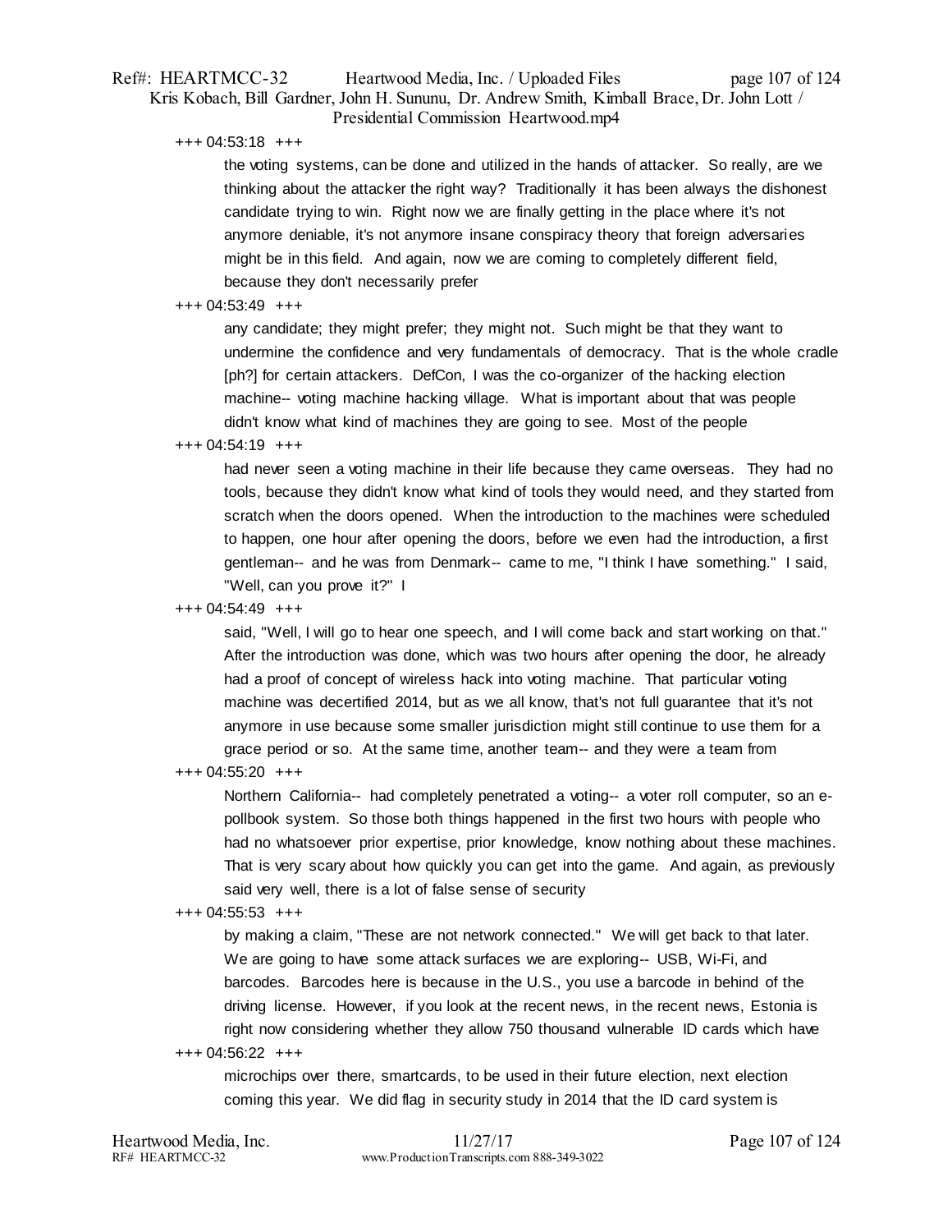+++ 04:53:18 +++

the voting systems, can be done and utilized in the hands of attacker. So really, are we thinking about the attacker the right way? Traditionally it has been always the dishonest candidate trying to win. Right now we are finally getting in the place where it's not anymore deniable, it's not anymore insane conspiracy theory that foreign adversaries might be in this field. And again, now we are coming to completely different field, because they don't necessarily prefer

+++ 04:53:49 +++

any candidate; they might prefer; they might not. Such might be that they want to undermine the confidence and very fundamentals of democracy. That is the whole cradle [ph?] for certain attackers. DefCon, I was the co-organizer of the hacking election machine-- voting machine hacking village. What is important about that was people didn't know what kind of machines they are going to see. Most of the people

+++ 04:54:19 +++

had never seen a voting machine in their life because they came overseas. They had no tools, because they didn't know what kind of tools they would need, and they started from scratch when the doors opened. When the introduction to the machines were scheduled to happen, one hour after opening the doors, before we even had the introduction, a first gentleman-- and he was from Denmark-- came to me, "I think I have something." I said, "Well, can you prove it?" I

+++ 04:54:49 +++

said, "Well, I will go to hear one speech, and I will come back and start working on that." After the introduction was done, which was two hours after opening the door, he already had a proof of concept of wireless hack into voting machine. That particular voting machine was decertified 2014, but as we all know, that's not full guarantee that it's not anymore in use because some smaller jurisdiction might still continue to use them for a grace period or so. At the same time, another team-- and they were a team from

+++ 04:55:20 +++

Northern California-- had completely penetrated a voting-- a voter roll computer, so an e-pollbook system. So those both things happened in the first two hours with people who had no whatsoever prior expertise, prior knowledge, know nothing about these machines. That is very scary about how quickly you can get into the game. And again, as previously said very well, there is a lot of false sense of security

+++ 04:55:53 +++

by making a claim, "These are not network connected." We will get back to that later. We are going to have some attack surfaces we are exploring-- USB, Wi-Fi, and barcodes. Barcodes here is because in the U.S., you use a barcode in behind of the driving license. However, if you look at the recent news, in the recent news, Estonia is right now considering whether they allow 750 thousand vulnerable ID cards which have

+++ 04:56:22 +++

microchips over there, smartcards, to be used in their future election, next election coming this year. We did flag in security study in 2014 that the ID card system is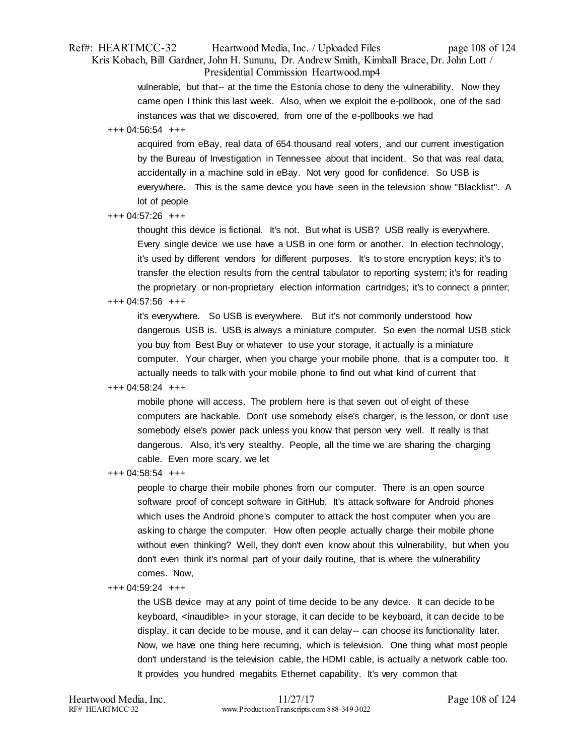vulnerable, but that-- at the time the Estonia chose to deny the vulnerability. Now they came open I think this last week. Also, when we exploit the e-pollbook, one of the sad instances was that we discovered, from one of the e-pollbooks we had

+++ 04:56:54 +++

acquired from eBay, real data of 654 thousand real voters, and our current investigation by the Bureau of Investigation in Tennessee about that incident. So that was real data, accidentally in a machine sold in eBay. Not very good for confidence. So USB is everywhere. This is the same device you have seen in the television show "Blacklist". A lot of people

+++ 04:57:26 +++

thought this device is fictional. It's not. But what is USB? USB really is everywhere. Every single device we use have a USB in one form or another. In election technology, it's used by different vendors for different purposes. It's to store encryption keys; it's to transfer the election results from the central tabulator to reporting system; it's for reading the proprietary or non-proprietary election information cartridges; it's to connect a printer;

+++ 04:57:56 +++

it's everywhere. So USB is everywhere. But it's not commonly understood how dangerous USB is. USB is always a miniature computer. So even the normal USB stick you buy from Best Buy or whatever to use your storage, it actually is a miniature computer. Your charger, when you charge your mobile phone, that is a computer too. It actually needs to talk with your mobile phone to find out what kind of current that

+++ 04:58:24 +++

mobile phone will access. The problem here is that seven out of eight of these computers are hackable. Don't use somebody else's charger, is the lesson, or don't use somebody else's power pack unless you know that person very well. It really is that dangerous. Also, it's very stealthy. People, all the time we are sharing the charging cable. Even more scary, we let

+++ 04:58:54 +++

people to charge their mobile phones from our computer. There is an open source software proof of concept software in GitHub. It's attack software for Android phones which uses the Android phone's computer to attack the host computer when you are asking to charge the computer. How often people actually charge their mobile phone without even thinking? Well, they don't even know about this vulnerability, but when you don't even think it's normal part of your daily routine, that is where the vulnerability comes. Now,

+++ 04:59:24 +++

the USB device may at any point of time decide to be any device. It can decide to be keyboard, <inaudible> in your storage, it can decide to be keyboard, it can decide to be display, it can decide to be mouse, and it can delay-- can choose its functionality later. Now, we have one thing here recurring, which is television. One thing what most people don't understand is the television cable, the HDMI cable, is actually a network cable too. It provides you hundred megabits Ethernet capability. It's very common that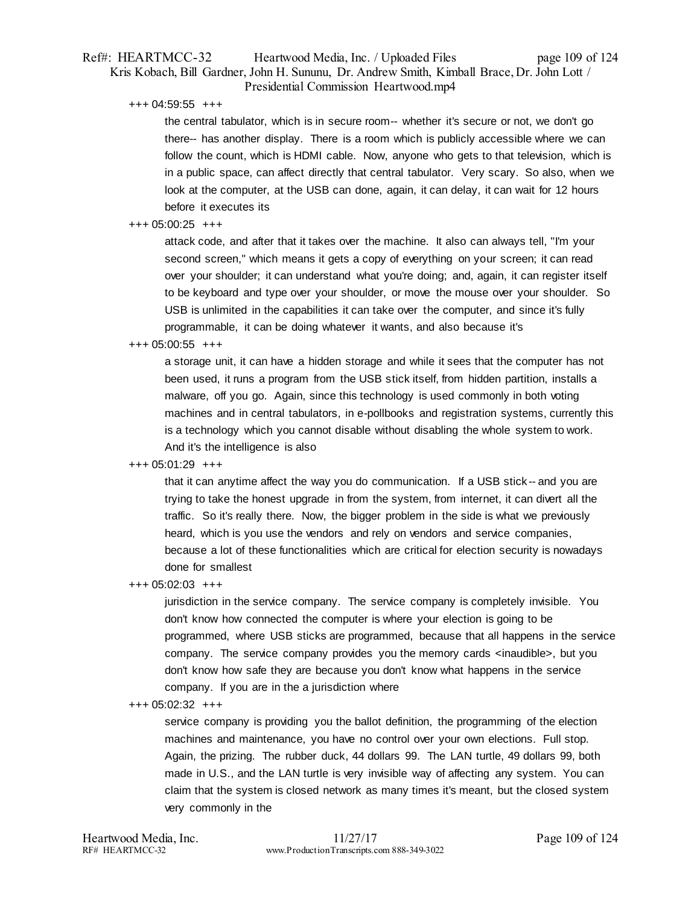+++ 04:59:55 +++

the central tabulator, which is in secure room-- whether it's secure or not, we don't go there-- has another display. There is a room which is publicly accessible where we can follow the count, which is HDMI cable. Now, anyone who gets to that television, which is in a public space, can affect directly that central tabulator. Very scary. So also, when we look at the computer, at the USB can done, again, it can delay, it can wait for 12 hours before it executes its

+++ 05:00:25 +++

attack code, and after that it takes over the machine. It also can always tell, "I'm your second screen," which means it gets a copy of everything on your screen; it can read over your shoulder; it can understand what you're doing; and, again, it can register itself to be keyboard and type over your shoulder, or move the mouse over your shoulder. So USB is unlimited in the capabilities it can take over the computer, and since it's fully programmable, it can be doing whatever it wants, and also because it's

+++ 05:00:55 +++

a storage unit, it can have a hidden storage and while it sees that the computer has not been used, it runs a program from the USB stick itself, from hidden partition, installs a malware, off you go. Again, since this technology is used commonly in both voting machines and in central tabulators, in e-pollbooks and registration systems, currently this is a technology which you cannot disable without disabling the whole system to work. And it's the intelligence is also

+++ 05:01:29 +++

that it can anytime affect the way you do communication. If a USB stick-- and you are trying to take the honest upgrade in from the system, from internet, it can divert all the traffic. So it's really there. Now, the bigger problem in the side is what we previously heard, which is you use the vendors and rely on vendors and service companies, because a lot of these functionalities which are critical for election security is nowadays done for smallest

+++ 05:02:03 +++

jurisdiction in the service company. The service company is completely invisible. You don't know how connected the computer is where your election is going to be programmed, where USB sticks are programmed, because that all happens in the service company. The service company provides you the memory cards <inaudible>, but you don't know how safe they are because you don't know what happens in the service company. If you are in the a jurisdiction where

+++ 05:02:32 +++

service company is providing you the ballot definition, the programming of the election machines and maintenance, you have no control over your own elections. Full stop. Again, the prizing. The rubber duck, 44 dollars 99. The LAN turtle, 49 dollars 99, both made in U.S., and the LAN turtle is very invisible way of affecting any system. You can claim that the system is closed network as many times it's meant, but the closed system very commonly in the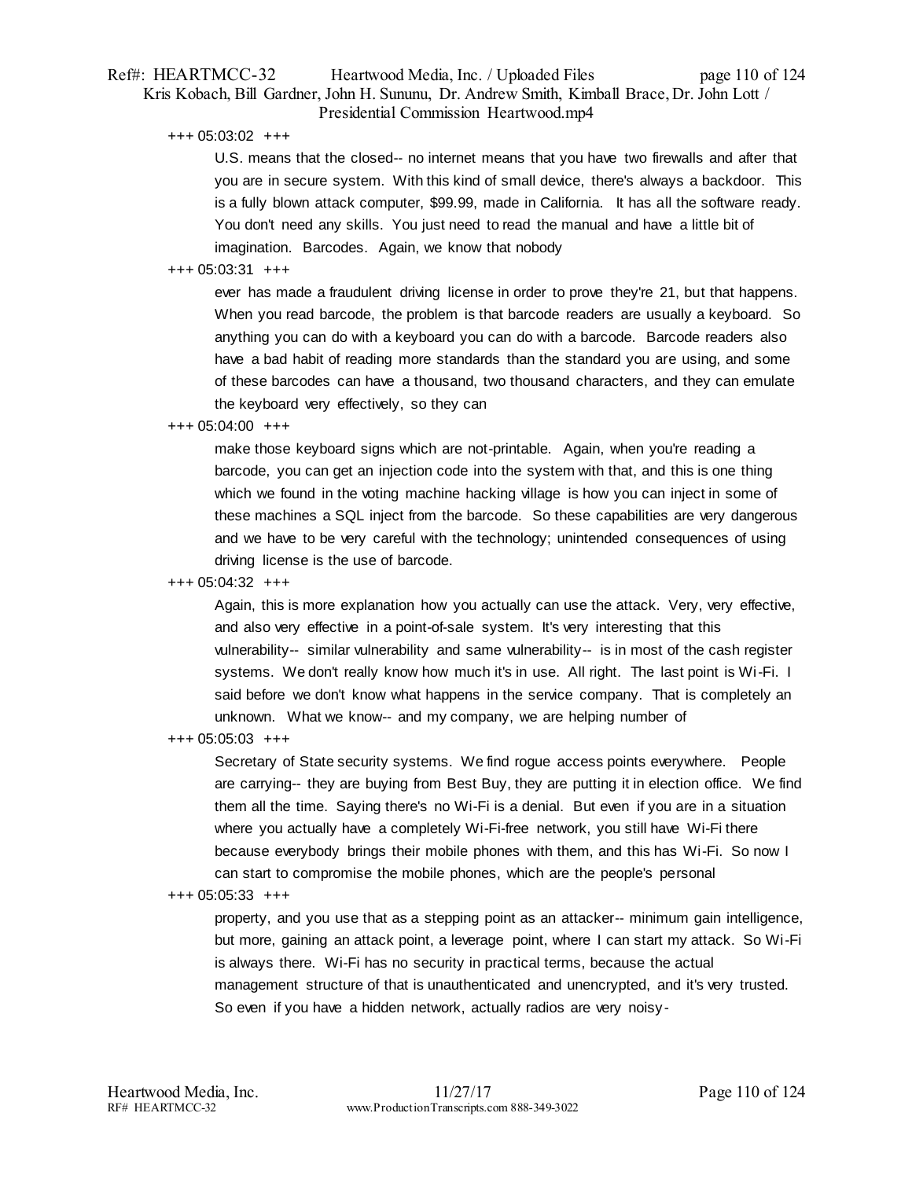+++ 05:03:02 +++

U.S. means that the closed-- no internet means that you have two firewalls and after that you are in secure system. With this kind of small device, there's always a backdoor. This is a fully blown attack computer, $99.99, made in California. It has all the software ready. You don't need any skills. You just need to read the manual and have a little bit of imagination. Barcodes. Again, we know that nobody

+++ 05:03:31 +++

ever has made a fraudulent driving license in order to prove they're 21, but that happens. When you read barcode, the problem is that barcode readers are usually a keyboard. So anything you can do with a keyboard you can do with a barcode. Barcode readers also have a bad habit of reading more standards than the standard you are using, and some of these barcodes can have a thousand, two thousand characters, and they can emulate the keyboard very effectively, so they can

+++ 05:04:00 +++

make those keyboard signs which are not-printable. Again, when you're reading a barcode, you can get an injection code into the system with that, and this is one thing which we found in the voting machine hacking village is how you can inject in some of these machines a SQL inject from the barcode. So these capabilities are very dangerous and we have to be very careful with the technology; unintended consequences of using driving license is the use of barcode.

+++ 05:04:32 +++

Again, this is more explanation how you actually can use the attack. Very, very effective, and also very effective in a point-of-sale system. It's very interesting that this vulnerability-- similar vulnerability and same vulnerability-- is in most of the cash register systems. We don't really know how much it's in use. All right. The last point is Wi-Fi. I said before we don't know what happens in the service company. That is completely an unknown. What we know-- and my company, we are helping number of

+++ 05:05:03 +++

Secretary of State security systems. We find rogue access points everywhere. People are carrying-- they are buying from Best Buy, they are putting it in election office. We find them all the time. Saying there's no Wi-Fi is a denial. But even if you are in a situation where you actually have a completely Wi-Fi-free network, you still have Wi-Fi there because everybody brings their mobile phones with them, and this has Wi-Fi. So now I can start to compromise the mobile phones, which are the people's personal

+++ 05:05:33 +++

property, and you use that as a stepping point as an attacker-- minimum gain intelligence, but more, gaining an attack point, a leverage point, where I can start my attack. So Wi-Fi is always there. Wi-Fi has no security in practical terms, because the actual management structure of that is unauthenticated and unencrypted, and it's very trusted. So even if you have a hidden network, actually radios are very noisy-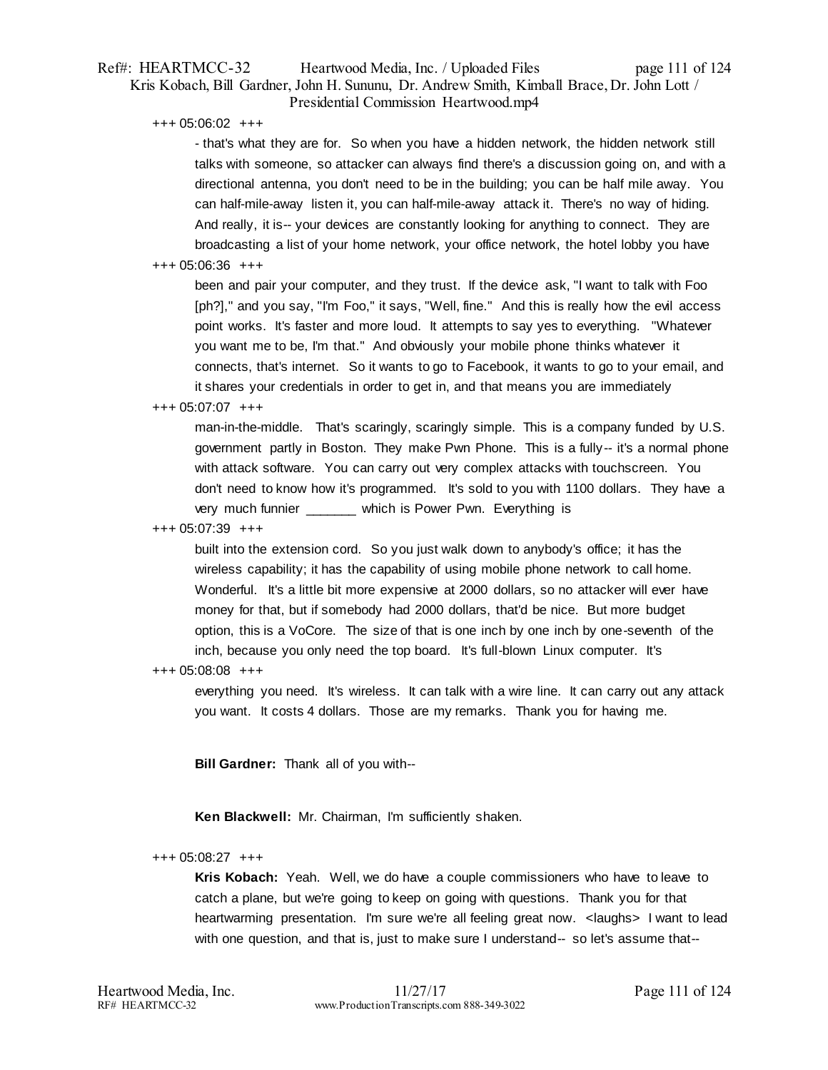+++ 05:06:02 +++

- that's what they are for. So when you have a hidden network, the hidden network still talks with someone, so attacker can always find there's a discussion going on, and with a directional antenna, you don't need to be in the building; you can be half mile away. You can half-mile-away listen it, you can half-mile-away attack it. There's no way of hiding. And really, it is-- your devices are constantly looking for anything to connect. They are broadcasting a list of your home network, your office network, the hotel lobby you have

+++ 05:06:36 +++

been and pair your computer, and they trust. If the device ask, "I want to talk with Foo [ph?]," and you say, "I'm Foo," it says, "Well, fine." And this is really how the evil access point works. It's faster and more loud. It attempts to say yes to everything. "Whatever you want me to be, I'm that." And obviously your mobile phone thinks whatever it connects, that's internet. So it wants to go to Facebook, it wants to go to your email, and it shares your credentials in order to get in, and that means you are immediately

+++ 05:07:07 +++

man-in-the-middle. That's scaringly, scaringly simple. This is a company funded by U.S. government partly in Boston. They make Pwn Phone. This is a fully-- it's a normal phone with attack software. You can carry out very complex attacks with touchscreen. You don't need to know how it's programmed. It's sold to you with 1100 dollars. They have a very much funnier _______ which is Power Pwn. Everything is

+++ 05:07:39 +++

built into the extension cord. So you just walk down to anybody's office; it has the wireless capability; it has the capability of using mobile phone network to call home. Wonderful. It's a little bit more expensive at 2000 dollars, so no attacker will ever have money for that, but if somebody had 2000 dollars, that'd be nice. But more budget option, this is a VoCore. The size of that is one inch by one inch by one-seventh of the inch, because you only need the top board. It's full-blown Linux computer. It's

+++ 05:08:08 +++

everything you need. It's wireless. It can talk with a wire line. It can carry out any attack you want. It costs 4 dollars. Those are my remarks. Thank you for having me.

**Bill Gardner:** Thank all of you with--

**Ken Blackwell:** Mr. Chairman, I'm sufficiently shaken.

+++ 05:08:27 +++

**Kris Kobach:** Yeah. Well, we do have a couple commissioners who have to leave to catch a plane, but we're going to keep on going with questions. Thank you for that heartwarming presentation. I'm sure we're all feeling great now. <laughs> I want to lead with one question, and that is, just to make sure I understand-- so let's assume that--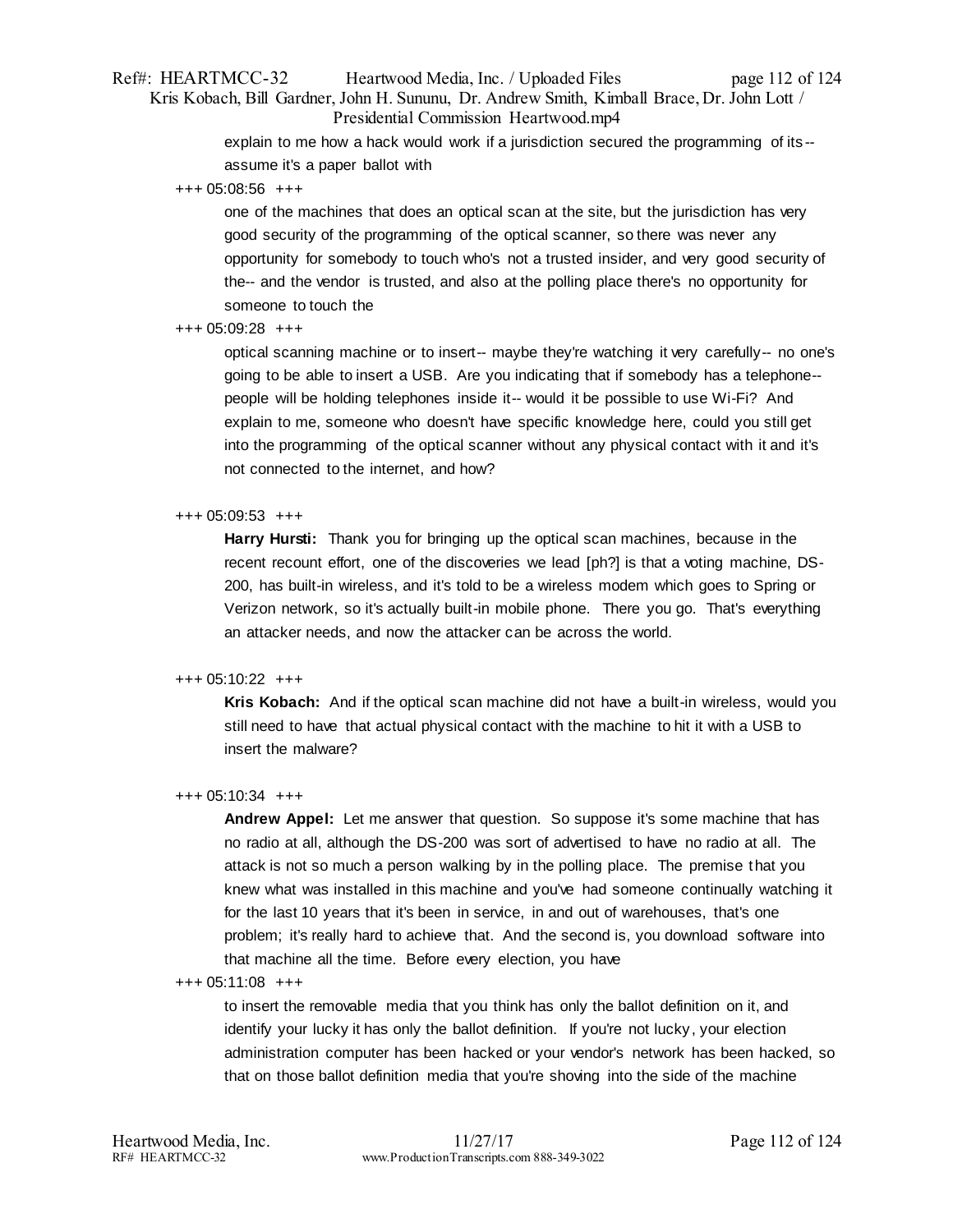explain to me how a hack would work if a jurisdiction secured the programming of its -- assume it's a paper ballot with

+++ 05:08:56 +++

one of the machines that does an optical scan at the site, but the jurisdiction has very good security of the programming of the optical scanner, so there was never any opportunity for somebody to touch who's not a trusted insider, and very good security of the-- and the vendor is trusted, and also at the polling place there's no opportunity for someone to touch the

+++ 05:09:28 +++

optical scanning machine or to insert-- maybe they're watching it very carefully-- no one's going to be able to insert a USB. Are you indicating that if somebody has a telephone-- people will be holding telephones inside it-- would it be possible to use Wi-Fi? And explain to me, someone who doesn't have specific knowledge here, could you still get into the programming of the optical scanner without any physical contact with it and it's not connected to the internet, and how?

+++ 05:09:53 +++

**Harry Hursti:** Thank you for bringing up the optical scan machines, because in the recent recount effort, one of the discoveries we lead [ph?] is that a voting machine, DS-200, has built-in wireless, and it's told to be a wireless modem which goes to Spring or Verizon network, so it's actually built-in mobile phone. There you go. That's everything an attacker needs, and now the attacker can be across the world.

+++ 05:10:22 +++

**Kris Kobach:** And if the optical scan machine did not have a built-in wireless, would you still need to have that actual physical contact with the machine to hit it with a USB to insert the malware?

+++ 05:10:34 +++

**Andrew Appel:** Let me answer that question. So suppose it's some machine that has no radio at all, although the DS-200 was sort of advertised to have no radio at all. The attack is not so much a person walking by in the polling place. The premise that you knew what was installed in this machine and you've had someone continually watching it for the last 10 years that it's been in service, in and out of warehouses, that's one problem; it's really hard to achieve that. And the second is, you download software into that machine all the time. Before every election, you have

+++ 05:11:08 +++

to insert the removable media that you think has only the ballot definition on it, and identify your lucky it has only the ballot definition. If you're not lucky, your election administration computer has been hacked or your vendor's network has been hacked, so that on those ballot definition media that you're shoving into the side of the machine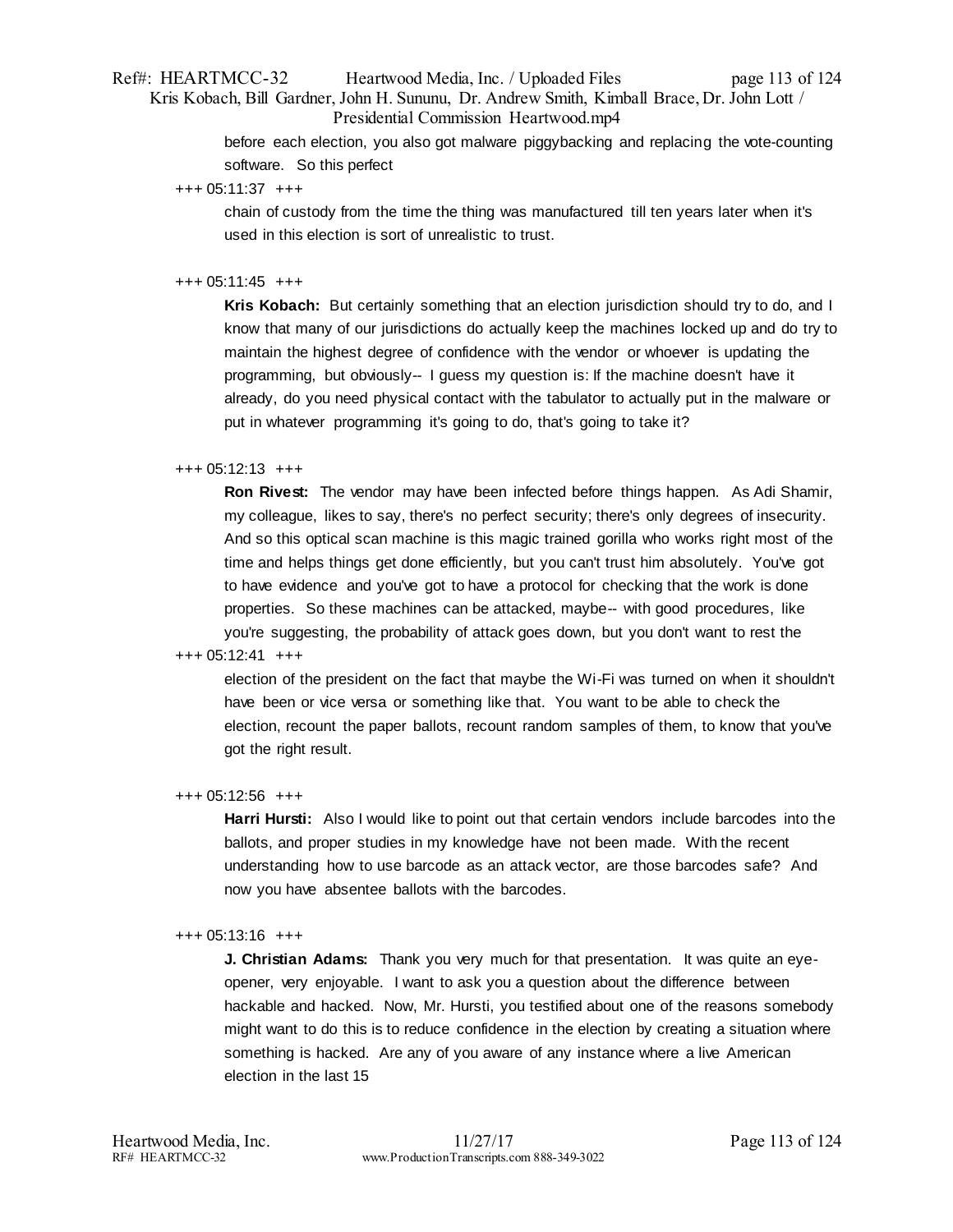before each election, you also got malware piggybacking and replacing the vote-counting software. So this perfect

+++ 05:11:37 +++

chain of custody from the time the thing was manufactured till ten years later when it's used in this election is sort of unrealistic to trust.

+++ 05:11:45 +++

**Kris Kobach:** But certainly something that an election jurisdiction should try to do, and I know that many of our jurisdictions do actually keep the machines locked up and do try to maintain the highest degree of confidence with the vendor or whoever is updating the programming, but obviously-- I guess my question is: If the machine doesn't have it already, do you need physical contact with the tabulator to actually put in the malware or put in whatever programming it's going to do, that's going to take it?

+++ 05:12:13 +++

**Ron Rivest:** The vendor may have been infected before things happen. As Adi Shamir, my colleague, likes to say, there's no perfect security; there's only degrees of insecurity. And so this optical scan machine is this magic trained gorilla who works right most of the time and helps things get done efficiently, but you can't trust him absolutely. You've got to have evidence and you've got to have a protocol for checking that the work is done properties. So these machines can be attacked, maybe-- with good procedures, like you're suggesting, the probability of attack goes down, but you don't want to rest the

+++ 05:12:41 +++

election of the president on the fact that maybe the Wi-Fi was turned on when it shouldn't have been or vice versa or something like that. You want to be able to check the election, recount the paper ballots, recount random samples of them, to know that you've got the right result.

+++ 05:12:56 +++

**Harri Hursti:** Also I would like to point out that certain vendors include barcodes into the ballots, and proper studies in my knowledge have not been made. With the recent understanding how to use barcode as an attack vector, are those barcodes safe? And now you have absentee ballots with the barcodes.

+++ 05:13:16 +++

**J. Christian Adams:** Thank you very much for that presentation. It was quite an eye-opener, very enjoyable. I want to ask you a question about the difference between hackable and hacked. Now, Mr. Hursti, you testified about one of the reasons somebody might want to do this is to reduce confidence in the election by creating a situation where something is hacked. Are any of you aware of any instance where a live American election in the last 15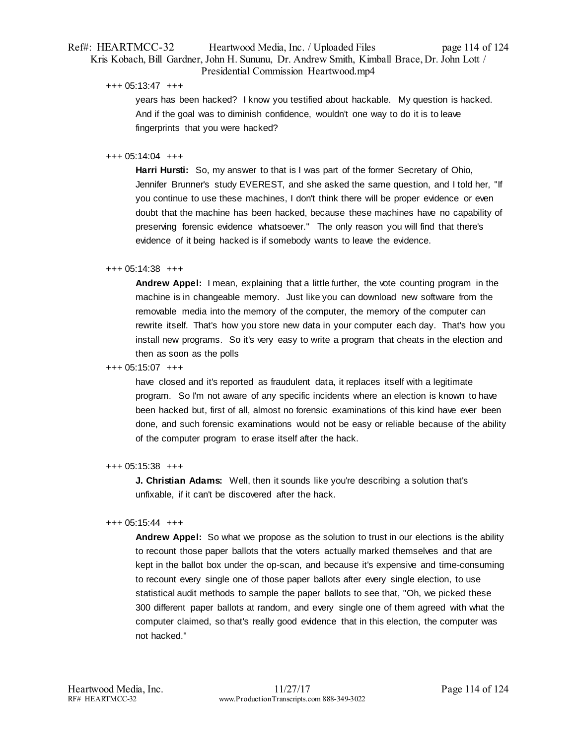+++ 05:13:47 +++

years has been hacked? I know you testified about hackable. My question is hacked. And if the goal was to diminish confidence, wouldn't one way to do it is to leave fingerprints that you were hacked?

+++ 05:14:04 +++

**Harri Hursti:** So, my answer to that is I was part of the former Secretary of Ohio, Jennifer Brunner's study EVEREST, and she asked the same question, and I told her, "If you continue to use these machines, I don't think there will be proper evidence or even doubt that the machine has been hacked, because these machines have no capability of preserving forensic evidence whatsoever." The only reason you will find that there's evidence of it being hacked is if somebody wants to leave the evidence.

+++ 05:14:38 +++

**Andrew Appel:** I mean, explaining that a little further, the vote counting program in the machine is in changeable memory. Just like you can download new software from the removable media into the memory of the computer, the memory of the computer can rewrite itself. That's how you store new data in your computer each day. That's how you install new programs. So it's very easy to write a program that cheats in the election and then as soon as the polls

+++ 05:15:07 +++

have closed and it's reported as fraudulent data, it replaces itself with a legitimate program. So I'm not aware of any specific incidents where an election is known to have been hacked but, first of all, almost no forensic examinations of this kind have ever been done, and such forensic examinations would not be easy or reliable because of the ability of the computer program to erase itself after the hack.

+++ 05:15:38 +++

**J. Christian Adams:** Well, then it sounds like you're describing a solution that's unfixable, if it can't be discovered after the hack.

+++ 05:15:44 +++

**Andrew Appel:** So what we propose as the solution to trust in our elections is the ability to recount those paper ballots that the voters actually marked themselves and that are kept in the ballot box under the op-scan, and because it's expensive and time-consuming to recount every single one of those paper ballots after every single election, to use statistical audit methods to sample the paper ballots to see that, "Oh, we picked these 300 different paper ballots at random, and every single one of them agreed with what the computer claimed, so that's really good evidence that in this election, the computer was not hacked."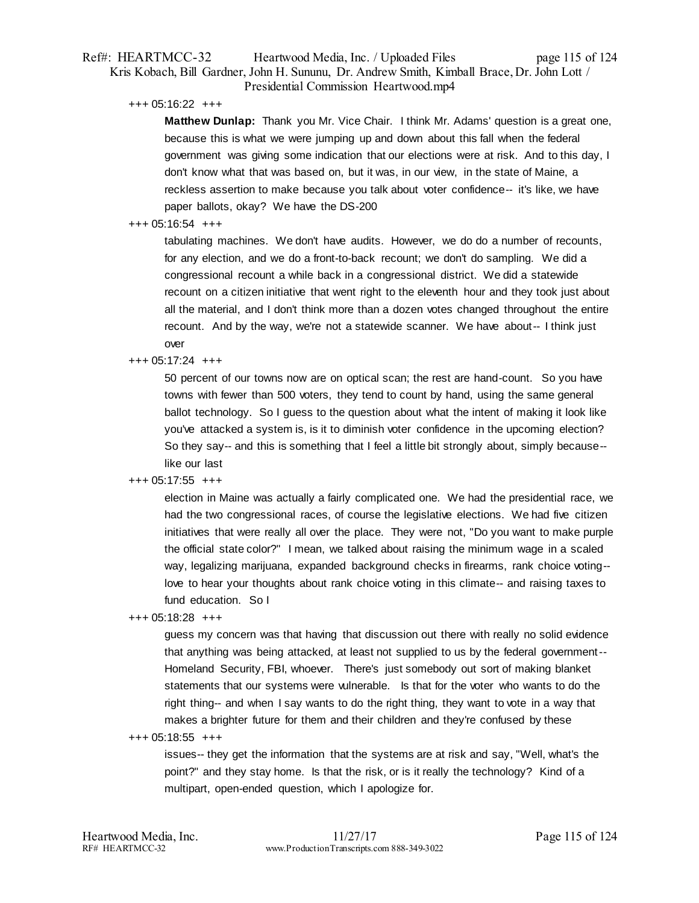+++ 05:16:22 +++

**Matthew Dunlap:** Thank you Mr. Vice Chair. I think Mr. Adams' question is a great one, because this is what we were jumping up and down about this fall when the federal government was giving some indication that our elections were at risk. And to this day, I don't know what that was based on, but it was, in our view, in the state of Maine, a reckless assertion to make because you talk about voter confidence-- it's like, we have paper ballots, okay? We have the DS-200

+++ 05:16:54 +++

tabulating machines. We don't have audits. However, we do do a number of recounts, for any election, and we do a front-to-back recount; we don't do sampling. We did a congressional recount a while back in a congressional district. We did a statewide recount on a citizen initiative that went right to the eleventh hour and they took just about all the material, and I don't think more than a dozen votes changed throughout the entire recount. And by the way, we're not a statewide scanner. We have about-- I think just over

+++ 05:17:24 +++

50 percent of our towns now are on optical scan; the rest are hand-count. So you have towns with fewer than 500 voters, they tend to count by hand, using the same general ballot technology. So I guess to the question about what the intent of making it look like you've attacked a system is, is it to diminish voter confidence in the upcoming election? So they say-- and this is something that I feel a little bit strongly about, simply because-- like our last

+++ 05:17:55 +++

election in Maine was actually a fairly complicated one. We had the presidential race, we had the two congressional races, of course the legislative elections. We had five citizen initiatives that were really all over the place. They were not, "Do you want to make purple the official state color?" I mean, we talked about raising the minimum wage in a scaled way, legalizing marijuana, expanded background checks in firearms, rank choice voting-- love to hear your thoughts about rank choice voting in this climate-- and raising taxes to fund education. So I

+++ 05:18:28 +++

guess my concern was that having that discussion out there with really no solid evidence that anything was being attacked, at least not supplied to us by the federal government-- Homeland Security, FBI, whoever. There's just somebody out sort of making blanket statements that our systems were vulnerable. Is that for the voter who wants to do the right thing-- and when I say wants to do the right thing, they want to vote in a way that makes a brighter future for them and their children and they're confused by these

+++ 05:18:55 +++

issues-- they get the information that the systems are at risk and say, "Well, what's the point?" and they stay home. Is that the risk, or is it really the technology? Kind of a multipart, open-ended question, which I apologize for.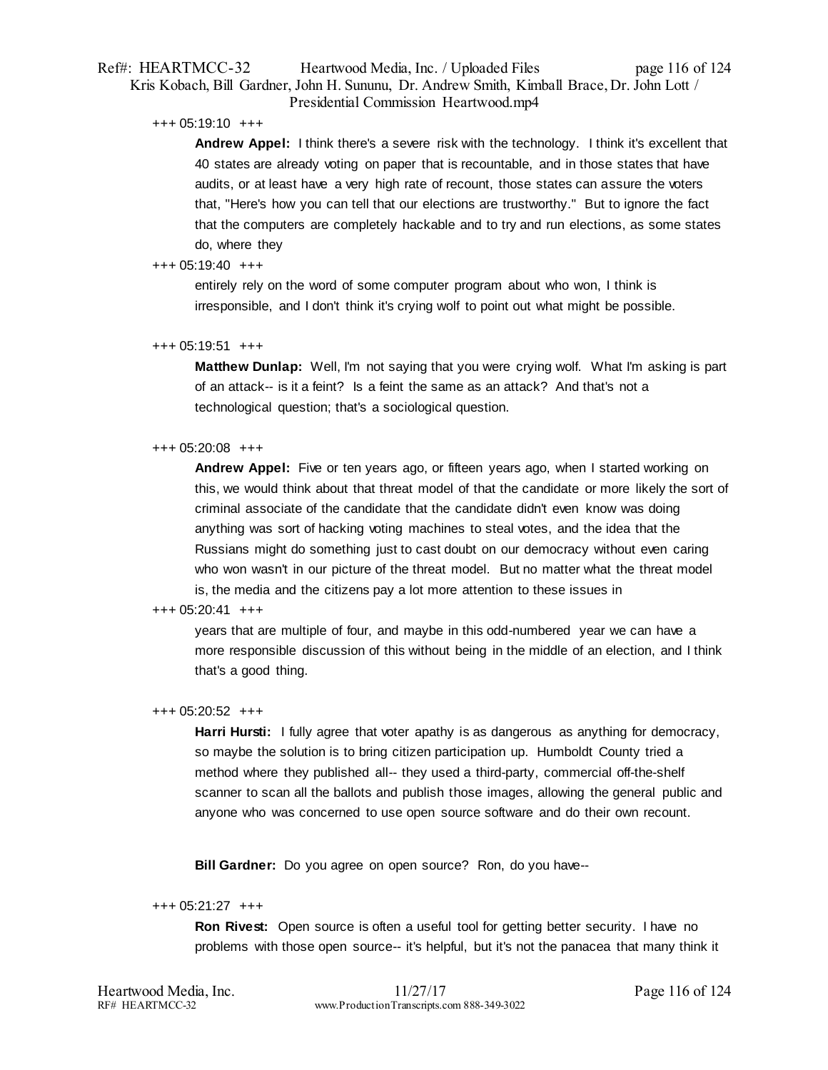+++ 05:19:10 +++

**Andrew Appel:** I think there's a severe risk with the technology. I think it's excellent that 40 states are already voting on paper that is recountable, and in those states that have audits, or at least have a very high rate of recount, those states can assure the voters that, "Here's how you can tell that our elections are trustworthy." But to ignore the fact that the computers are completely hackable and to try and run elections, as some states do, where they

+++ 05:19:40 +++

entirely rely on the word of some computer program about who won, I think is irresponsible, and I don't think it's crying wolf to point out what might be possible.

+++ 05:19:51 +++

**Matthew Dunlap:** Well, I'm not saying that you were crying wolf. What I'm asking is part of an attack-- is it a feint? Is a feint the same as an attack? And that's not a technological question; that's a sociological question.

+++ 05:20:08 +++

**Andrew Appel:** Five or ten years ago, or fifteen years ago, when I started working on this, we would think about that threat model of that the candidate or more likely the sort of criminal associate of the candidate that the candidate didn't even know was doing anything was sort of hacking voting machines to steal votes, and the idea that the Russians might do something just to cast doubt on our democracy without even caring who won wasn't in our picture of the threat model. But no matter what the threat model is, the media and the citizens pay a lot more attention to these issues in

+++ 05:20:41 +++

years that are multiple of four, and maybe in this odd-numbered year we can have a more responsible discussion of this without being in the middle of an election, and I think that's a good thing.

+++ 05:20:52 +++

**Harri Hursti:** I fully agree that voter apathy is as dangerous as anything for democracy, so maybe the solution is to bring citizen participation up. Humboldt County tried a method where they published all-- they used a third-party, commercial off-the-shelf scanner to scan all the ballots and publish those images, allowing the general public and anyone who was concerned to use open source software and do their own recount.

**Bill Gardner:** Do you agree on open source? Ron, do you have--

+++ 05:21:27 +++

**Ron Rivest:** Open source is often a useful tool for getting better security. I have no problems with those open source-- it's helpful, but it's not the panacea that many think it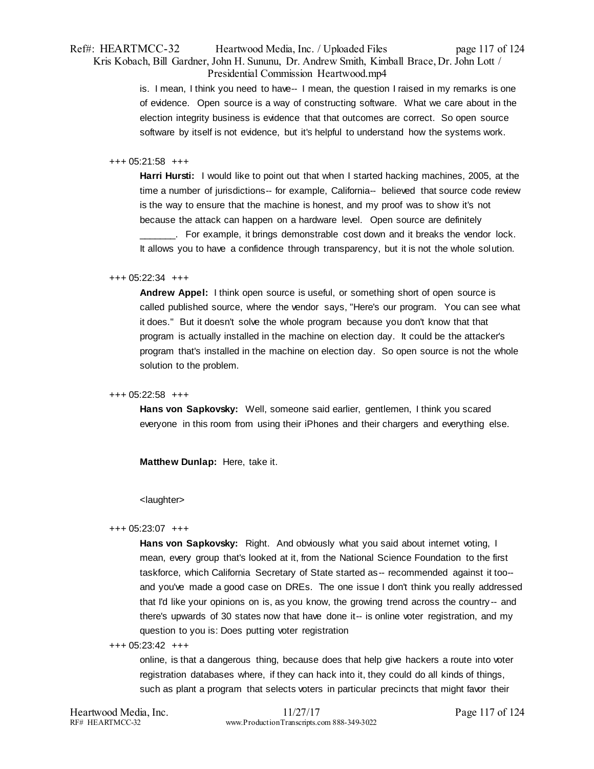is. I mean, I think you need to have-- I mean, the question I raised in my remarks is one of evidence. Open source is a way of constructing software. What we care about in the election integrity business is evidence that that outcomes are correct. So open source software by itself is not evidence, but it's helpful to understand how the systems work.

+++ 05:21:58 +++

**Harri Hursti:** I would like to point out that when I started hacking machines, 2005, at the time a number of jurisdictions-- for example, California-- believed that source code review is the way to ensure that the machine is honest, and my proof was to show it's not because the attack can happen on a hardware level. Open source are definitely _______. For example, it brings demonstrable cost down and it breaks the vendor lock. It allows you to have a confidence through transparency, but it is not the whole solution.

+++ 05:22:34 +++

**Andrew Appel:** I think open source is useful, or something short of open source is called published source, where the vendor says, "Here's our program. You can see what it does." But it doesn't solve the whole program because you don't know that that program is actually installed in the machine on election day. It could be the attacker's program that's installed in the machine on election day. So open source is not the whole solution to the problem.

+++ 05:22:58 +++

**Hans von Sapkovsky:** Well, someone said earlier, gentlemen, I think you scared everyone in this room from using their iPhones and their chargers and everything else.

**Matthew Dunlap:** Here, take it.

<laughter>

+++ 05:23:07 +++

**Hans von Sapkovsky:** Right. And obviously what you said about internet voting, I mean, every group that's looked at it, from the National Science Foundation to the first taskforce, which California Secretary of State started as-- recommended against it too-- and you've made a good case on DREs. The one issue I don't think you really addressed that I'd like your opinions on is, as you know, the growing trend across the country-- and there's upwards of 30 states now that have done it-- is online voter registration, and my question to you is: Does putting voter registration

+++ 05:23:42 +++

online, is that a dangerous thing, because does that help give hackers a route into voter registration databases where, if they can hack into it, they could do all kinds of things, such as plant a program that selects voters in particular precincts that might favor their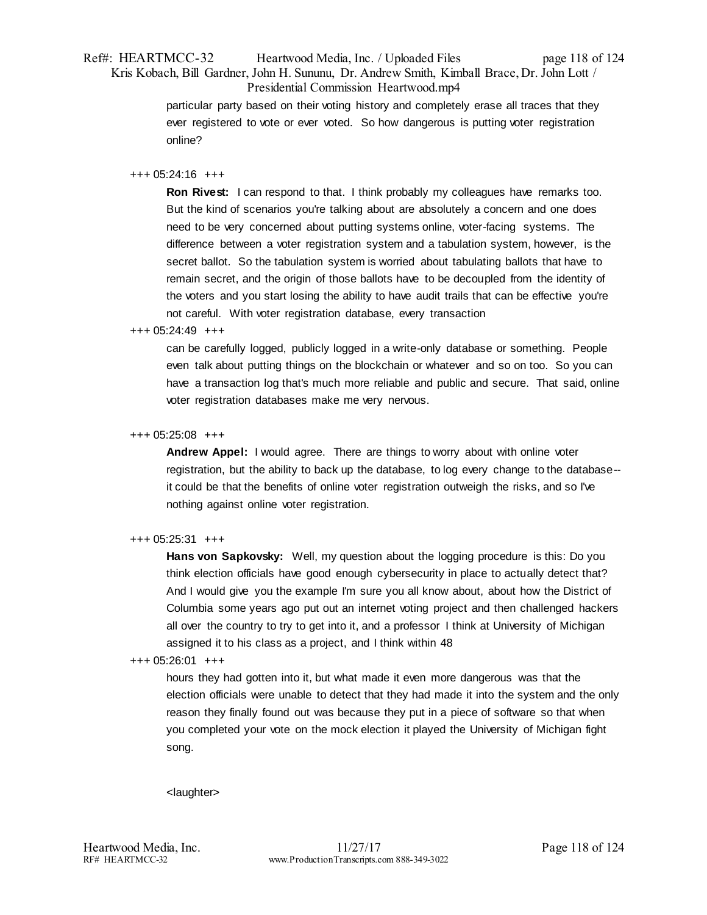particular party based on their voting history and completely erase all traces that they ever registered to vote or ever voted. So how dangerous is putting voter registration online?

+++ 05:24:16 +++

**Ron Rivest:** I can respond to that. I think probably my colleagues have remarks too. But the kind of scenarios you're talking about are absolutely a concern and one does need to be very concerned about putting systems online, voter-facing systems. The difference between a voter registration system and a tabulation system, however, is the secret ballot. So the tabulation system is worried about tabulating ballots that have to remain secret, and the origin of those ballots have to be decoupled from the identity of the voters and you start losing the ability to have audit trails that can be effective you're not careful. With voter registration database, every transaction

+++ 05:24:49 +++

can be carefully logged, publicly logged in a write-only database or something. People even talk about putting things on the blockchain or whatever and so on too. So you can have a transaction log that's much more reliable and public and secure. That said, online voter registration databases make me very nervous.

+++ 05:25:08 +++

**Andrew Appel:** I would agree. There are things to worry about with online voter registration, but the ability to back up the database, to log every change to the database--it could be that the benefits of online voter registration outweigh the risks, and so I've nothing against online voter registration.

+++ 05:25:31 +++

**Hans von Sapkovsky:** Well, my question about the logging procedure is this: Do you think election officials have good enough cybersecurity in place to actually detect that? And I would give you the example I'm sure you all know about, about how the District of Columbia some years ago put out an internet voting project and then challenged hackers all over the country to try to get into it, and a professor I think at University of Michigan assigned it to his class as a project, and I think within 48

+++ 05:26:01 +++

hours they had gotten into it, but what made it even more dangerous was that the election officials were unable to detect that they had made it into the system and the only reason they finally found out was because they put in a piece of software so that when you completed your vote on the mock election it played the University of Michigan fight song.

<laughter>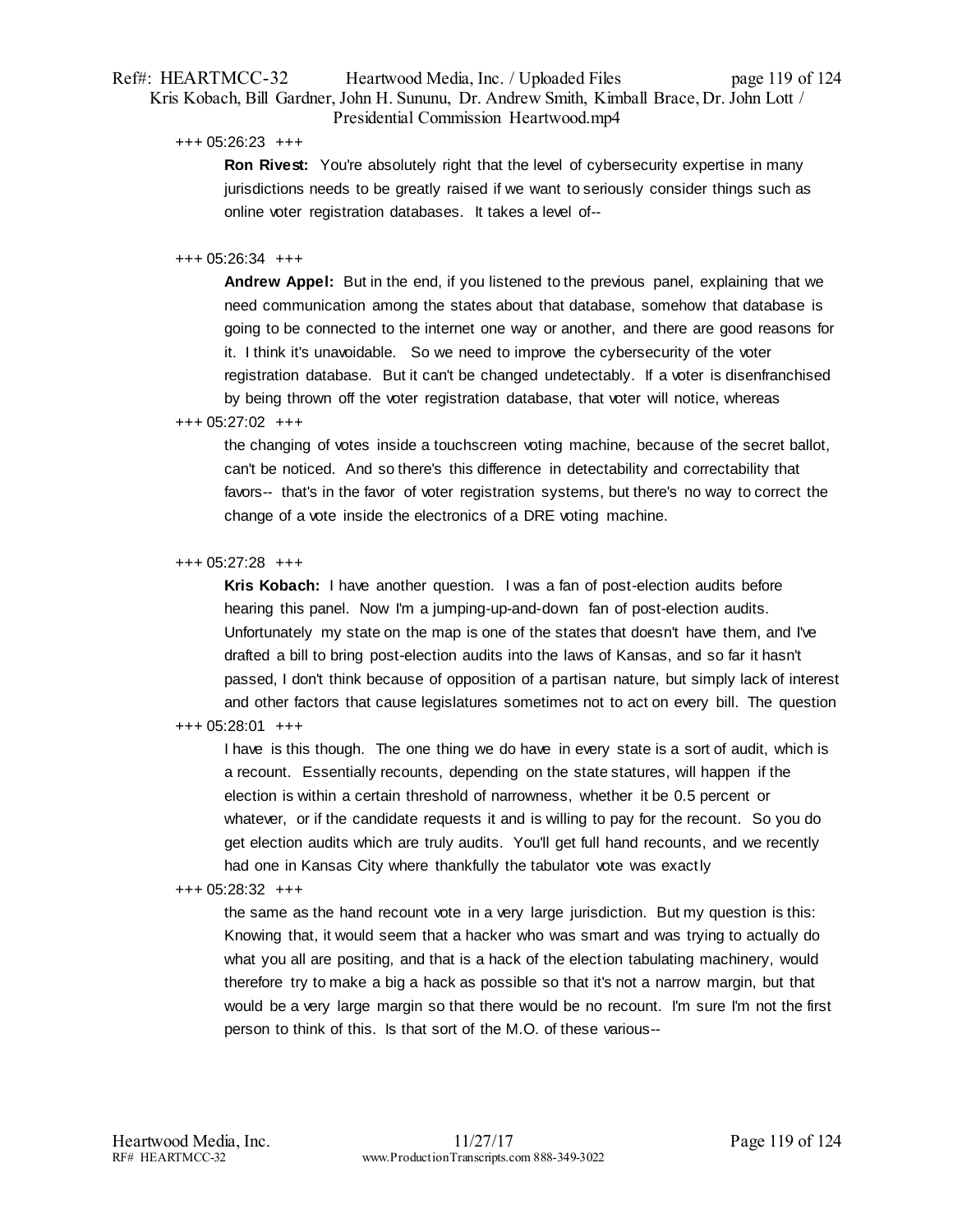+++ 05:26:23 +++

**Ron Rivest:** You're absolutely right that the level of cybersecurity expertise in many jurisdictions needs to be greatly raised if we want to seriously consider things such as online voter registration databases. It takes a level of--

+++ 05:26:34 +++

**Andrew Appel:** But in the end, if you listened to the previous panel, explaining that we need communication among the states about that database, somehow that database is going to be connected to the internet one way or another, and there are good reasons for it. I think it's unavoidable. So we need to improve the cybersecurity of the voter registration database. But it can't be changed undetectably. If a voter is disenfranchised by being thrown off the voter registration database, that voter will notice, whereas

+++ 05:27:02 +++

the changing of votes inside a touchscreen voting machine, because of the secret ballot, can't be noticed. And so there's this difference in detectability and correctability that favors-- that's in the favor of voter registration systems, but there's no way to correct the change of a vote inside the electronics of a DRE voting machine.

+++ 05:27:28 +++

**Kris Kobach:** I have another question. I was a fan of post-election audits before hearing this panel. Now I'm a jumping-up-and-down fan of post-election audits. Unfortunately my state on the map is one of the states that doesn't have them, and I've drafted a bill to bring post-election audits into the laws of Kansas, and so far it hasn't passed, I don't think because of opposition of a partisan nature, but simply lack of interest and other factors that cause legislatures sometimes not to act on every bill. The question

+++ 05:28:01 +++

I have is this though. The one thing we do have in every state is a sort of audit, which is a recount. Essentially recounts, depending on the state statures, will happen if the election is within a certain threshold of narrowness, whether it be 0.5 percent or whatever, or if the candidate requests it and is willing to pay for the recount. So you do get election audits which are truly audits. You'll get full hand recounts, and we recently had one in Kansas City where thankfully the tabulator vote was exactly

+++ 05:28:32 +++

the same as the hand recount vote in a very large jurisdiction. But my question is this: Knowing that, it would seem that a hacker who was smart and was trying to actually do what you all are positing, and that is a hack of the election tabulating machinery, would therefore try to make a big a hack as possible so that it's not a narrow margin, but that would be a very large margin so that there would be no recount. I'm sure I'm not the first person to think of this. Is that sort of the M.O. of these various--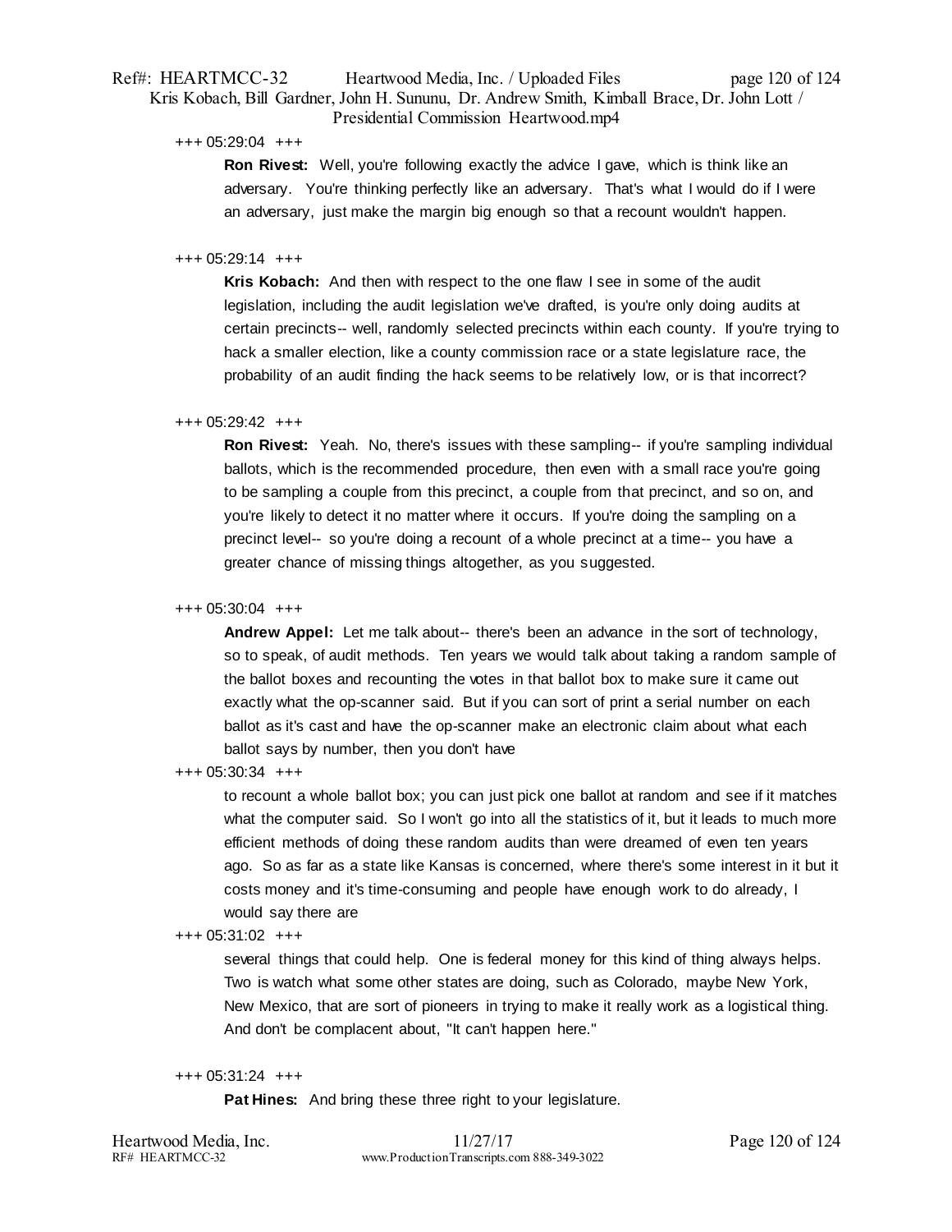+++ 05:29:04 +++

**Ron Rivest:** Well, you're following exactly the advice I gave, which is think like an adversary. You're thinking perfectly like an adversary. That's what I would do if I were an adversary, just make the margin big enough so that a recount wouldn't happen.

+++ 05:29:14 +++

**Kris Kobach:** And then with respect to the one flaw I see in some of the audit legislation, including the audit legislation we've drafted, is you're only doing audits at certain precincts-- well, randomly selected precincts within each county. If you're trying to hack a smaller election, like a county commission race or a state legislature race, the probability of an audit finding the hack seems to be relatively low, or is that incorrect?

+++ 05:29:42 +++

**Ron Rivest:** Yeah. No, there's issues with these sampling-- if you're sampling individual ballots, which is the recommended procedure, then even with a small race you're going to be sampling a couple from this precinct, a couple from that precinct, and so on, and you're likely to detect it no matter where it occurs. If you're doing the sampling on a precinct level-- so you're doing a recount of a whole precinct at a time-- you have a greater chance of missing things altogether, as you suggested.

+++ 05:30:04 +++

**Andrew Appel:** Let me talk about-- there's been an advance in the sort of technology, so to speak, of audit methods. Ten years we would talk about taking a random sample of the ballot boxes and recounting the votes in that ballot box to make sure it came out exactly what the op-scanner said. But if you can sort of print a serial number on each ballot as it's cast and have the op-scanner make an electronic claim about what each ballot says by number, then you don't have

+++ 05:30:34 +++

to recount a whole ballot box; you can just pick one ballot at random and see if it matches what the computer said. So I won't go into all the statistics of it, but it leads to much more efficient methods of doing these random audits than were dreamed of even ten years ago. So as far as a state like Kansas is concerned, where there's some interest in it but it costs money and it's time-consuming and people have enough work to do already, I would say there are

+++ 05:31:02 +++

several things that could help. One is federal money for this kind of thing always helps. Two is watch what some other states are doing, such as Colorado, maybe New York, New Mexico, that are sort of pioneers in trying to make it really work as a logistical thing. And don't be complacent about, "It can't happen here."

+++ 05:31:24 +++

**Pat Hines:** And bring these three right to your legislature.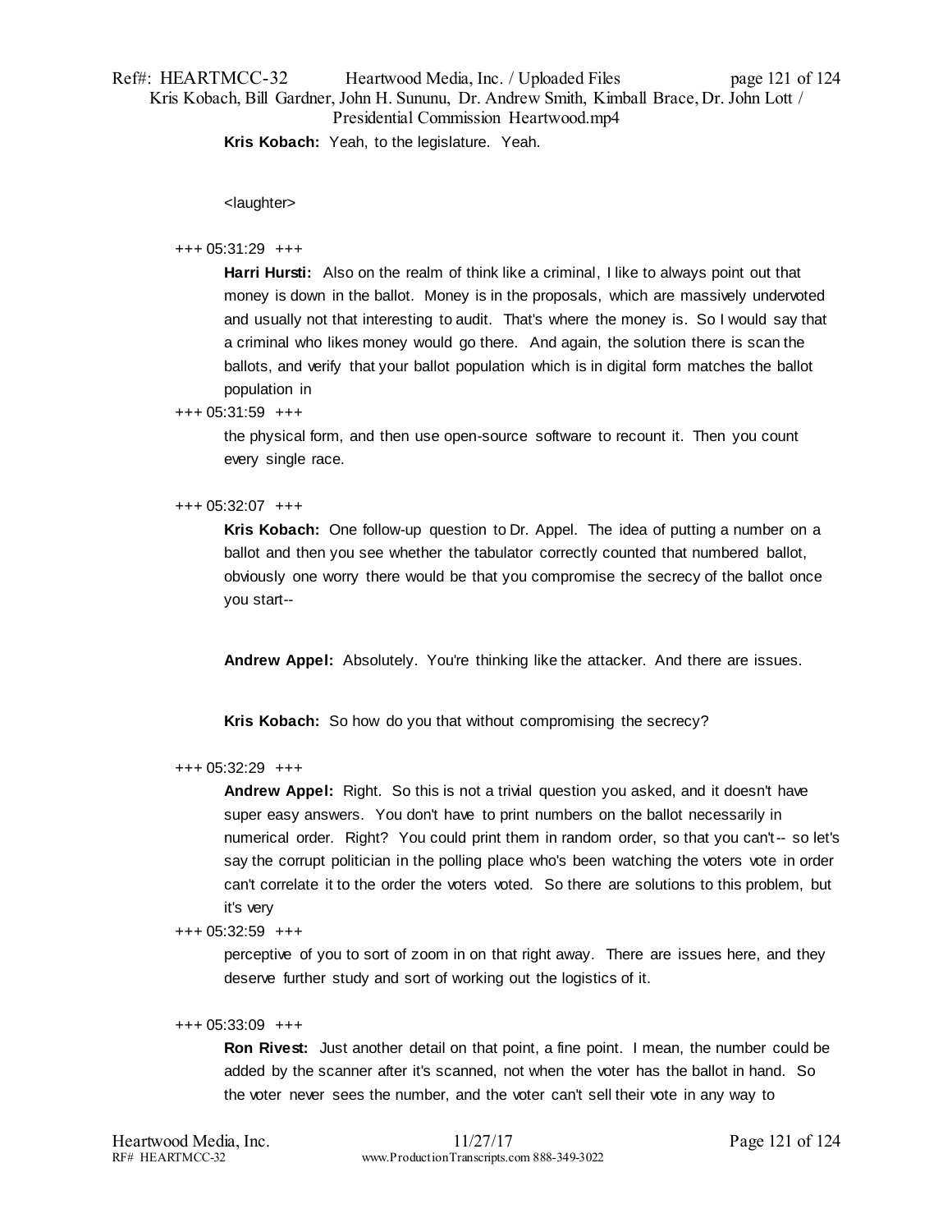**Kris Kobach:** Yeah, to the legislature. Yeah.

<laughter>

+++ 05:31:29 +++

**Harri Hursti:** Also on the realm of think like a criminal, I like to always point out that money is down in the ballot. Money is in the proposals, which are massively undervoted and usually not that interesting to audit. That's where the money is. So I would say that a criminal who likes money would go there. And again, the solution there is scan the ballots, and verify that your ballot population which is in digital form matches the ballot population in

+++ 05:31:59 +++

the physical form, and then use open-source software to recount it. Then you count every single race.

+++ 05:32:07 +++

**Kris Kobach:** One follow-up question to Dr. Appel. The idea of putting a number on a ballot and then you see whether the tabulator correctly counted that numbered ballot, obviously one worry there would be that you compromise the secrecy of the ballot once you start--

**Andrew Appel:** Absolutely. You're thinking like the attacker. And there are issues.

**Kris Kobach:** So how do you that without compromising the secrecy?

+++ 05:32:29 +++

**Andrew Appel:** Right. So this is not a trivial question you asked, and it doesn't have super easy answers. You don't have to print numbers on the ballot necessarily in numerical order. Right? You could print them in random order, so that you can't-- so let's say the corrupt politician in the polling place who's been watching the voters vote in order can't correlate it to the order the voters voted. So there are solutions to this problem, but it's very

+++ 05:32:59 +++

perceptive of you to sort of zoom in on that right away. There are issues here, and they deserve further study and sort of working out the logistics of it.

+++ 05:33:09 +++

**Ron Rivest:** Just another detail on that point, a fine point. I mean, the number could be added by the scanner after it's scanned, not when the voter has the ballot in hand. So the voter never sees the number, and the voter can't sell their vote in any way to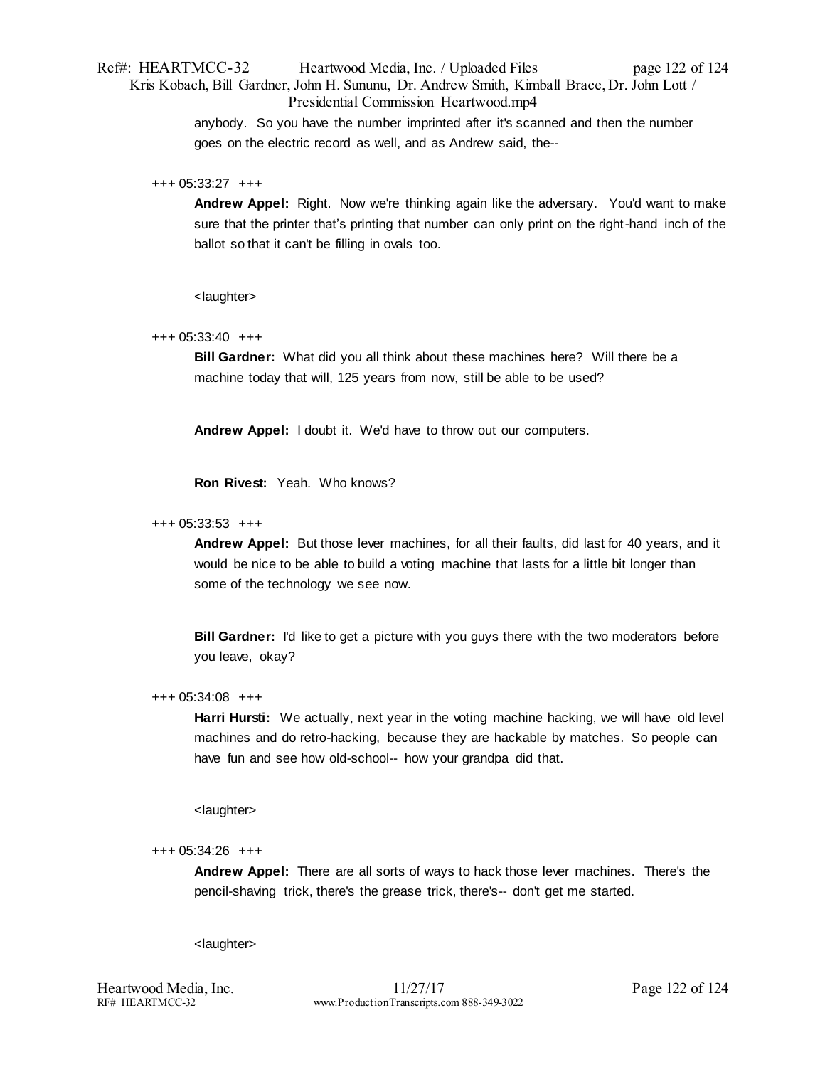anybody. So you have the number imprinted after it's scanned and then the number goes on the electric record as well, and as Andrew said, the--

+++ 05:33:27 +++

**Andrew Appel:** Right. Now we're thinking again like the adversary. You'd want to make sure that the printer that's printing that number can only print on the right-hand inch of the ballot so that it can't be filling in ovals too.

<laughter>

+++ 05:33:40 +++

**Bill Gardner:** What did you all think about these machines here? Will there be a machine today that will, 125 years from now, still be able to be used?

**Andrew Appel:** I doubt it. We'd have to throw out our computers.

**Ron Rivest:** Yeah. Who knows?

+++ 05:33:53 +++

**Andrew Appel:** But those lever machines, for all their faults, did last for 40 years, and it would be nice to be able to build a voting machine that lasts for a little bit longer than some of the technology we see now.

**Bill Gardner:** I'd like to get a picture with you guys there with the two moderators before you leave, okay?

+++ 05:34:08 +++

**Harri Hursti:** We actually, next year in the voting machine hacking, we will have old level machines and do retro-hacking, because they are hackable by matches. So people can have fun and see how old-school-- how your grandpa did that.

<laughter>

+++ 05:34:26 +++

**Andrew Appel:** There are all sorts of ways to hack those lever machines. There's the pencil-shaving trick, there's the grease trick, there's-- don't get me started.

<laughter>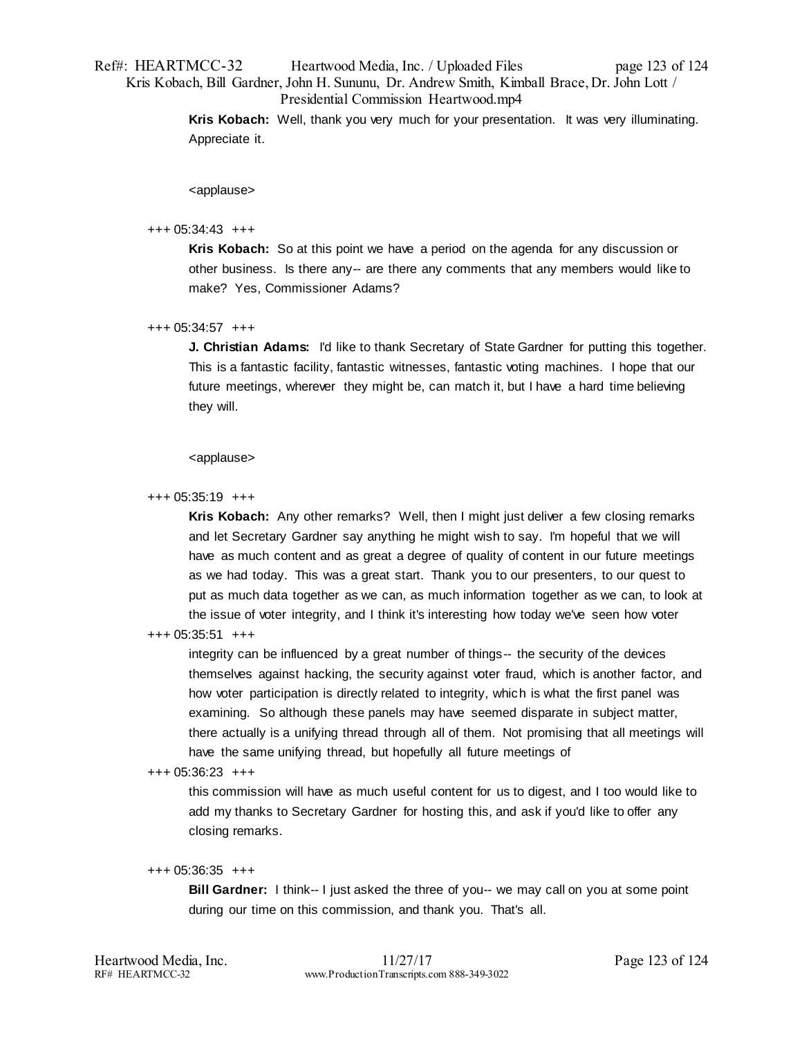**Kris Kobach:** Well, thank you very much for your presentation. It was very illuminating. Appreciate it.

<applause>

+++ 05:34:43 +++

**Kris Kobach:** So at this point we have a period on the agenda for any discussion or other business. Is there any-- are there any comments that any members would like to make? Yes, Commissioner Adams?

+++ 05:34:57 +++

**J. Christian Adams:** I'd like to thank Secretary of State Gardner for putting this together. This is a fantastic facility, fantastic witnesses, fantastic voting machines. I hope that our future meetings, wherever they might be, can match it, but I have a hard time believing they will.

<applause>

+++ 05:35:19 +++

**Kris Kobach:** Any other remarks? Well, then I might just deliver a few closing remarks and let Secretary Gardner say anything he might wish to say. I'm hopeful that we will have as much content and as great a degree of quality of content in our future meetings as we had today. This was a great start. Thank you to our presenters, to our quest to put as much data together as we can, as much information together as we can, to look at the issue of voter integrity, and I think it's interesting how today we've seen how voter

+++ 05:35:51 +++

integrity can be influenced by a great number of things-- the security of the devices themselves against hacking, the security against voter fraud, which is another factor, and how voter participation is directly related to integrity, which is what the first panel was examining. So although these panels may have seemed disparate in subject matter, there actually is a unifying thread through all of them. Not promising that all meetings will have the same unifying thread, but hopefully all future meetings of

+++ 05:36:23 +++

this commission will have as much useful content for us to digest, and I too would like to add my thanks to Secretary Gardner for hosting this, and ask if you'd like to offer any closing remarks.

+++ 05:36:35 +++

**Bill Gardner:** I think-- I just asked the three of you-- we may call on you at some point during our time on this commission, and thank you. That's all.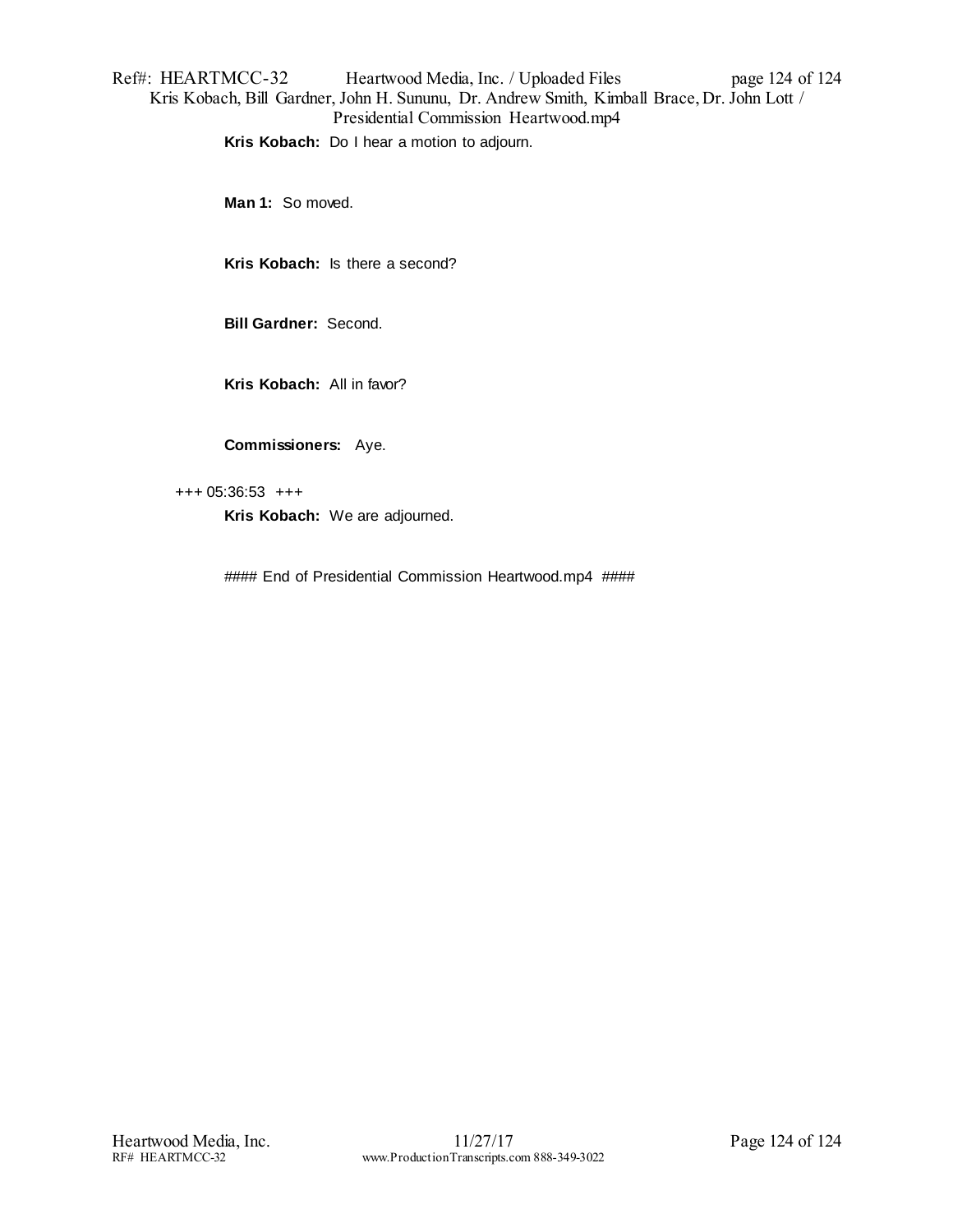**Kris Kobach:** Do I hear a motion to adjourn.

**Man 1:** So moved.

**Kris Kobach:** Is there a second?

**Bill Gardner:** Second.

**Kris Kobach:** All in favor?

**Commissioners:** Aye.

+++ 05:36:53 +++

**Kris Kobach:** We are adjourned.

#### End of Presidential Commission Heartwood.mp4 ####